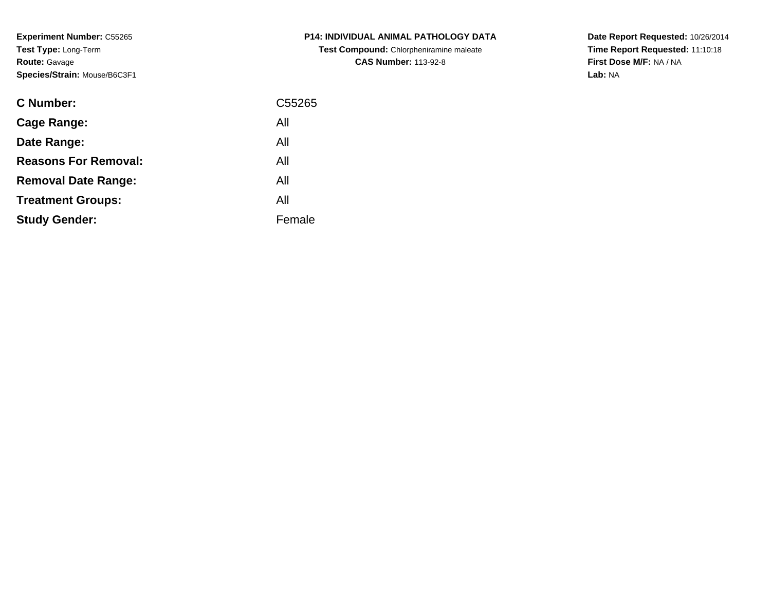**Experiment Number:** C55265
**Test Type:** Long-Term
**Route:** Gavage
**Species/Strain:** Mouse/B6C3F1

**P14: INDIVIDUAL ANIMAL PATHOLOGY DATA**
**Test Compound:** Chlorpheniramine maleate
**CAS Number:** 113-92-8

**Date Report Requested:** 10/26/2014
**Time Report Requested:** 11:10:18
**First Dose M/F:** NA / NA
**Lab:** NA

| | |
|---|---|
| **C Number:** | C55265 |
| **Cage Range:** | All |
| **Date Range:** | All |
| **Reasons For Removal:** | All |
| **Removal Date Range:** | All |
| **Treatment Groups:** | All |
| **Study Gender:** | Female |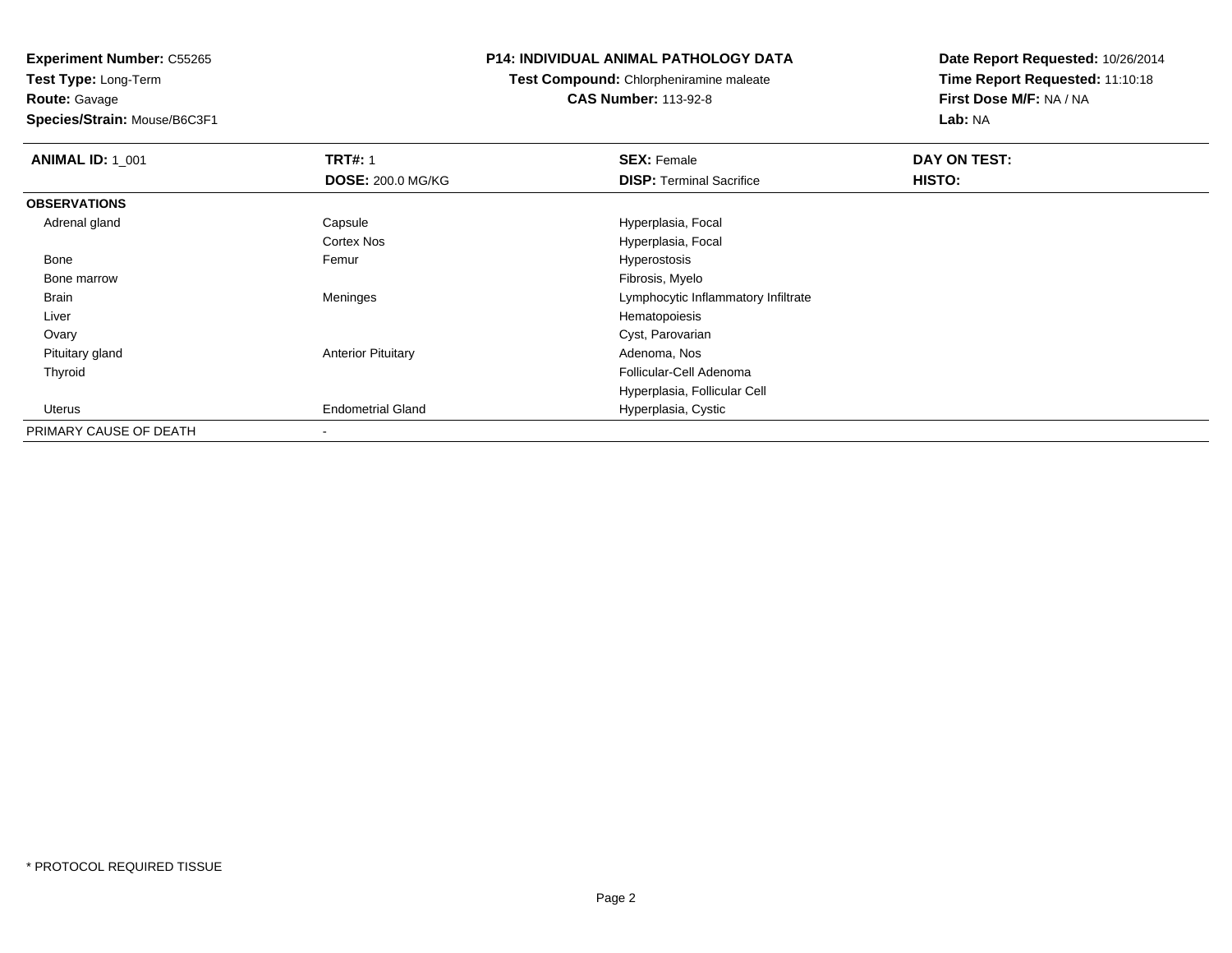**Experiment Number:** C55265
**Test Type:** Long-Term
**Route:** Gavage
**Species/Strain:** Mouse/B6C3F1

**P14: INDIVIDUAL ANIMAL PATHOLOGY DATA**
**Test Compound:** Chlorpheniramine maleate
**CAS Number:** 113-92-8

**Date Report Requested:** 10/26/2014
**Time Report Requested:** 11:10:18
**First Dose M/F:** NA / NA
**Lab:** NA

| **ANIMAL ID:** 1_001 | **TRT#:** 1 | **SEX:** Female | **DAY ON TEST:** |
|---|---|---|---|
| | **DOSE:** 200.0 MG/KG | **DISP:** Terminal Sacrifice | **HISTO:** |
| **OBSERVATIONS** | | | |
| Adrenal gland | Capsule | Hyperplasia, Focal | |
| | Cortex Nos | Hyperplasia, Focal | |
| Bone | Femur | Hyperostosis | |
| Bone marrow | | Fibrosis, Myelo | |
| Brain | Meninges | Lymphocytic Inflammatory Infiltrate | |
| Liver | | Hematopoiesis | |
| Ovary | | Cyst, Parovarian | |
| Pituitary gland | Anterior Pituitary | Adenoma, Nos | |
| Thyroid | | Follicular-Cell Adenoma | |
| | | Hyperplasia, Follicular Cell | |
| Uterus | Endometrial Gland | Hyperplasia, Cystic | |
| PRIMARY CAUSE OF DEATH | - | | |

* PROTOCOL REQUIRED TISSUE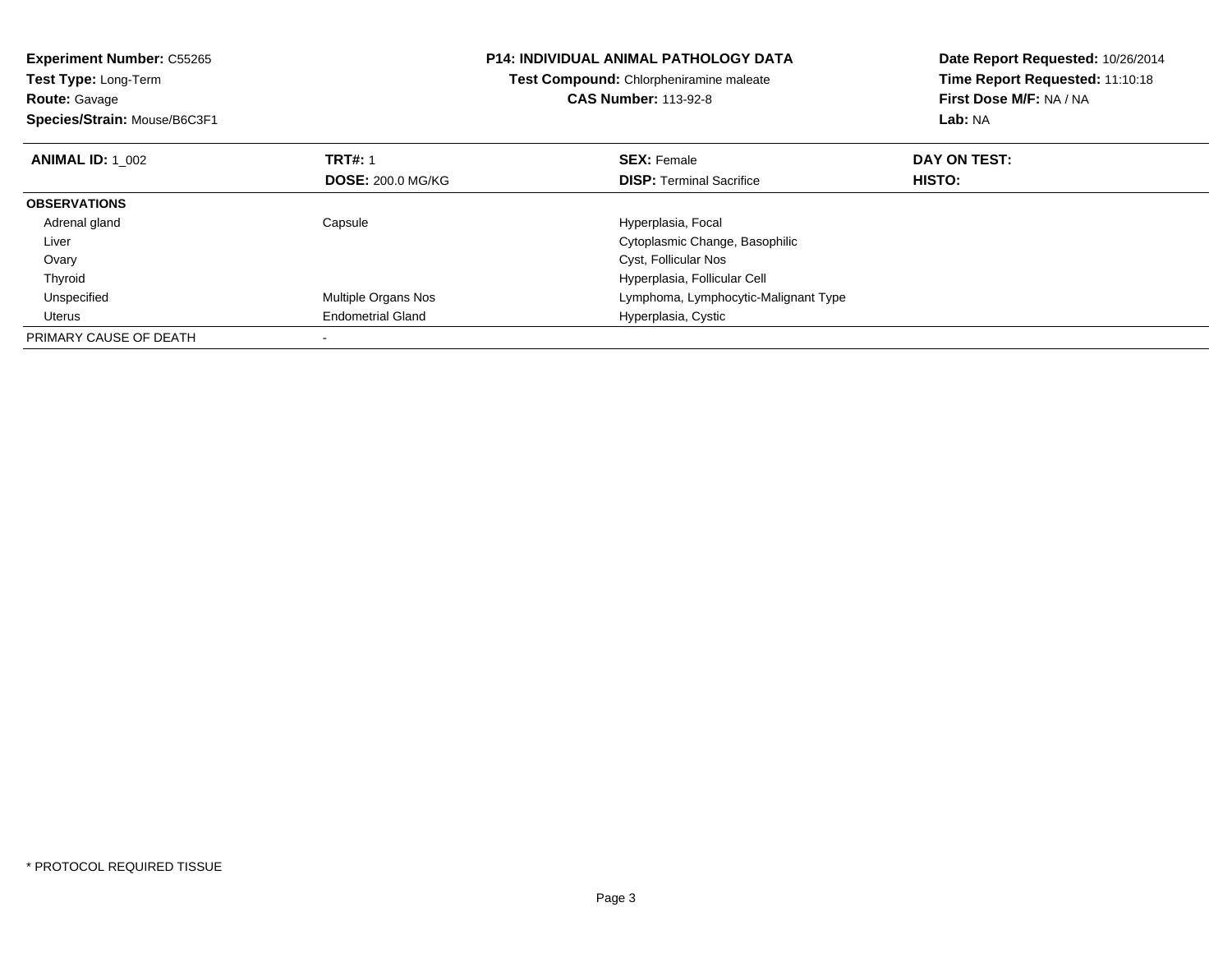**Experiment Number:** C55265
**Test Type:** Long-Term
**Route:** Gavage
**Species/Strain:** Mouse/B6C3F1

**P14: INDIVIDUAL ANIMAL PATHOLOGY DATA**
**Test Compound:** Chlorpheniramine maleate
**CAS Number:** 113-92-8

**Date Report Requested:** 10/26/2014
**Time Report Requested:** 11:10:18
**First Dose M/F:** NA / NA
**Lab:** NA

| **ANIMAL ID:** 1_002 | **TRT#:** 1 | **SEX:** Female | **DAY ON TEST:** |
|---|---|---|---|
| | **DOSE:** 200.0 MG/KG | **DISP:** Terminal Sacrifice | **HISTO:** |
| **OBSERVATIONS** | | | |
| Adrenal gland | Capsule | Hyperplasia, Focal | |
| Liver | | Cytoplasmic Change, Basophilic | |
| Ovary | | Cyst, Follicular Nos | |
| Thyroid | | Hyperplasia, Follicular Cell | |
| Unspecified | Multiple Organs Nos | Lymphoma, Lymphocytic-Malignant Type | |
| Uterus | Endometrial Gland | Hyperplasia, Cystic | |
| PRIMARY CAUSE OF DEATH | - | | |

* PROTOCOL REQUIRED TISSUE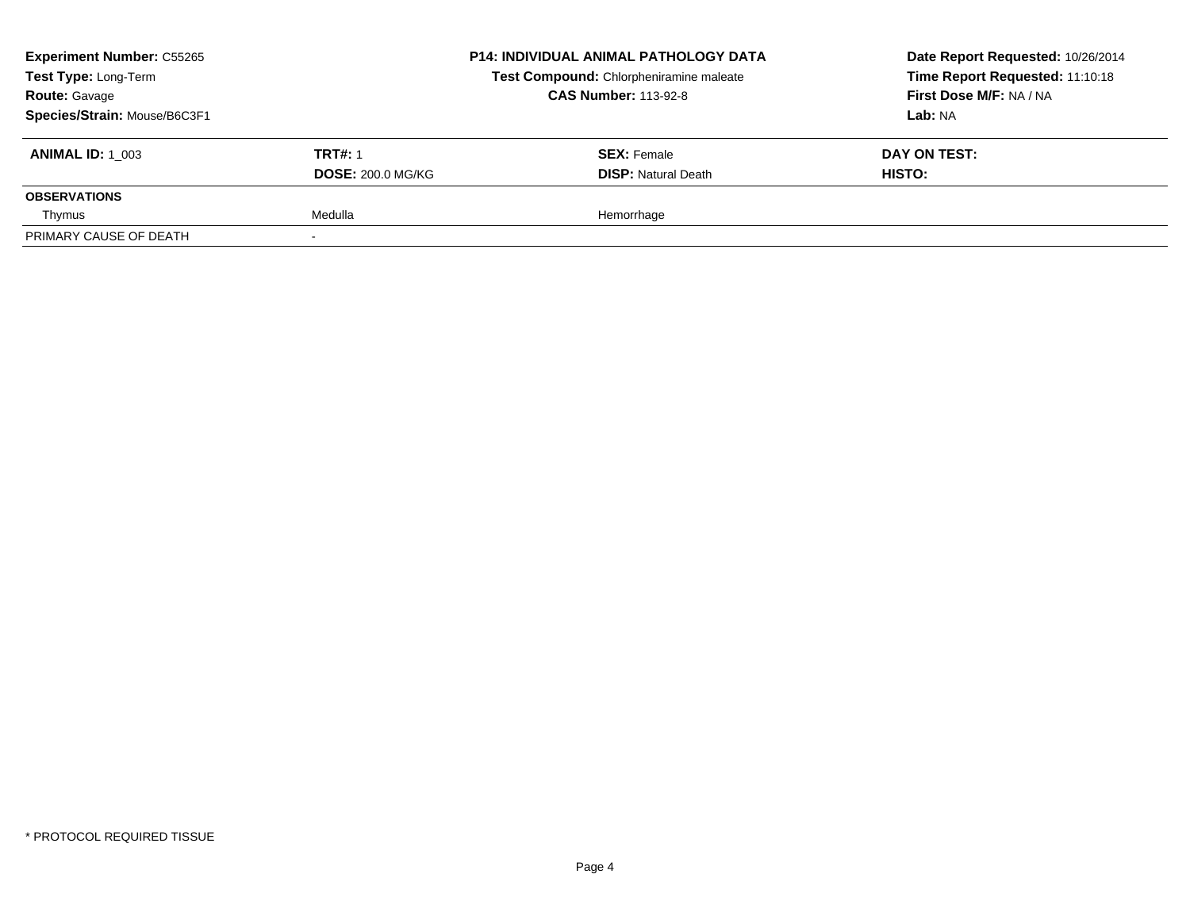**Experiment Number:** C55265
**Test Type:** Long-Term
**Route:** Gavage
**Species/Strain:** Mouse/B6C3F1

**P14: INDIVIDUAL ANIMAL PATHOLOGY DATA**
**Test Compound:** Chlorpheniramine maleate
**CAS Number:** 113-92-8

**Date Report Requested:** 10/26/2014
**Time Report Requested:** 11:10:18
**First Dose M/F:** NA / NA
**Lab:** NA

| **ANIMAL ID:** 1_003 | **TRT#:** 1 | **SEX:** Female | **DAY ON TEST:** |
|---|---|---|---|
| | **DOSE:** 200.0 MG/KG | **DISP:** Natural Death | **HISTO:** |
| **OBSERVATIONS** | | | |
| Thymus | Medulla | Hemorrhage | |
| PRIMARY CAUSE OF DEATH | - | | |

* PROTOCOL REQUIRED TISSUE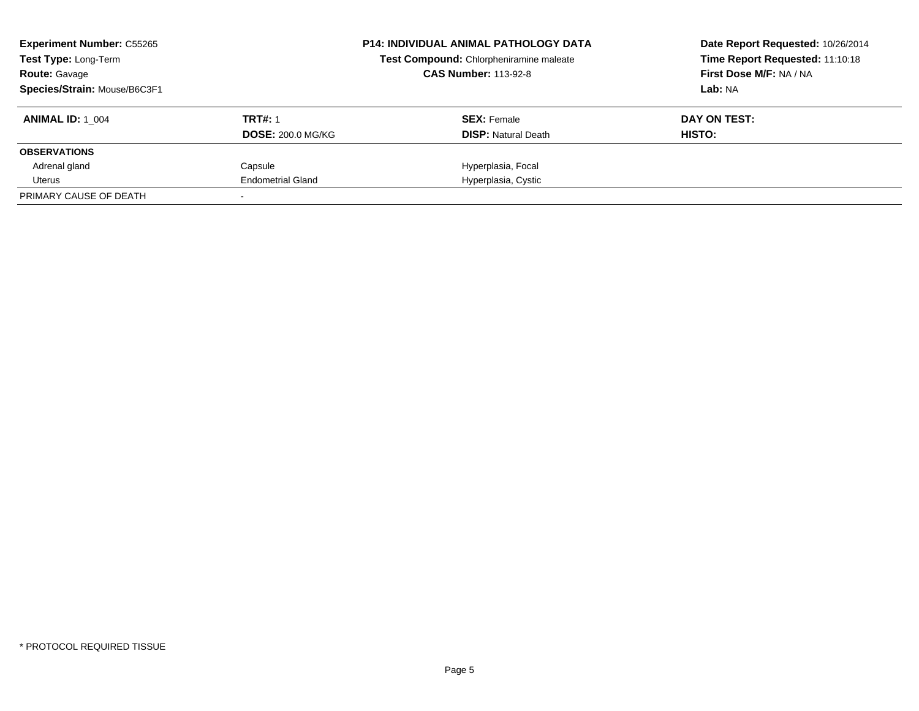**Experiment Number:** C55265
**Test Type:** Long-Term
**Route:** Gavage
**Species/Strain:** Mouse/B6C3F1

**P14: INDIVIDUAL ANIMAL PATHOLOGY DATA**
**Test Compound:** Chlorpheniramine maleate
**CAS Number:** 113-92-8

**Date Report Requested:** 10/26/2014
**Time Report Requested:** 11:10:18
**First Dose M/F:** NA / NA
**Lab:** NA

| **ANIMAL ID:** 1_004 | **TRT#:** 1 | **SEX:** Female | **DAY ON TEST:** |
|---|---|---|---|
| | **DOSE:** 200.0 MG/KG | **DISP:** Natural Death | **HISTO:** |
| **OBSERVATIONS** | | | |
| Adrenal gland | Capsule | Hyperplasia, Focal | |
| Uterus | Endometrial Gland | Hyperplasia, Cystic | |
| PRIMARY CAUSE OF DEATH | - | | |

* PROTOCOL REQUIRED TISSUE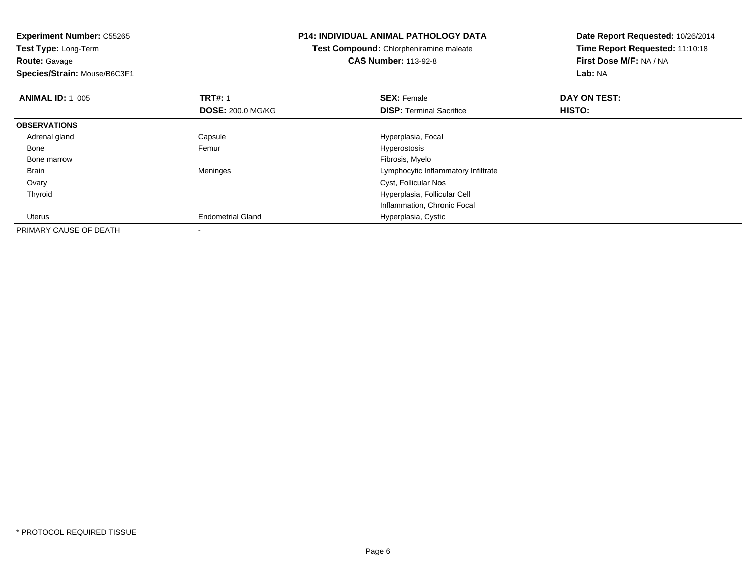**Experiment Number:** C55265
**Test Type:** Long-Term
**Route:** Gavage
**Species/Strain:** Mouse/B6C3F1

# P14: INDIVIDUAL ANIMAL PATHOLOGY DATA

**Test Compound:** Chlorpheniramine maleate
**CAS Number:** 113-92-8

**Date Report Requested:** 10/26/2014
**Time Report Requested:** 11:10:18
**First Dose M/F:** NA / NA
**Lab:** NA

| **ANIMAL ID:** 1_005 | **TRT#:** 1 | **SEX:** Female | **DAY ON TEST:** |
|---|---|---|---|
| | **DOSE:** 200.0 MG/KG | **DISP:** Terminal Sacrifice | **HISTO:** |
| **OBSERVATIONS** | | | |
| Adrenal gland | Capsule | Hyperplasia, Focal | |
| Bone | Femur | Hyperostosis | |
| Bone marrow | | Fibrosis, Myelo | |
| Brain | Meninges | Lymphocytic Inflammatory Infiltrate | |
| Ovary | | Cyst, Follicular Nos | |
| Thyroid | | Hyperplasia, Follicular Cell | |
| | | Inflammation, Chronic Focal | |
| Uterus | Endometrial Gland | Hyperplasia, Cystic | |
| PRIMARY CAUSE OF DEATH | - | | |

\* PROTOCOL REQUIRED TISSUE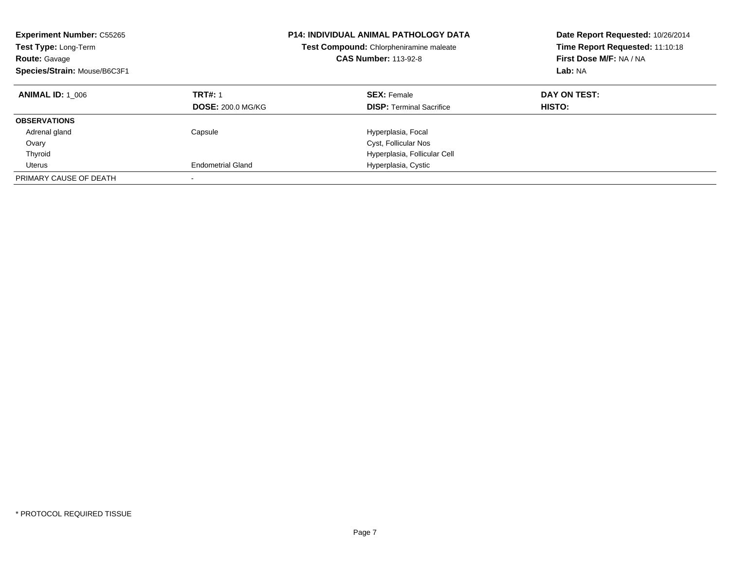**Experiment Number:** C55265
**Test Type:** Long-Term
**Route:** Gavage
**Species/Strain:** Mouse/B6C3F1

**P14: INDIVIDUAL ANIMAL PATHOLOGY DATA**
**Test Compound:** Chlorpheniramine maleate
**CAS Number:** 113-92-8

**Date Report Requested:** 10/26/2014
**Time Report Requested:** 11:10:18
**First Dose M/F:** NA / NA
**Lab:** NA

| **ANIMAL ID:** 1_006 | **TRT#:** 1<br>**DOSE:** 200.0 MG/KG | **SEX:** Female<br>**DISP:** Terminal Sacrifice | **DAY ON TEST:**<br>**HISTO:** |
|---|---|---|---|
| **OBSERVATIONS** | | | |
| Adrenal gland | Capsule | Hyperplasia, Focal | |
| Ovary | | Cyst, Follicular Nos | |
| Thyroid | | Hyperplasia, Follicular Cell | |
| Uterus | Endometrial Gland | Hyperplasia, Cystic | |
| PRIMARY CAUSE OF DEATH | - | | |

* PROTOCOL REQUIRED TISSUE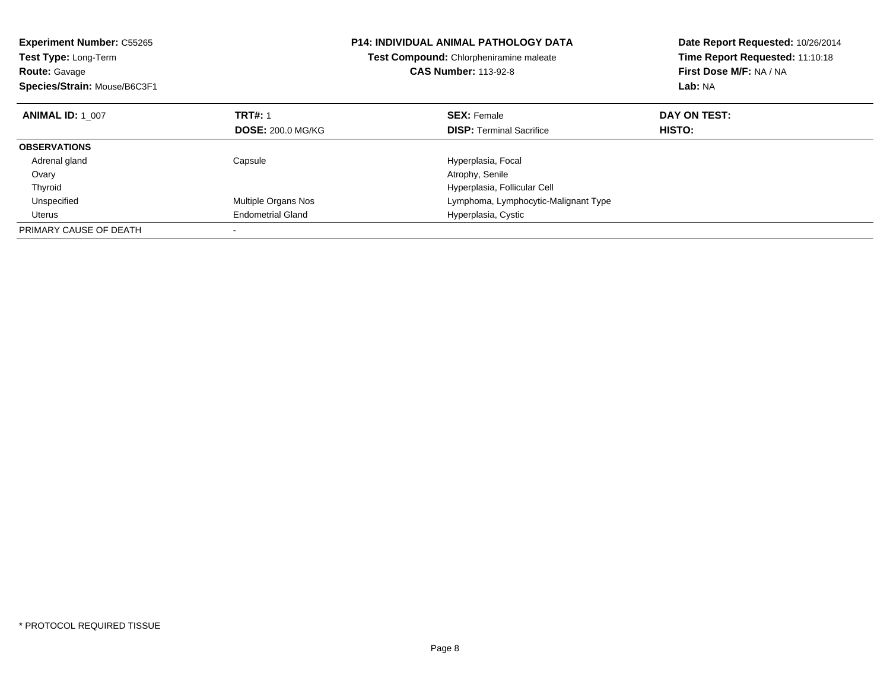**Experiment Number:** C55265
**Test Type:** Long-Term
**Route:** Gavage
**Species/Strain:** Mouse/B6C3F1

**P14: INDIVIDUAL ANIMAL PATHOLOGY DATA**
**Test Compound:** Chlorpheniramine maleate
**CAS Number:** 113-92-8

**Date Report Requested:** 10/26/2014
**Time Report Requested:** 11:10:18
**First Dose M/F:** NA / NA
**Lab:** NA

| **ANIMAL ID:** 1_007 | **TRT#:** 1 | **SEX:** Female | **DAY ON TEST:** |
|---|---|---|---|
| | **DOSE:** 200.0 MG/KG | **DISP:** Terminal Sacrifice | **HISTO:** |
| **OBSERVATIONS** | | | |
| Adrenal gland | Capsule | Hyperplasia, Focal | |
| Ovary | | Atrophy, Senile | |
| Thyroid | | Hyperplasia, Follicular Cell | |
| Unspecified | Multiple Organs Nos | Lymphoma, Lymphocytic-Malignant Type | |
| Uterus | Endometrial Gland | Hyperplasia, Cystic | |
| PRIMARY CAUSE OF DEATH | - | | |

\* PROTOCOL REQUIRED TISSUE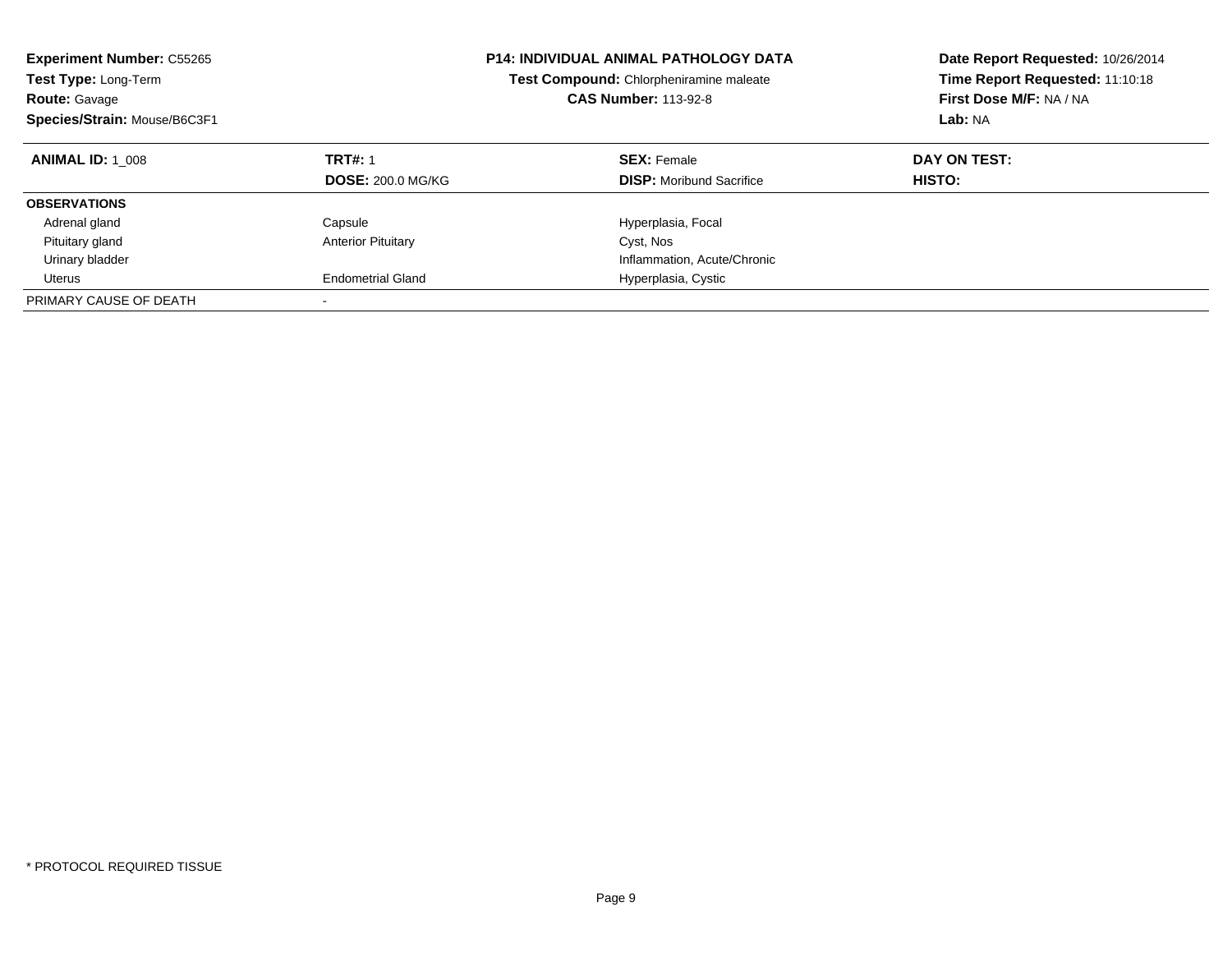**Experiment Number:** C55265
**Test Type:** Long-Term
**Route:** Gavage
**Species/Strain:** Mouse/B6C3F1

**P14: INDIVIDUAL ANIMAL PATHOLOGY DATA**
**Test Compound:** Chlorpheniramine maleate
**CAS Number:** 113-92-8

**Date Report Requested:** 10/26/2014
**Time Report Requested:** 11:10:18
**First Dose M/F:** NA / NA
**Lab:** NA

| **ANIMAL ID:** 1_008 | **TRT#:** 1 | **SEX:** Female | **DAY ON TEST:** |
|---|---|---|---|
| | **DOSE:** 200.0 MG/KG | **DISP:** Moribund Sacrifice | **HISTO:** |
| **OBSERVATIONS** | | | |
| Adrenal gland | Capsule | Hyperplasia, Focal | |
| Pituitary gland | Anterior Pituitary | Cyst, Nos | |
| Urinary bladder | | Inflammation, Acute/Chronic | |
| Uterus | Endometrial Gland | Hyperplasia, Cystic | |
| PRIMARY CAUSE OF DEATH | - | | |

* PROTOCOL REQUIRED TISSUE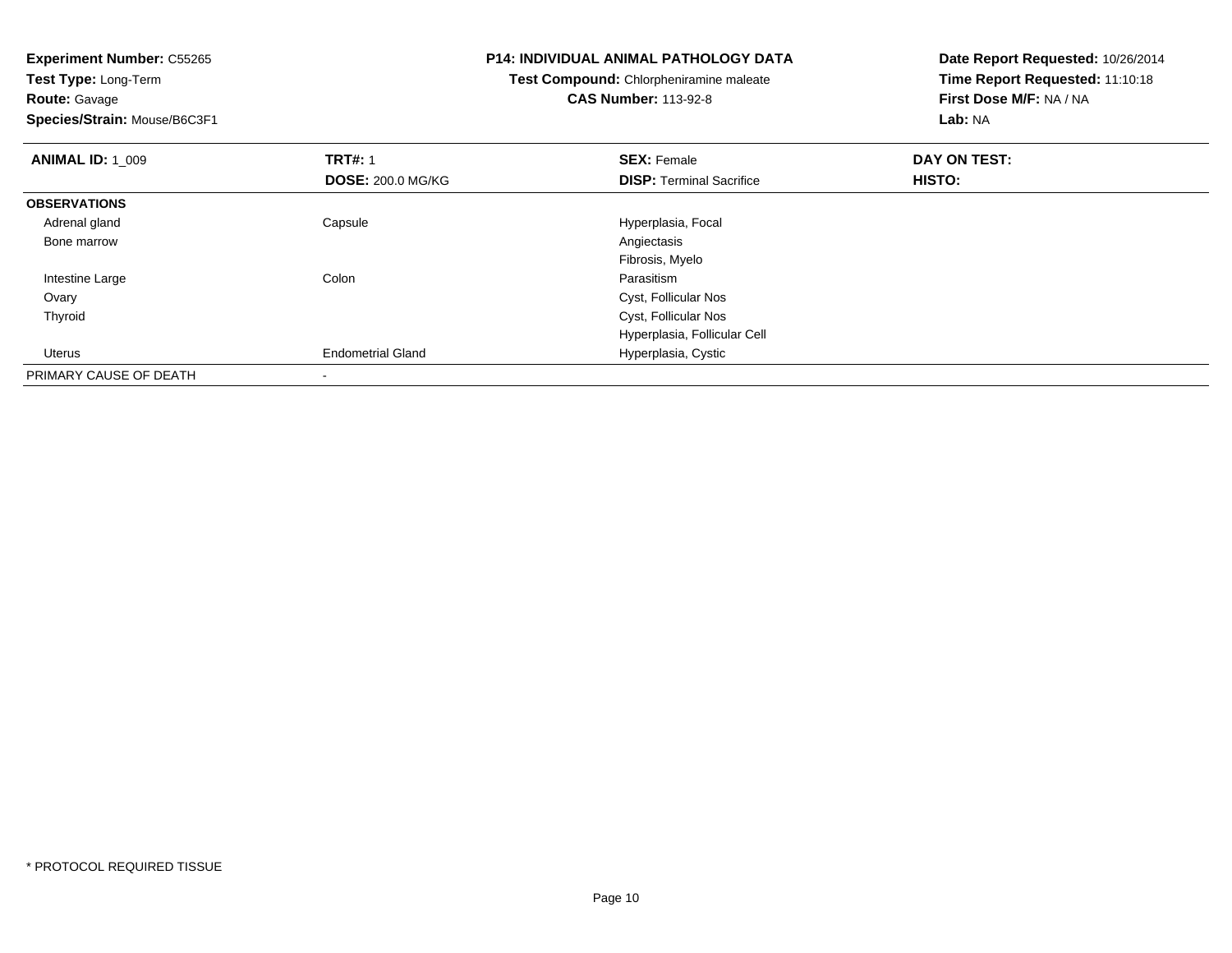**Experiment Number:** C55265
**Test Type:** Long-Term
**Route:** Gavage
**Species/Strain:** Mouse/B6C3F1

**P14: INDIVIDUAL ANIMAL PATHOLOGY DATA**
**Test Compound:** Chlorpheniramine maleate
**CAS Number:** 113-92-8

**Date Report Requested:** 10/26/2014
**Time Report Requested:** 11:10:18
**First Dose M/F:** NA / NA
**Lab:** NA

| **ANIMAL ID:** 1_009 | **TRT#:** 1 | **SEX:** Female | **DAY ON TEST:** |
|---|---|---|---|
| | **DOSE:** 200.0 MG/KG | **DISP:** Terminal Sacrifice | **HISTO:** |
| **OBSERVATIONS** | | | |
| Adrenal gland | Capsule | Hyperplasia, Focal | |
| Bone marrow | | Angiectasis | |
| | | Fibrosis, Myelo | |
| Intestine Large | Colon | Parasitism | |
| Ovary | | Cyst, Follicular Nos | |
| Thyroid | | Cyst, Follicular Nos | |
| | | Hyperplasia, Follicular Cell | |
| Uterus | Endometrial Gland | Hyperplasia, Cystic | |
| PRIMARY CAUSE OF DEATH | - | | |

* PROTOCOL REQUIRED TISSUE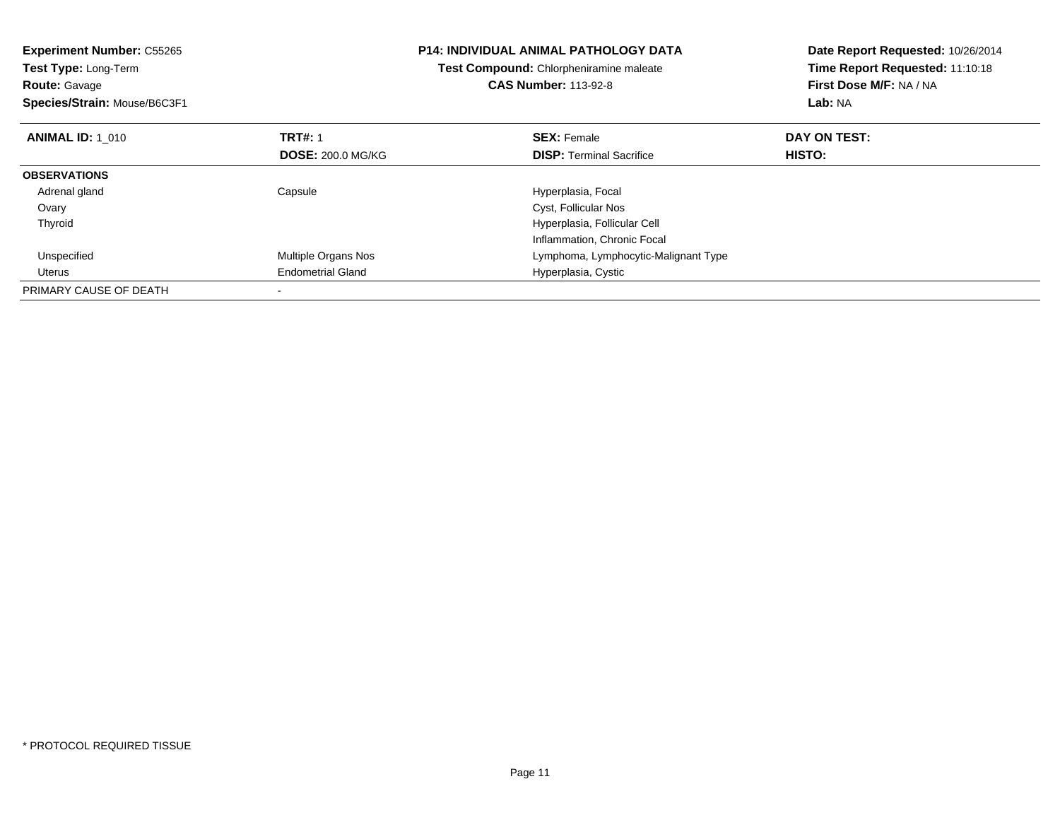**Experiment Number:** C55265
**Test Type:** Long-Term
**Route:** Gavage
**Species/Strain:** Mouse/B6C3F1

**P14: INDIVIDUAL ANIMAL PATHOLOGY DATA**
**Test Compound:** Chlorpheniramine maleate
**CAS Number:** 113-92-8

**Date Report Requested:** 10/26/2014
**Time Report Requested:** 11:10:18
**First Dose M/F:** NA / NA
**Lab:** NA

| **ANIMAL ID:** 1_010 | **TRT#:** 1<br>**DOSE:** 200.0 MG/KG | **SEX:** Female<br>**DISP:** Terminal Sacrifice | **DAY ON TEST:**<br>**HISTO:** |
|---|---|---|---|
| **OBSERVATIONS** | | | |
| Adrenal gland | Capsule | Hyperplasia, Focal | |
| Ovary | | Cyst, Follicular Nos | |
| Thyroid | | Hyperplasia, Follicular Cell | |
| | | Inflammation, Chronic Focal | |
| Unspecified | Multiple Organs Nos | Lymphoma, Lymphocytic-Malignant Type | |
| Uterus | Endometrial Gland | Hyperplasia, Cystic | |
| PRIMARY CAUSE OF DEATH | - | | |

* PROTOCOL REQUIRED TISSUE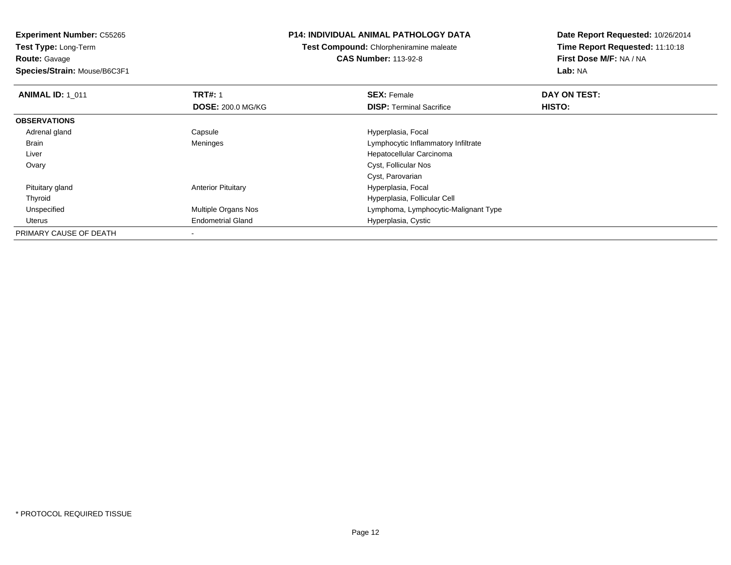**Experiment Number:** C55265
**Test Type:** Long-Term
**Route:** Gavage
**Species/Strain:** Mouse/B6C3F1

**P14: INDIVIDUAL ANIMAL PATHOLOGY DATA**
**Test Compound:** Chlorpheniramine maleate
**CAS Number:** 113-92-8

**Date Report Requested:** 10/26/2014
**Time Report Requested:** 11:10:18
**First Dose M/F:** NA / NA
**Lab:** NA

| **ANIMAL ID:** 1_011 | **TRT#:** 1 | **SEX:** Female | **DAY ON TEST:** |
|---|---|---|---|
| | **DOSE:** 200.0 MG/KG | **DISP:** Terminal Sacrifice | **HISTO:** |
| **OBSERVATIONS** | | | |
| Adrenal gland | Capsule | Hyperplasia, Focal | |
| Brain | Meninges | Lymphocytic Inflammatory Infiltrate | |
| Liver | | Hepatocellular Carcinoma | |
| Ovary | | Cyst, Follicular Nos | |
| | | Cyst, Parovarian | |
| Pituitary gland | Anterior Pituitary | Hyperplasia, Focal | |
| Thyroid | | Hyperplasia, Follicular Cell | |
| Unspecified | Multiple Organs Nos | Lymphoma, Lymphocytic-Malignant Type | |
| Uterus | Endometrial Gland | Hyperplasia, Cystic | |
| PRIMARY CAUSE OF DEATH | - | | |

* PROTOCOL REQUIRED TISSUE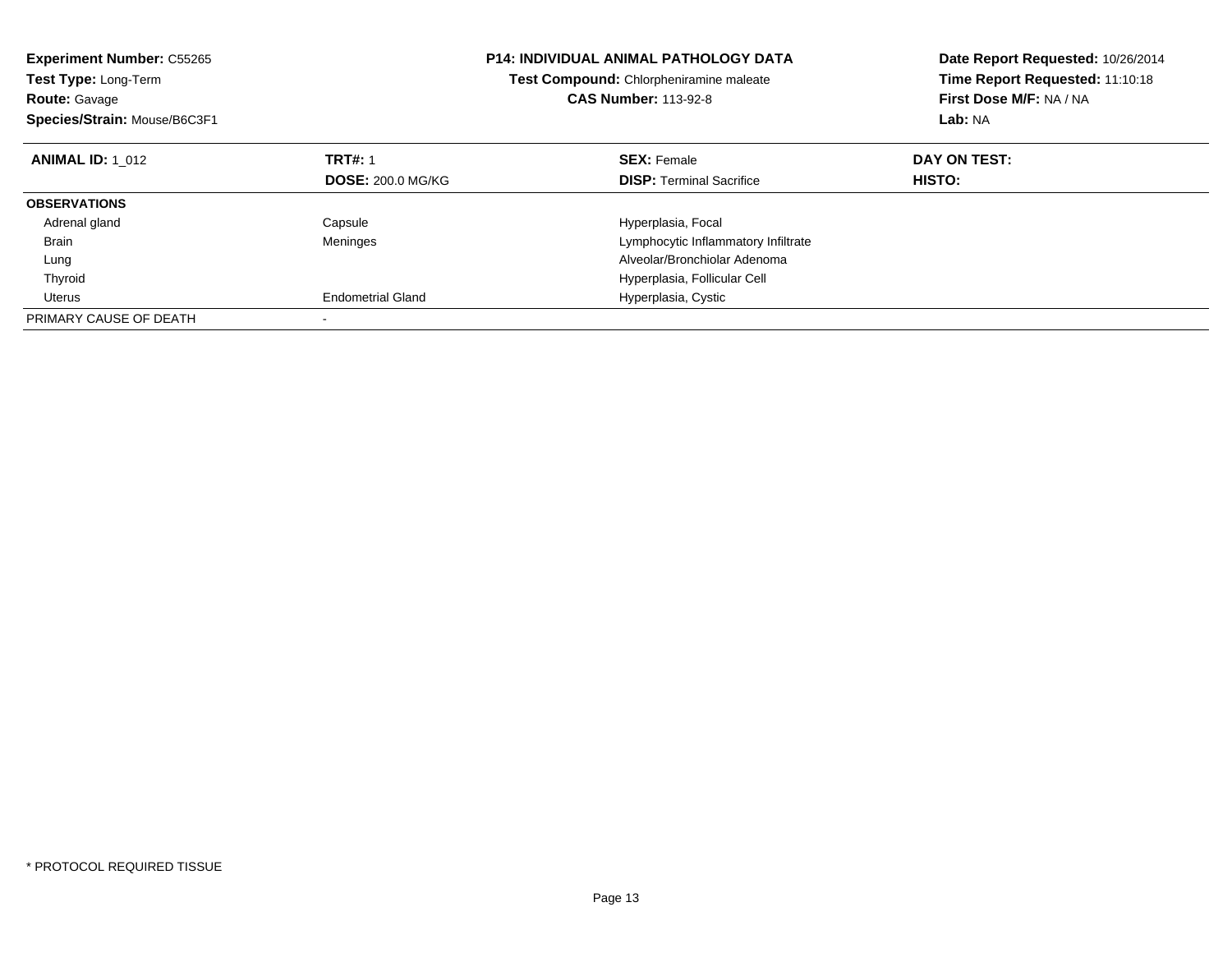**Experiment Number:** C55265
**Test Type:** Long-Term
**Route:** Gavage
**Species/Strain:** Mouse/B6C3F1

**P14: INDIVIDUAL ANIMAL PATHOLOGY DATA**
**Test Compound:** Chlorpheniramine maleate
**CAS Number:** 113-92-8

**Date Report Requested:** 10/26/2014
**Time Report Requested:** 11:10:18
**First Dose M/F:** NA / NA
**Lab:** NA

| **ANIMAL ID:** 1_012 | **TRT#:** 1 | **SEX:** Female | **DAY ON TEST:** |
|---|---|---|---|
| | **DOSE:** 200.0 MG/KG | **DISP:** Terminal Sacrifice | **HISTO:** |
| **OBSERVATIONS** | | | |
| Adrenal gland | Capsule | Hyperplasia, Focal | |
| Brain | Meninges | Lymphocytic Inflammatory Infiltrate | |
| Lung | | Alveolar/Bronchiolar Adenoma | |
| Thyroid | | Hyperplasia, Follicular Cell | |
| Uterus | Endometrial Gland | Hyperplasia, Cystic | |
| PRIMARY CAUSE OF DEATH | - | | |

* PROTOCOL REQUIRED TISSUE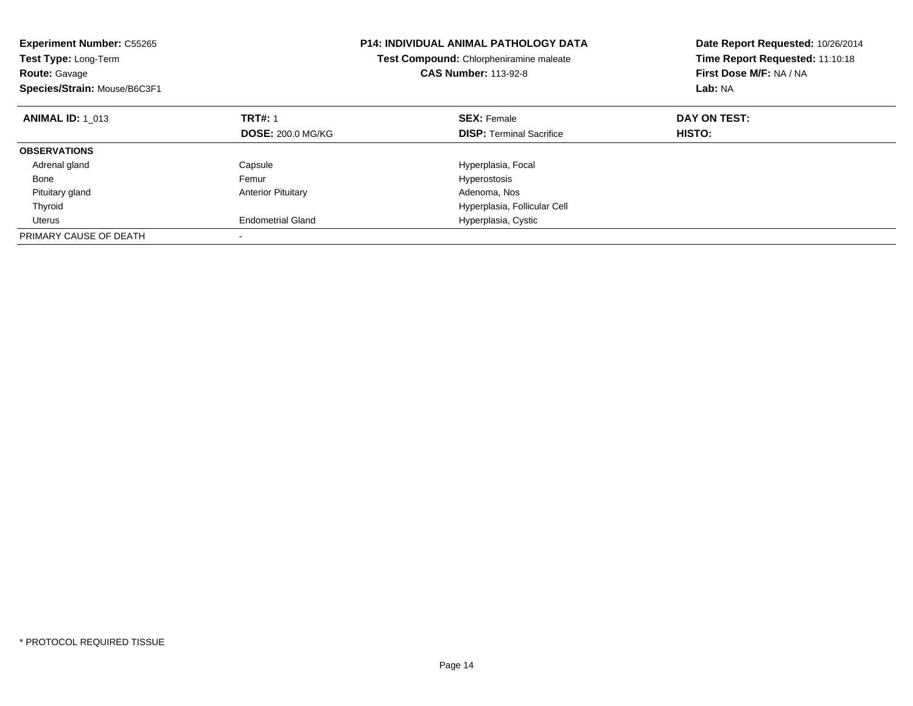**Experiment Number:** C55265
**Test Type:** Long-Term
**Route:** Gavage
**Species/Strain:** Mouse/B6C3F1

**P14: INDIVIDUAL ANIMAL PATHOLOGY DATA**
**Test Compound:** Chlorpheniramine maleate
**CAS Number:** 113-92-8

**Date Report Requested:** 10/26/2014
**Time Report Requested:** 11:10:18
**First Dose M/F:** NA / NA
**Lab:** NA

| **ANIMAL ID:** 1_013 | **TRT#:** 1 | **SEX:** Female | **DAY ON TEST:** |
|---|---|---|---|
| | **DOSE:** 200.0 MG/KG | **DISP:** Terminal Sacrifice | **HISTO:** |
| **OBSERVATIONS** | | | |
| Adrenal gland | Capsule | Hyperplasia, Focal | |
| Bone | Femur | Hyperostosis | |
| Pituitary gland | Anterior Pituitary | Adenoma, Nos | |
| Thyroid | | Hyperplasia, Follicular Cell | |
| Uterus | Endometrial Gland | Hyperplasia, Cystic | |
| PRIMARY CAUSE OF DEATH | - | | |

* PROTOCOL REQUIRED TISSUE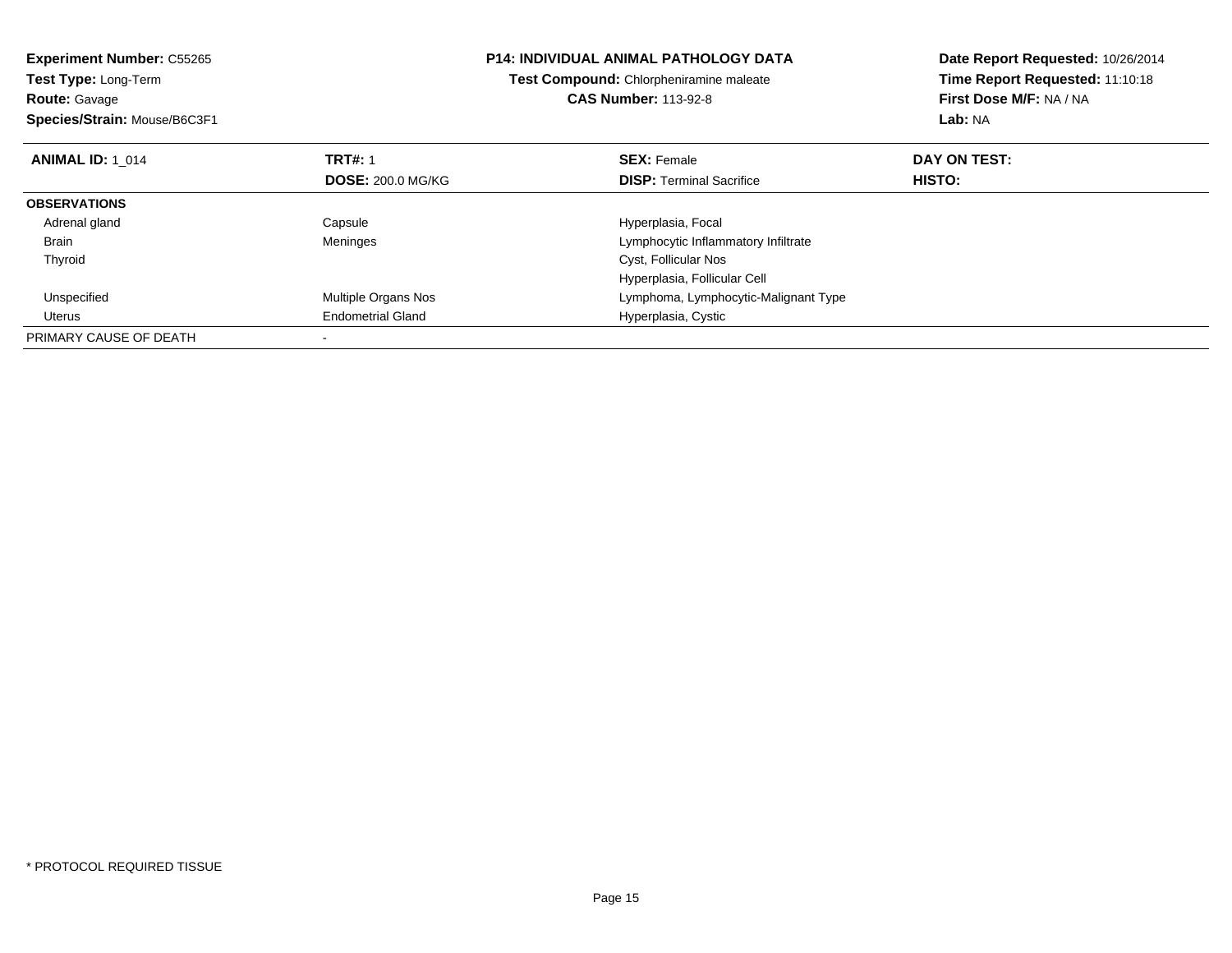**Experiment Number:** C55265
**Test Type:** Long-Term
**Route:** Gavage
**Species/Strain:** Mouse/B6C3F1

**P14: INDIVIDUAL ANIMAL PATHOLOGY DATA**
**Test Compound:** Chlorpheniramine maleate
**CAS Number:** 113-92-8

**Date Report Requested:** 10/26/2014
**Time Report Requested:** 11:10:18
**First Dose M/F:** NA / NA
**Lab:** NA

| **ANIMAL ID:** 1_014 | **TRT#:** 1 | **SEX:** Female | **DAY ON TEST:** |
|---|---|---|---|
| | **DOSE:** 200.0 MG/KG | **DISP:** Terminal Sacrifice | **HISTO:** |
| **OBSERVATIONS** | | | |
| Adrenal gland | Capsule | Hyperplasia, Focal | |
| Brain | Meninges | Lymphocytic Inflammatory Infiltrate | |
| Thyroid | | Cyst, Follicular Nos | |
| | | Hyperplasia, Follicular Cell | |
| Unspecified | Multiple Organs Nos | Lymphoma, Lymphocytic-Malignant Type | |
| Uterus | Endometrial Gland | Hyperplasia, Cystic | |
| PRIMARY CAUSE OF DEATH | - | | |

* PROTOCOL REQUIRED TISSUE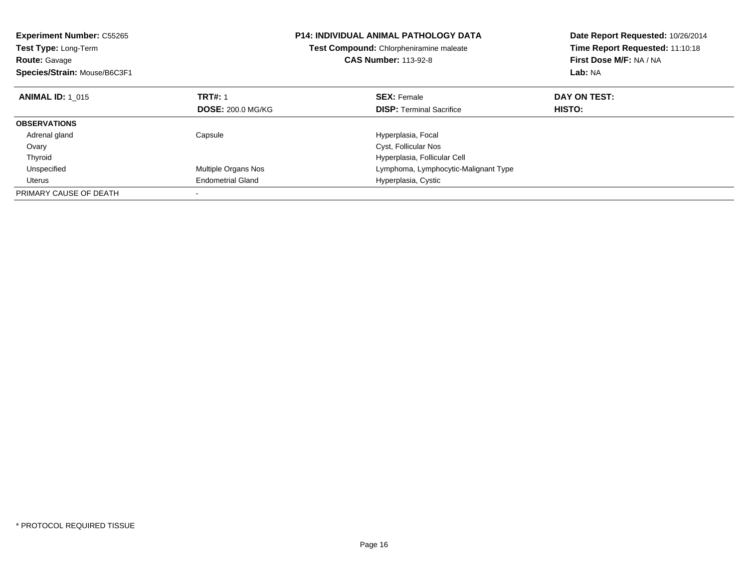**Experiment Number:** C55265
**Test Type:** Long-Term
**Route:** Gavage
**Species/Strain:** Mouse/B6C3F1

**P14: INDIVIDUAL ANIMAL PATHOLOGY DATA**
**Test Compound:** Chlorpheniramine maleate
**CAS Number:** 113-92-8

**Date Report Requested:** 10/26/2014
**Time Report Requested:** 11:10:18
**First Dose M/F:** NA / NA
**Lab:** NA

| **ANIMAL ID:** 1_015 | **TRT#:** 1 | **SEX:** Female | **DAY ON TEST:** |
|---|---|---|---|
| | **DOSE:** 200.0 MG/KG | **DISP:** Terminal Sacrifice | **HISTO:** |
| **OBSERVATIONS** | | | |
| Adrenal gland | Capsule | Hyperplasia, Focal | |
| Ovary | | Cyst, Follicular Nos | |
| Thyroid | | Hyperplasia, Follicular Cell | |
| Unspecified | Multiple Organs Nos | Lymphoma, Lymphocytic-Malignant Type | |
| Uterus | Endometrial Gland | Hyperplasia, Cystic | |
| PRIMARY CAUSE OF DEATH | - | | |

* PROTOCOL REQUIRED TISSUE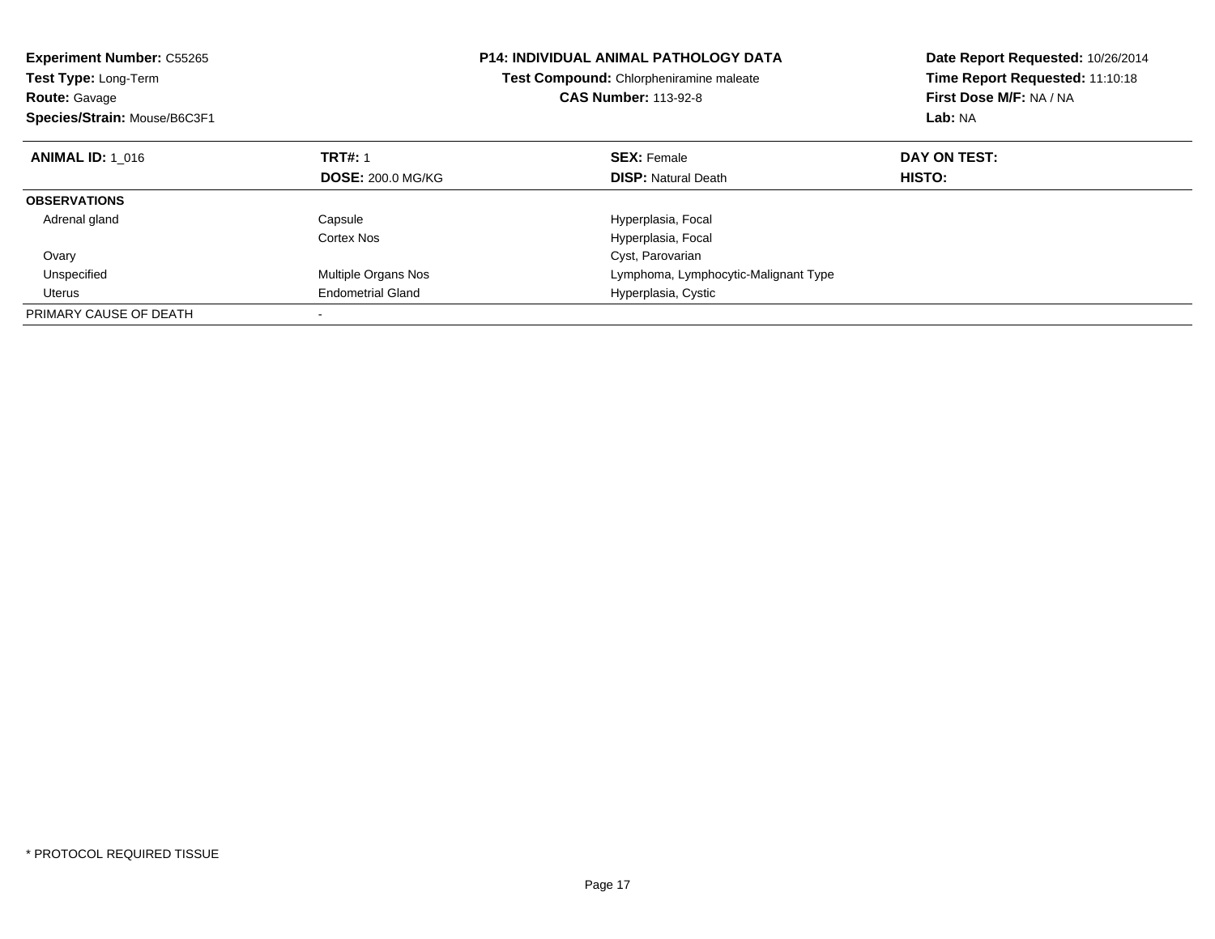**Experiment Number:** C55265
**Test Type:** Long-Term
**Route:** Gavage
**Species/Strain:** Mouse/B6C3F1

**P14: INDIVIDUAL ANIMAL PATHOLOGY DATA**
**Test Compound:** Chlorpheniramine maleate
**CAS Number:** 113-92-8

**Date Report Requested:** 10/26/2014
**Time Report Requested:** 11:10:18
**First Dose M/F:** NA / NA
**Lab:** NA

| **ANIMAL ID:** 1_016 | **TRT#:** 1 | **SEX:** Female | **DAY ON TEST:** |
|---|---|---|---|
| | **DOSE:** 200.0 MG/KG | **DISP:** Natural Death | **HISTO:** |
| **OBSERVATIONS** | | | |
| Adrenal gland | Capsule | Hyperplasia, Focal | |
| | Cortex Nos | Hyperplasia, Focal | |
| Ovary | | Cyst, Parovarian | |
| Unspecified | Multiple Organs Nos | Lymphoma, Lymphocytic-Malignant Type | |
| Uterus | Endometrial Gland | Hyperplasia, Cystic | |
| PRIMARY CAUSE OF DEATH | - | | |

* PROTOCOL REQUIRED TISSUE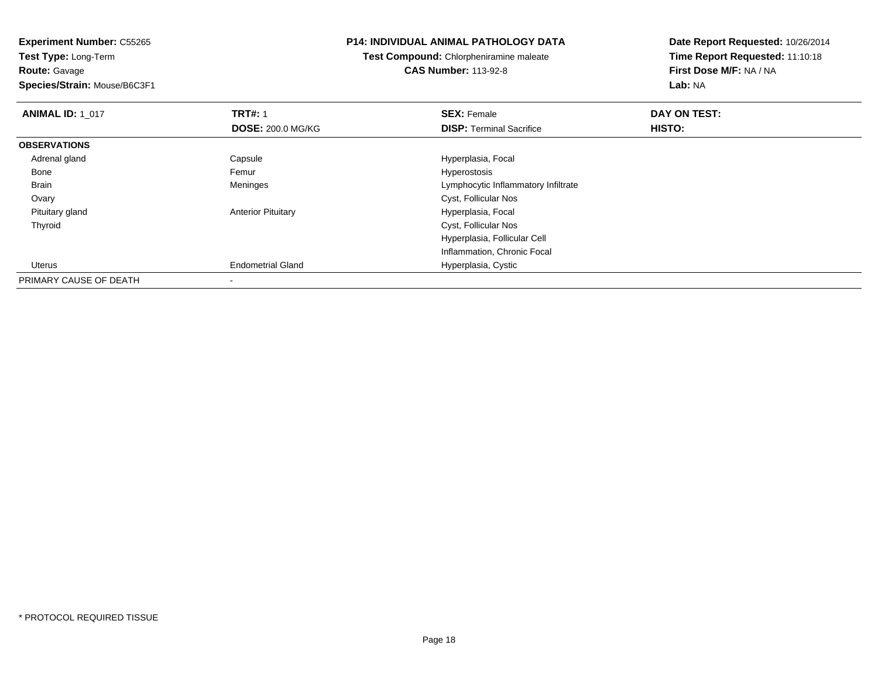**Experiment Number:** C55265
**Test Type:** Long-Term
**Route:** Gavage
**Species/Strain:** Mouse/B6C3F1

**P14: INDIVIDUAL ANIMAL PATHOLOGY DATA**
**Test Compound:** Chlorpheniramine maleate
**CAS Number:** 113-92-8

**Date Report Requested:** 10/26/2014
**Time Report Requested:** 11:10:18
**First Dose M/F:** NA / NA
**Lab:** NA

| **ANIMAL ID:** 1_017 | **TRT#:** 1 | **SEX:** Female | **DAY ON TEST:** |
|---|---|---|---|
| | **DOSE:** 200.0 MG/KG | **DISP:** Terminal Sacrifice | **HISTO:** |
| **OBSERVATIONS** | | | |
| Adrenal gland | Capsule | Hyperplasia, Focal | |
| Bone | Femur | Hyperostosis | |
| Brain | Meninges | Lymphocytic Inflammatory Infiltrate | |
| Ovary | | Cyst, Follicular Nos | |
| Pituitary gland | Anterior Pituitary | Hyperplasia, Focal | |
| Thyroid | | Cyst, Follicular Nos | |
| | | Hyperplasia, Follicular Cell | |
| | | Inflammation, Chronic Focal | |
| Uterus | Endometrial Gland | Hyperplasia, Cystic | |
| PRIMARY CAUSE OF DEATH | - | | |

* PROTOCOL REQUIRED TISSUE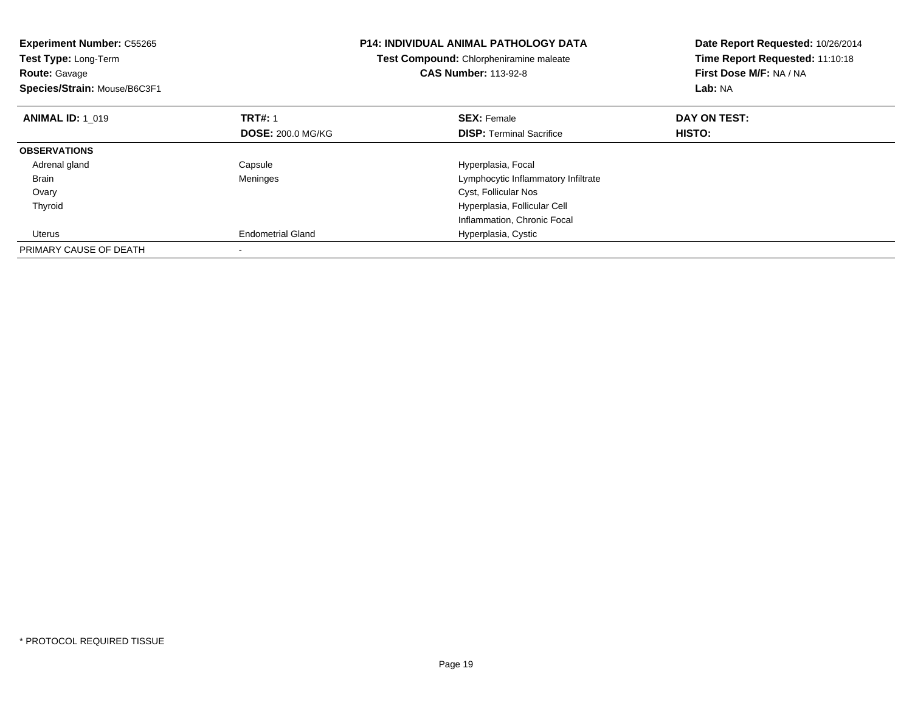**Experiment Number:** C55265
**Test Type:** Long-Term
**Route:** Gavage
**Species/Strain:** Mouse/B6C3F1

**P14: INDIVIDUAL ANIMAL PATHOLOGY DATA**
**Test Compound:** Chlorpheniramine maleate
**CAS Number:** 113-92-8

**Date Report Requested:** 10/26/2014
**Time Report Requested:** 11:10:18
**First Dose M/F:** NA / NA
**Lab:** NA

| **ANIMAL ID:** 1_019 | **TRT#:** 1 | **SEX:** Female | **DAY ON TEST:** |
|---|---|---|---|
| | **DOSE:** 200.0 MG/KG | **DISP:** Terminal Sacrifice | **HISTO:** |
| **OBSERVATIONS** | | | |
| Adrenal gland | Capsule | Hyperplasia, Focal | |
| Brain | Meninges | Lymphocytic Inflammatory Infiltrate | |
| Ovary | | Cyst, Follicular Nos | |
| Thyroid | | Hyperplasia, Follicular Cell | |
| | | Inflammation, Chronic Focal | |
| Uterus | Endometrial Gland | Hyperplasia, Cystic | |
| PRIMARY CAUSE OF DEATH | - | | |

* PROTOCOL REQUIRED TISSUE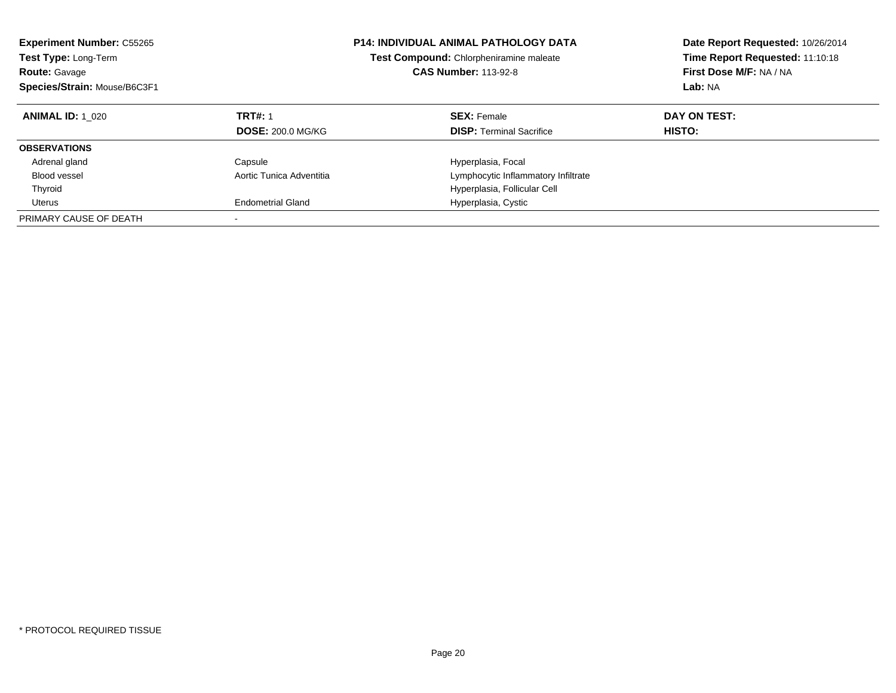**Experiment Number:** C55265
**Test Type:** Long-Term
**Route:** Gavage
**Species/Strain:** Mouse/B6C3F1

**P14: INDIVIDUAL ANIMAL PATHOLOGY DATA**
**Test Compound:** Chlorpheniramine maleate
**CAS Number:** 113-92-8

**Date Report Requested:** 10/26/2014
**Time Report Requested:** 11:10:18
**First Dose M/F:** NA / NA
**Lab:** NA

| **ANIMAL ID:** 1_020 | **TRT#:** 1 | **SEX:** Female | **DAY ON TEST:** |
|---|---|---|---|
| | **DOSE:** 200.0 MG/KG | **DISP:** Terminal Sacrifice | **HISTO:** |
| **OBSERVATIONS** | | | |
| Adrenal gland | Capsule | Hyperplasia, Focal | |
| Blood vessel | Aortic Tunica Adventitia | Lymphocytic Inflammatory Infiltrate | |
| Thyroid | | Hyperplasia, Follicular Cell | |
| Uterus | Endometrial Gland | Hyperplasia, Cystic | |
| PRIMARY CAUSE OF DEATH | - | | |

* PROTOCOL REQUIRED TISSUE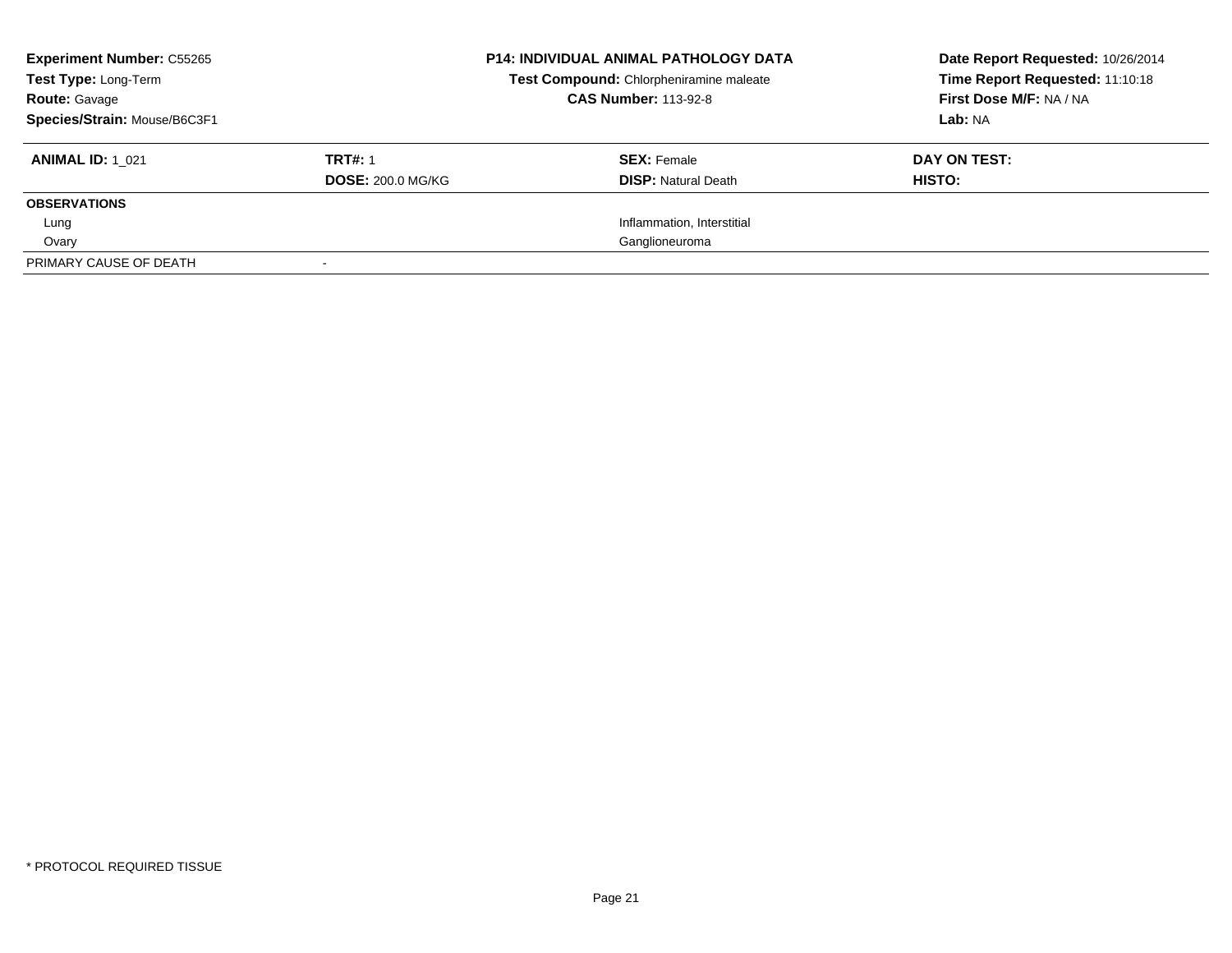**Experiment Number:** C55265
**Test Type:** Long-Term
**Route:** Gavage
**Species/Strain:** Mouse/B6C3F1

**P14: INDIVIDUAL ANIMAL PATHOLOGY DATA**
**Test Compound:** Chlorpheniramine maleate
**CAS Number:** 113-92-8

**Date Report Requested:** 10/26/2014
**Time Report Requested:** 11:10:18
**First Dose M/F:** NA / NA
**Lab:** NA

| **ANIMAL ID:** 1_021 | **TRT#:** 1 | **SEX:** Female | **DAY ON TEST:** |
|---|---|---|---|
| | **DOSE:** 200.0 MG/KG | **DISP:** Natural Death | **HISTO:** |
| **OBSERVATIONS** | | | |
| Lung | | Inflammation, Interstitial | |
| Ovary | | Ganglioneuroma | |
| PRIMARY CAUSE OF DEATH | - | | |

* PROTOCOL REQUIRED TISSUE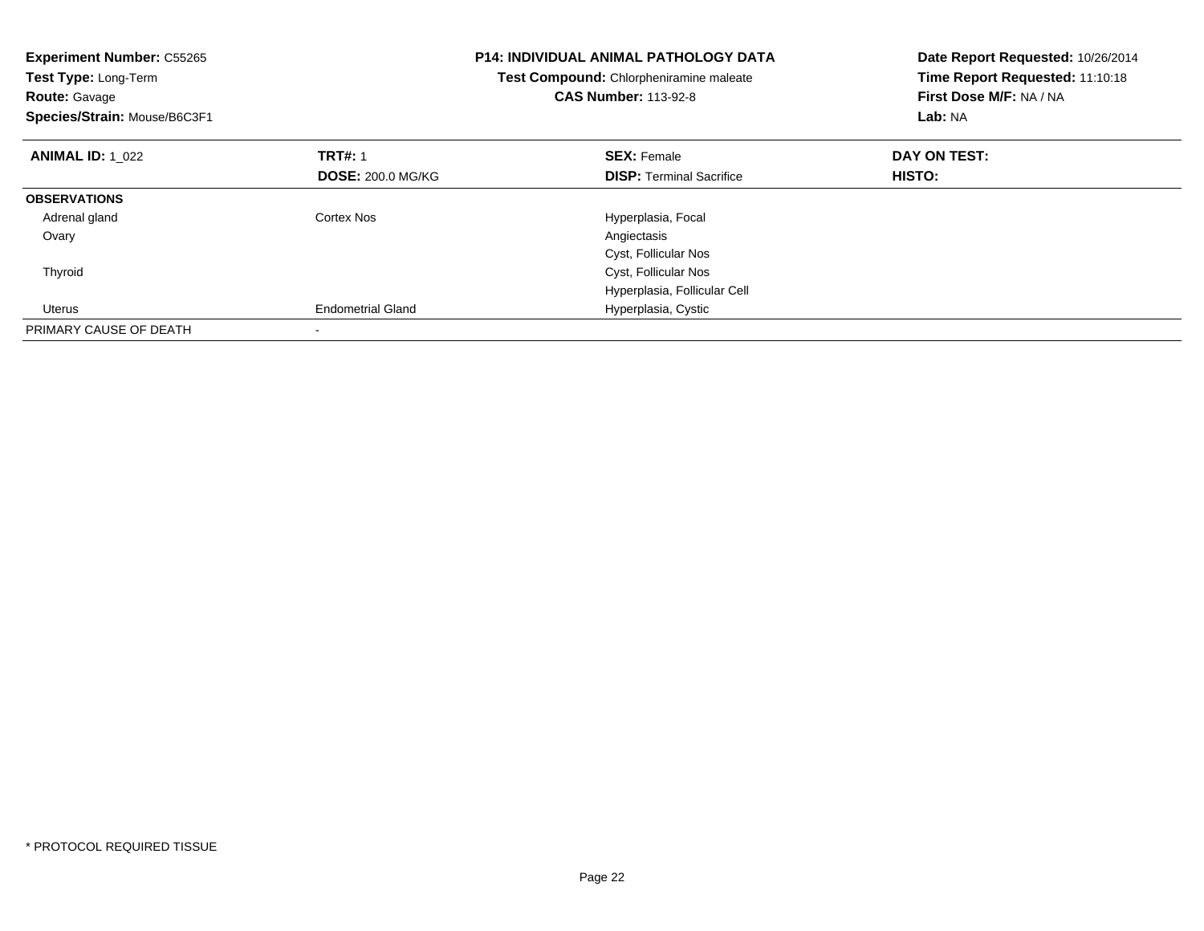**Experiment Number:** C55265
**Test Type:** Long-Term
**Route:** Gavage
**Species/Strain:** Mouse/B6C3F1

**P14: INDIVIDUAL ANIMAL PATHOLOGY DATA**
**Test Compound:** Chlorpheniramine maleate
**CAS Number:** 113-92-8

**Date Report Requested:** 10/26/2014
**Time Report Requested:** 11:10:18
**First Dose M/F:** NA / NA
**Lab:** NA

| **ANIMAL ID:** 1_022 | **TRT#:** 1 | **SEX:** Female | **DAY ON TEST:** |
|---|---|---|---|
| | **DOSE:** 200.0 MG/KG | **DISP:** Terminal Sacrifice | **HISTO:** |
| **OBSERVATIONS** | | | |
| Adrenal gland | Cortex Nos | Hyperplasia, Focal | |
| Ovary | | Angiectasis | |
| | | Cyst, Follicular Nos | |
| Thyroid | | Cyst, Follicular Nos | |
| | | Hyperplasia, Follicular Cell | |
| Uterus | Endometrial Gland | Hyperplasia, Cystic | |
| PRIMARY CAUSE OF DEATH | - | | |

* PROTOCOL REQUIRED TISSUE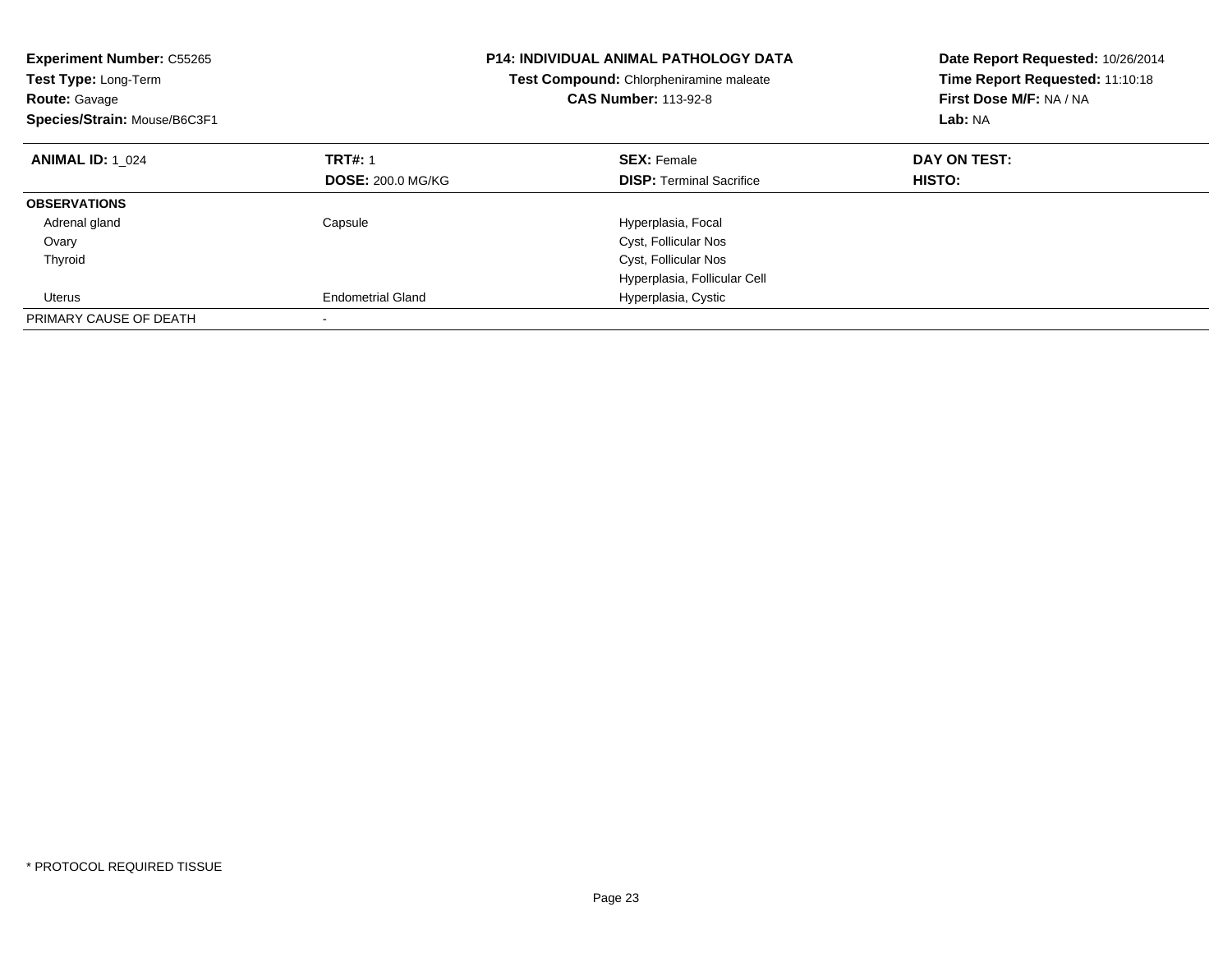**Experiment Number:** C55265
**Test Type:** Long-Term
**Route:** Gavage
**Species/Strain:** Mouse/B6C3F1

**P14: INDIVIDUAL ANIMAL PATHOLOGY DATA**
**Test Compound:** Chlorpheniramine maleate
**CAS Number:** 113-92-8

**Date Report Requested:** 10/26/2014
**Time Report Requested:** 11:10:18
**First Dose M/F:** NA / NA
**Lab:** NA

| **ANIMAL ID:** 1_024 | **TRT#:** 1 | **SEX:** Female | **DAY ON TEST:** |
|---|---|---|---|
| | **DOSE:** 200.0 MG/KG | **DISP:** Terminal Sacrifice | **HISTO:** |
| **OBSERVATIONS** | | | |
| Adrenal gland | Capsule | Hyperplasia, Focal | |
| Ovary | | Cyst, Follicular Nos | |
| Thyroid | | Cyst, Follicular Nos | |
| | | Hyperplasia, Follicular Cell | |
| Uterus | Endometrial Gland | Hyperplasia, Cystic | |
| PRIMARY CAUSE OF DEATH | - | | |

* PROTOCOL REQUIRED TISSUE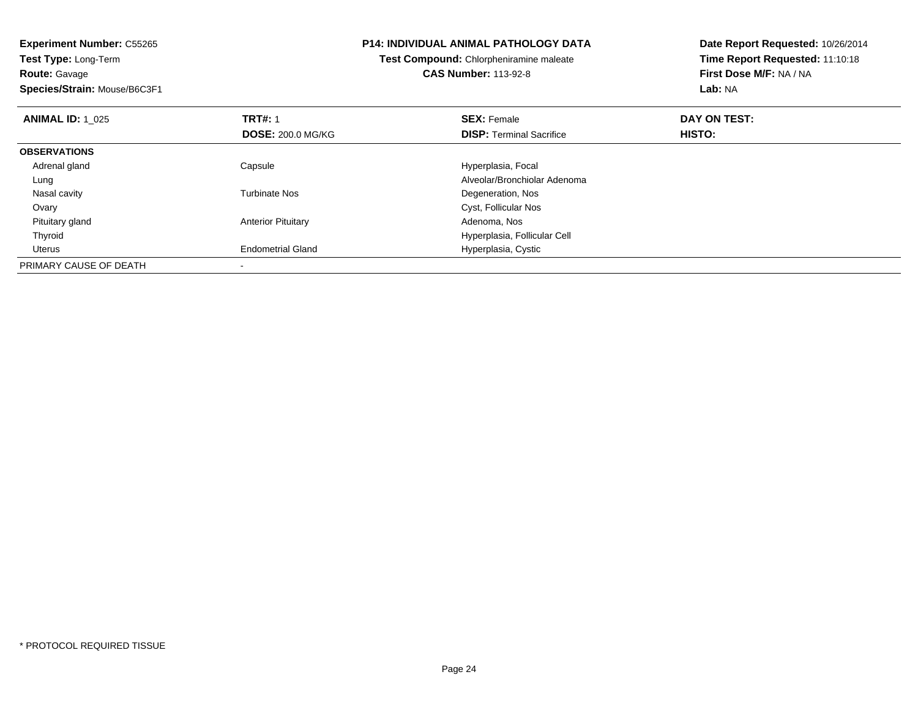**Experiment Number:** C55265
**Test Type:** Long-Term
**Route:** Gavage
**Species/Strain:** Mouse/B6C3F1

**P14: INDIVIDUAL ANIMAL PATHOLOGY DATA**
**Test Compound:** Chlorpheniramine maleate
**CAS Number:** 113-92-8

**Date Report Requested:** 10/26/2014
**Time Report Requested:** 11:10:18
**First Dose M/F:** NA / NA
**Lab:** NA

| **ANIMAL ID:** 1_025 | **TRT#:** 1 | **SEX:** Female | **DAY ON TEST:** |
|---|---|---|---|
| | **DOSE:** 200.0 MG/KG | **DISP:** Terminal Sacrifice | **HISTO:** |
| **OBSERVATIONS** | | | |
| Adrenal gland | Capsule | Hyperplasia, Focal | |
| Lung | | Alveolar/Bronchiolar Adenoma | |
| Nasal cavity | Turbinate Nos | Degeneration, Nos | |
| Ovary | | Cyst, Follicular Nos | |
| Pituitary gland | Anterior Pituitary | Adenoma, Nos | |
| Thyroid | | Hyperplasia, Follicular Cell | |
| Uterus | Endometrial Gland | Hyperplasia, Cystic | |
| PRIMARY CAUSE OF DEATH | - | | |

* PROTOCOL REQUIRED TISSUE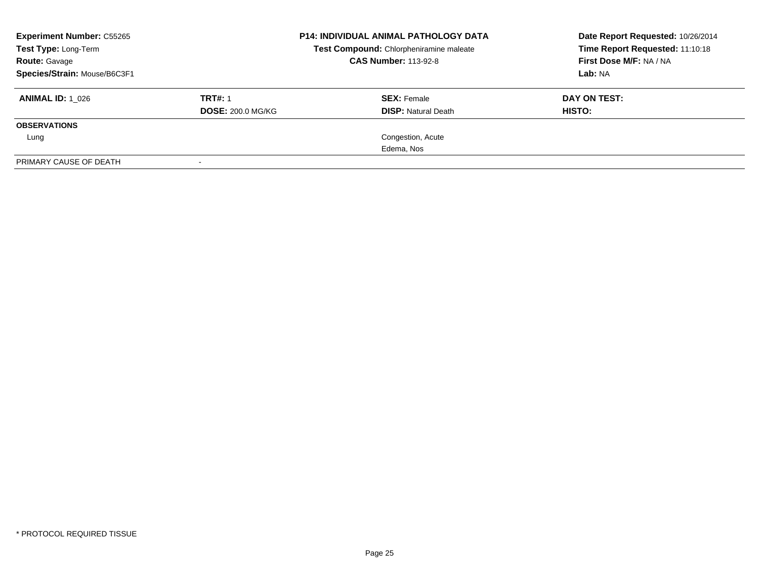**Experiment Number:** C55265
**Test Type:** Long-Term
**Route:** Gavage
**Species/Strain:** Mouse/B6C3F1

**P14: INDIVIDUAL ANIMAL PATHOLOGY DATA**
**Test Compound:** Chlorpheniramine maleate
**CAS Number:** 113-92-8

**Date Report Requested:** 10/26/2014
**Time Report Requested:** 11:10:18
**First Dose M/F:** NA / NA
**Lab:** NA

| **ANIMAL ID:** 1_026 | **TRT#:** 1 | **SEX:** Female | **DAY ON TEST:** |
|---|---|---|---|
| | **DOSE:** 200.0 MG/KG | **DISP:** Natural Death | **HISTO:** |
| **OBSERVATIONS** | | | |
| Lung | | Congestion, Acute | |
| | | Edema, Nos | |
| PRIMARY CAUSE OF DEATH | - | | |

\* PROTOCOL REQUIRED TISSUE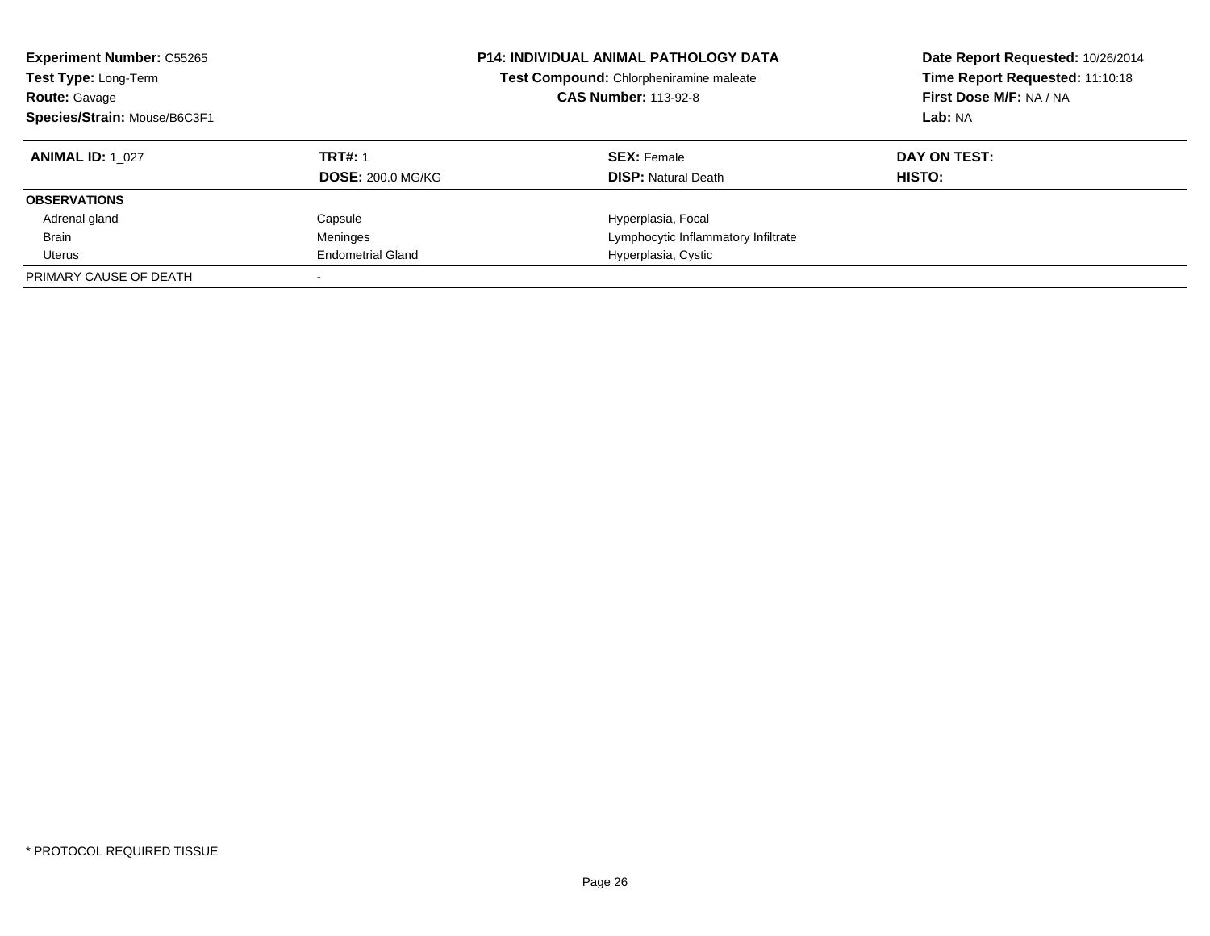**Experiment Number:** C55265
**Test Type:** Long-Term
**Route:** Gavage
**Species/Strain:** Mouse/B6C3F1

**P14: INDIVIDUAL ANIMAL PATHOLOGY DATA**
**Test Compound:** Chlorpheniramine maleate
**CAS Number:** 113-92-8

**Date Report Requested:** 10/26/2014
**Time Report Requested:** 11:10:18
**First Dose M/F:** NA / NA
**Lab:** NA

| **ANIMAL ID:** 1_027 | **TRT#:** 1 | **SEX:** Female | **DAY ON TEST:** |
|---|---|---|---|
| | **DOSE:** 200.0 MG/KG | **DISP:** Natural Death | **HISTO:** |
| **OBSERVATIONS** | | | |
| Adrenal gland | Capsule | Hyperplasia, Focal | |
| Brain | Meninges | Lymphocytic Inflammatory Infiltrate | |
| Uterus | Endometrial Gland | Hyperplasia, Cystic | |
| PRIMARY CAUSE OF DEATH | - | | |

* PROTOCOL REQUIRED TISSUE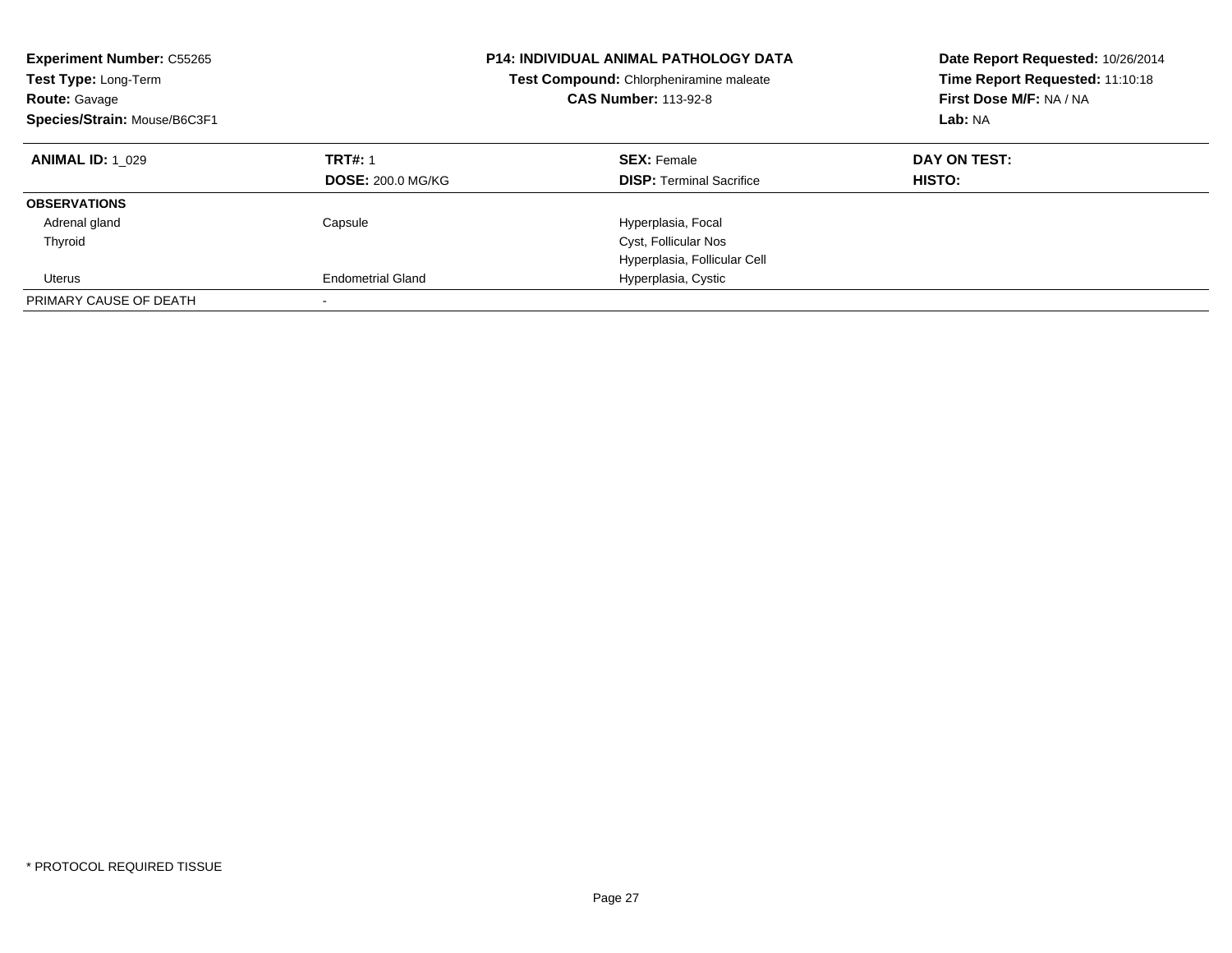**Experiment Number:** C55265
**Test Type:** Long-Term
**Route:** Gavage
**Species/Strain:** Mouse/B6C3F1

**P14: INDIVIDUAL ANIMAL PATHOLOGY DATA**
**Test Compound:** Chlorpheniramine maleate
**CAS Number:** 113-92-8

**Date Report Requested:** 10/26/2014
**Time Report Requested:** 11:10:18
**First Dose M/F:** NA / NA
**Lab:** NA

| **ANIMAL ID:** 1_029 | **TRT#:** 1 | **SEX:** Female | **DAY ON TEST:** |
|---|---|---|---|
| | **DOSE:** 200.0 MG/KG | **DISP:** Terminal Sacrifice | **HISTO:** |
| **OBSERVATIONS** | | | |
| Adrenal gland | Capsule | Hyperplasia, Focal | |
| Thyroid | | Cyst, Follicular Nos | |
| | | Hyperplasia, Follicular Cell | |
| Uterus | Endometrial Gland | Hyperplasia, Cystic | |
| PRIMARY CAUSE OF DEATH | - | | |

* PROTOCOL REQUIRED TISSUE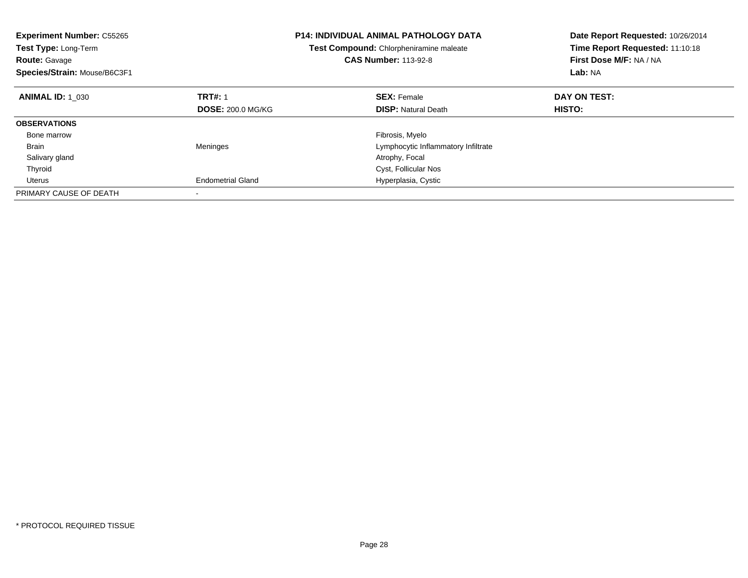**Experiment Number:** C55265
**Test Type:** Long-Term
**Route:** Gavage
**Species/Strain:** Mouse/B6C3F1

**P14: INDIVIDUAL ANIMAL PATHOLOGY DATA**
**Test Compound:** Chlorpheniramine maleate
**CAS Number:** 113-92-8

**Date Report Requested:** 10/26/2014
**Time Report Requested:** 11:10:18
**First Dose M/F:** NA / NA
**Lab:** NA

| **ANIMAL ID:** 1_030 | **TRT#:** 1 | **SEX:** Female | **DAY ON TEST:** |
|---|---|---|---|
| | **DOSE:** 200.0 MG/KG | **DISP:** Natural Death | **HISTO:** |
| **OBSERVATIONS** | | | |
| Bone marrow | | Fibrosis, Myelo | |
| Brain | Meninges | Lymphocytic Inflammatory Infiltrate | |
| Salivary gland | | Atrophy, Focal | |
| Thyroid | | Cyst, Follicular Nos | |
| Uterus | Endometrial Gland | Hyperplasia, Cystic | |
| PRIMARY CAUSE OF DEATH | - | | |

* PROTOCOL REQUIRED TISSUE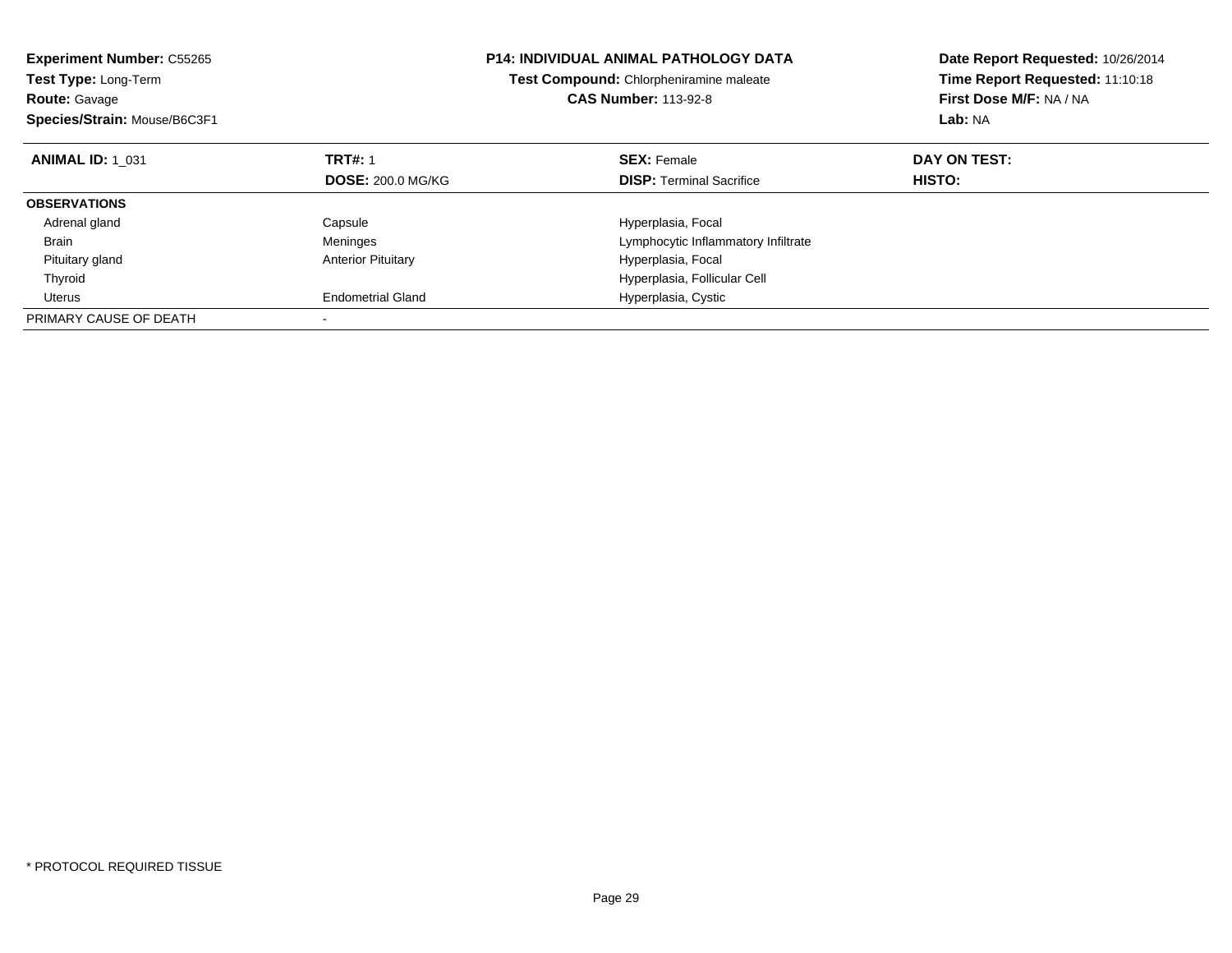**Experiment Number:** C55265
**Test Type:** Long-Term
**Route:** Gavage
**Species/Strain:** Mouse/B6C3F1

**P14: INDIVIDUAL ANIMAL PATHOLOGY DATA**
**Test Compound:** Chlorpheniramine maleate
**CAS Number:** 113-92-8

**Date Report Requested:** 10/26/2014
**Time Report Requested:** 11:10:18
**First Dose M/F:** NA / NA
**Lab:** NA

| **ANIMAL ID:** 1_031 | **TRT#:** 1 | **SEX:** Female | **DAY ON TEST:** |
|---|---|---|---|
| | **DOSE:** 200.0 MG/KG | **DISP:** Terminal Sacrifice | **HISTO:** |
| **OBSERVATIONS** | | | |
| Adrenal gland | Capsule | Hyperplasia, Focal | |
| Brain | Meninges | Lymphocytic Inflammatory Infiltrate | |
| Pituitary gland | Anterior Pituitary | Hyperplasia, Focal | |
| Thyroid | | Hyperplasia, Follicular Cell | |
| Uterus | Endometrial Gland | Hyperplasia, Cystic | |
| PRIMARY CAUSE OF DEATH | - | | |

* PROTOCOL REQUIRED TISSUE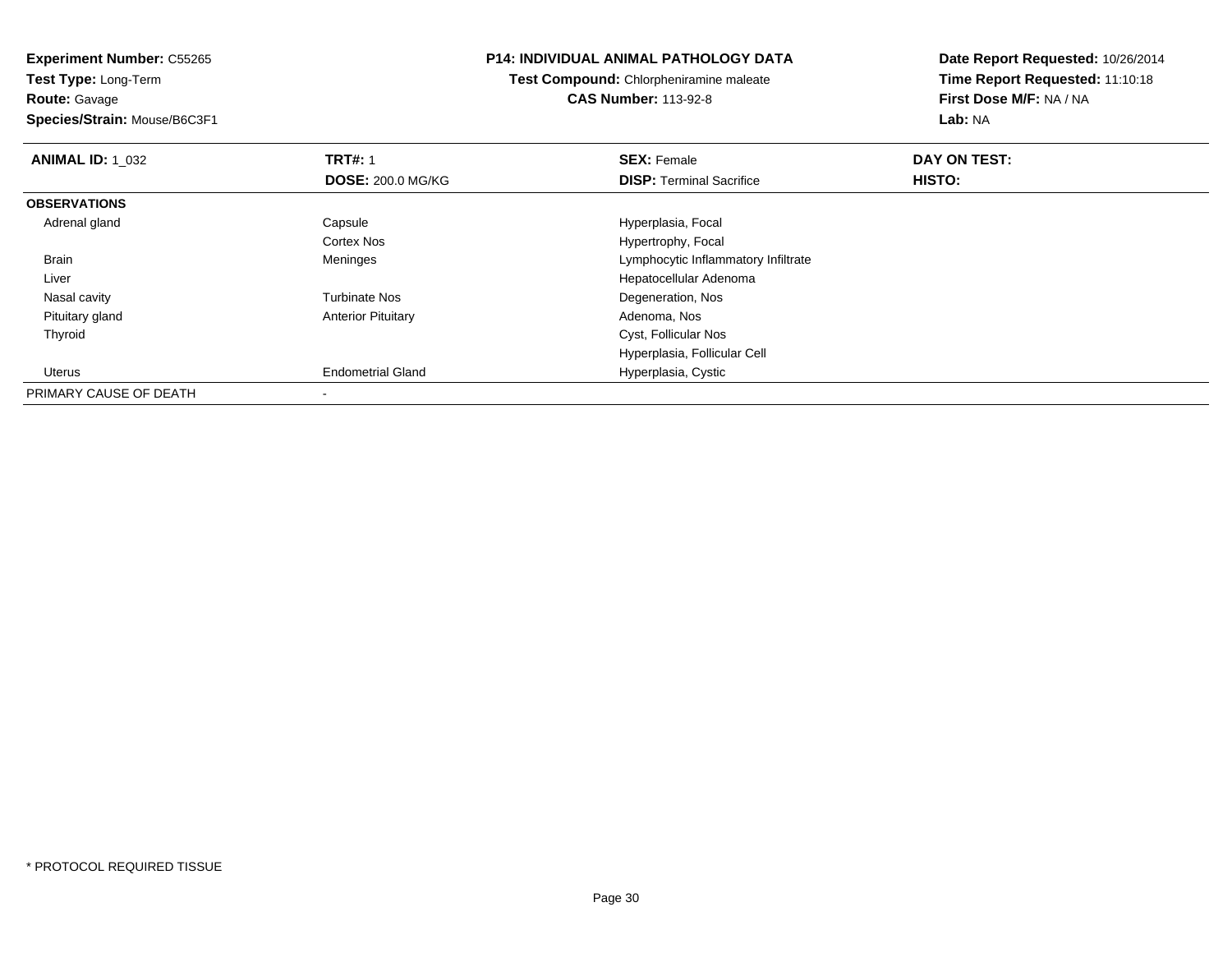**Experiment Number:** C55265
**Test Type:** Long-Term
**Route:** Gavage
**Species/Strain:** Mouse/B6C3F1

**P14: INDIVIDUAL ANIMAL PATHOLOGY DATA**
**Test Compound:** Chlorpheniramine maleate
**CAS Number:** 113-92-8

**Date Report Requested:** 10/26/2014
**Time Report Requested:** 11:10:18
**First Dose M/F:** NA / NA
**Lab:** NA

| **ANIMAL ID:** 1_032 | **TRT#:** 1 | **SEX:** Female | **DAY ON TEST:** |
|---|---|---|---|
| | **DOSE:** 200.0 MG/KG | **DISP:** Terminal Sacrifice | **HISTO:** |
| **OBSERVATIONS** | | | |
| Adrenal gland | Capsule | Hyperplasia, Focal | |
| | Cortex Nos | Hypertrophy, Focal | |
| Brain | Meninges | Lymphocytic Inflammatory Infiltrate | |
| Liver | | Hepatocellular Adenoma | |
| Nasal cavity | Turbinate Nos | Degeneration, Nos | |
| Pituitary gland | Anterior Pituitary | Adenoma, Nos | |
| Thyroid | | Cyst, Follicular Nos | |
| | | Hyperplasia, Follicular Cell | |
| Uterus | Endometrial Gland | Hyperplasia, Cystic | |
| PRIMARY CAUSE OF DEATH | - | | |

* PROTOCOL REQUIRED TISSUE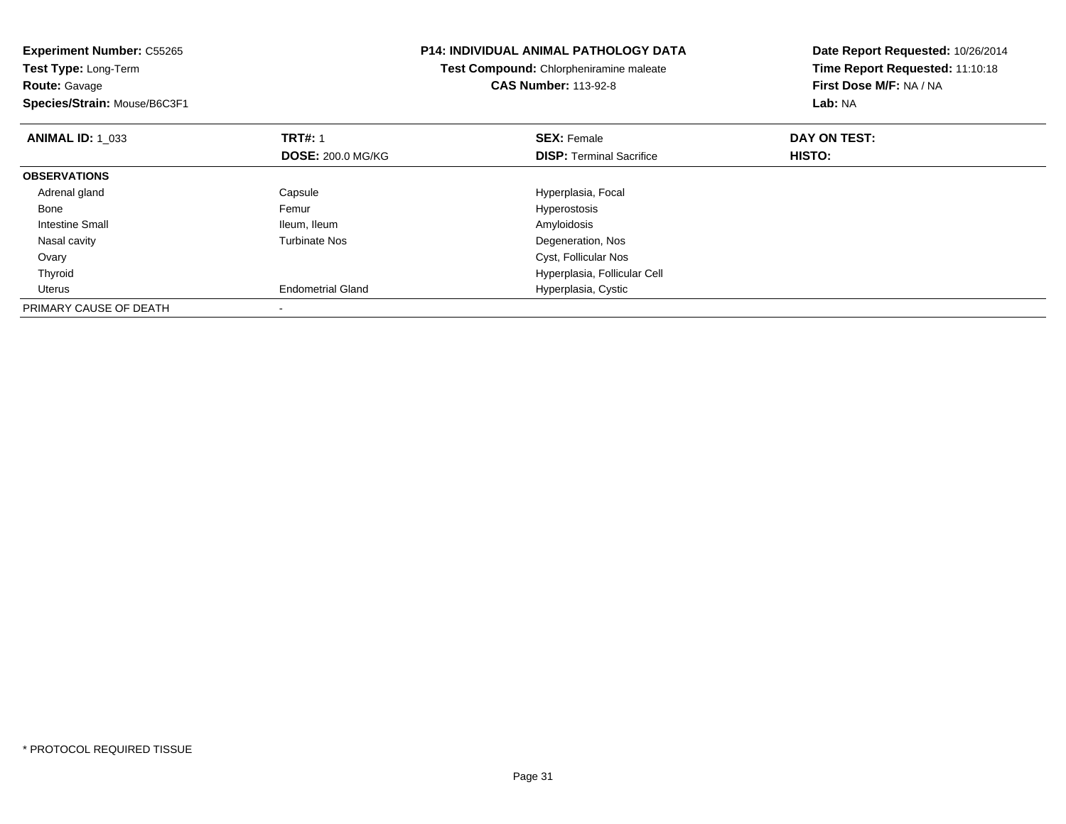**Experiment Number:** C55265
**Test Type:** Long-Term
**Route:** Gavage
**Species/Strain:** Mouse/B6C3F1

**P14: INDIVIDUAL ANIMAL PATHOLOGY DATA**
**Test Compound:** Chlorpheniramine maleate
**CAS Number:** 113-92-8

**Date Report Requested:** 10/26/2014
**Time Report Requested:** 11:10:18
**First Dose M/F:** NA / NA
**Lab:** NA

| **ANIMAL ID:** 1_033 | **TRT#:** 1 | **SEX:** Female | **DAY ON TEST:** |
|---|---|---|---|
| | **DOSE:** 200.0 MG/KG | **DISP:** Terminal Sacrifice | **HISTO:** |
| **OBSERVATIONS** | | | |
| Adrenal gland | Capsule | Hyperplasia, Focal | |
| Bone | Femur | Hyperostosis | |
| Intestine Small | Ileum, Ileum | Amyloidosis | |
| Nasal cavity | Turbinate Nos | Degeneration, Nos | |
| Ovary | | Cyst, Follicular Nos | |
| Thyroid | | Hyperplasia, Follicular Cell | |
| Uterus | Endometrial Gland | Hyperplasia, Cystic | |
| PRIMARY CAUSE OF DEATH | - | | |

* PROTOCOL REQUIRED TISSUE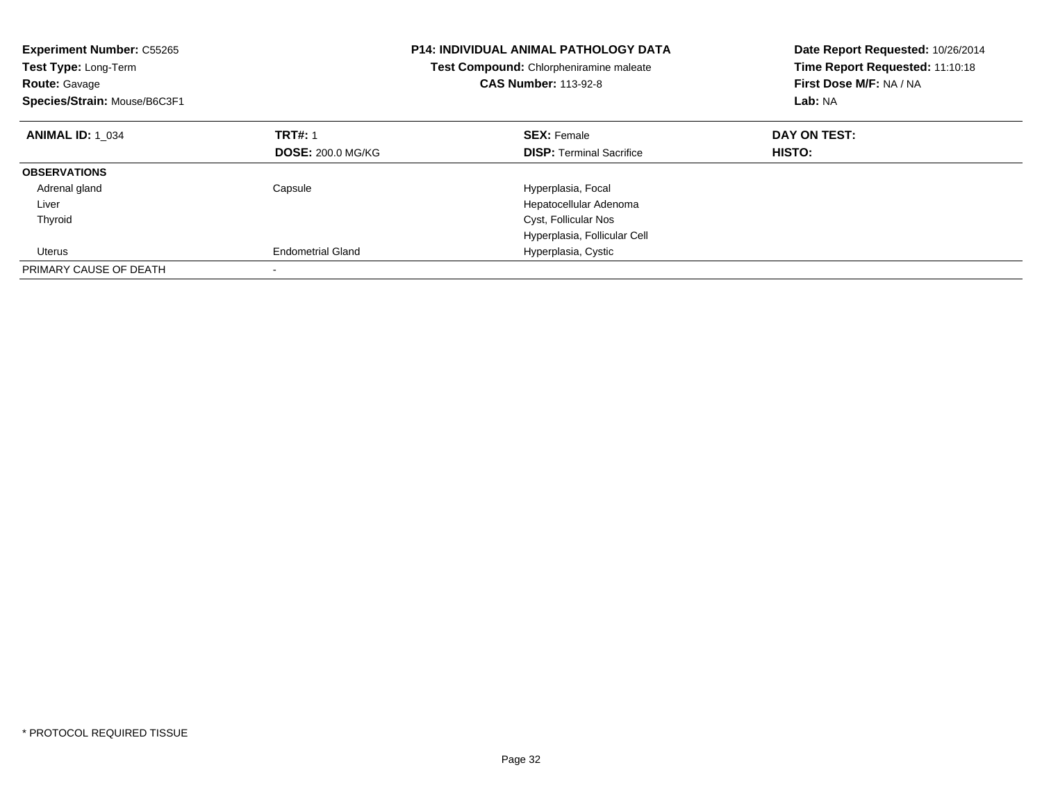**Experiment Number:** C55265
**Test Type:** Long-Term
**Route:** Gavage
**Species/Strain:** Mouse/B6C3F1

**P14: INDIVIDUAL ANIMAL PATHOLOGY DATA**
**Test Compound:** Chlorpheniramine maleate
**CAS Number:** 113-92-8

**Date Report Requested:** 10/26/2014
**Time Report Requested:** 11:10:18
**First Dose M/F:** NA / NA
**Lab:** NA

| **ANIMAL ID:** 1_034 | **TRT#:** 1 | **SEX:** Female | **DAY ON TEST:** |
|---|---|---|---|
| | **DOSE:** 200.0 MG/KG | **DISP:** Terminal Sacrifice | **HISTO:** |
| **OBSERVATIONS** | | | |
| Adrenal gland | Capsule | Hyperplasia, Focal | |
| Liver | | Hepatocellular Adenoma | |
| Thyroid | | Cyst, Follicular Nos | |
| | | Hyperplasia, Follicular Cell | |
| Uterus | Endometrial Gland | Hyperplasia, Cystic | |
| PRIMARY CAUSE OF DEATH | - | | |

\* PROTOCOL REQUIRED TISSUE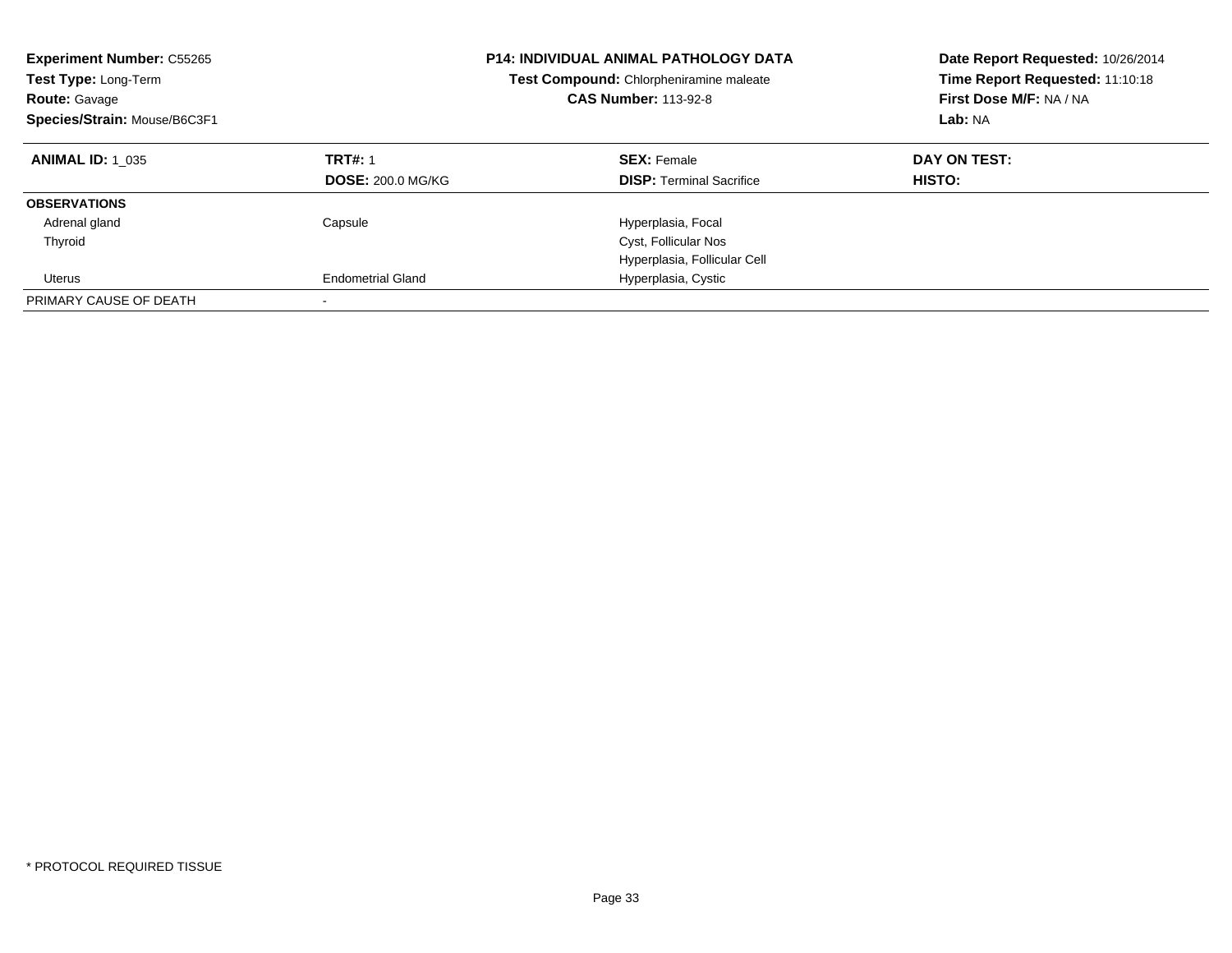**Experiment Number:** C55265
**Test Type:** Long-Term
**Route:** Gavage
**Species/Strain:** Mouse/B6C3F1

**P14: INDIVIDUAL ANIMAL PATHOLOGY DATA**
**Test Compound:** Chlorpheniramine maleate
**CAS Number:** 113-92-8

**Date Report Requested:** 10/26/2014
**Time Report Requested:** 11:10:18
**First Dose M/F:** NA / NA
**Lab:** NA

| **ANIMAL ID:** 1_035 | **TRT#:** 1 | **SEX:** Female | **DAY ON TEST:** |
|---|---|---|---|
| | **DOSE:** 200.0 MG/KG | **DISP:** Terminal Sacrifice | **HISTO:** |
| **OBSERVATIONS** | | | |
| Adrenal gland | Capsule | Hyperplasia, Focal | |
| Thyroid | | Cyst, Follicular Nos | |
| | | Hyperplasia, Follicular Cell | |
| Uterus | Endometrial Gland | Hyperplasia, Cystic | |
| PRIMARY CAUSE OF DEATH | - | | |

* PROTOCOL REQUIRED TISSUE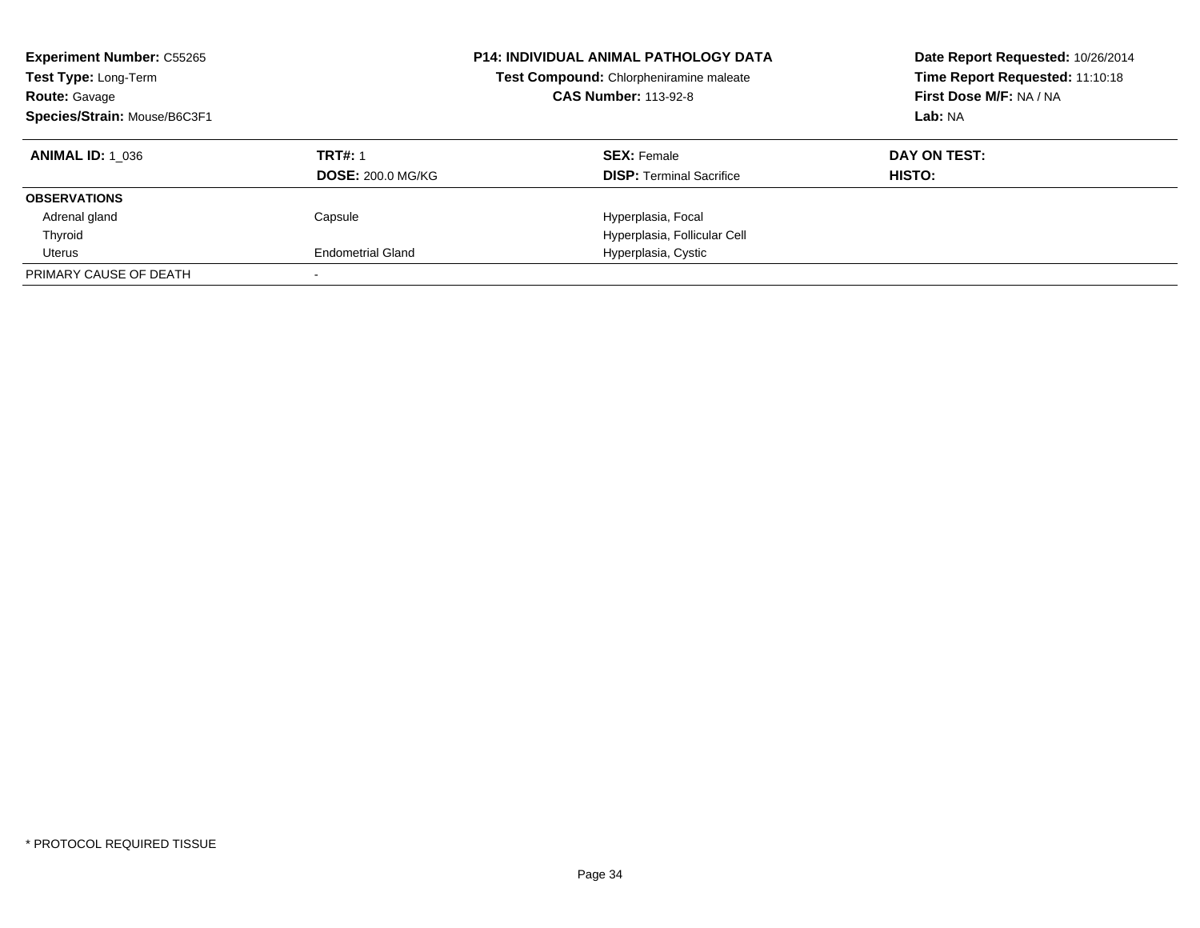**Experiment Number:** C55265
**Test Type:** Long-Term
**Route:** Gavage
**Species/Strain:** Mouse/B6C3F1

**P14: INDIVIDUAL ANIMAL PATHOLOGY DATA**
**Test Compound:** Chlorpheniramine maleate
**CAS Number:** 113-92-8

**Date Report Requested:** 10/26/2014
**Time Report Requested:** 11:10:18
**First Dose M/F:** NA / NA
**Lab:** NA

| **ANIMAL ID:** 1_036 | **TRT#:** 1 | **SEX:** Female | **DAY ON TEST:** |
|---|---|---|---|
| | **DOSE:** 200.0 MG/KG | **DISP:** Terminal Sacrifice | **HISTO:** |
| **OBSERVATIONS** | | | |
| Adrenal gland | Capsule | Hyperplasia, Focal | |
| Thyroid | | Hyperplasia, Follicular Cell | |
| Uterus | Endometrial Gland | Hyperplasia, Cystic | |
| PRIMARY CAUSE OF DEATH | - | | |

* PROTOCOL REQUIRED TISSUE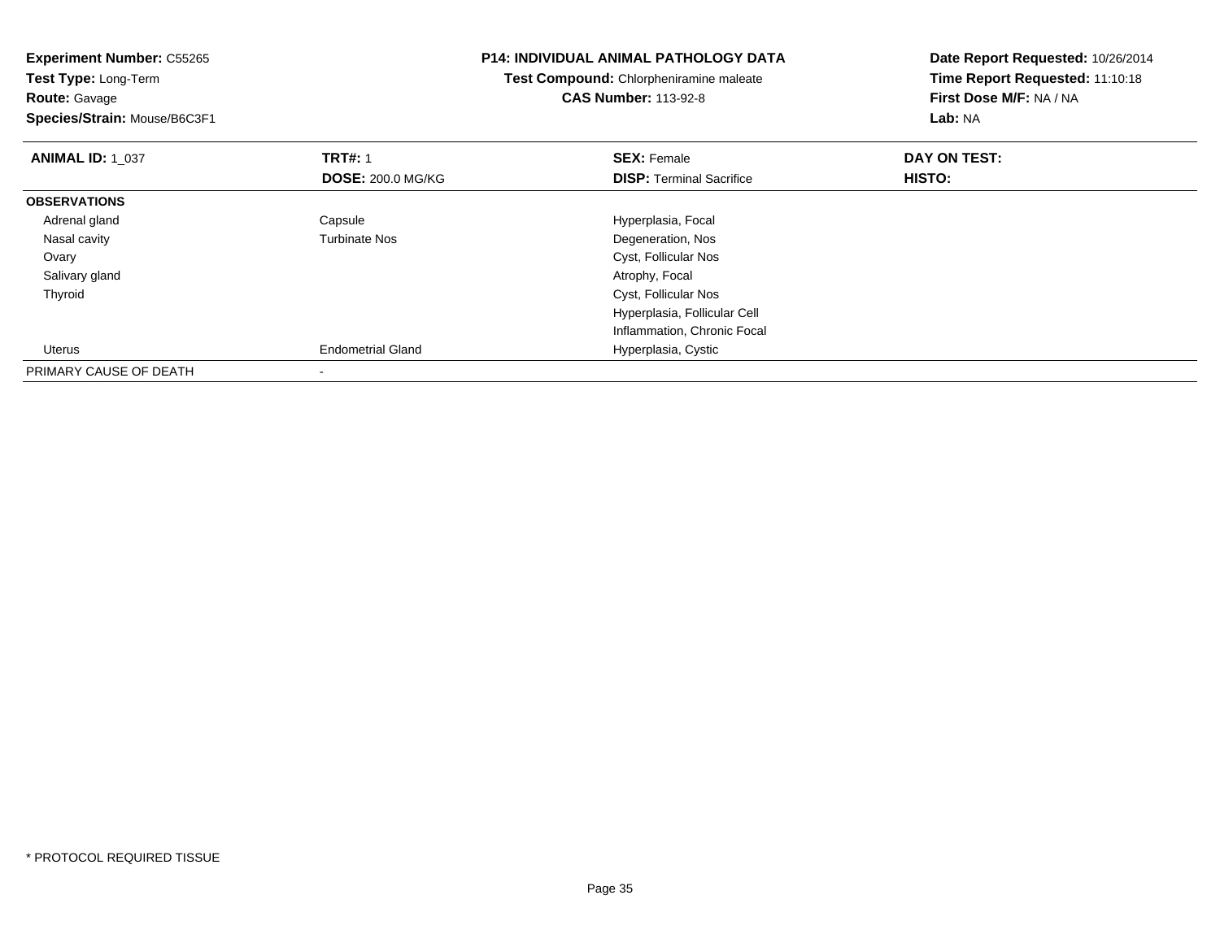**Experiment Number:** C55265
**Test Type:** Long-Term
**Route:** Gavage
**Species/Strain:** Mouse/B6C3F1

**P14: INDIVIDUAL ANIMAL PATHOLOGY DATA**
**Test Compound:** Chlorpheniramine maleate
**CAS Number:** 113-92-8

**Date Report Requested:** 10/26/2014
**Time Report Requested:** 11:10:18
**First Dose M/F:** NA / NA
**Lab:** NA

| **ANIMAL ID:** 1_037 | **TRT#:** 1 | **SEX:** Female | **DAY ON TEST:** |
|---|---|---|---|
| | **DOSE:** 200.0 MG/KG | **DISP:** Terminal Sacrifice | **HISTO:** |
| **OBSERVATIONS** | | | |
| Adrenal gland | Capsule | Hyperplasia, Focal | |
| Nasal cavity | Turbinate Nos | Degeneration, Nos | |
| Ovary | | Cyst, Follicular Nos | |
| Salivary gland | | Atrophy, Focal | |
| Thyroid | | Cyst, Follicular Nos | |
| | | Hyperplasia, Follicular Cell | |
| | | Inflammation, Chronic Focal | |
| Uterus | Endometrial Gland | Hyperplasia, Cystic | |
| PRIMARY CAUSE OF DEATH | - | | |

* PROTOCOL REQUIRED TISSUE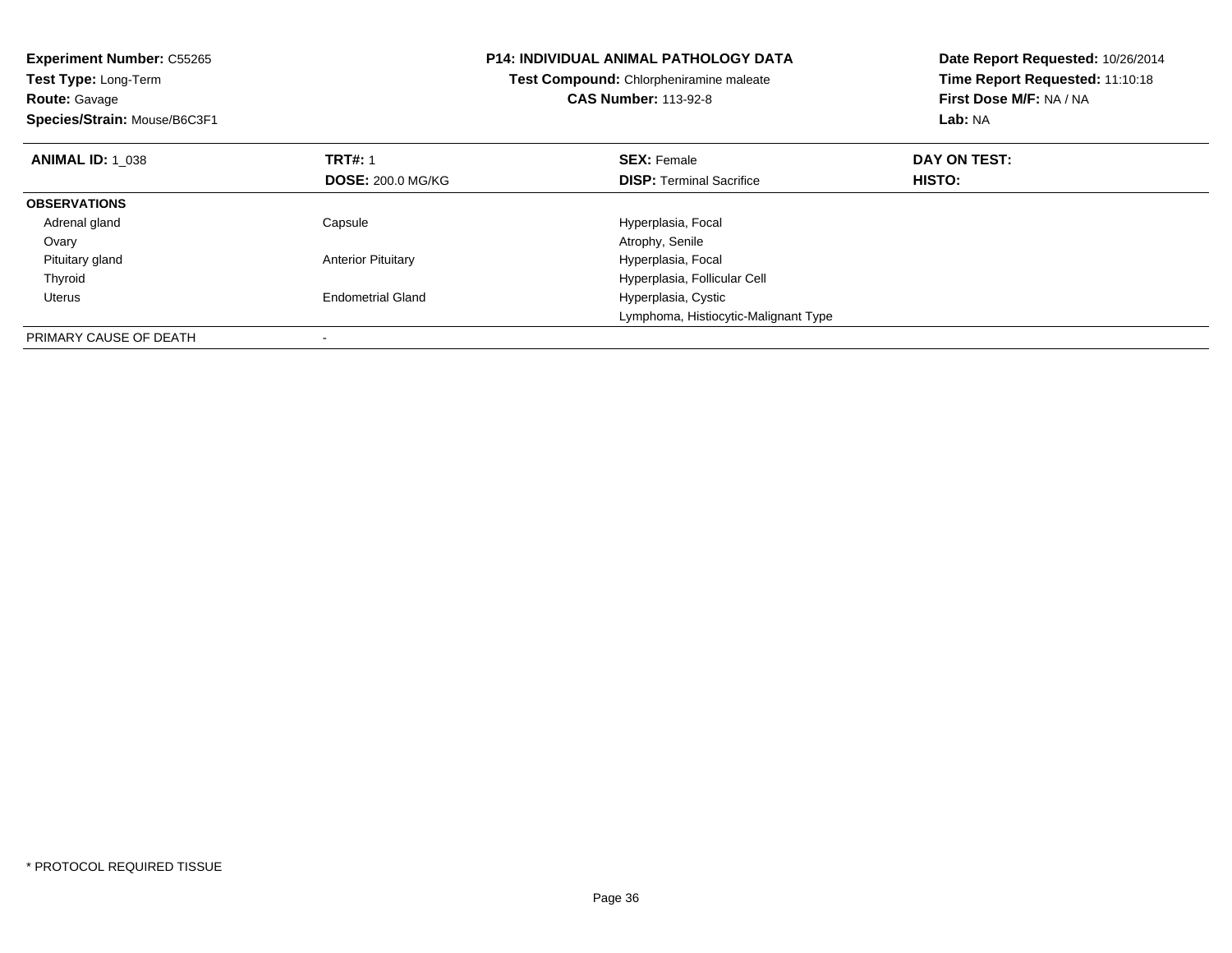**Experiment Number:** C55265
**Test Type:** Long-Term
**Route:** Gavage
**Species/Strain:** Mouse/B6C3F1

**P14: INDIVIDUAL ANIMAL PATHOLOGY DATA**
**Test Compound:** Chlorpheniramine maleate
**CAS Number:** 113-92-8

**Date Report Requested:** 10/26/2014
**Time Report Requested:** 11:10:18
**First Dose M/F:** NA / NA
**Lab:** NA

| **ANIMAL ID:** 1_038 | **TRT#:** 1 | **SEX:** Female | **DAY ON TEST:** |
|---|---|---|---|
| | **DOSE:** 200.0 MG/KG | **DISP:** Terminal Sacrifice | **HISTO:** |
| **OBSERVATIONS** | | | |
| Adrenal gland | Capsule | Hyperplasia, Focal | |
| Ovary | | Atrophy, Senile | |
| Pituitary gland | Anterior Pituitary | Hyperplasia, Focal | |
| Thyroid | | Hyperplasia, Follicular Cell | |
| Uterus | Endometrial Gland | Hyperplasia, Cystic | |
| | | Lymphoma, Histiocytic-Malignant Type | |
| PRIMARY CAUSE OF DEATH | - | | |

* PROTOCOL REQUIRED TISSUE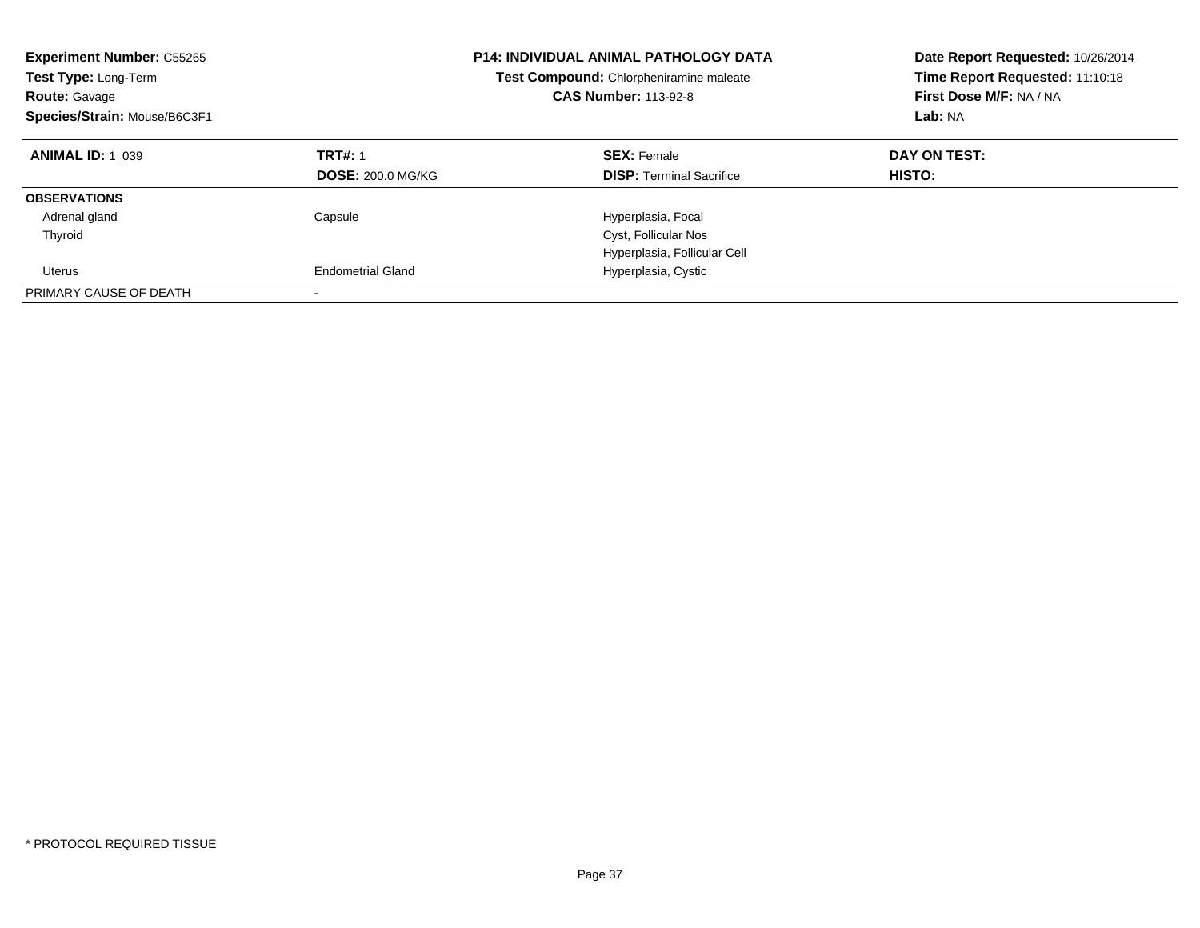**Experiment Number:** C55265
**Test Type:** Long-Term
**Route:** Gavage
**Species/Strain:** Mouse/B6C3F1

**P14: INDIVIDUAL ANIMAL PATHOLOGY DATA**
**Test Compound:** Chlorpheniramine maleate
**CAS Number:** 113-92-8

**Date Report Requested:** 10/26/2014
**Time Report Requested:** 11:10:18
**First Dose M/F:** NA / NA
**Lab:** NA

| **ANIMAL ID:** 1_039 | **TRT#:** 1 | **SEX:** Female | **DAY ON TEST:** |
|---|---|---|---|
| | **DOSE:** 200.0 MG/KG | **DISP:** Terminal Sacrifice | **HISTO:** |
| **OBSERVATIONS** | | | |
| Adrenal gland | Capsule | Hyperplasia, Focal | |
| Thyroid | | Cyst, Follicular Nos | |
| | | Hyperplasia, Follicular Cell | |
| Uterus | Endometrial Gland | Hyperplasia, Cystic | |
| PRIMARY CAUSE OF DEATH | - | | |

* PROTOCOL REQUIRED TISSUE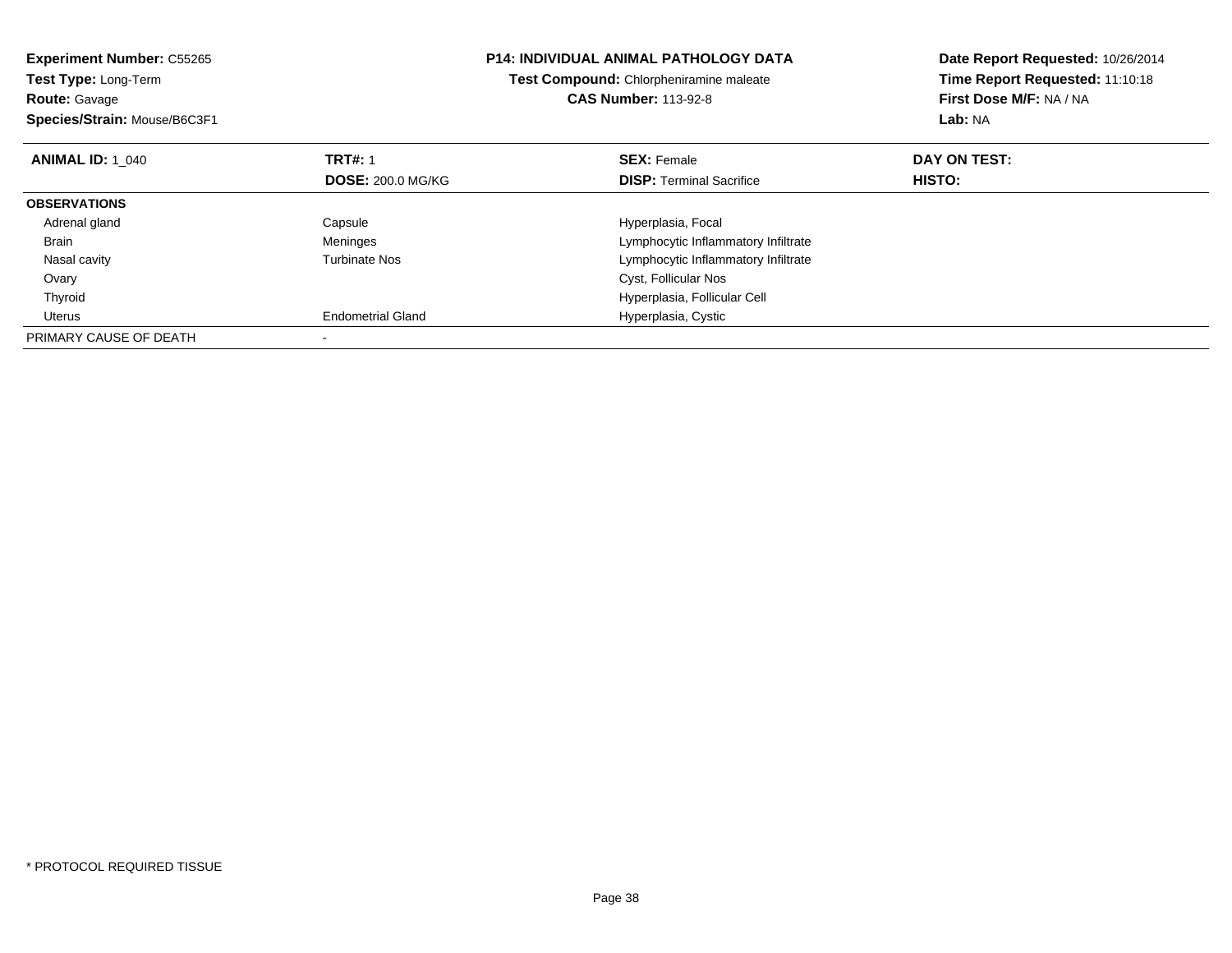**Experiment Number:** C55265
**Test Type:** Long-Term
**Route:** Gavage
**Species/Strain:** Mouse/B6C3F1

**P14: INDIVIDUAL ANIMAL PATHOLOGY DATA**
**Test Compound:** Chlorpheniramine maleate
**CAS Number:** 113-92-8

**Date Report Requested:** 10/26/2014
**Time Report Requested:** 11:10:18
**First Dose M/F:** NA / NA
**Lab:** NA

| **ANIMAL ID:** 1_040 | **TRT#:** 1<br>**DOSE:** 200.0 MG/KG | **SEX:** Female<br>**DISP:** Terminal Sacrifice | **DAY ON TEST:**<br>**HISTO:** |
|---|---|---|---|
| **OBSERVATIONS** | | | |
| Adrenal gland | Capsule | Hyperplasia, Focal | |
| Brain | Meninges | Lymphocytic Inflammatory Infiltrate | |
| Nasal cavity | Turbinate Nos | Lymphocytic Inflammatory Infiltrate | |
| Ovary | | Cyst, Follicular Nos | |
| Thyroid | | Hyperplasia, Follicular Cell | |
| Uterus | Endometrial Gland | Hyperplasia, Cystic | |
| PRIMARY CAUSE OF DEATH | - | | |

* PROTOCOL REQUIRED TISSUE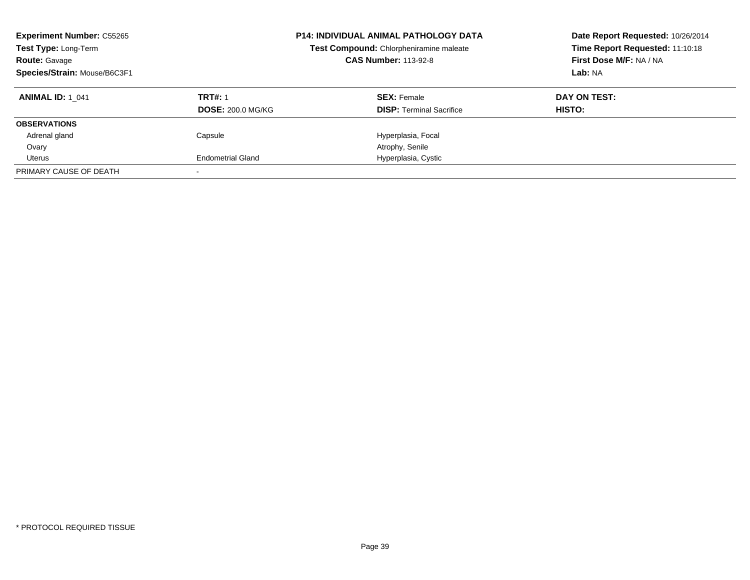**Experiment Number:** C55265
**Test Type:** Long-Term
**Route:** Gavage
**Species/Strain:** Mouse/B6C3F1

**P14: INDIVIDUAL ANIMAL PATHOLOGY DATA**
**Test Compound:** Chlorpheniramine maleate
**CAS Number:** 113-92-8

**Date Report Requested:** 10/26/2014
**Time Report Requested:** 11:10:18
**First Dose M/F:** NA / NA
**Lab:** NA

| **ANIMAL ID:** 1_041 | **TRT#:** 1 | **SEX:** Female | **DAY ON TEST:** |
|---|---|---|---|
| | **DOSE:** 200.0 MG/KG | **DISP:** Terminal Sacrifice | **HISTO:** |
| **OBSERVATIONS** | | | |
| Adrenal gland | Capsule | Hyperplasia, Focal | |
| Ovary | | Atrophy, Senile | |
| Uterus | Endometrial Gland | Hyperplasia, Cystic | |
| PRIMARY CAUSE OF DEATH | - | | |

* PROTOCOL REQUIRED TISSUE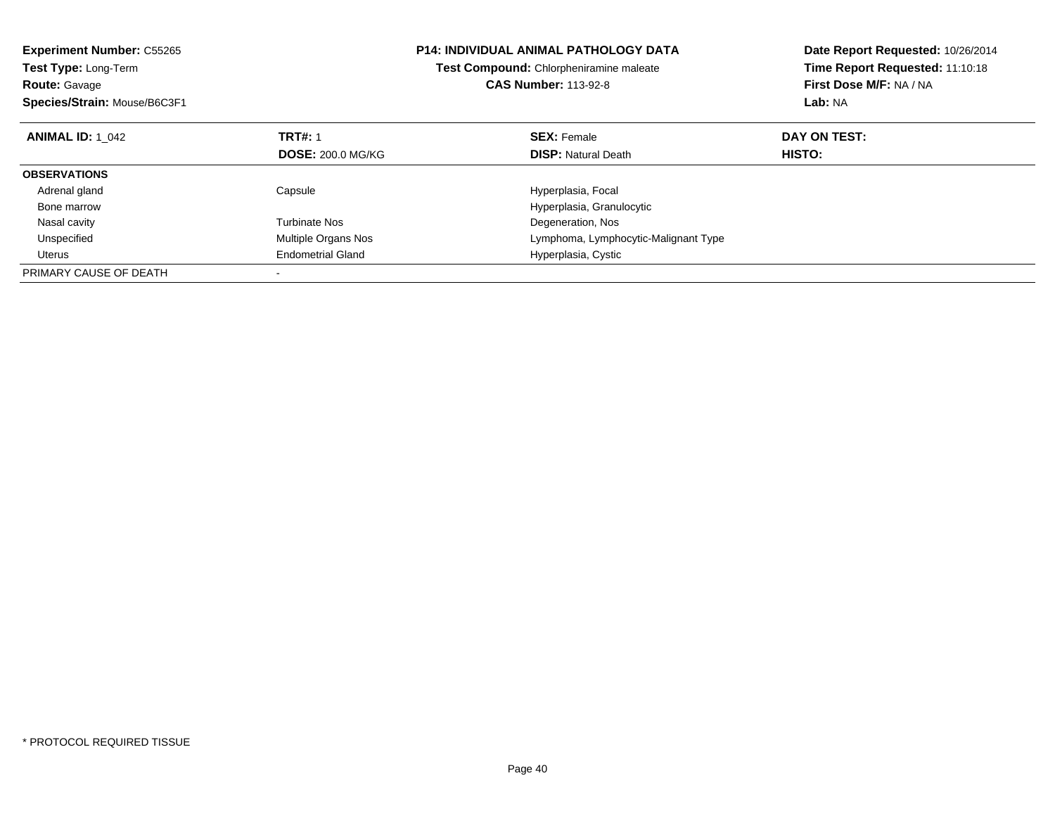**Experiment Number:** C55265
**Test Type:** Long-Term
**Route:** Gavage
**Species/Strain:** Mouse/B6C3F1

**P14: INDIVIDUAL ANIMAL PATHOLOGY DATA**
**Test Compound:** Chlorpheniramine maleate
**CAS Number:** 113-92-8

**Date Report Requested:** 10/26/2014
**Time Report Requested:** 11:10:18
**First Dose M/F:** NA / NA
**Lab:** NA

| **ANIMAL ID:** 1_042 | **TRT#:** 1<br>**DOSE:** 200.0 MG/KG | **SEX:** Female<br>**DISP:** Natural Death | **DAY ON TEST:**<br>**HISTO:** |
|---|---|---|---|
| **OBSERVATIONS** | | | |
| Adrenal gland | Capsule | Hyperplasia, Focal | |
| Bone marrow | | Hyperplasia, Granulocytic | |
| Nasal cavity | Turbinate Nos | Degeneration, Nos | |
| Unspecified | Multiple Organs Nos | Lymphoma, Lymphocytic-Malignant Type | |
| Uterus | Endometrial Gland | Hyperplasia, Cystic | |
| PRIMARY CAUSE OF DEATH | - | | |

* PROTOCOL REQUIRED TISSUE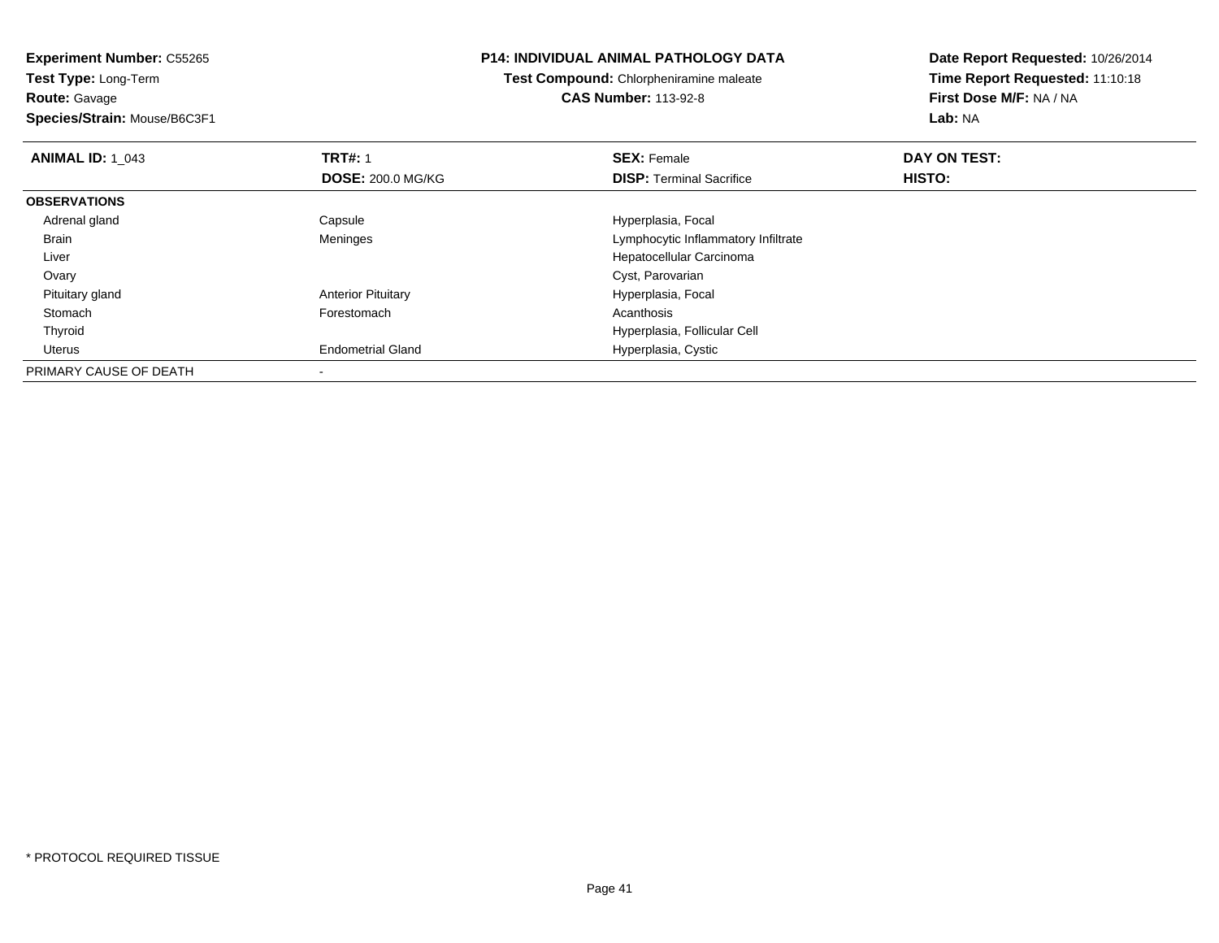**Experiment Number:** C55265
**Test Type:** Long-Term
**Route:** Gavage
**Species/Strain:** Mouse/B6C3F1

**P14: INDIVIDUAL ANIMAL PATHOLOGY DATA**
**Test Compound:** Chlorpheniramine maleate
**CAS Number:** 113-92-8

**Date Report Requested:** 10/26/2014
**Time Report Requested:** 11:10:18
**First Dose M/F:** NA / NA
**Lab:** NA

| **ANIMAL ID:** 1_043 | **TRT#:** 1 | **SEX:** Female | **DAY ON TEST:** |
|---|---|---|---|
| | **DOSE:** 200.0 MG/KG | **DISP:** Terminal Sacrifice | **HISTO:** |
| **OBSERVATIONS** | | | |
| Adrenal gland | Capsule | Hyperplasia, Focal | |
| Brain | Meninges | Lymphocytic Inflammatory Infiltrate | |
| Liver | | Hepatocellular Carcinoma | |
| Ovary | | Cyst, Parovarian | |
| Pituitary gland | Anterior Pituitary | Hyperplasia, Focal | |
| Stomach | Forestomach | Acanthosis | |
| Thyroid | | Hyperplasia, Follicular Cell | |
| Uterus | Endometrial Gland | Hyperplasia, Cystic | |
| PRIMARY CAUSE OF DEATH | - | | |

* PROTOCOL REQUIRED TISSUE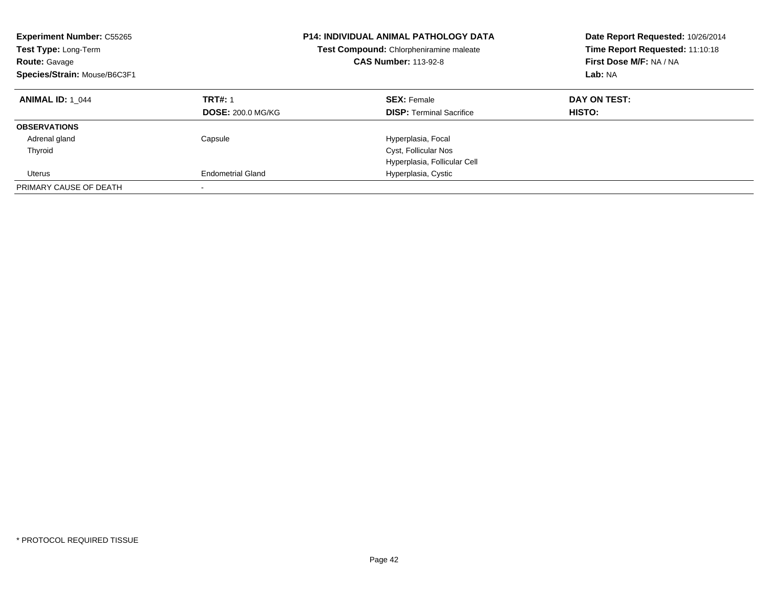**Experiment Number:** C55265
**Test Type:** Long-Term
**Route:** Gavage
**Species/Strain:** Mouse/B6C3F1

**P14: INDIVIDUAL ANIMAL PATHOLOGY DATA**
**Test Compound:** Chlorpheniramine maleate
**CAS Number:** 113-92-8

**Date Report Requested:** 10/26/2014
**Time Report Requested:** 11:10:18
**First Dose M/F:** NA / NA
**Lab:** NA

| **ANIMAL ID:** 1_044 | **TRT#:** 1 | **SEX:** Female | **DAY ON TEST:** |
|---|---|---|---|
| | **DOSE:** 200.0 MG/KG | **DISP:** Terminal Sacrifice | **HISTO:** |
| **OBSERVATIONS** | | | |
| Adrenal gland | Capsule | Hyperplasia, Focal | |
| Thyroid | | Cyst, Follicular Nos | |
| | | Hyperplasia, Follicular Cell | |
| Uterus | Endometrial Gland | Hyperplasia, Cystic | |
| PRIMARY CAUSE OF DEATH | - | | |

\* PROTOCOL REQUIRED TISSUE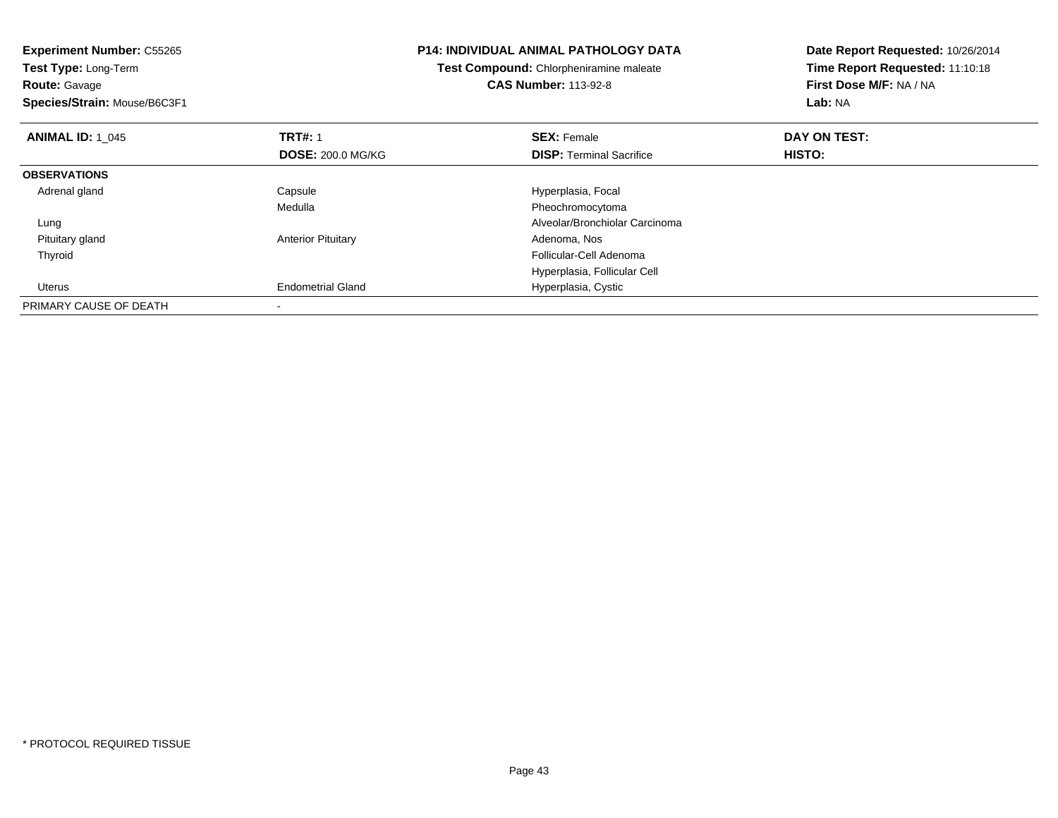**Experiment Number:** C55265
**Test Type:** Long-Term
**Route:** Gavage
**Species/Strain:** Mouse/B6C3F1

**P14: INDIVIDUAL ANIMAL PATHOLOGY DATA**
**Test Compound:** Chlorpheniramine maleate
**CAS Number:** 113-92-8

**Date Report Requested:** 10/26/2014
**Time Report Requested:** 11:10:18
**First Dose M/F:** NA / NA
**Lab:** NA

| **ANIMAL ID:** 1_045 | **TRT#:** 1 | **SEX:** Female | **DAY ON TEST:** |
|---|---|---|---|
| | **DOSE:** 200.0 MG/KG | **DISP:** Terminal Sacrifice | **HISTO:** |
| **OBSERVATIONS** | | | |
| Adrenal gland | Capsule | Hyperplasia, Focal | |
| | Medulla | Pheochromocytoma | |
| Lung | | Alveolar/Bronchiolar Carcinoma | |
| Pituitary gland | Anterior Pituitary | Adenoma, Nos | |
| Thyroid | | Follicular-Cell Adenoma | |
| | | Hyperplasia, Follicular Cell | |
| Uterus | Endometrial Gland | Hyperplasia, Cystic | |
| PRIMARY CAUSE OF DEATH | - | | |

* PROTOCOL REQUIRED TISSUE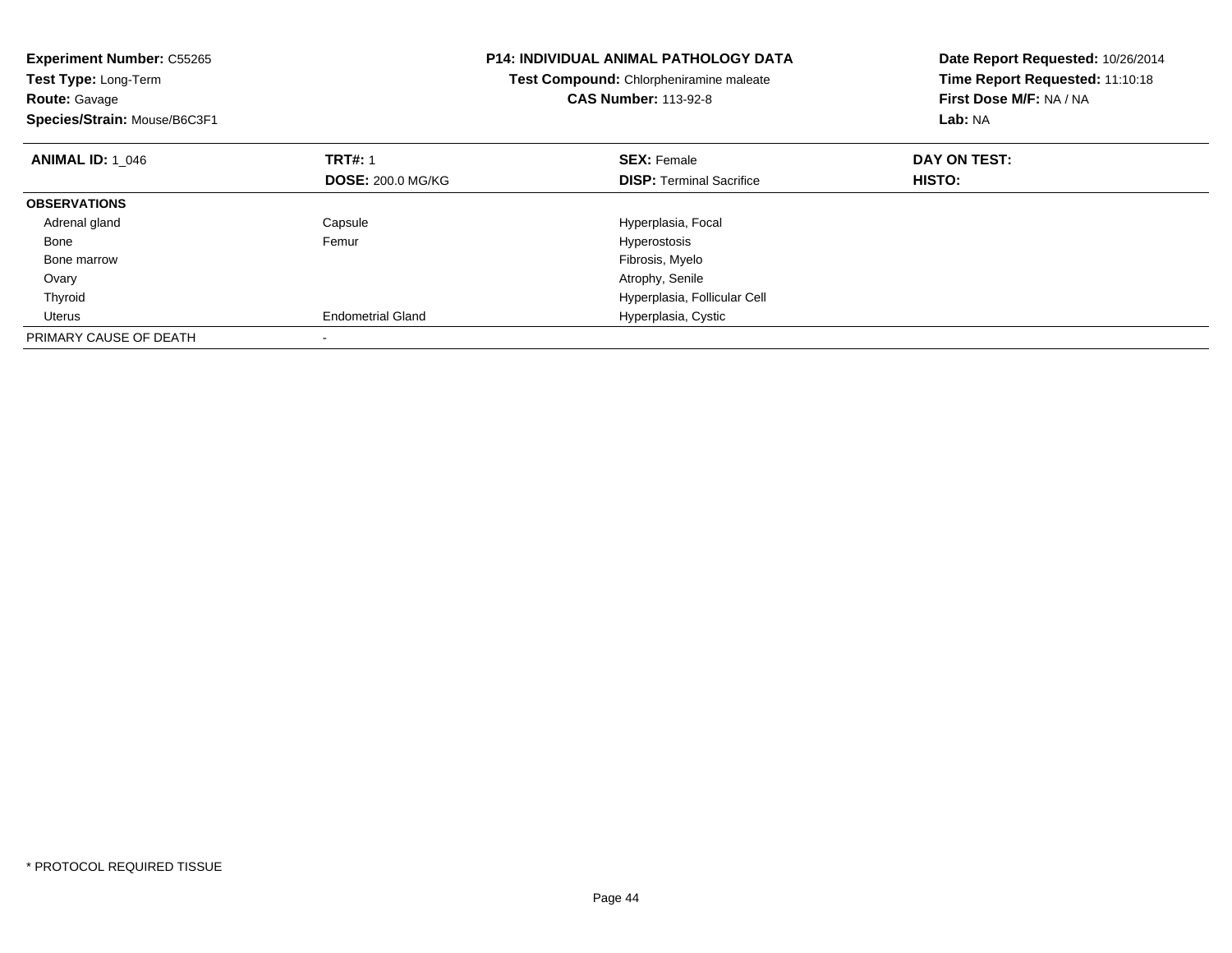**Experiment Number:** C55265
**Test Type:** Long-Term
**Route:** Gavage
**Species/Strain:** Mouse/B6C3F1

**P14: INDIVIDUAL ANIMAL PATHOLOGY DATA**
**Test Compound:** Chlorpheniramine maleate
**CAS Number:** 113-92-8

**Date Report Requested:** 10/26/2014
**Time Report Requested:** 11:10:18
**First Dose M/F:** NA / NA
**Lab:** NA

| **ANIMAL ID:** 1_046 | **TRT#:** 1 | **SEX:** Female | **DAY ON TEST:** |
|---|---|---|---|
| | **DOSE:** 200.0 MG/KG | **DISP:** Terminal Sacrifice | **HISTO:** |
| **OBSERVATIONS** | | | |
| Adrenal gland | Capsule | Hyperplasia, Focal | |
| Bone | Femur | Hyperostosis | |
| Bone marrow | | Fibrosis, Myelo | |
| Ovary | | Atrophy, Senile | |
| Thyroid | | Hyperplasia, Follicular Cell | |
| Uterus | Endometrial Gland | Hyperplasia, Cystic | |
| PRIMARY CAUSE OF DEATH | - | | |

* PROTOCOL REQUIRED TISSUE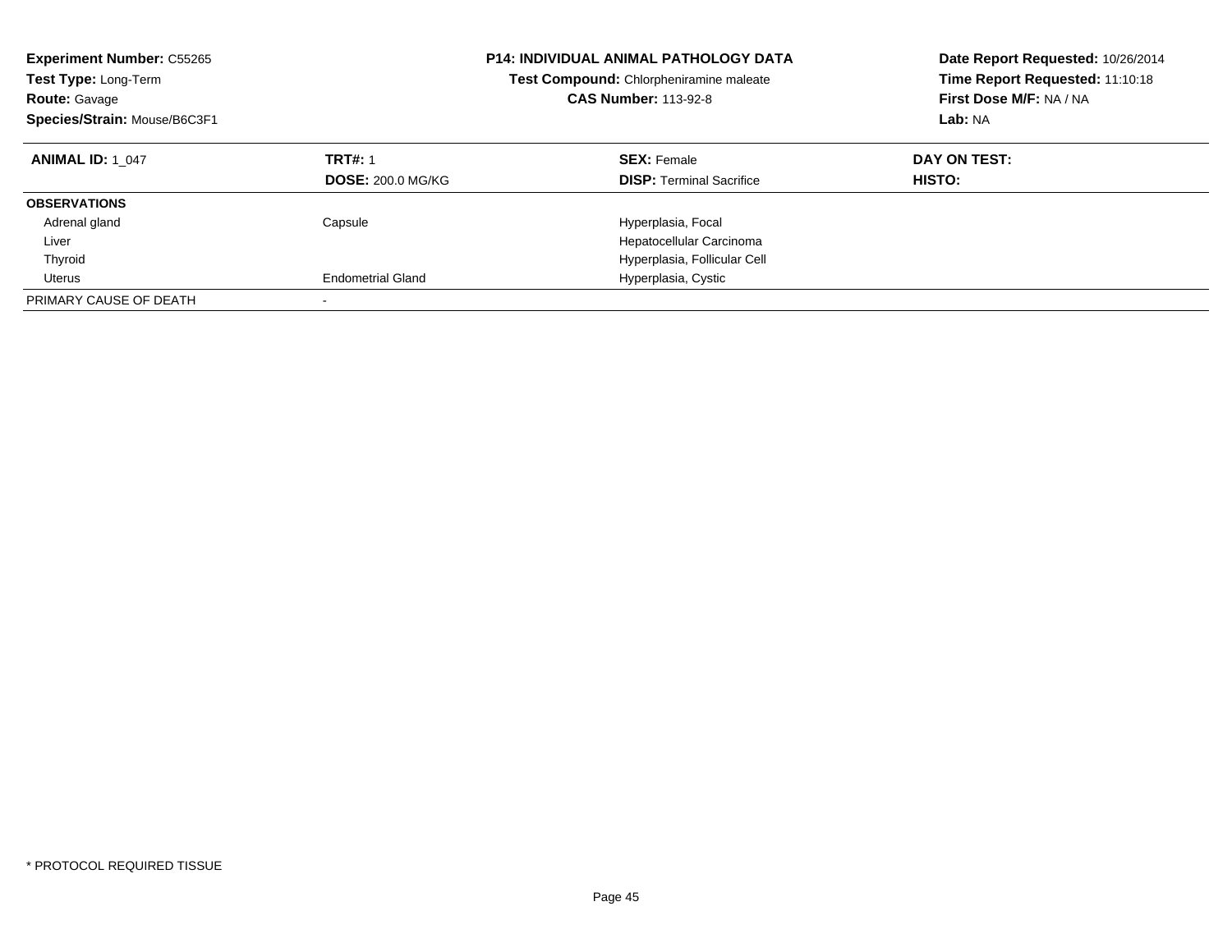**Experiment Number:** C55265
**Test Type:** Long-Term
**Route:** Gavage
**Species/Strain:** Mouse/B6C3F1

**P14: INDIVIDUAL ANIMAL PATHOLOGY DATA**
**Test Compound:** Chlorpheniramine maleate
**CAS Number:** 113-92-8

**Date Report Requested:** 10/26/2014
**Time Report Requested:** 11:10:18
**First Dose M/F:** NA / NA
**Lab:** NA

| **ANIMAL ID:** 1_047 | **TRT#:** 1 | **SEX:** Female | **DAY ON TEST:** |
|---|---|---|---|
| | **DOSE:** 200.0 MG/KG | **DISP:** Terminal Sacrifice | **HISTO:** |
| **OBSERVATIONS** | | | |
| Adrenal gland | Capsule | Hyperplasia, Focal | |
| Liver | | Hepatocellular Carcinoma | |
| Thyroid | | Hyperplasia, Follicular Cell | |
| Uterus | Endometrial Gland | Hyperplasia, Cystic | |
| PRIMARY CAUSE OF DEATH | - | | |

* PROTOCOL REQUIRED TISSUE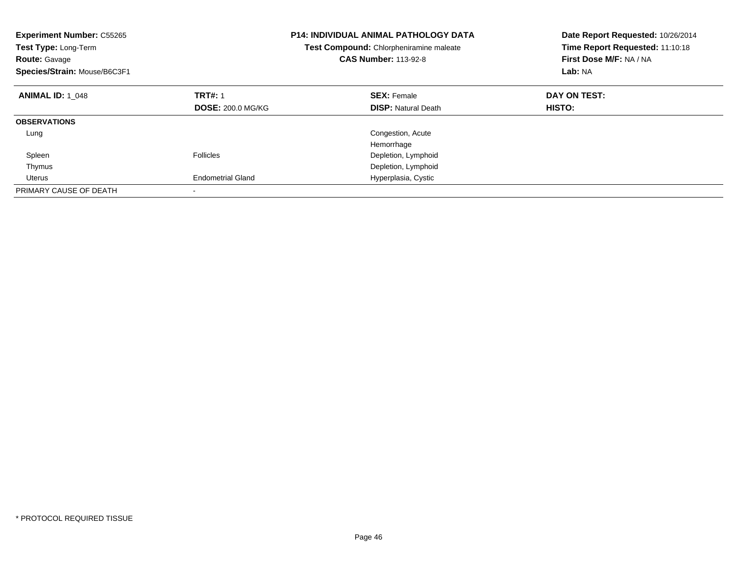**Experiment Number:** C55265
**Test Type:** Long-Term
**Route:** Gavage
**Species/Strain:** Mouse/B6C3F1

**P14: INDIVIDUAL ANIMAL PATHOLOGY DATA**
**Test Compound:** Chlorpheniramine maleate
**CAS Number:** 113-92-8

**Date Report Requested:** 10/26/2014
**Time Report Requested:** 11:10:18
**First Dose M/F:** NA / NA
**Lab:** NA

| **ANIMAL ID:** 1_048 | **TRT#:** 1 | **SEX:** Female | **DAY ON TEST:** |
|---|---|---|---|
| | **DOSE:** 200.0 MG/KG | **DISP:** Natural Death | **HISTO:** |
| **OBSERVATIONS** | | | |
| Lung | | Congestion, Acute | |
| | | Hemorrhage | |
| Spleen | Follicles | Depletion, Lymphoid | |
| Thymus | | Depletion, Lymphoid | |
| Uterus | Endometrial Gland | Hyperplasia, Cystic | |
| PRIMARY CAUSE OF DEATH | - | | |

* PROTOCOL REQUIRED TISSUE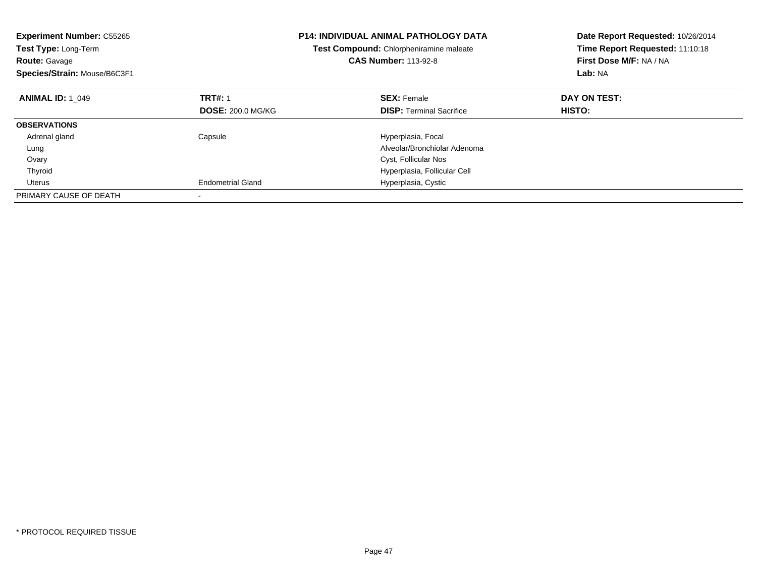**Experiment Number:** C55265
**Test Type:** Long-Term
**Route:** Gavage
**Species/Strain:** Mouse/B6C3F1

**P14: INDIVIDUAL ANIMAL PATHOLOGY DATA**
**Test Compound:** Chlorpheniramine maleate
**CAS Number:** 113-92-8

**Date Report Requested:** 10/26/2014
**Time Report Requested:** 11:10:18
**First Dose M/F:** NA / NA
**Lab:** NA

| **ANIMAL ID:** 1_049 | **TRT#:** 1<br>**DOSE:** 200.0 MG/KG | **SEX:** Female<br>**DISP:** Terminal Sacrifice | **DAY ON TEST:**<br>**HISTO:** |
|---|---|---|---|
| **OBSERVATIONS** | | | |
| Adrenal gland | Capsule | Hyperplasia, Focal | |
| Lung | | Alveolar/Bronchiolar Adenoma | |
| Ovary | | Cyst, Follicular Nos | |
| Thyroid | | Hyperplasia, Follicular Cell | |
| Uterus | Endometrial Gland | Hyperplasia, Cystic | |
| PRIMARY CAUSE OF DEATH | - | | |

* PROTOCOL REQUIRED TISSUE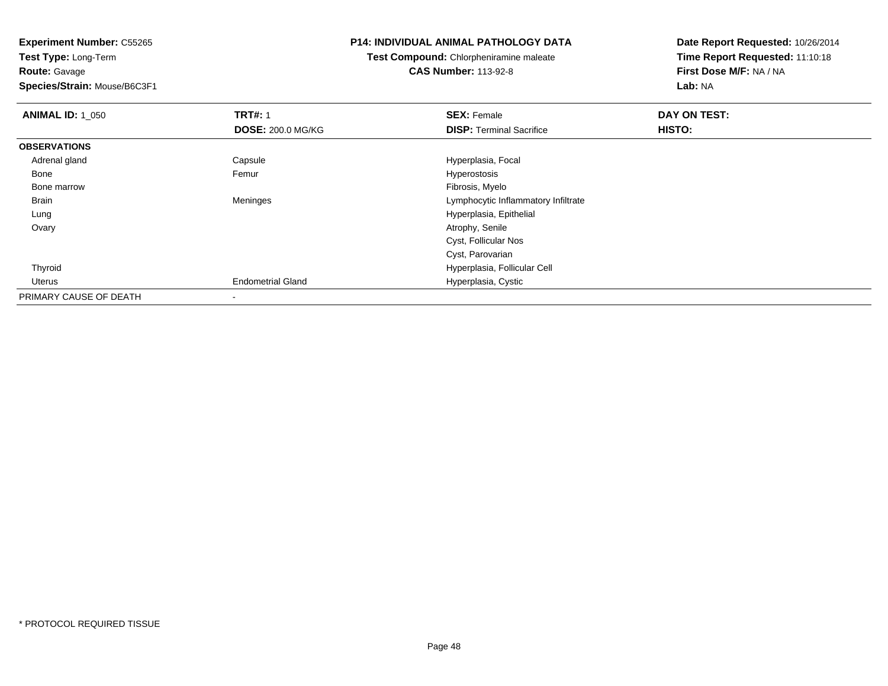**Experiment Number:** C55265
**Test Type:** Long-Term
**Route:** Gavage
**Species/Strain:** Mouse/B6C3F1

**P14: INDIVIDUAL ANIMAL PATHOLOGY DATA**
**Test Compound:** Chlorpheniramine maleate
**CAS Number:** 113-92-8

**Date Report Requested:** 10/26/2014
**Time Report Requested:** 11:10:18
**First Dose M/F:** NA / NA
**Lab:** NA

| **ANIMAL ID:** 1_050 | **TRT#:** 1 | **SEX:** Female | **DAY ON TEST:** |
|---|---|---|---|
| | **DOSE:** 200.0 MG/KG | **DISP:** Terminal Sacrifice | **HISTO:** |
| **OBSERVATIONS** | | | |
| Adrenal gland | Capsule | Hyperplasia, Focal | |
| Bone | Femur | Hyperostosis | |
| Bone marrow | | Fibrosis, Myelo | |
| Brain | Meninges | Lymphocytic Inflammatory Infiltrate | |
| Lung | | Hyperplasia, Epithelial | |
| Ovary | | Atrophy, Senile | |
| | | Cyst, Follicular Nos | |
| | | Cyst, Parovarian | |
| Thyroid | | Hyperplasia, Follicular Cell | |
| Uterus | Endometrial Gland | Hyperplasia, Cystic | |
| PRIMARY CAUSE OF DEATH | - | | |

* PROTOCOL REQUIRED TISSUE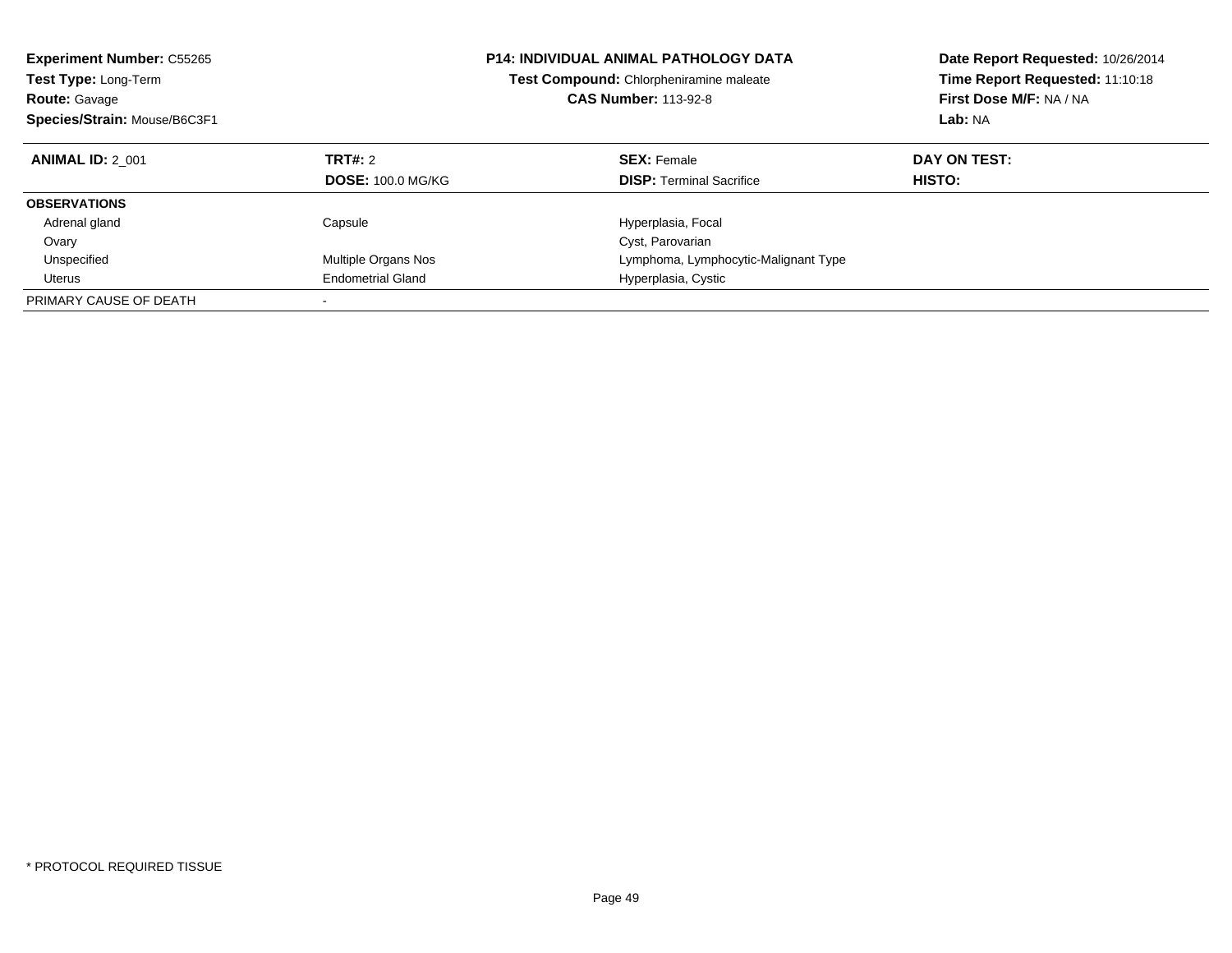**Experiment Number:** C55265
**Test Type:** Long-Term
**Route:** Gavage
**Species/Strain:** Mouse/B6C3F1

**P14: INDIVIDUAL ANIMAL PATHOLOGY DATA**
**Test Compound:** Chlorpheniramine maleate
**CAS Number:** 113-92-8

**Date Report Requested:** 10/26/2014
**Time Report Requested:** 11:10:18
**First Dose M/F:** NA / NA
**Lab:** NA

| **ANIMAL ID:** 2_001 | **TRT#:** 2<br>**DOSE:** 100.0 MG/KG | **SEX:** Female<br>**DISP:** Terminal Sacrifice | **DAY ON TEST:**<br>**HISTO:** |
|---|---|---|---|
| **OBSERVATIONS** | | | |
| Adrenal gland | Capsule | Hyperplasia, Focal | |
| Ovary | | Cyst, Parovarian | |
| Unspecified | Multiple Organs Nos | Lymphoma, Lymphocytic-Malignant Type | |
| Uterus | Endometrial Gland | Hyperplasia, Cystic | |
| PRIMARY CAUSE OF DEATH | - | | |

\* PROTOCOL REQUIRED TISSUE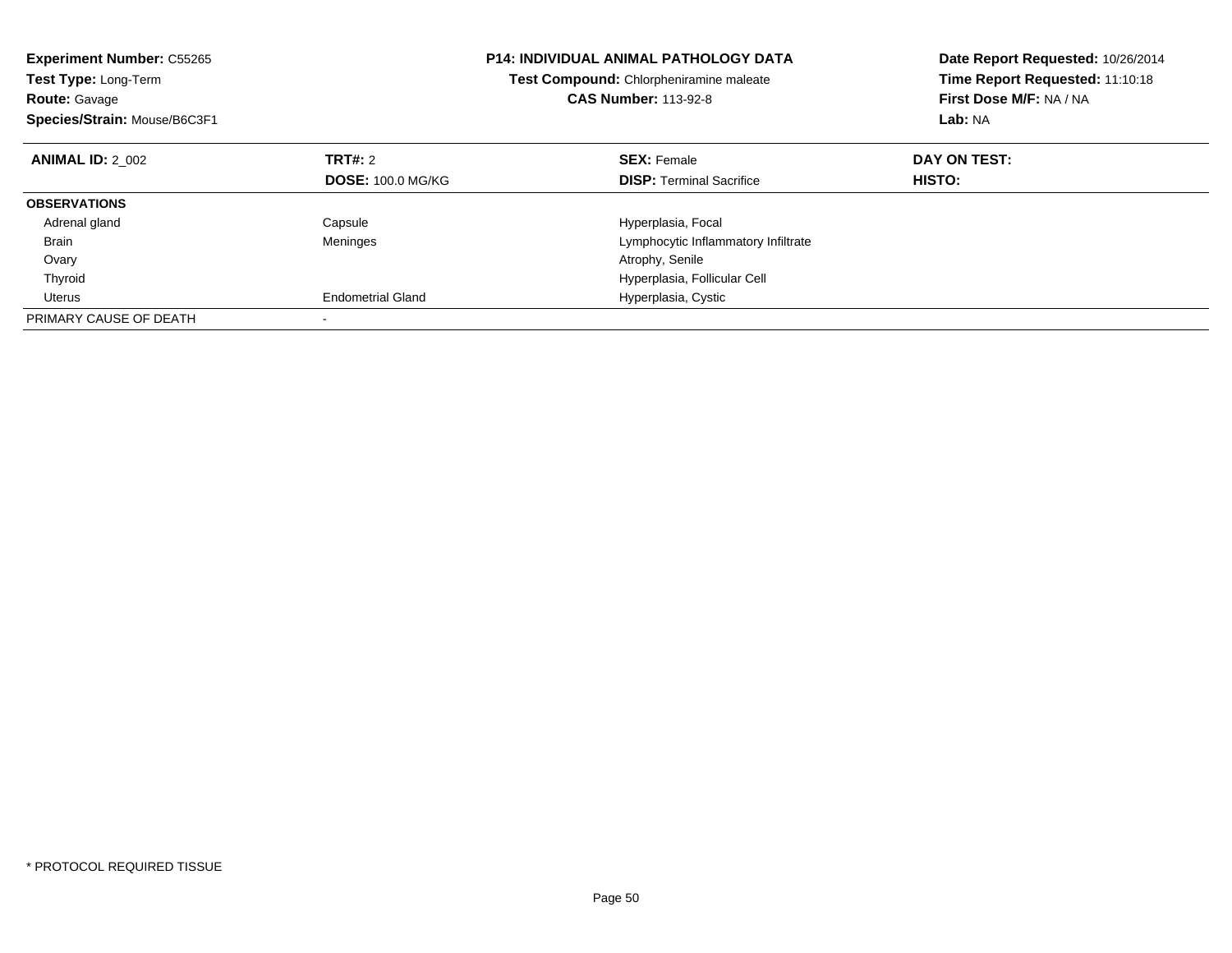**Experiment Number:** C55265
**Test Type:** Long-Term
**Route:** Gavage
**Species/Strain:** Mouse/B6C3F1

**P14: INDIVIDUAL ANIMAL PATHOLOGY DATA**
**Test Compound:** Chlorpheniramine maleate
**CAS Number:** 113-92-8

**Date Report Requested:** 10/26/2014
**Time Report Requested:** 11:10:18
**First Dose M/F:** NA / NA
**Lab:** NA

| **ANIMAL ID:** 2_002 | **TRT#:** 2<br>**DOSE:** 100.0 MG/KG | **SEX:** Female<br>**DISP:** Terminal Sacrifice | **DAY ON TEST:**<br>**HISTO:** |
|---|---|---|---|
| **OBSERVATIONS** | | | |
| Adrenal gland | Capsule | Hyperplasia, Focal | |
| Brain | Meninges | Lymphocytic Inflammatory Infiltrate | |
| Ovary | | Atrophy, Senile | |
| Thyroid | | Hyperplasia, Follicular Cell | |
| Uterus | Endometrial Gland | Hyperplasia, Cystic | |
| PRIMARY CAUSE OF DEATH | - | | |

* PROTOCOL REQUIRED TISSUE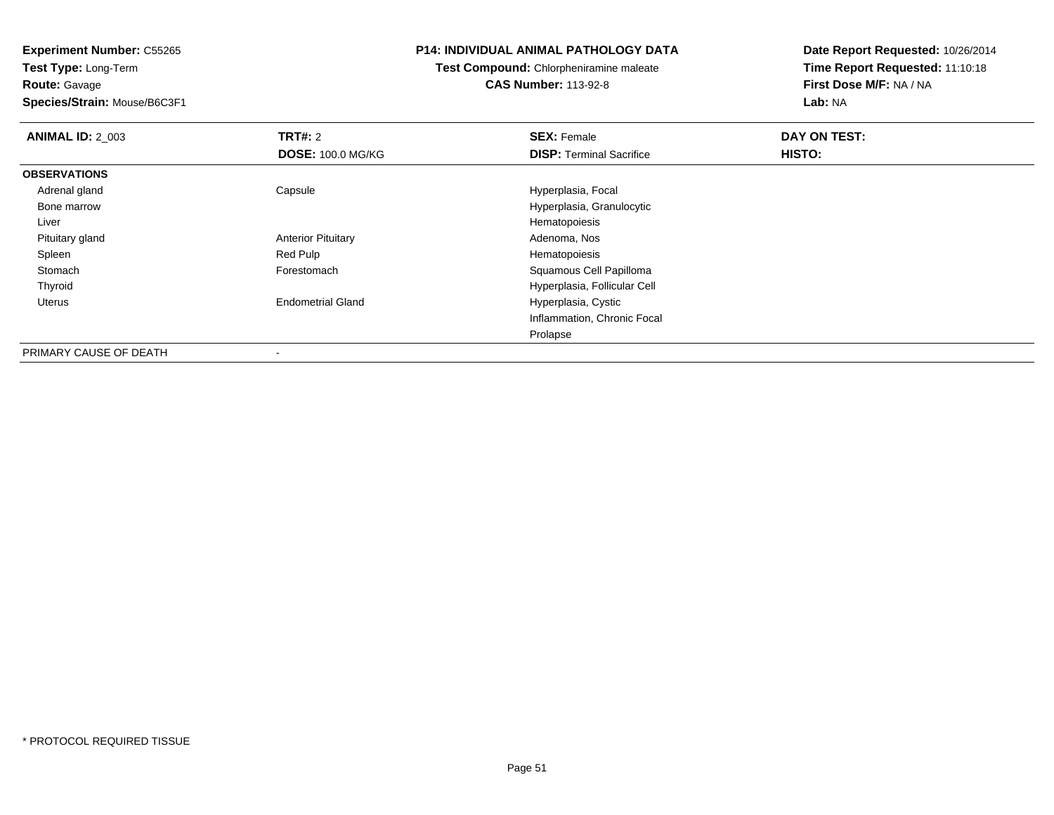**Experiment Number:** C55265
**Test Type:** Long-Term
**Route:** Gavage
**Species/Strain:** Mouse/B6C3F1

**P14: INDIVIDUAL ANIMAL PATHOLOGY DATA**
**Test Compound:** Chlorpheniramine maleate
**CAS Number:** 113-92-8

**Date Report Requested:** 10/26/2014
**Time Report Requested:** 11:10:18
**First Dose M/F:** NA / NA
**Lab:** NA

| **ANIMAL ID:** 2_003 | **TRT#:** 2 | **SEX:** Female | **DAY ON TEST:** |
|---|---|---|---|
| | **DOSE:** 100.0 MG/KG | **DISP:** Terminal Sacrifice | **HISTO:** |
| **OBSERVATIONS** | | | |
| Adrenal gland | Capsule | Hyperplasia, Focal | |
| Bone marrow | | Hyperplasia, Granulocytic | |
| Liver | | Hematopoiesis | |
| Pituitary gland | Anterior Pituitary | Adenoma, Nos | |
| Spleen | Red Pulp | Hematopoiesis | |
| Stomach | Forestomach | Squamous Cell Papilloma | |
| Thyroid | | Hyperplasia, Follicular Cell | |
| Uterus | Endometrial Gland | Hyperplasia, Cystic | |
| | | Inflammation, Chronic Focal | |
| | | Prolapse | |
| PRIMARY CAUSE OF DEATH | - | | |

* PROTOCOL REQUIRED TISSUE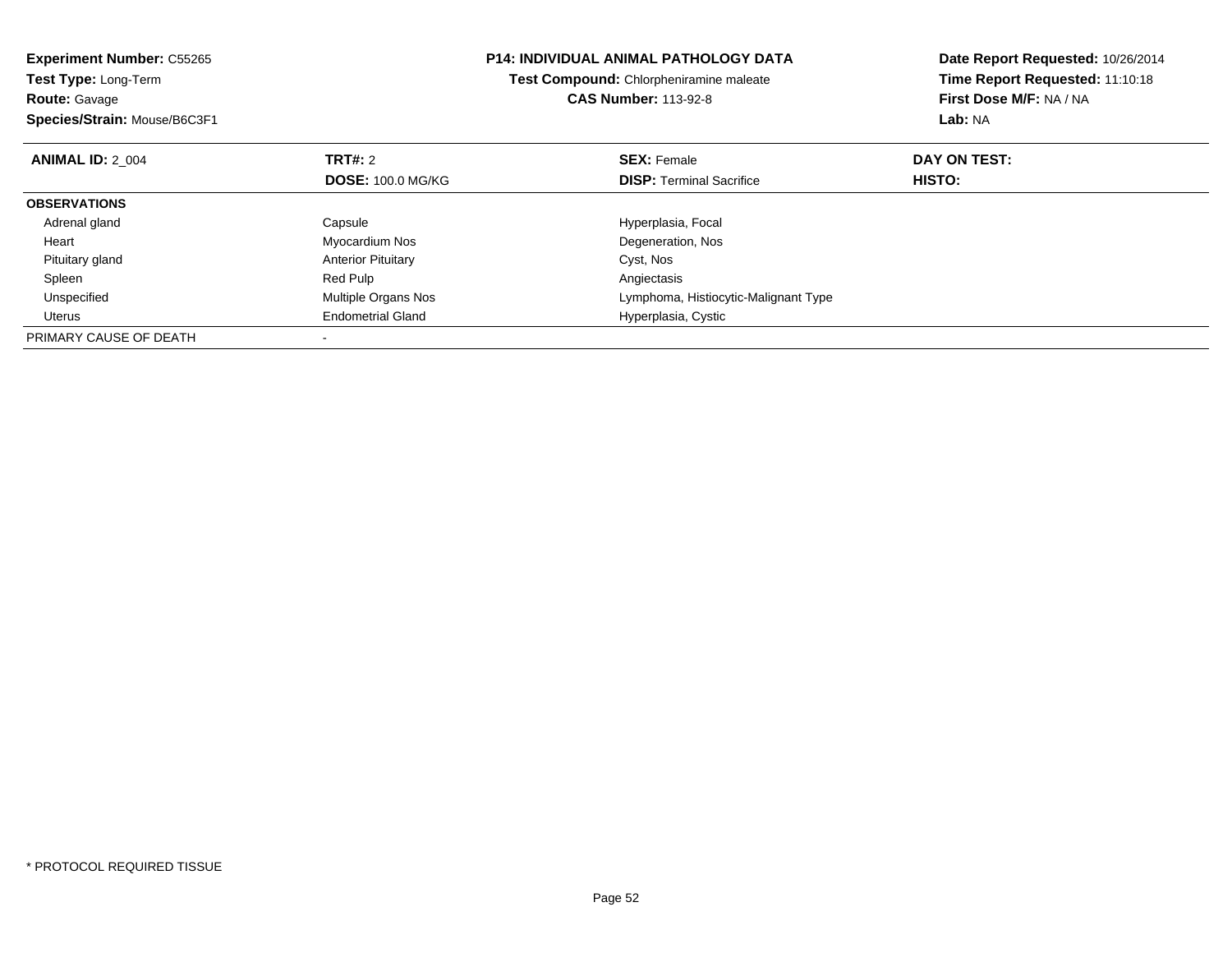**Experiment Number:** C55265
**Test Type:** Long-Term
**Route:** Gavage
**Species/Strain:** Mouse/B6C3F1

**P14: INDIVIDUAL ANIMAL PATHOLOGY DATA**
**Test Compound:** Chlorpheniramine maleate
**CAS Number:** 113-92-8

**Date Report Requested:** 10/26/2014
**Time Report Requested:** 11:10:18
**First Dose M/F:** NA / NA
**Lab:** NA

| **ANIMAL ID:** 2_004 | **TRT#:** 2 | **SEX:** Female | **DAY ON TEST:** |
|---|---|---|---|
| | **DOSE:** 100.0 MG/KG | **DISP:** Terminal Sacrifice | **HISTO:** |
| **OBSERVATIONS** | | | |
| Adrenal gland | Capsule | Hyperplasia, Focal | |
| Heart | Myocardium Nos | Degeneration, Nos | |
| Pituitary gland | Anterior Pituitary | Cyst, Nos | |
| Spleen | Red Pulp | Angiectasis | |
| Unspecified | Multiple Organs Nos | Lymphoma, Histiocytic-Malignant Type | |
| Uterus | Endometrial Gland | Hyperplasia, Cystic | |
| PRIMARY CAUSE OF DEATH | - | | |

* PROTOCOL REQUIRED TISSUE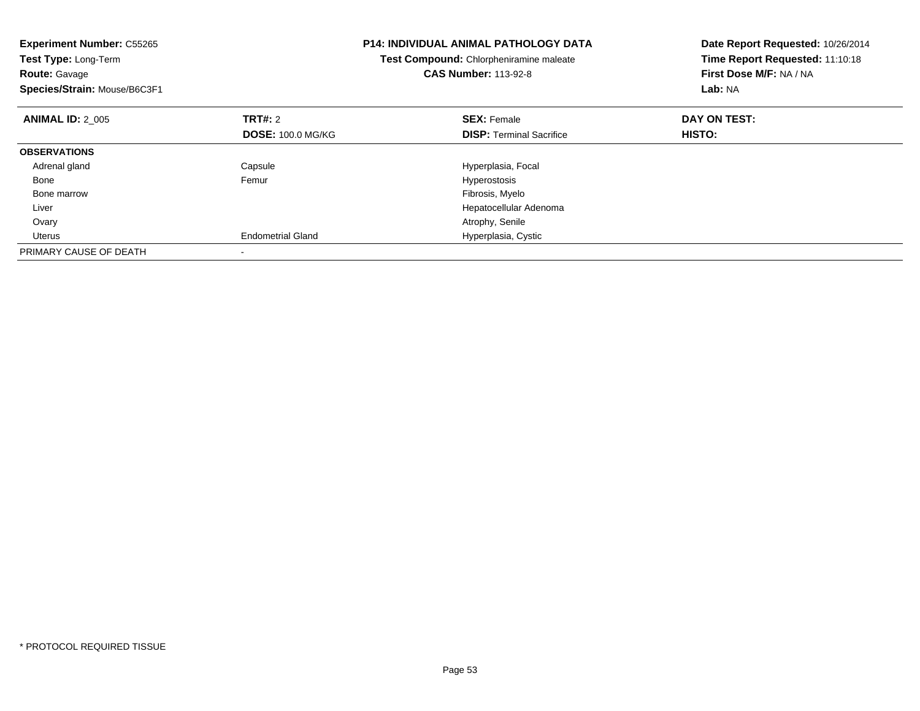**Experiment Number:** C55265
**Test Type:** Long-Term
**Route:** Gavage
**Species/Strain:** Mouse/B6C3F1

**P14: INDIVIDUAL ANIMAL PATHOLOGY DATA**
**Test Compound:** Chlorpheniramine maleate
**CAS Number:** 113-92-8

**Date Report Requested:** 10/26/2014
**Time Report Requested:** 11:10:18
**First Dose M/F:** NA / NA
**Lab:** NA

| **ANIMAL ID:** 2_005 | **TRT#:** 2 | **SEX:** Female | **DAY ON TEST:** |
|---|---|---|---|
| | **DOSE:** 100.0 MG/KG | **DISP:** Terminal Sacrifice | **HISTO:** |
| **OBSERVATIONS** | | | |
| Adrenal gland | Capsule | Hyperplasia, Focal | |
| Bone | Femur | Hyperostosis | |
| Bone marrow | | Fibrosis, Myelo | |
| Liver | | Hepatocellular Adenoma | |
| Ovary | | Atrophy, Senile | |
| Uterus | Endometrial Gland | Hyperplasia, Cystic | |
| PRIMARY CAUSE OF DEATH | - | | |

* PROTOCOL REQUIRED TISSUE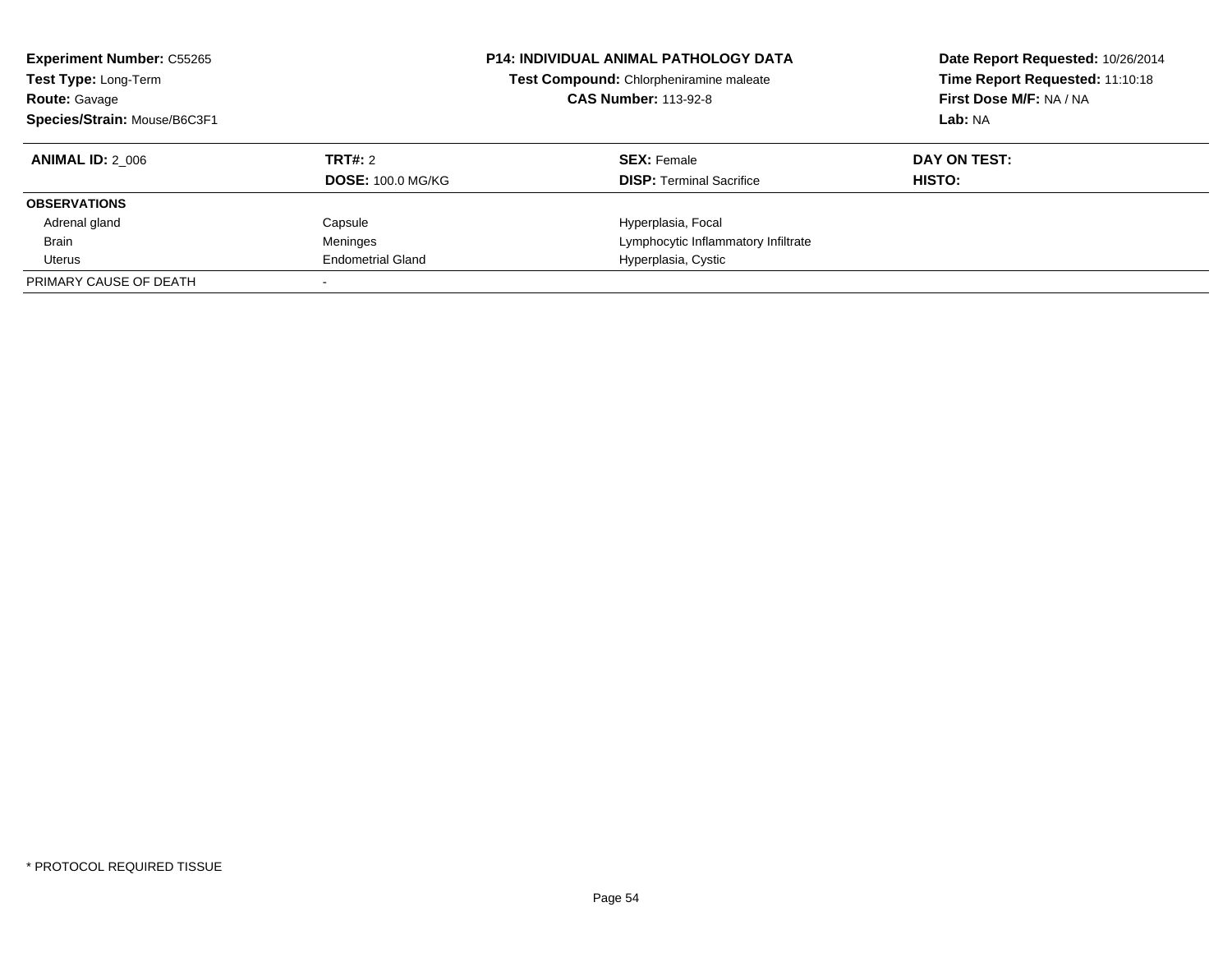**Experiment Number:** C55265
**Test Type:** Long-Term
**Route:** Gavage
**Species/Strain:** Mouse/B6C3F1

**P14: INDIVIDUAL ANIMAL PATHOLOGY DATA**
**Test Compound:** Chlorpheniramine maleate
**CAS Number:** 113-92-8

**Date Report Requested:** 10/26/2014
**Time Report Requested:** 11:10:18
**First Dose M/F:** NA / NA
**Lab:** NA

| **ANIMAL ID:** 2_006 | **TRT#:** 2 | **SEX:** Female | **DAY ON TEST:** |
|---|---|---|---|
| | **DOSE:** 100.0 MG/KG | **DISP:** Terminal Sacrifice | **HISTO:** |
| **OBSERVATIONS** | | | |
| Adrenal gland | Capsule | Hyperplasia, Focal | |
| Brain | Meninges | Lymphocytic Inflammatory Infiltrate | |
| Uterus | Endometrial Gland | Hyperplasia, Cystic | |
| PRIMARY CAUSE OF DEATH | - | | |

* PROTOCOL REQUIRED TISSUE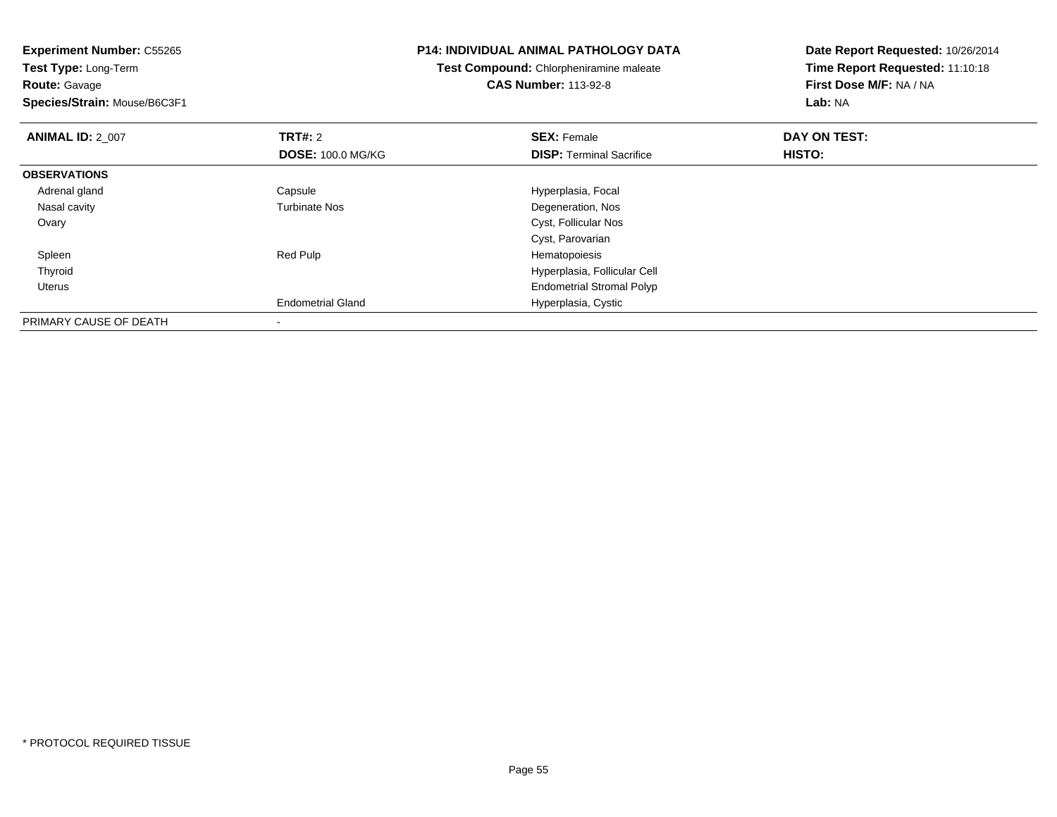**Experiment Number:** C55265
**Test Type:** Long-Term
**Route:** Gavage
**Species/Strain:** Mouse/B6C3F1

**P14: INDIVIDUAL ANIMAL PATHOLOGY DATA**
**Test Compound:** Chlorpheniramine maleate
**CAS Number:** 113-92-8

**Date Report Requested:** 10/26/2014
**Time Report Requested:** 11:10:18
**First Dose M/F:** NA / NA
**Lab:** NA

| **ANIMAL ID:** 2_007 | **TRT#:** 2 | **SEX:** Female | **DAY ON TEST:** |
|---|---|---|---|
| | **DOSE:** 100.0 MG/KG | **DISP:** Terminal Sacrifice | **HISTO:** |
| **OBSERVATIONS** | | | |
| Adrenal gland | Capsule | Hyperplasia, Focal | |
| Nasal cavity | Turbinate Nos | Degeneration, Nos | |
| Ovary | | Cyst, Follicular Nos | |
| | | Cyst, Parovarian | |
| Spleen | Red Pulp | Hematopoiesis | |
| Thyroid | | Hyperplasia, Follicular Cell | |
| Uterus | | Endometrial Stromal Polyp | |
| | Endometrial Gland | Hyperplasia, Cystic | |
| PRIMARY CAUSE OF DEATH | - | | |

* PROTOCOL REQUIRED TISSUE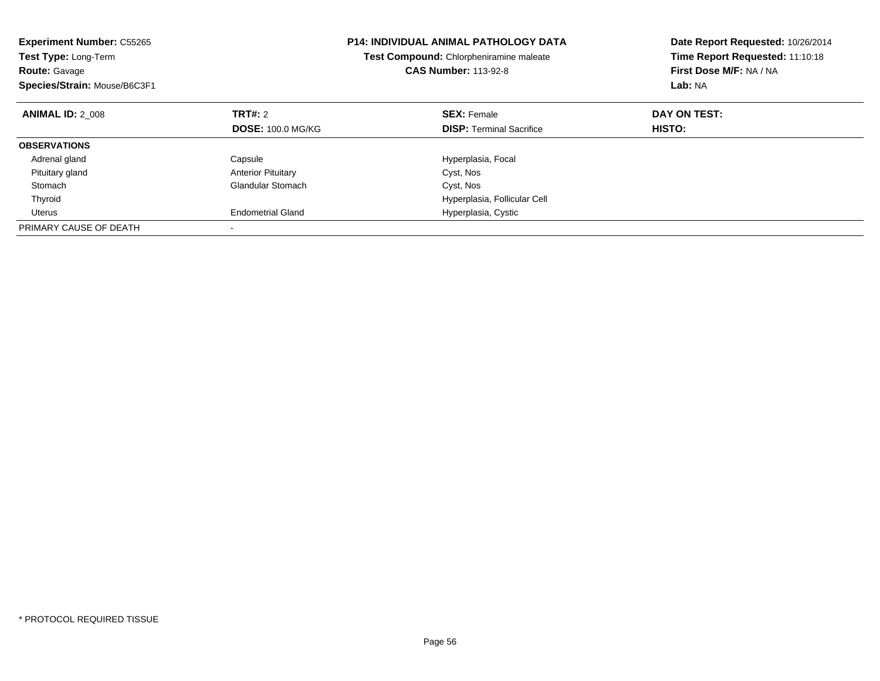**Experiment Number:** C55265
**Test Type:** Long-Term
**Route:** Gavage
**Species/Strain:** Mouse/B6C3F1

**P14: INDIVIDUAL ANIMAL PATHOLOGY DATA**
**Test Compound:** Chlorpheniramine maleate
**CAS Number:** 113-92-8

**Date Report Requested:** 10/26/2014
**Time Report Requested:** 11:10:18
**First Dose M/F:** NA / NA
**Lab:** NA

| **ANIMAL ID:** 2_008 | **TRT#:** 2 | **SEX:** Female | **DAY ON TEST:** |
|---|---|---|---|
| | **DOSE:** 100.0 MG/KG | **DISP:** Terminal Sacrifice | **HISTO:** |
| **OBSERVATIONS** | | | |
| Adrenal gland | Capsule | Hyperplasia, Focal | |
| Pituitary gland | Anterior Pituitary | Cyst, Nos | |
| Stomach | Glandular Stomach | Cyst, Nos | |
| Thyroid | | Hyperplasia, Follicular Cell | |
| Uterus | Endometrial Gland | Hyperplasia, Cystic | |
| PRIMARY CAUSE OF DEATH | - | | |

* PROTOCOL REQUIRED TISSUE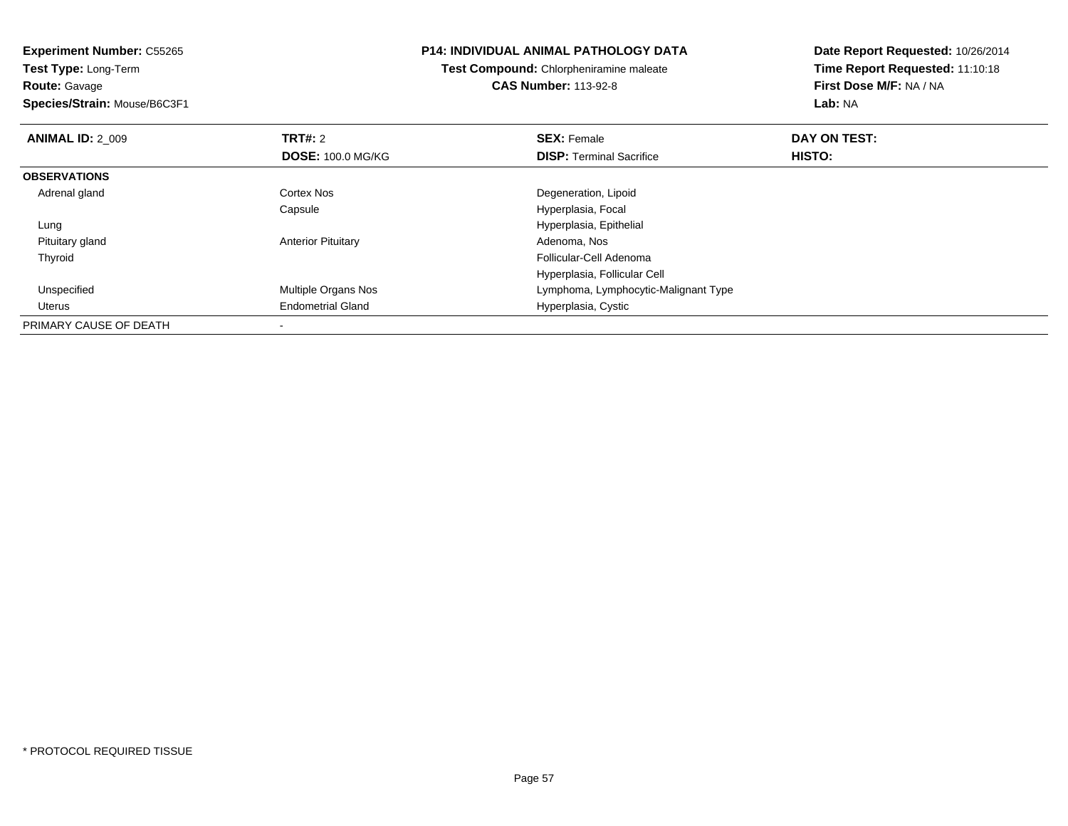**Experiment Number:** C55265
**Test Type:** Long-Term
**Route:** Gavage
**Species/Strain:** Mouse/B6C3F1

**P14: INDIVIDUAL ANIMAL PATHOLOGY DATA**
**Test Compound:** Chlorpheniramine maleate
**CAS Number:** 113-92-8

**Date Report Requested:** 10/26/2014
**Time Report Requested:** 11:10:18
**First Dose M/F:** NA / NA
**Lab:** NA

| **ANIMAL ID:** 2_009 | **TRT#:** 2 | **SEX:** Female | **DAY ON TEST:** |
|---|---|---|---|
| | **DOSE:** 100.0 MG/KG | **DISP:** Terminal Sacrifice | **HISTO:** |
| **OBSERVATIONS** | | | |
| Adrenal gland | Cortex Nos | Degeneration, Lipoid | |
| | Capsule | Hyperplasia, Focal | |
| Lung | | Hyperplasia, Epithelial | |
| Pituitary gland | Anterior Pituitary | Adenoma, Nos | |
| Thyroid | | Follicular-Cell Adenoma | |
| | | Hyperplasia, Follicular Cell | |
| Unspecified | Multiple Organs Nos | Lymphoma, Lymphocytic-Malignant Type | |
| Uterus | Endometrial Gland | Hyperplasia, Cystic | |
| PRIMARY CAUSE OF DEATH | - | | |

* PROTOCOL REQUIRED TISSUE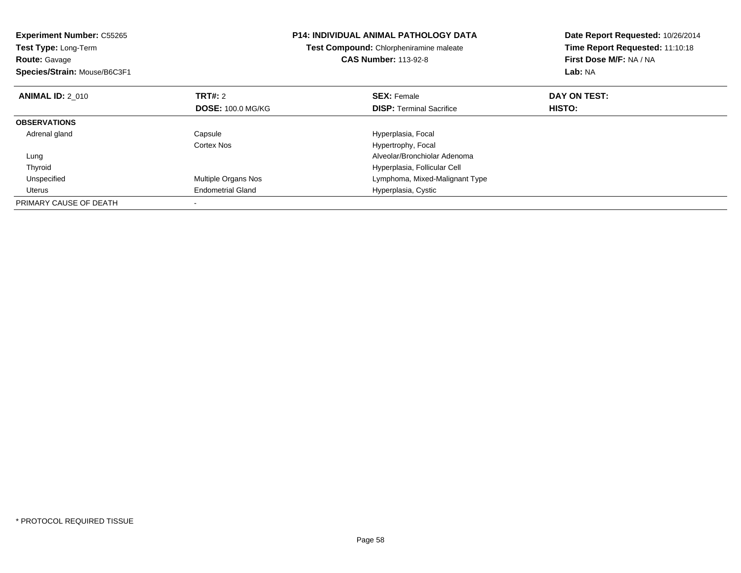**Experiment Number:** C55265
**Test Type:** Long-Term
**Route:** Gavage
**Species/Strain:** Mouse/B6C3F1

**P14: INDIVIDUAL ANIMAL PATHOLOGY DATA**
**Test Compound:** Chlorpheniramine maleate
**CAS Number:** 113-92-8

**Date Report Requested:** 10/26/2014
**Time Report Requested:** 11:10:18
**First Dose M/F:** NA / NA
**Lab:** NA

| **ANIMAL ID:** 2_010 | **TRT#:** 2<br>**DOSE:** 100.0 MG/KG | **SEX:** Female<br>**DISP:** Terminal Sacrifice | **DAY ON TEST:**<br>**HISTO:** |
|---|---|---|---|
| **OBSERVATIONS** | | | |
| Adrenal gland | Capsule | Hyperplasia, Focal | |
| | Cortex Nos | Hypertrophy, Focal | |
| Lung | | Alveolar/Bronchiolar Adenoma | |
| Thyroid | | Hyperplasia, Follicular Cell | |
| Unspecified | Multiple Organs Nos | Lymphoma, Mixed-Malignant Type | |
| Uterus | Endometrial Gland | Hyperplasia, Cystic | |
| PRIMARY CAUSE OF DEATH | - | | |

* PROTOCOL REQUIRED TISSUE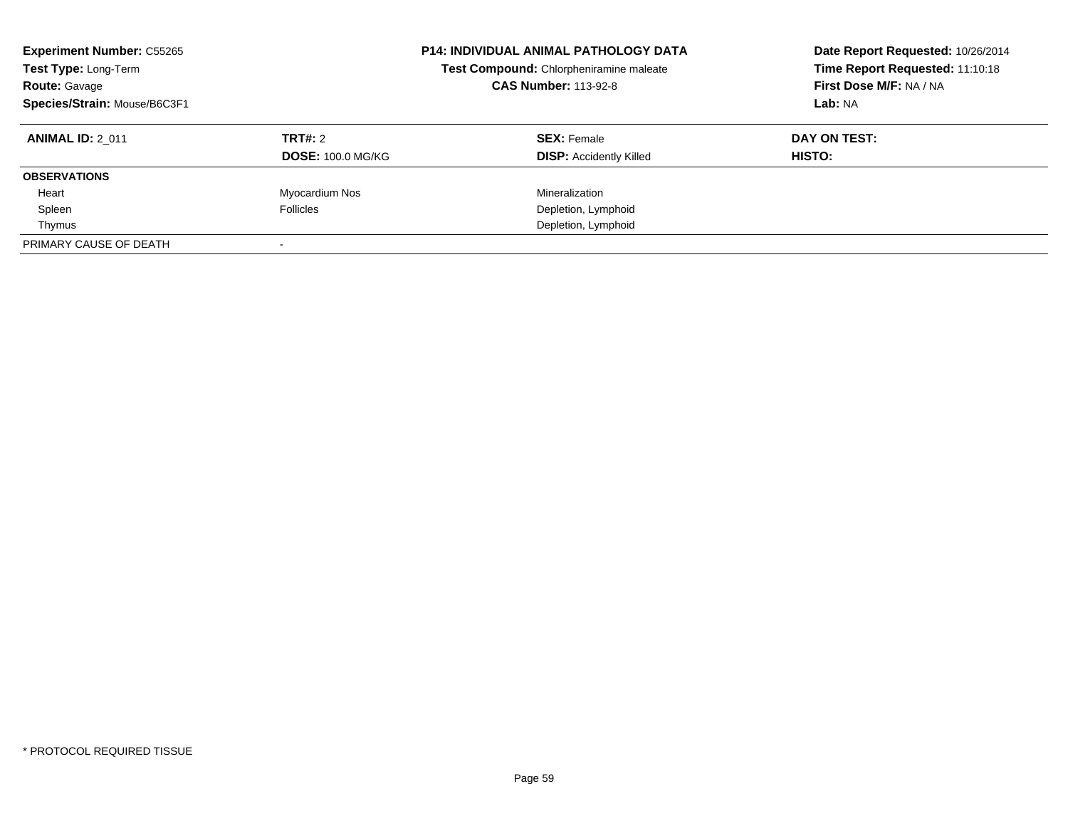**Experiment Number:** C55265
**Test Type:** Long-Term
**Route:** Gavage
**Species/Strain:** Mouse/B6C3F1

**P14: INDIVIDUAL ANIMAL PATHOLOGY DATA**
**Test Compound:** Chlorpheniramine maleate
**CAS Number:** 113-92-8

**Date Report Requested:** 10/26/2014
**Time Report Requested:** 11:10:18
**First Dose M/F:** NA / NA
**Lab:** NA

| **ANIMAL ID:** 2_011 | **TRT#:** 2 | **SEX:** Female | **DAY ON TEST:** |
|---|---|---|---|
| | **DOSE:** 100.0 MG/KG | **DISP:** Accidently Killed | **HISTO:** |
| **OBSERVATIONS** | | | |
| Heart | Myocardium Nos | Mineralization | |
| Spleen | Follicles | Depletion, Lymphoid | |
| Thymus | | Depletion, Lymphoid | |
| PRIMARY CAUSE OF DEATH | - | | |

* PROTOCOL REQUIRED TISSUE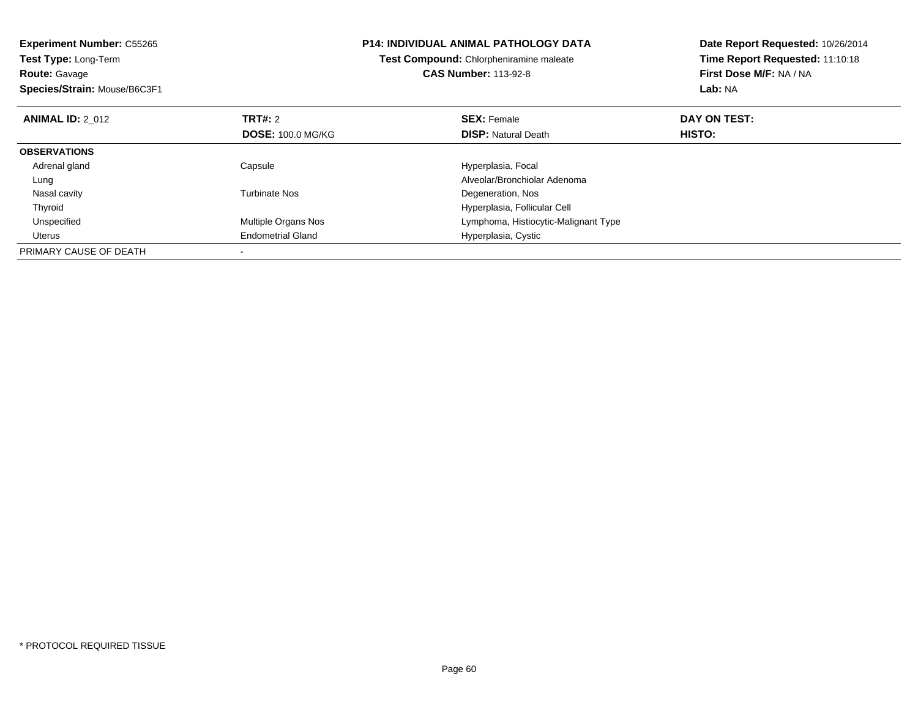**Experiment Number:** C55265
**Test Type:** Long-Term
**Route:** Gavage
**Species/Strain:** Mouse/B6C3F1

**P14: INDIVIDUAL ANIMAL PATHOLOGY DATA**
**Test Compound:** Chlorpheniramine maleate
**CAS Number:** 113-92-8

**Date Report Requested:** 10/26/2014
**Time Report Requested:** 11:10:18
**First Dose M/F:** NA / NA
**Lab:** NA

| **ANIMAL ID:** 2_012 | **TRT#:** 2 | **SEX:** Female | **DAY ON TEST:** |
|---|---|---|---|
| | **DOSE:** 100.0 MG/KG | **DISP:** Natural Death | **HISTO:** |
| **OBSERVATIONS** | | | |
| Adrenal gland | Capsule | Hyperplasia, Focal | |
| Lung | | Alveolar/Bronchiolar Adenoma | |
| Nasal cavity | Turbinate Nos | Degeneration, Nos | |
| Thyroid | | Hyperplasia, Follicular Cell | |
| Unspecified | Multiple Organs Nos | Lymphoma, Histiocytic-Malignant Type | |
| Uterus | Endometrial Gland | Hyperplasia, Cystic | |
| PRIMARY CAUSE OF DEATH | - | | |

* PROTOCOL REQUIRED TISSUE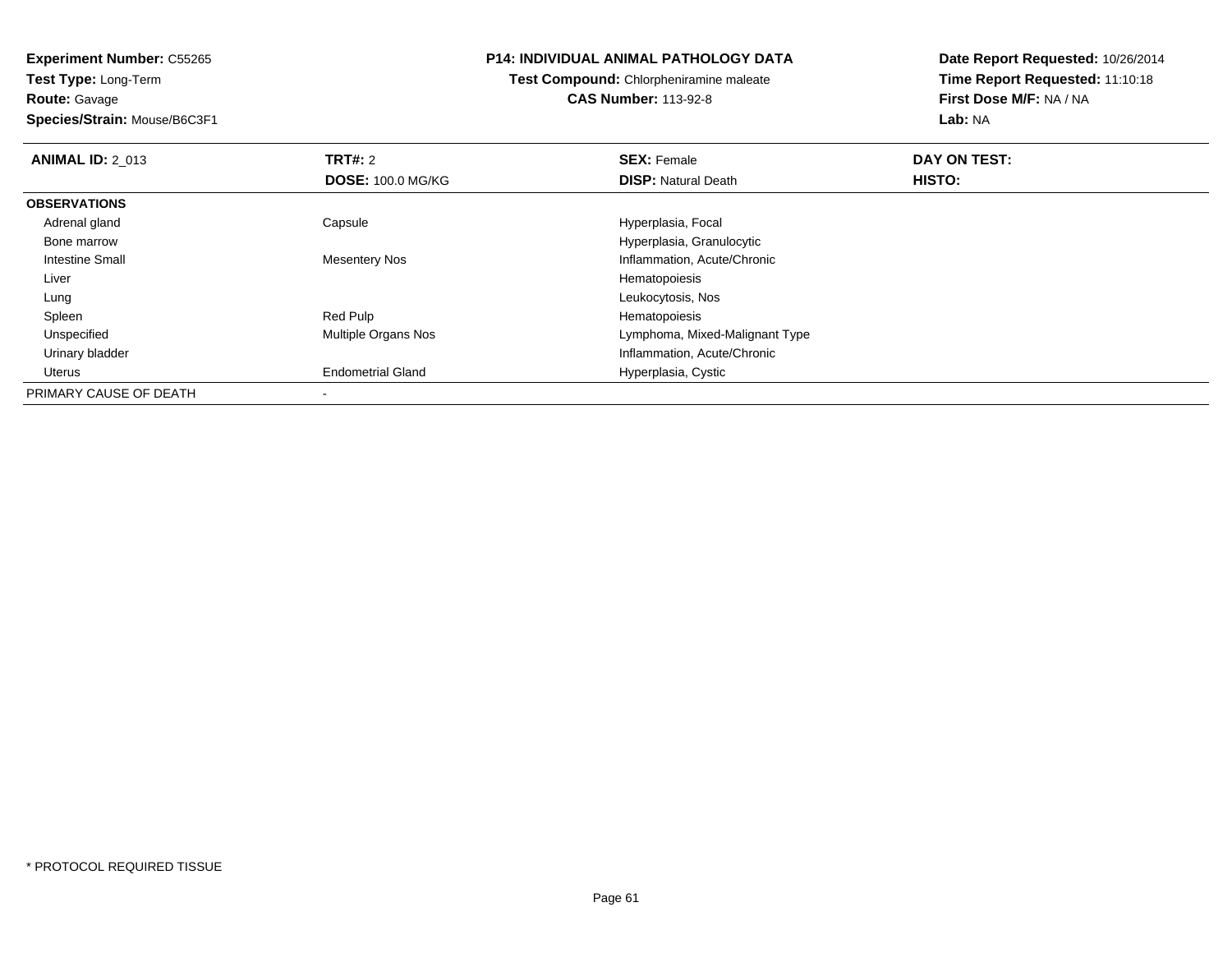**Experiment Number:** C55265
**Test Type:** Long-Term
**Route:** Gavage
**Species/Strain:** Mouse/B6C3F1

**P14: INDIVIDUAL ANIMAL PATHOLOGY DATA**
**Test Compound:** Chlorpheniramine maleate
**CAS Number:** 113-92-8

**Date Report Requested:** 10/26/2014
**Time Report Requested:** 11:10:18
**First Dose M/F:** NA / NA
**Lab:** NA

| **ANIMAL ID:** 2_013 | **TRT#:** 2 | **SEX:** Female | **DAY ON TEST:** |
|---|---|---|---|
| | **DOSE:** 100.0 MG/KG | **DISP:** Natural Death | **HISTO:** |
| **OBSERVATIONS** | | | |
| Adrenal gland | Capsule | Hyperplasia, Focal | |
| Bone marrow | | Hyperplasia, Granulocytic | |
| Intestine Small | Mesentery Nos | Inflammation, Acute/Chronic | |
| Liver | | Hematopoiesis | |
| Lung | | Leukocytosis, Nos | |
| Spleen | Red Pulp | Hematopoiesis | |
| Unspecified | Multiple Organs Nos | Lymphoma, Mixed-Malignant Type | |
| Urinary bladder | | Inflammation, Acute/Chronic | |
| Uterus | Endometrial Gland | Hyperplasia, Cystic | |
| PRIMARY CAUSE OF DEATH | - | | |

* PROTOCOL REQUIRED TISSUE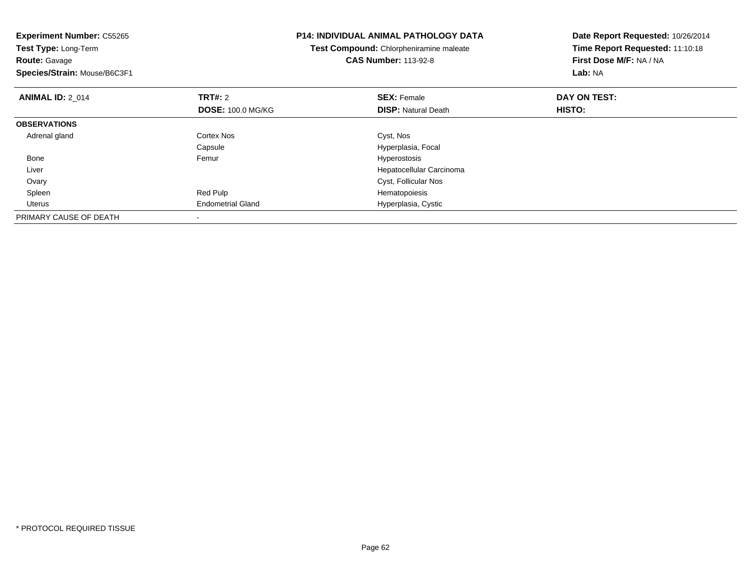**Experiment Number:** C55265
**Test Type:** Long-Term
**Route:** Gavage
**Species/Strain:** Mouse/B6C3F1

**P14: INDIVIDUAL ANIMAL PATHOLOGY DATA**
**Test Compound:** Chlorpheniramine maleate
**CAS Number:** 113-92-8

**Date Report Requested:** 10/26/2014
**Time Report Requested:** 11:10:18
**First Dose M/F:** NA / NA
**Lab:** NA

| **ANIMAL ID:** 2_014 | **TRT#:** 2 | **SEX:** Female | **DAY ON TEST:** |
|---|---|---|---|
| | **DOSE:** 100.0 MG/KG | **DISP:** Natural Death | **HISTO:** |
| **OBSERVATIONS** | | | |
| Adrenal gland | Cortex Nos | Cyst, Nos | |
| | Capsule | Hyperplasia, Focal | |
| Bone | Femur | Hyperostosis | |
| Liver | | Hepatocellular Carcinoma | |
| Ovary | | Cyst, Follicular Nos | |
| Spleen | Red Pulp | Hematopoiesis | |
| Uterus | Endometrial Gland | Hyperplasia, Cystic | |
| PRIMARY CAUSE OF DEATH | - | | |

* PROTOCOL REQUIRED TISSUE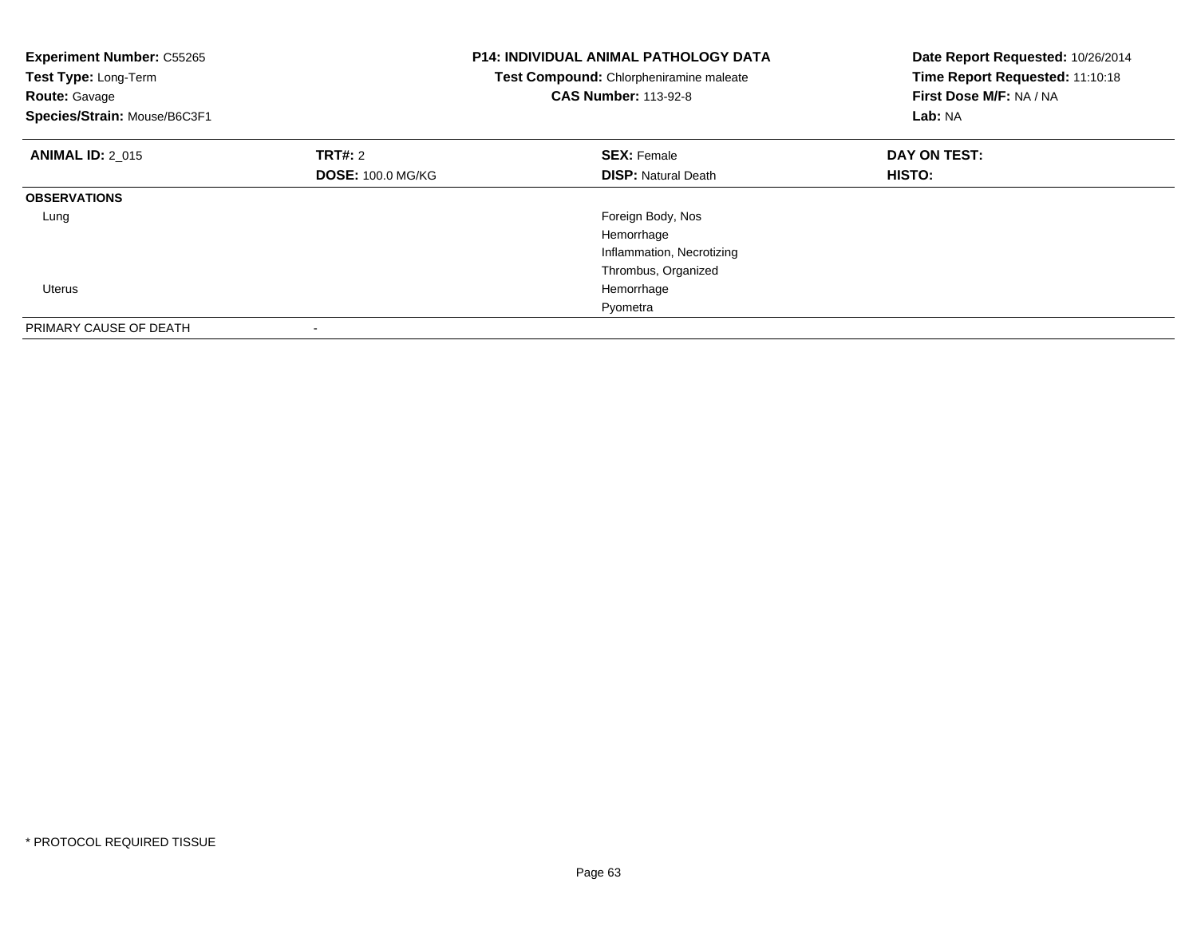**Experiment Number:** C55265
**Test Type:** Long-Term
**Route:** Gavage
**Species/Strain:** Mouse/B6C3F1

**P14: INDIVIDUAL ANIMAL PATHOLOGY DATA**
**Test Compound:** Chlorpheniramine maleate
**CAS Number:** 113-92-8

**Date Report Requested:** 10/26/2014
**Time Report Requested:** 11:10:18
**First Dose M/F:** NA / NA
**Lab:** NA

| **ANIMAL ID:** 2_015 | **TRT#:** 2 | **SEX:** Female | **DAY ON TEST:** |
|---|---|---|---|
| | **DOSE:** 100.0 MG/KG | **DISP:** Natural Death | **HISTO:** |
| **OBSERVATIONS** | | | |
| Lung | | Foreign Body, Nos | |
| | | Hemorrhage | |
| | | Inflammation, Necrotizing | |
| | | Thrombus, Organized | |
| Uterus | | Hemorrhage | |
| | | Pyometra | |
| PRIMARY CAUSE OF DEATH | - | | |

\* PROTOCOL REQUIRED TISSUE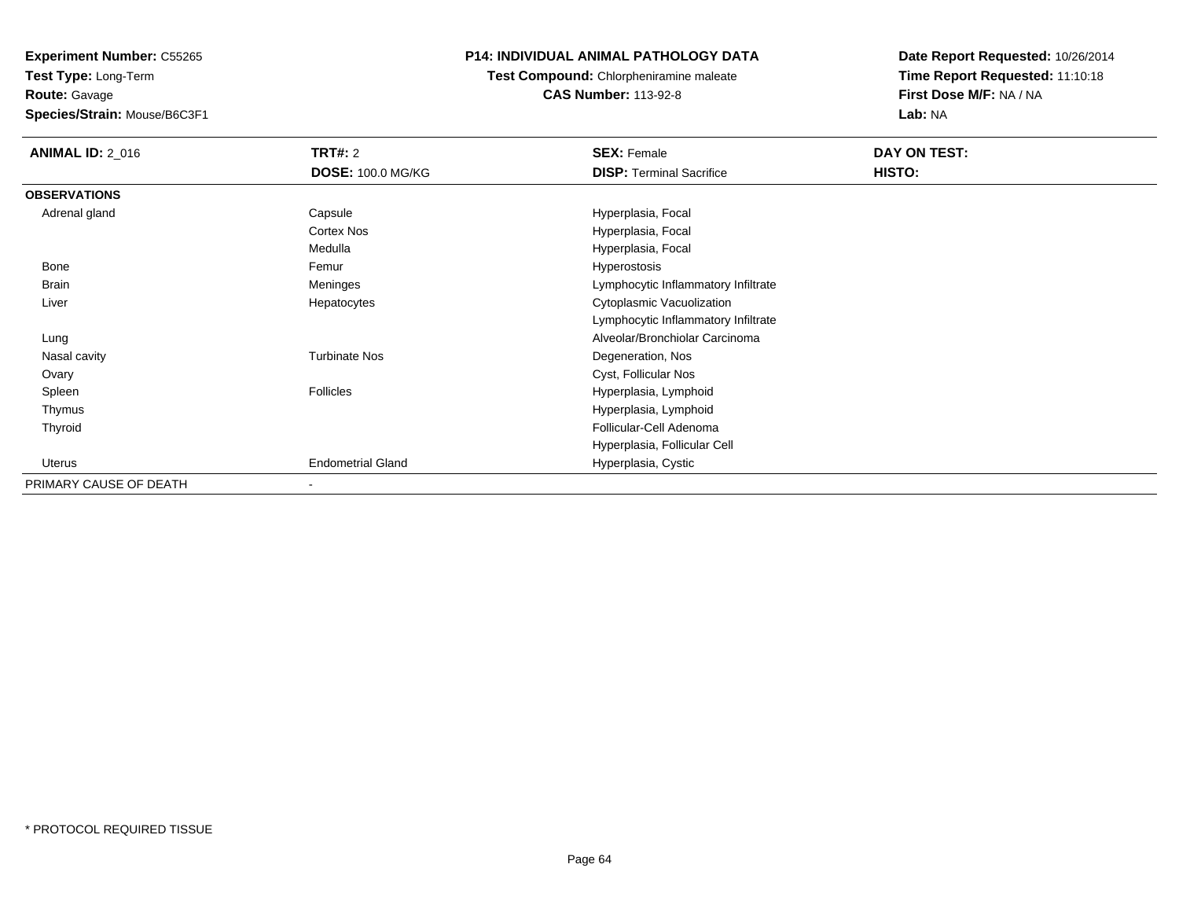**Experiment Number:** C55265
**Test Type:** Long-Term
**Route:** Gavage
**Species/Strain:** Mouse/B6C3F1

**P14: INDIVIDUAL ANIMAL PATHOLOGY DATA**
**Test Compound:** Chlorpheniramine maleate
**CAS Number:** 113-92-8

**Date Report Requested:** 10/26/2014
**Time Report Requested:** 11:10:18
**First Dose M/F:** NA / NA
**Lab:** NA

| **ANIMAL ID:** 2_016 | **TRT#:** 2 | **SEX:** Female | **DAY ON TEST:** |
|---|---|---|---|
| | **DOSE:** 100.0 MG/KG | **DISP:** Terminal Sacrifice | **HISTO:** |
| **OBSERVATIONS** | | | |
| Adrenal gland | Capsule | Hyperplasia, Focal | |
| | Cortex Nos | Hyperplasia, Focal | |
| | Medulla | Hyperplasia, Focal | |
| Bone | Femur | Hyperostosis | |
| Brain | Meninges | Lymphocytic Inflammatory Infiltrate | |
| Liver | Hepatocytes | Cytoplasmic Vacuolization | |
| | | Lymphocytic Inflammatory Infiltrate | |
| Lung | | Alveolar/Bronchiolar Carcinoma | |
| Nasal cavity | Turbinate Nos | Degeneration, Nos | |
| Ovary | | Cyst, Follicular Nos | |
| Spleen | Follicles | Hyperplasia, Lymphoid | |
| Thymus | | Hyperplasia, Lymphoid | |
| Thyroid | | Follicular-Cell Adenoma | |
| | | Hyperplasia, Follicular Cell | |
| Uterus | Endometrial Gland | Hyperplasia, Cystic | |
| PRIMARY CAUSE OF DEATH | - | | |

* PROTOCOL REQUIRED TISSUE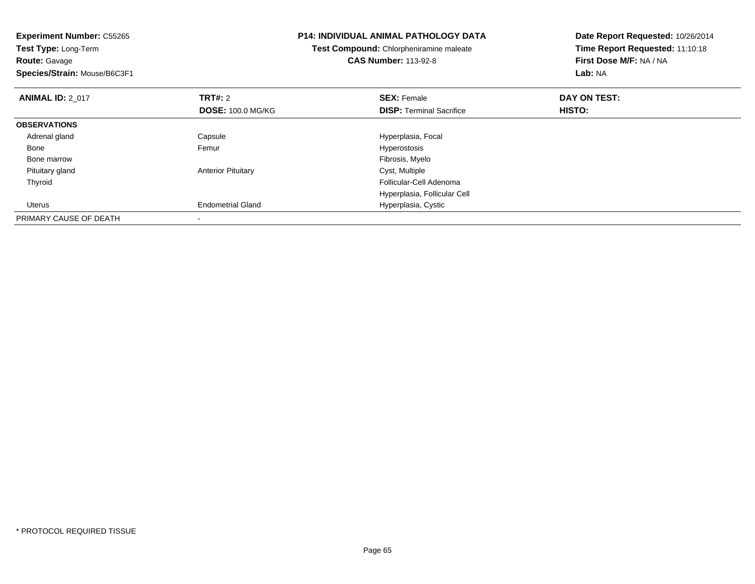**Experiment Number:** C55265
**Test Type:** Long-Term
**Route:** Gavage
**Species/Strain:** Mouse/B6C3F1

**P14: INDIVIDUAL ANIMAL PATHOLOGY DATA**
**Test Compound:** Chlorpheniramine maleate
**CAS Number:** 113-92-8

**Date Report Requested:** 10/26/2014
**Time Report Requested:** 11:10:18
**First Dose M/F:** NA / NA
**Lab:** NA

| **ANIMAL ID:** 2_017 | **TRT#:** 2 | **SEX:** Female | **DAY ON TEST:** |
|---|---|---|---|
| | **DOSE:** 100.0 MG/KG | **DISP:** Terminal Sacrifice | **HISTO:** |
| **OBSERVATIONS** | | | |
| Adrenal gland | Capsule | Hyperplasia, Focal | |
| Bone | Femur | Hyperostosis | |
| Bone marrow | | Fibrosis, Myelo | |
| Pituitary gland | Anterior Pituitary | Cyst, Multiple | |
| Thyroid | | Follicular-Cell Adenoma | |
| | | Hyperplasia, Follicular Cell | |
| Uterus | Endometrial Gland | Hyperplasia, Cystic | |
| PRIMARY CAUSE OF DEATH | - | | |

\* PROTOCOL REQUIRED TISSUE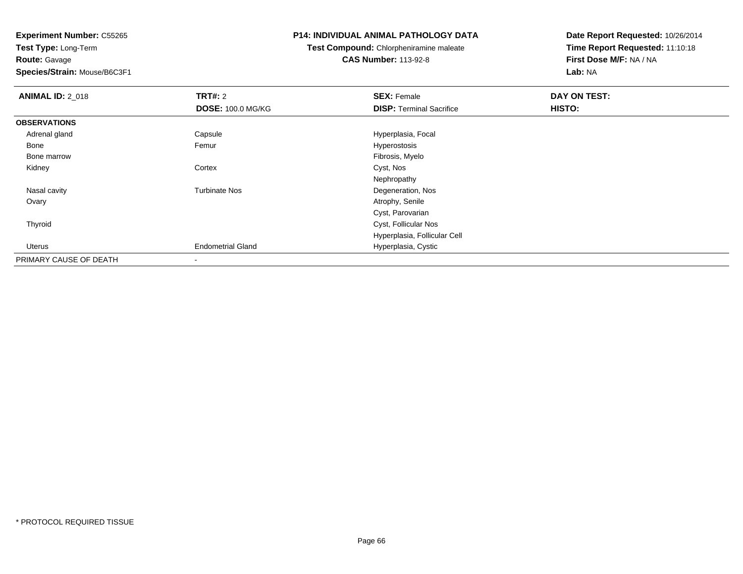**Experiment Number:** C55265
**Test Type:** Long-Term
**Route:** Gavage
**Species/Strain:** Mouse/B6C3F1

**P14: INDIVIDUAL ANIMAL PATHOLOGY DATA**
**Test Compound:** Chlorpheniramine maleate
**CAS Number:** 113-92-8

**Date Report Requested:** 10/26/2014
**Time Report Requested:** 11:10:18
**First Dose M/F:** NA / NA
**Lab:** NA

| **ANIMAL ID:** 2_018 | **TRT#:** 2 | **SEX:** Female | **DAY ON TEST:** |
|---|---|---|---|
| | **DOSE:** 100.0 MG/KG | **DISP:** Terminal Sacrifice | **HISTO:** |
| **OBSERVATIONS** | | | |
| Adrenal gland | Capsule | Hyperplasia, Focal | |
| Bone | Femur | Hyperostosis | |
| Bone marrow | | Fibrosis, Myelo | |
| Kidney | Cortex | Cyst, Nos | |
| | | Nephropathy | |
| Nasal cavity | Turbinate Nos | Degeneration, Nos | |
| Ovary | | Atrophy, Senile | |
| | | Cyst, Parovarian | |
| Thyroid | | Cyst, Follicular Nos | |
| | | Hyperplasia, Follicular Cell | |
| Uterus | Endometrial Gland | Hyperplasia, Cystic | |
| PRIMARY CAUSE OF DEATH | - | | |

* PROTOCOL REQUIRED TISSUE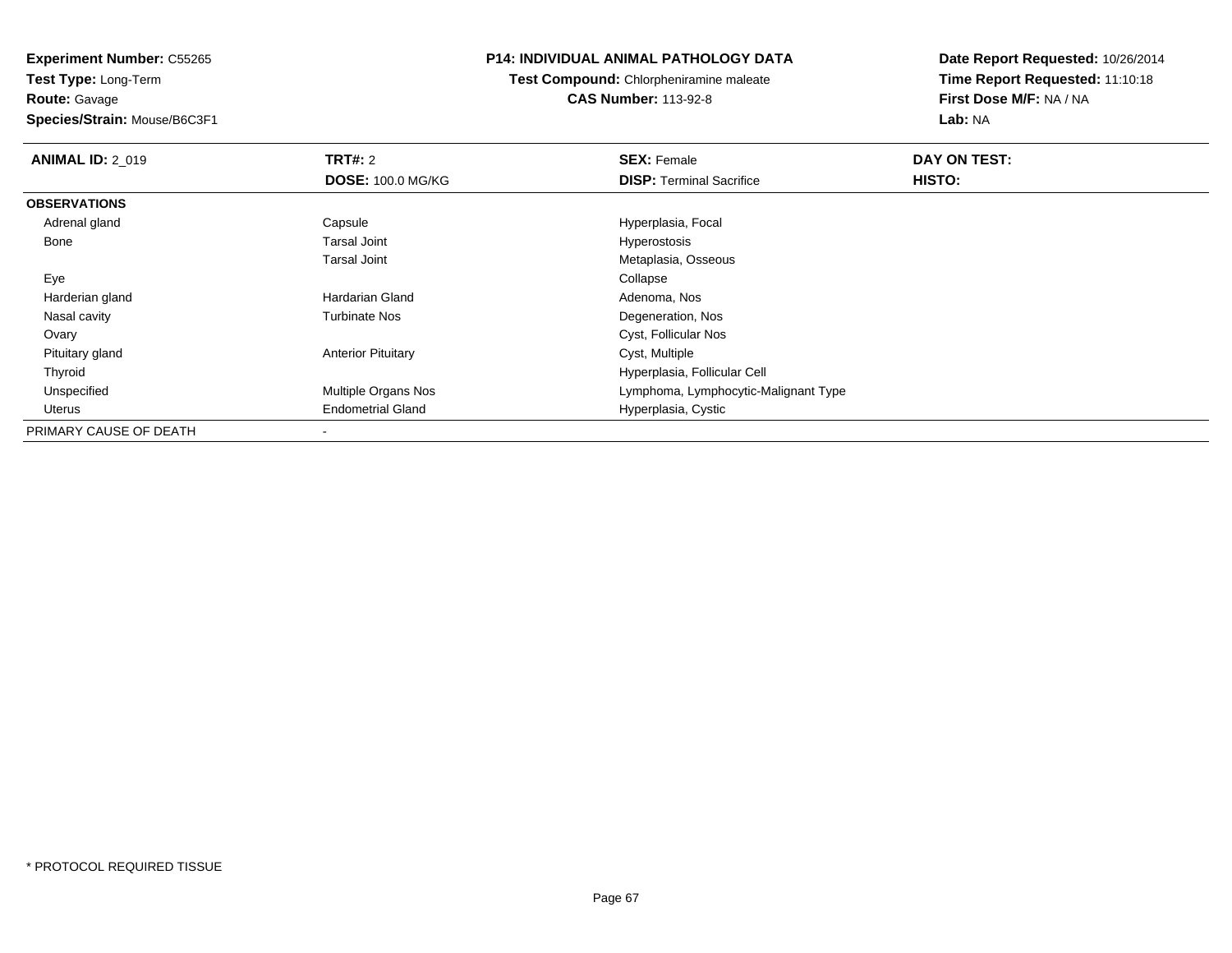**Experiment Number:** C55265
**Test Type:** Long-Term
**Route:** Gavage
**Species/Strain:** Mouse/B6C3F1

**P14: INDIVIDUAL ANIMAL PATHOLOGY DATA**
**Test Compound:** Chlorpheniramine maleate
**CAS Number:** 113-92-8

**Date Report Requested:** 10/26/2014
**Time Report Requested:** 11:10:18
**First Dose M/F:** NA / NA
**Lab:** NA

| **ANIMAL ID:** 2_019 | **TRT#:** 2 | **SEX:** Female | **DAY ON TEST:** |
|---|---|---|---|
| | **DOSE:** 100.0 MG/KG | **DISP:** Terminal Sacrifice | **HISTO:** |
| **OBSERVATIONS** | | | |
| Adrenal gland | Capsule | Hyperplasia, Focal | |
| Bone | Tarsal Joint | Hyperostosis | |
| | Tarsal Joint | Metaplasia, Osseous | |
| Eye | | Collapse | |
| Harderian gland | Hardarian Gland | Adenoma, Nos | |
| Nasal cavity | Turbinate Nos | Degeneration, Nos | |
| Ovary | | Cyst, Follicular Nos | |
| Pituitary gland | Anterior Pituitary | Cyst, Multiple | |
| Thyroid | | Hyperplasia, Follicular Cell | |
| Unspecified | Multiple Organs Nos | Lymphoma, Lymphocytic-Malignant Type | |
| Uterus | Endometrial Gland | Hyperplasia, Cystic | |
| PRIMARY CAUSE OF DEATH | - | | |

* PROTOCOL REQUIRED TISSUE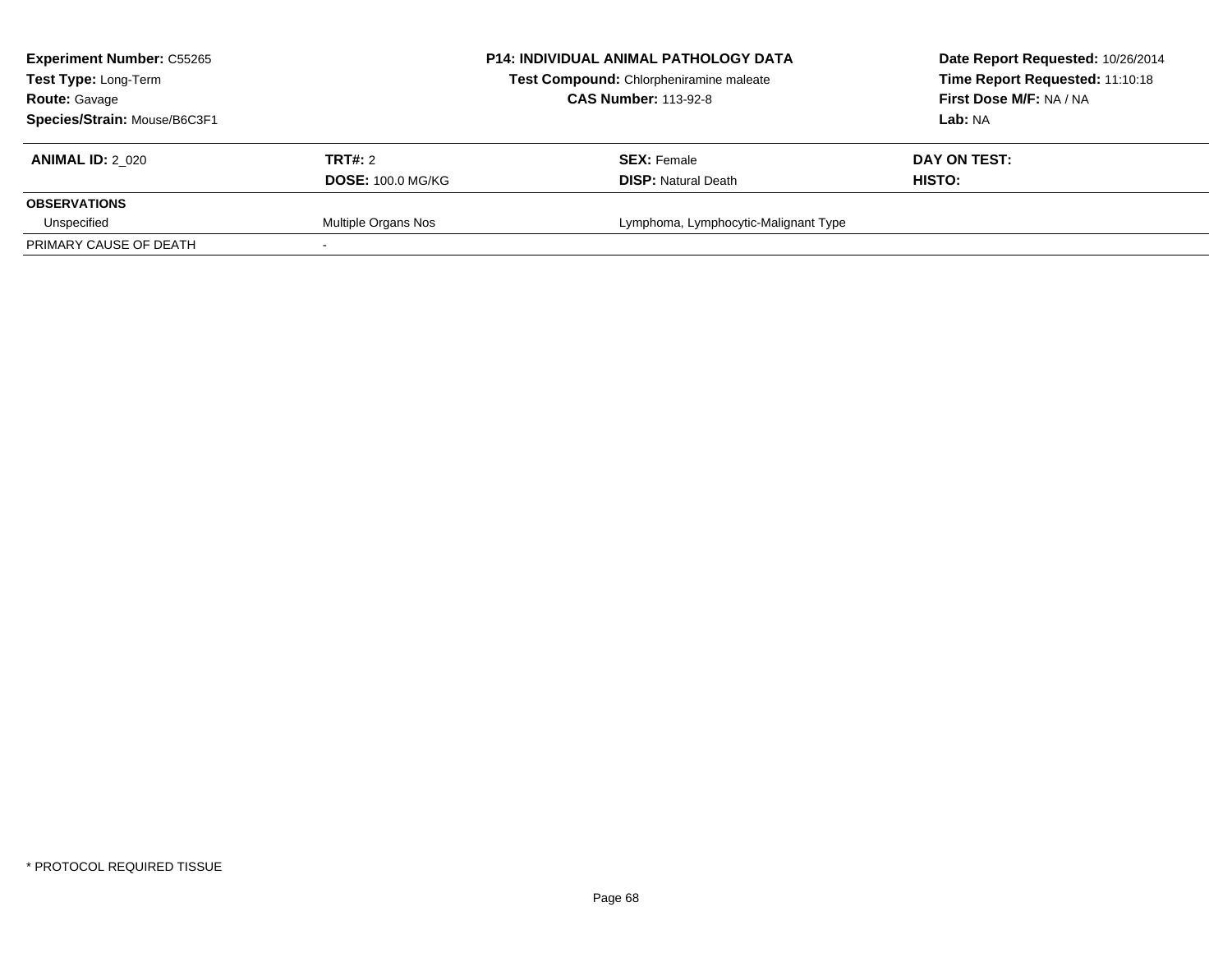**Experiment Number:** C55265
**Test Type:** Long-Term
**Route:** Gavage
**Species/Strain:** Mouse/B6C3F1

**P14: INDIVIDUAL ANIMAL PATHOLOGY DATA**
**Test Compound:** Chlorpheniramine maleate
**CAS Number:** 113-92-8

**Date Report Requested:** 10/26/2014
**Time Report Requested:** 11:10:18
**First Dose M/F:** NA / NA
**Lab:** NA

| **ANIMAL ID:** 2_020 | **TRT#:** 2 | **SEX:** Female | **DAY ON TEST:** |
|---|---|---|---|
| | **DOSE:** 100.0 MG/KG | **DISP:** Natural Death | **HISTO:** |
| **OBSERVATIONS** | | | |
| Unspecified | Multiple Organs Nos | Lymphoma, Lymphocytic-Malignant Type | |
| PRIMARY CAUSE OF DEATH | - | | |

* PROTOCOL REQUIRED TISSUE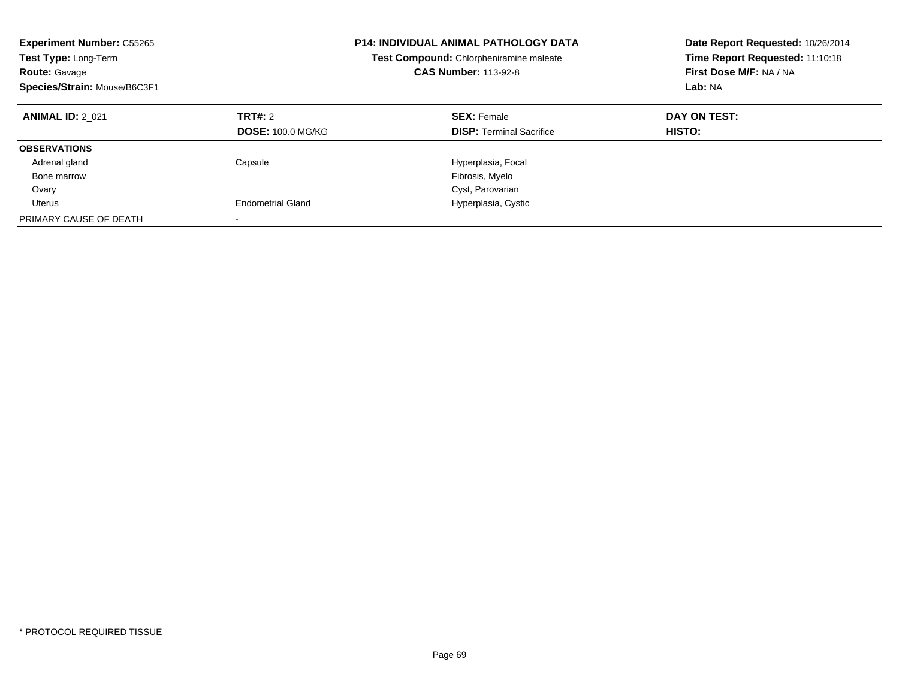**Experiment Number:** C55265
**Test Type:** Long-Term
**Route:** Gavage
**Species/Strain:** Mouse/B6C3F1

**P14: INDIVIDUAL ANIMAL PATHOLOGY DATA**
**Test Compound:** Chlorpheniramine maleate
**CAS Number:** 113-92-8

**Date Report Requested:** 10/26/2014
**Time Report Requested:** 11:10:18
**First Dose M/F:** NA / NA
**Lab:** NA

| **ANIMAL ID:** 2_021 | **TRT#:** 2 | **SEX:** Female | **DAY ON TEST:** |
|---|---|---|---|
| | **DOSE:** 100.0 MG/KG | **DISP:** Terminal Sacrifice | **HISTO:** |
| **OBSERVATIONS** | | | |
| Adrenal gland | Capsule | Hyperplasia, Focal | |
| Bone marrow | | Fibrosis, Myelo | |
| Ovary | | Cyst, Parovarian | |
| Uterus | Endometrial Gland | Hyperplasia, Cystic | |
| PRIMARY CAUSE OF DEATH | - | | |

* PROTOCOL REQUIRED TISSUE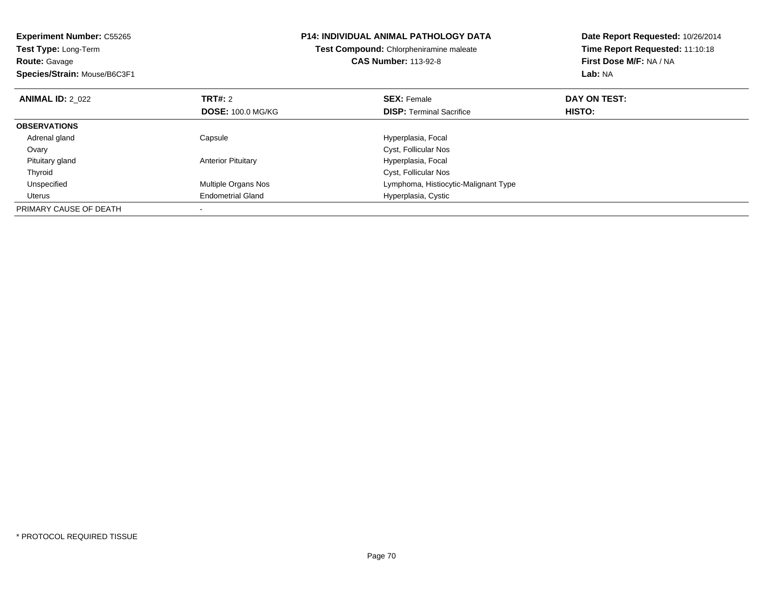**Experiment Number:** C55265
**Test Type:** Long-Term
**Route:** Gavage
**Species/Strain:** Mouse/B6C3F1

**P14: INDIVIDUAL ANIMAL PATHOLOGY DATA**
**Test Compound:** Chlorpheniramine maleate
**CAS Number:** 113-92-8

**Date Report Requested:** 10/26/2014
**Time Report Requested:** 11:10:18
**First Dose M/F:** NA / NA
**Lab:** NA

| **ANIMAL ID:** 2_022 | **TRT#:** 2 | **SEX:** Female | **DAY ON TEST:** |
|---|---|---|---|
| | **DOSE:** 100.0 MG/KG | **DISP:** Terminal Sacrifice | **HISTO:** |
| **OBSERVATIONS** | | | |
| Adrenal gland | Capsule | Hyperplasia, Focal | |
| Ovary | | Cyst, Follicular Nos | |
| Pituitary gland | Anterior Pituitary | Hyperplasia, Focal | |
| Thyroid | | Cyst, Follicular Nos | |
| Unspecified | Multiple Organs Nos | Lymphoma, Histiocytic-Malignant Type | |
| Uterus | Endometrial Gland | Hyperplasia, Cystic | |
| PRIMARY CAUSE OF DEATH | - | | |

* PROTOCOL REQUIRED TISSUE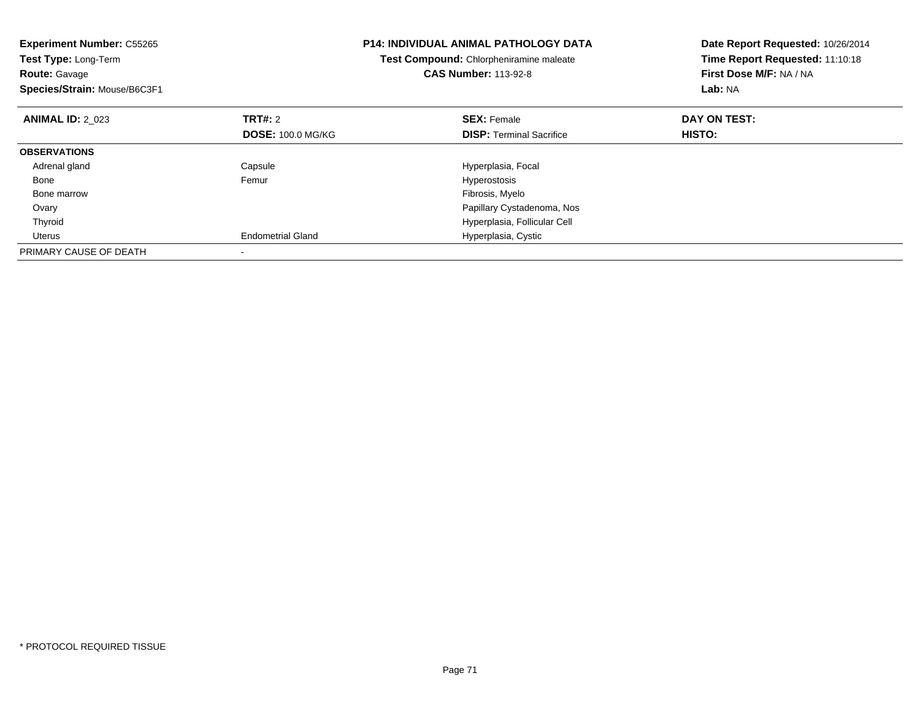**Experiment Number:** C55265
**Test Type:** Long-Term
**Route:** Gavage
**Species/Strain:** Mouse/B6C3F1

**P14: INDIVIDUAL ANIMAL PATHOLOGY DATA**
**Test Compound:** Chlorpheniramine maleate
**CAS Number:** 113-92-8

**Date Report Requested:** 10/26/2014
**Time Report Requested:** 11:10:18
**First Dose M/F:** NA / NA
**Lab:** NA

| **ANIMAL ID:** 2_023 | **TRT#:** 2 | **SEX:** Female | **DAY ON TEST:** |
|---|---|---|---|
| | **DOSE:** 100.0 MG/KG | **DISP:** Terminal Sacrifice | **HISTO:** |
| **OBSERVATIONS** | | | |
| Adrenal gland | Capsule | Hyperplasia, Focal | |
| Bone | Femur | Hyperostosis | |
| Bone marrow | | Fibrosis, Myelo | |
| Ovary | | Papillary Cystadenoma, Nos | |
| Thyroid | | Hyperplasia, Follicular Cell | |
| Uterus | Endometrial Gland | Hyperplasia, Cystic | |
| PRIMARY CAUSE OF DEATH | - | | |

* PROTOCOL REQUIRED TISSUE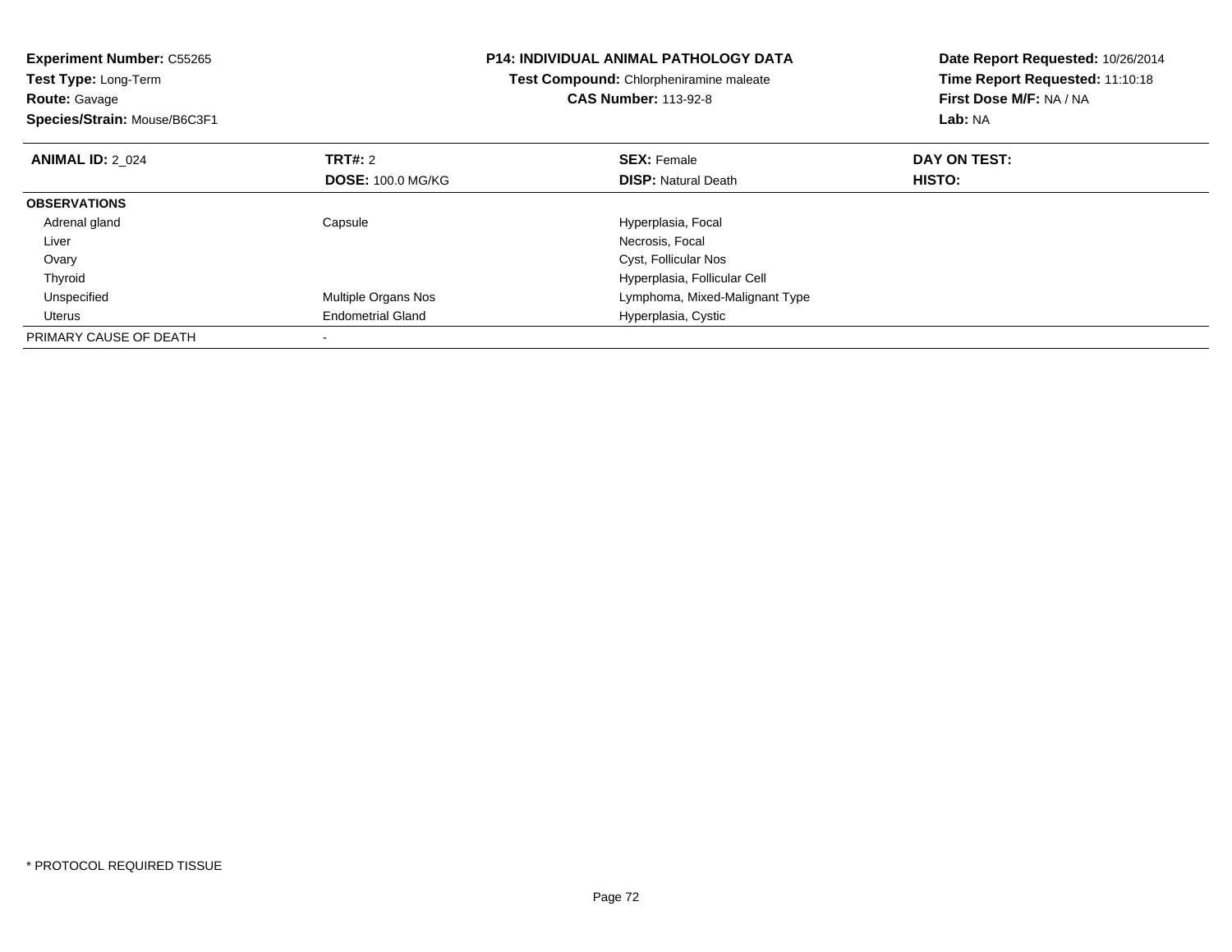**Experiment Number:** C55265
**Test Type:** Long-Term
**Route:** Gavage
**Species/Strain:** Mouse/B6C3F1

**P14: INDIVIDUAL ANIMAL PATHOLOGY DATA**
**Test Compound:** Chlorpheniramine maleate
**CAS Number:** 113-92-8

**Date Report Requested:** 10/26/2014
**Time Report Requested:** 11:10:18
**First Dose M/F:** NA / NA
**Lab:** NA

| **ANIMAL ID:** 2_024 | **TRT#:** 2 | **SEX:** Female | **DAY ON TEST:** |
|---|---|---|---|
| | **DOSE:** 100.0 MG/KG | **DISP:** Natural Death | **HISTO:** |
| **OBSERVATIONS** | | | |
| Adrenal gland | Capsule | Hyperplasia, Focal | |
| Liver | | Necrosis, Focal | |
| Ovary | | Cyst, Follicular Nos | |
| Thyroid | | Hyperplasia, Follicular Cell | |
| Unspecified | Multiple Organs Nos | Lymphoma, Mixed-Malignant Type | |
| Uterus | Endometrial Gland | Hyperplasia, Cystic | |
| PRIMARY CAUSE OF DEATH | - | | |

* PROTOCOL REQUIRED TISSUE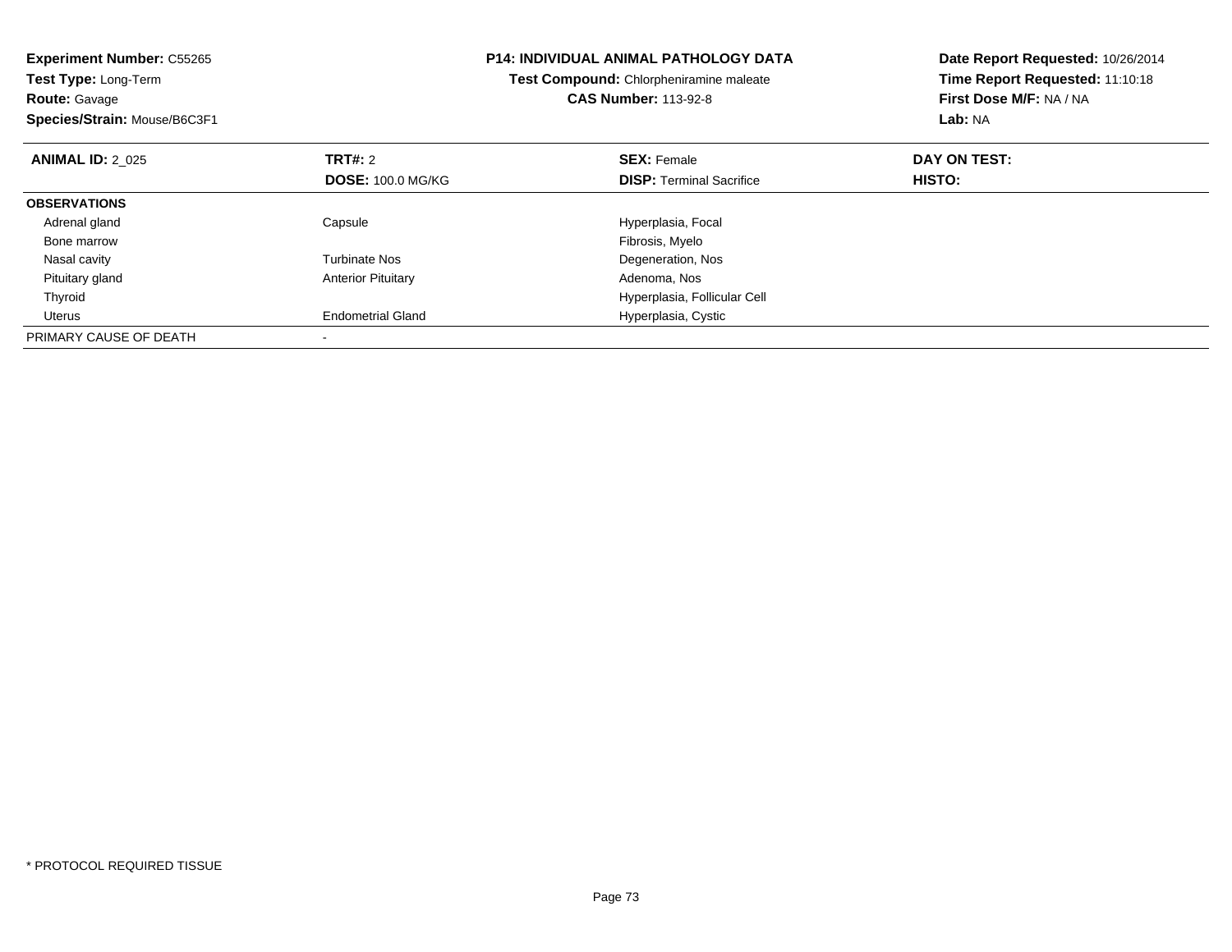**Experiment Number:** C55265
**Test Type:** Long-Term
**Route:** Gavage
**Species/Strain:** Mouse/B6C3F1

**P14: INDIVIDUAL ANIMAL PATHOLOGY DATA**
**Test Compound:** Chlorpheniramine maleate
**CAS Number:** 113-92-8

**Date Report Requested:** 10/26/2014
**Time Report Requested:** 11:10:18
**First Dose M/F:** NA / NA
**Lab:** NA

| **ANIMAL ID:** 2_025 | **TRT#:** 2 | **SEX:** Female | **DAY ON TEST:** |
|---|---|---|---|
| | **DOSE:** 100.0 MG/KG | **DISP:** Terminal Sacrifice | **HISTO:** |
| **OBSERVATIONS** | | | |
| Adrenal gland | Capsule | Hyperplasia, Focal | |
| Bone marrow | | Fibrosis, Myelo | |
| Nasal cavity | Turbinate Nos | Degeneration, Nos | |
| Pituitary gland | Anterior Pituitary | Adenoma, Nos | |
| Thyroid | | Hyperplasia, Follicular Cell | |
| Uterus | Endometrial Gland | Hyperplasia, Cystic | |
| PRIMARY CAUSE OF DEATH | - | | |

* PROTOCOL REQUIRED TISSUE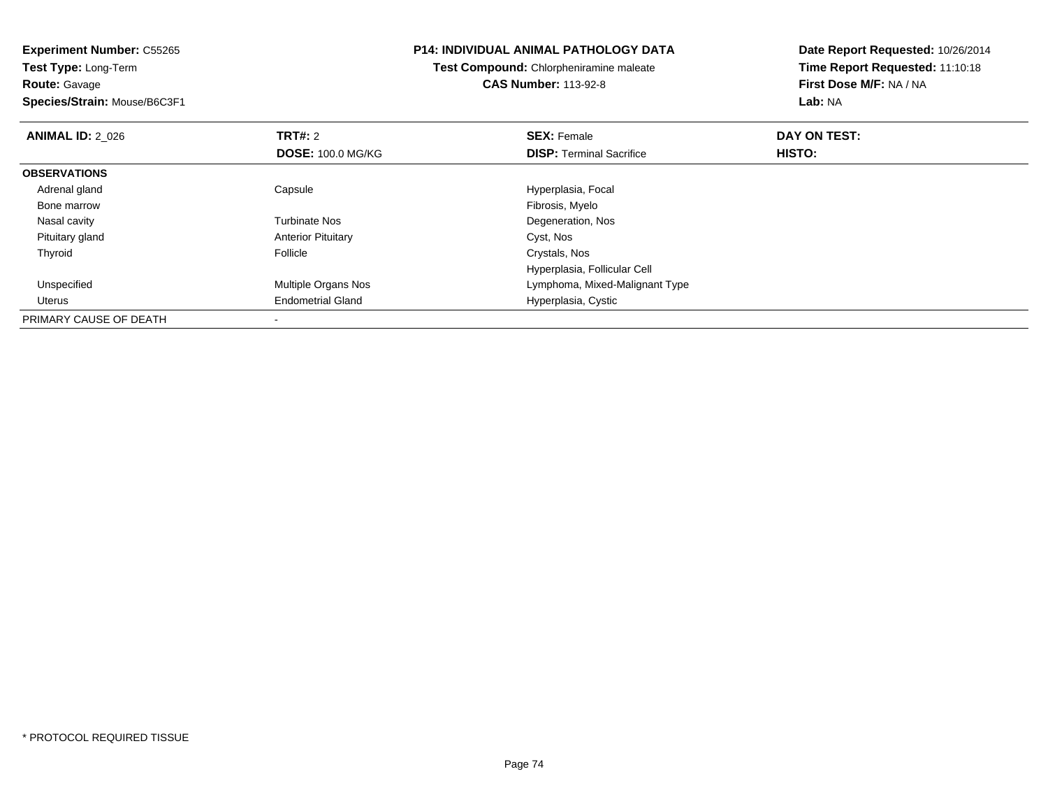**Experiment Number:** C55265
**Test Type:** Long-Term
**Route:** Gavage
**Species/Strain:** Mouse/B6C3F1

**P14: INDIVIDUAL ANIMAL PATHOLOGY DATA**
**Test Compound:** Chlorpheniramine maleate
**CAS Number:** 113-92-8

**Date Report Requested:** 10/26/2014
**Time Report Requested:** 11:10:18
**First Dose M/F:** NA / NA
**Lab:** NA

| **ANIMAL ID:** 2_026 | **TRT#:** 2 | **SEX:** Female | **DAY ON TEST:** |
|---|---|---|---|
| | **DOSE:** 100.0 MG/KG | **DISP:** Terminal Sacrifice | **HISTO:** |
| **OBSERVATIONS** | | | |
| Adrenal gland | Capsule | Hyperplasia, Focal | |
| Bone marrow | | Fibrosis, Myelo | |
| Nasal cavity | Turbinate Nos | Degeneration, Nos | |
| Pituitary gland | Anterior Pituitary | Cyst, Nos | |
| Thyroid | Follicle | Crystals, Nos | |
| | | Hyperplasia, Follicular Cell | |
| Unspecified | Multiple Organs Nos | Lymphoma, Mixed-Malignant Type | |
| Uterus | Endometrial Gland | Hyperplasia, Cystic | |
| PRIMARY CAUSE OF DEATH | - | | |

* PROTOCOL REQUIRED TISSUE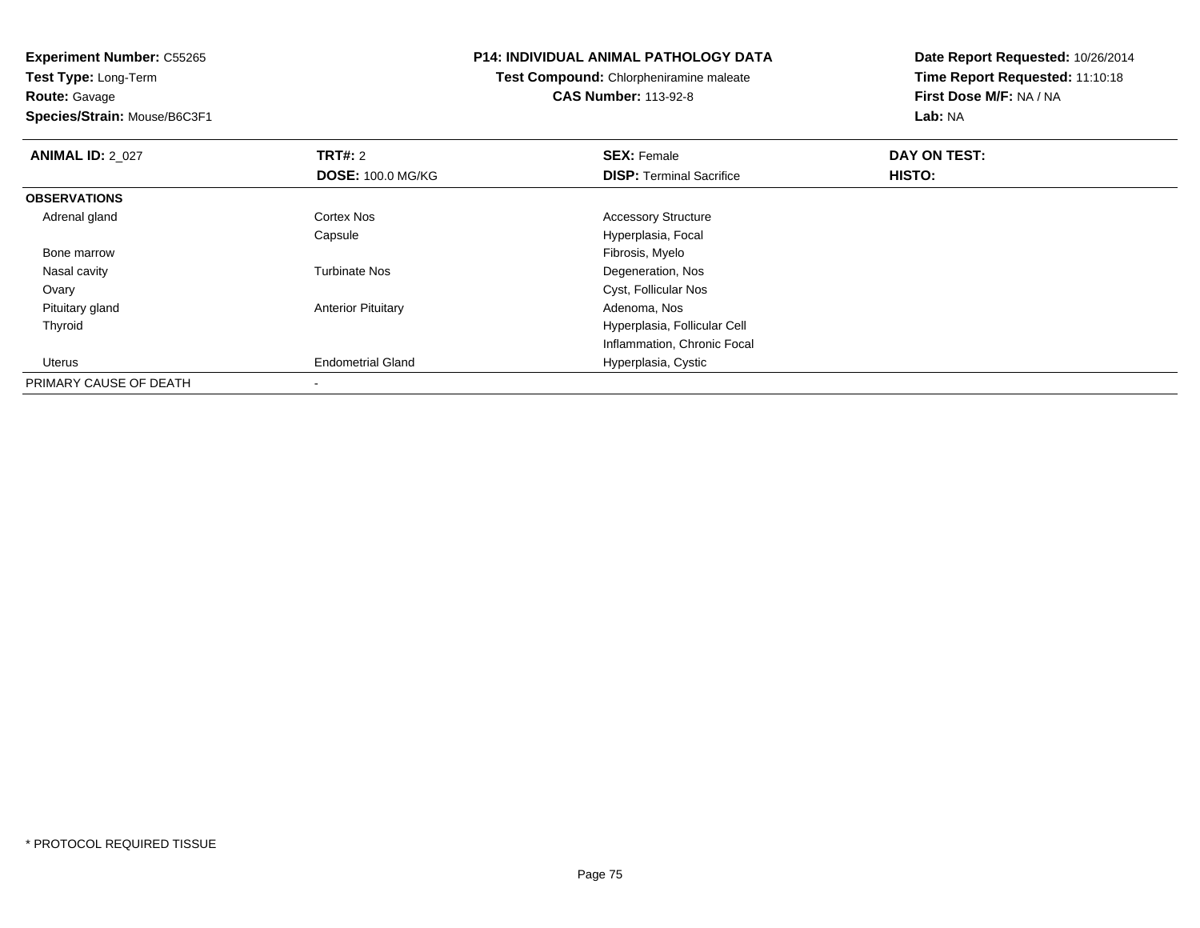**Experiment Number:** C55265
**Test Type:** Long-Term
**Route:** Gavage
**Species/Strain:** Mouse/B6C3F1

**P14: INDIVIDUAL ANIMAL PATHOLOGY DATA**
**Test Compound:** Chlorpheniramine maleate
**CAS Number:** 113-92-8

**Date Report Requested:** 10/26/2014
**Time Report Requested:** 11:10:18
**First Dose M/F:** NA / NA
**Lab:** NA

| **ANIMAL ID:** 2_027 | **TRT#:** 2 | **SEX:** Female | **DAY ON TEST:** |
|---|---|---|---|
| | **DOSE:** 100.0 MG/KG | **DISP:** Terminal Sacrifice | **HISTO:** |
| **OBSERVATIONS** | | | |
| Adrenal gland | Cortex Nos | Accessory Structure | |
| | Capsule | Hyperplasia, Focal | |
| Bone marrow | | Fibrosis, Myelo | |
| Nasal cavity | Turbinate Nos | Degeneration, Nos | |
| Ovary | | Cyst, Follicular Nos | |
| Pituitary gland | Anterior Pituitary | Adenoma, Nos | |
| Thyroid | | Hyperplasia, Follicular Cell | |
| | | Inflammation, Chronic Focal | |
| Uterus | Endometrial Gland | Hyperplasia, Cystic | |
| PRIMARY CAUSE OF DEATH | - | | |

* PROTOCOL REQUIRED TISSUE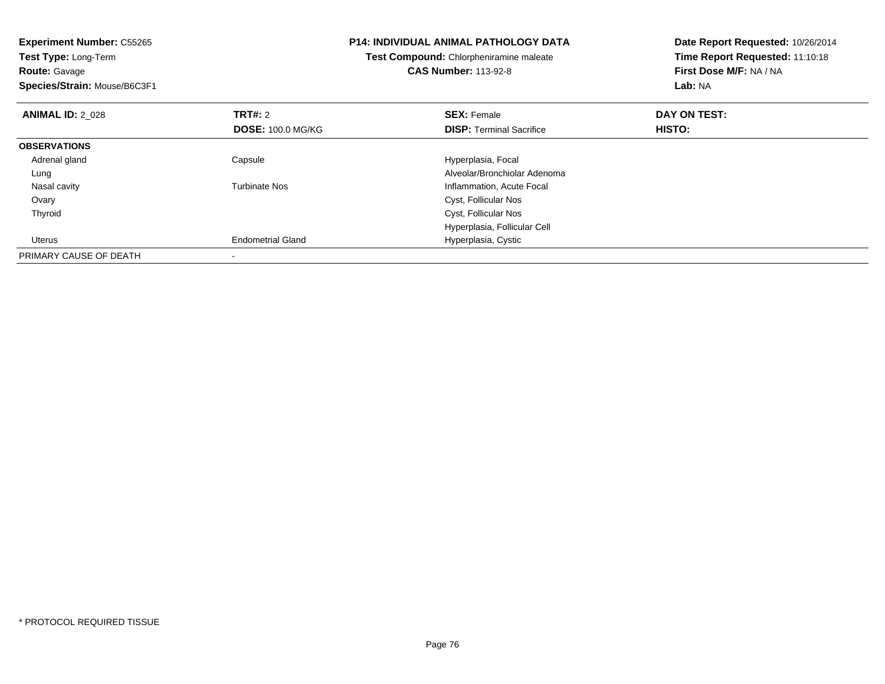**Experiment Number:** C55265
**Test Type:** Long-Term
**Route:** Gavage
**Species/Strain:** Mouse/B6C3F1

**P14: INDIVIDUAL ANIMAL PATHOLOGY DATA**
**Test Compound:** Chlorpheniramine maleate
**CAS Number:** 113-92-8

**Date Report Requested:** 10/26/2014
**Time Report Requested:** 11:10:18
**First Dose M/F:** NA / NA
**Lab:** NA

| **ANIMAL ID:** 2_028 | **TRT#:** 2 | **SEX:** Female | **DAY ON TEST:** |
|---|---|---|---|
| | **DOSE:** 100.0 MG/KG | **DISP:** Terminal Sacrifice | **HISTO:** |
| **OBSERVATIONS** | | | |
| Adrenal gland | Capsule | Hyperplasia, Focal | |
| Lung | | Alveolar/Bronchiolar Adenoma | |
| Nasal cavity | Turbinate Nos | Inflammation, Acute Focal | |
| Ovary | | Cyst, Follicular Nos | |
| Thyroid | | Cyst, Follicular Nos | |
| | | Hyperplasia, Follicular Cell | |
| Uterus | Endometrial Gland | Hyperplasia, Cystic | |
| PRIMARY CAUSE OF DEATH | - | | |

\* PROTOCOL REQUIRED TISSUE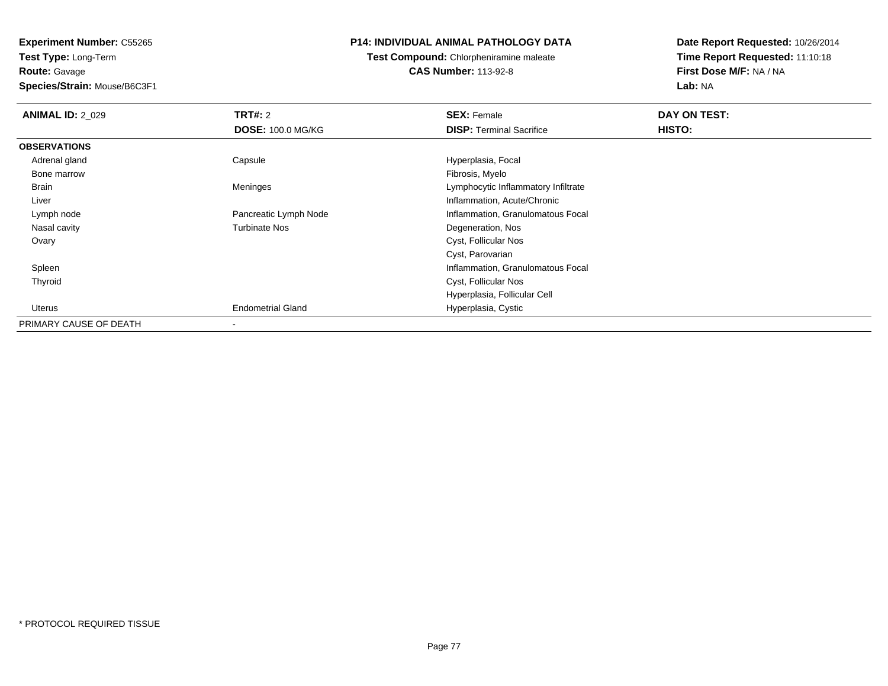**Experiment Number:** C55265
**Test Type:** Long-Term
**Route:** Gavage
**Species/Strain:** Mouse/B6C3F1

**P14: INDIVIDUAL ANIMAL PATHOLOGY DATA**
**Test Compound:** Chlorpheniramine maleate
**CAS Number:** 113-92-8

**Date Report Requested:** 10/26/2014
**Time Report Requested:** 11:10:18
**First Dose M/F:** NA / NA
**Lab:** NA

| **ANIMAL ID:** 2_029 | **TRT#:** 2 | **SEX:** Female | **DAY ON TEST:** |
|---|---|---|---|
| | **DOSE:** 100.0 MG/KG | **DISP:** Terminal Sacrifice | **HISTO:** |
| **OBSERVATIONS** | | | |
| Adrenal gland | Capsule | Hyperplasia, Focal | |
| Bone marrow | | Fibrosis, Myelo | |
| Brain | Meninges | Lymphocytic Inflammatory Infiltrate | |
| Liver | | Inflammation, Acute/Chronic | |
| Lymph node | Pancreatic Lymph Node | Inflammation, Granulomatous Focal | |
| Nasal cavity | Turbinate Nos | Degeneration, Nos | |
| Ovary | | Cyst, Follicular Nos | |
| | | Cyst, Parovarian | |
| Spleen | | Inflammation, Granulomatous Focal | |
| Thyroid | | Cyst, Follicular Nos | |
| | | Hyperplasia, Follicular Cell | |
| Uterus | Endometrial Gland | Hyperplasia, Cystic | |
| PRIMARY CAUSE OF DEATH | - | | |

\* PROTOCOL REQUIRED TISSUE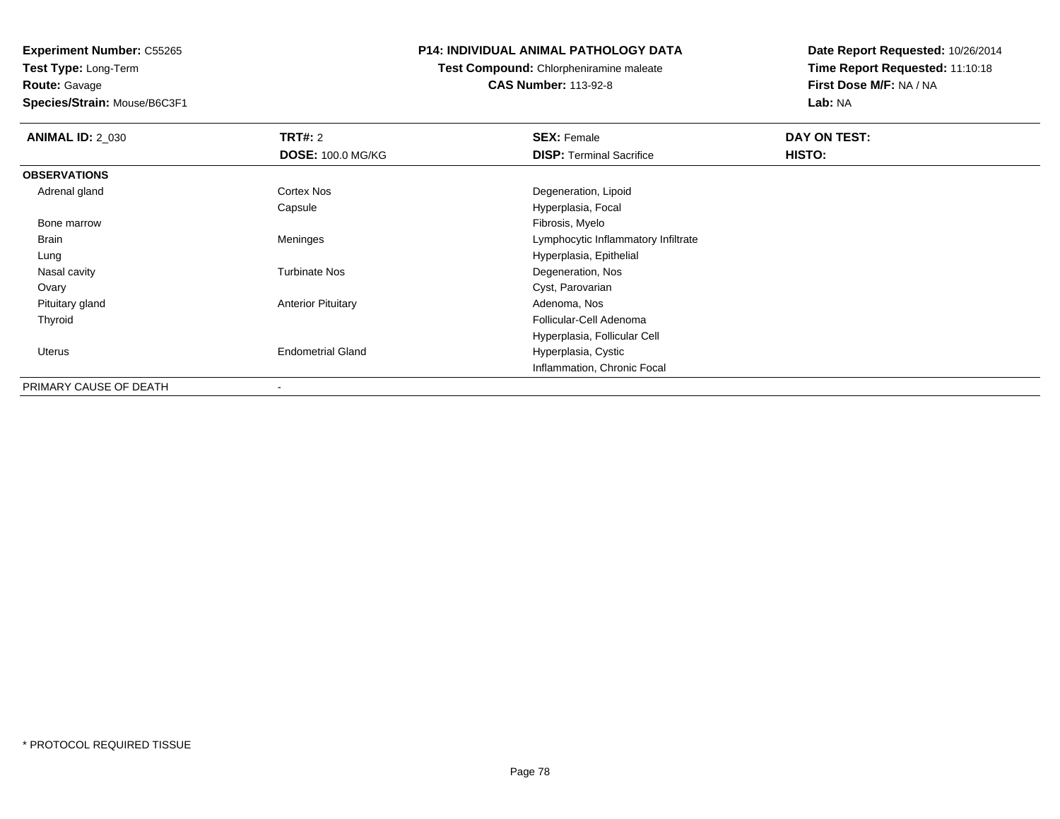**Experiment Number:** C55265
**Test Type:** Long-Term
**Route:** Gavage
**Species/Strain:** Mouse/B6C3F1

## P14: INDIVIDUAL ANIMAL PATHOLOGY DATA

**Test Compound:** Chlorpheniramine maleate
**CAS Number:** 113-92-8

**Date Report Requested:** 10/26/2014
**Time Report Requested:** 11:10:18
**First Dose M/F:** NA / NA
**Lab:** NA

| **ANIMAL ID:** 2_030 | **TRT#:** 2 | **SEX:** Female | **DAY ON TEST:** |
|---|---|---|---|
| | **DOSE:** 100.0 MG/KG | **DISP:** Terminal Sacrifice | **HISTO:** |
| **OBSERVATIONS** | | | |
| Adrenal gland | Cortex Nos | Degeneration, Lipoid | |
| | Capsule | Hyperplasia, Focal | |
| Bone marrow | | Fibrosis, Myelo | |
| Brain | Meninges | Lymphocytic Inflammatory Infiltrate | |
| Lung | | Hyperplasia, Epithelial | |
| Nasal cavity | Turbinate Nos | Degeneration, Nos | |
| Ovary | | Cyst, Parovarian | |
| Pituitary gland | Anterior Pituitary | Adenoma, Nos | |
| Thyroid | | Follicular-Cell Adenoma | |
| | | Hyperplasia, Follicular Cell | |
| Uterus | Endometrial Gland | Hyperplasia, Cystic | |
| | | Inflammation, Chronic Focal | |
| PRIMARY CAUSE OF DEATH | - | | |

* PROTOCOL REQUIRED TISSUE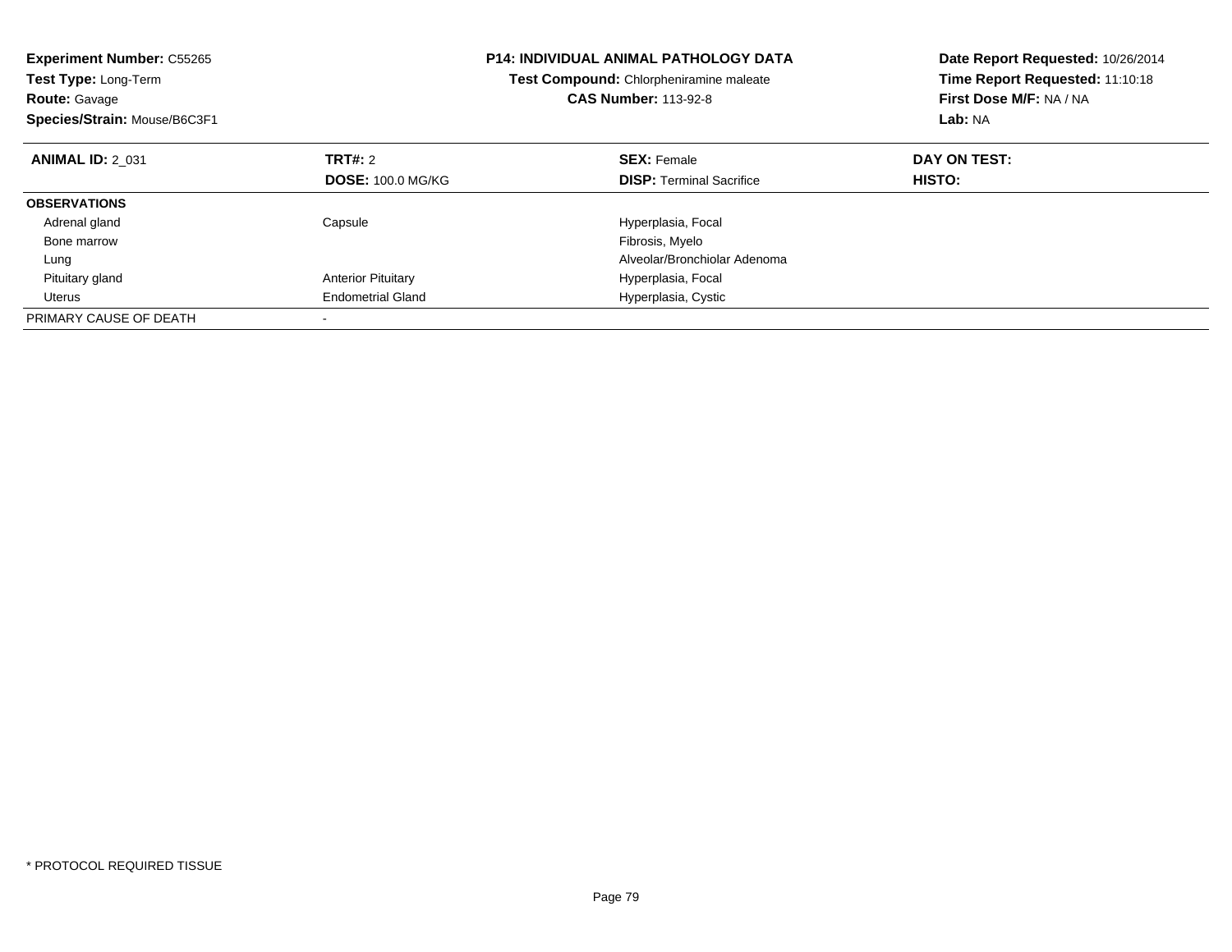**Experiment Number:** C55265
**Test Type:** Long-Term
**Route:** Gavage
**Species/Strain:** Mouse/B6C3F1

**P14: INDIVIDUAL ANIMAL PATHOLOGY DATA**
**Test Compound:** Chlorpheniramine maleate
**CAS Number:** 113-92-8

**Date Report Requested:** 10/26/2014
**Time Report Requested:** 11:10:18
**First Dose M/F:** NA / NA
**Lab:** NA

| **ANIMAL ID:** 2_031 | **TRT#:** 2 | **SEX:** Female | **DAY ON TEST:** |
|---|---|---|---|
| | **DOSE:** 100.0 MG/KG | **DISP:** Terminal Sacrifice | **HISTO:** |
| **OBSERVATIONS** | | | |
| Adrenal gland | Capsule | Hyperplasia, Focal | |
| Bone marrow | | Fibrosis, Myelo | |
| Lung | | Alveolar/Bronchiolar Adenoma | |
| Pituitary gland | Anterior Pituitary | Hyperplasia, Focal | |
| Uterus | Endometrial Gland | Hyperplasia, Cystic | |
| PRIMARY CAUSE OF DEATH | - | | |

* PROTOCOL REQUIRED TISSUE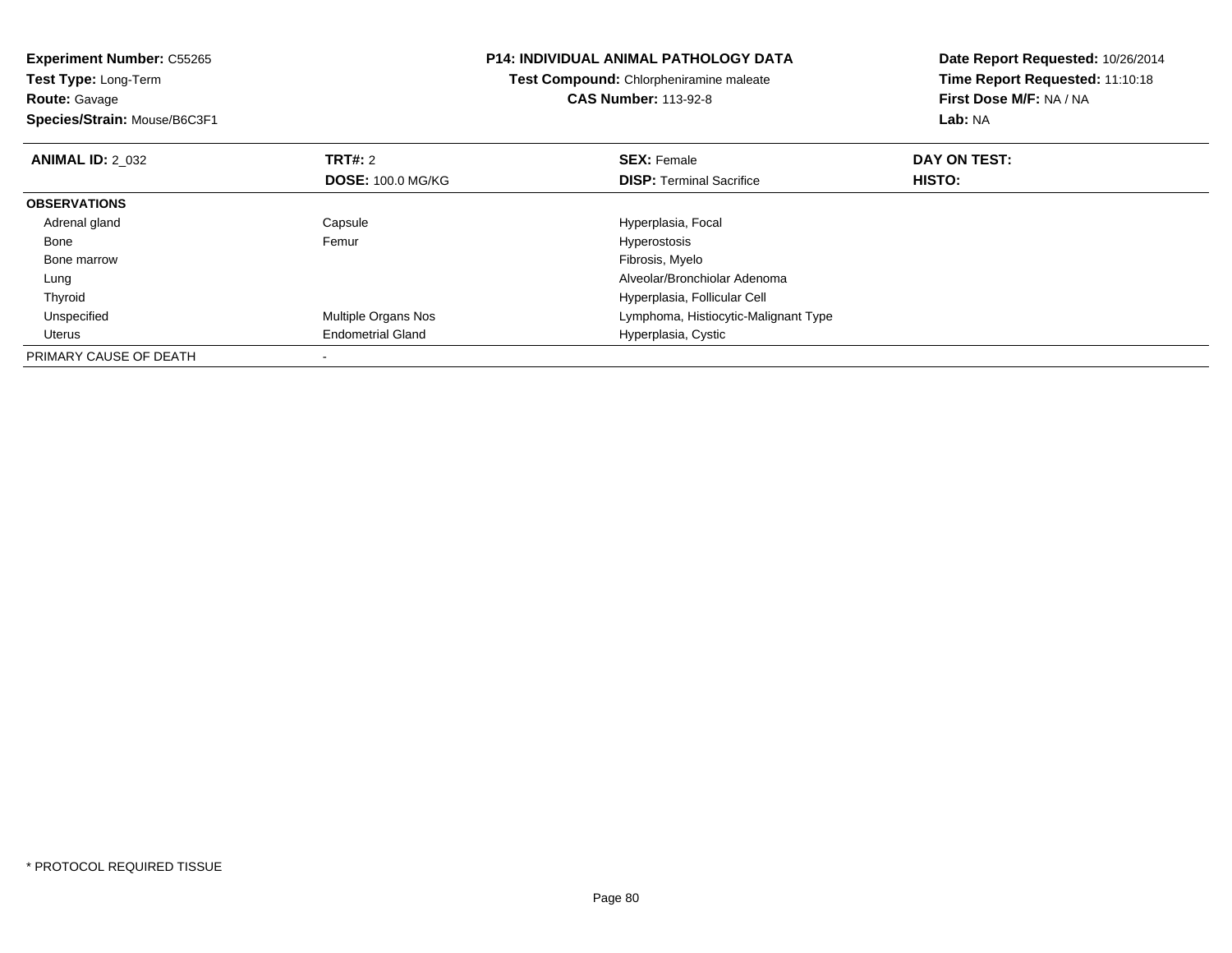**Experiment Number:** C55265
**Test Type:** Long-Term
**Route:** Gavage
**Species/Strain:** Mouse/B6C3F1

**P14: INDIVIDUAL ANIMAL PATHOLOGY DATA**
**Test Compound:** Chlorpheniramine maleate
**CAS Number:** 113-92-8

**Date Report Requested:** 10/26/2014
**Time Report Requested:** 11:10:18
**First Dose M/F:** NA / NA
**Lab:** NA

| **ANIMAL ID:** 2_032 | **TRT#:** 2 | **SEX:** Female | **DAY ON TEST:** |
|---|---|---|---|
| | **DOSE:** 100.0 MG/KG | **DISP:** Terminal Sacrifice | **HISTO:** |
| **OBSERVATIONS** | | | |
| Adrenal gland | Capsule | Hyperplasia, Focal | |
| Bone | Femur | Hyperostosis | |
| Bone marrow | | Fibrosis, Myelo | |
| Lung | | Alveolar/Bronchiolar Adenoma | |
| Thyroid | | Hyperplasia, Follicular Cell | |
| Unspecified | Multiple Organs Nos | Lymphoma, Histiocytic-Malignant Type | |
| Uterus | Endometrial Gland | Hyperplasia, Cystic | |
| PRIMARY CAUSE OF DEATH | - | | |

* PROTOCOL REQUIRED TISSUE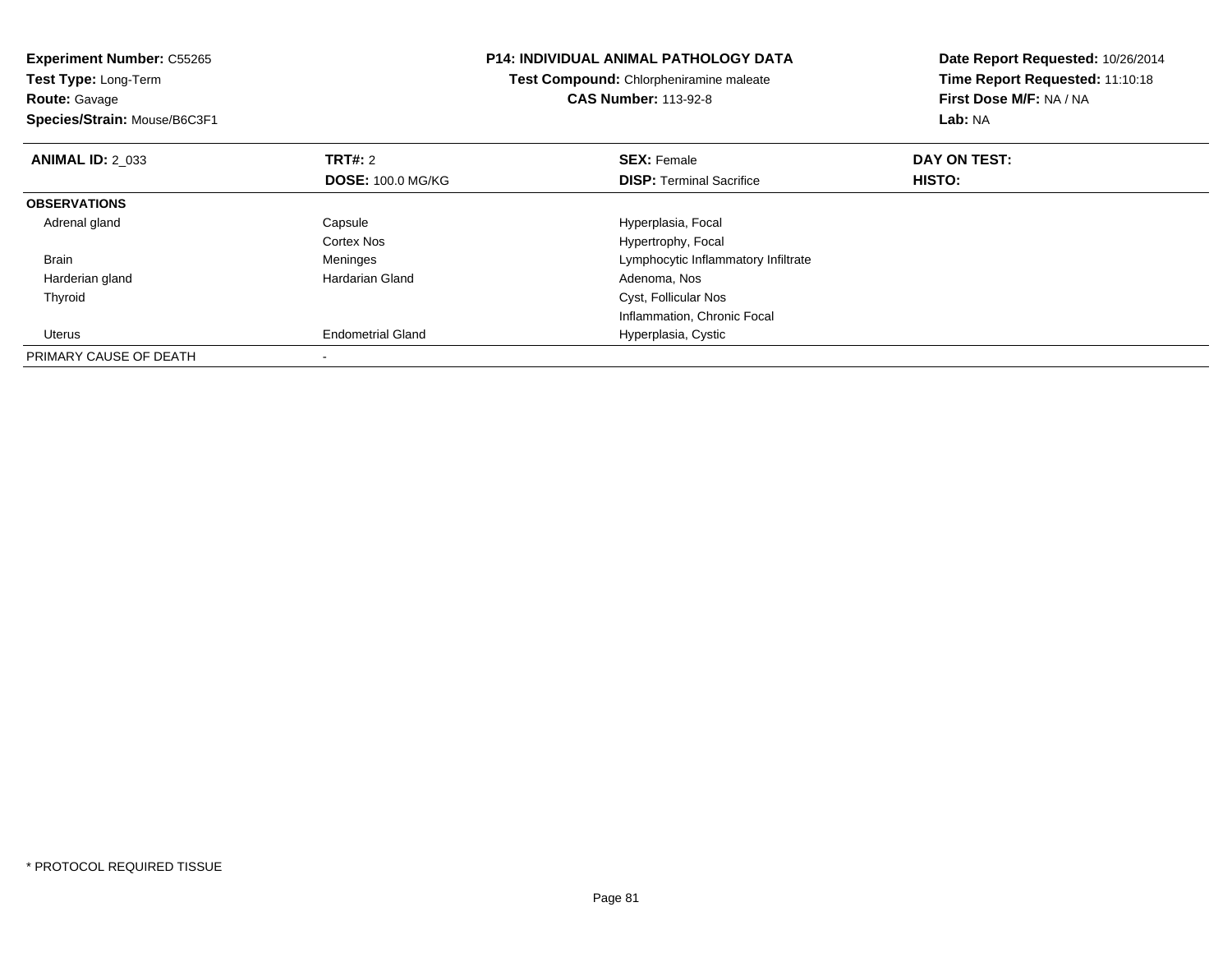**Experiment Number:** C55265
**Test Type:** Long-Term
**Route:** Gavage
**Species/Strain:** Mouse/B6C3F1

**P14: INDIVIDUAL ANIMAL PATHOLOGY DATA**
**Test Compound:** Chlorpheniramine maleate
**CAS Number:** 113-92-8

**Date Report Requested:** 10/26/2014
**Time Report Requested:** 11:10:18
**First Dose M/F:** NA / NA
**Lab:** NA

| **ANIMAL ID:** 2_033 | **TRT#:** 2 | **SEX:** Female | **DAY ON TEST:** |
|---|---|---|---|
| | **DOSE:** 100.0 MG/KG | **DISP:** Terminal Sacrifice | **HISTO:** |
| **OBSERVATIONS** | | | |
| Adrenal gland | Capsule | Hyperplasia, Focal | |
| | Cortex Nos | Hypertrophy, Focal | |
| Brain | Meninges | Lymphocytic Inflammatory Infiltrate | |
| Harderian gland | Hardarian Gland | Adenoma, Nos | |
| Thyroid | | Cyst, Follicular Nos | |
| | | Inflammation, Chronic Focal | |
| Uterus | Endometrial Gland | Hyperplasia, Cystic | |
| PRIMARY CAUSE OF DEATH | - | | |

\* PROTOCOL REQUIRED TISSUE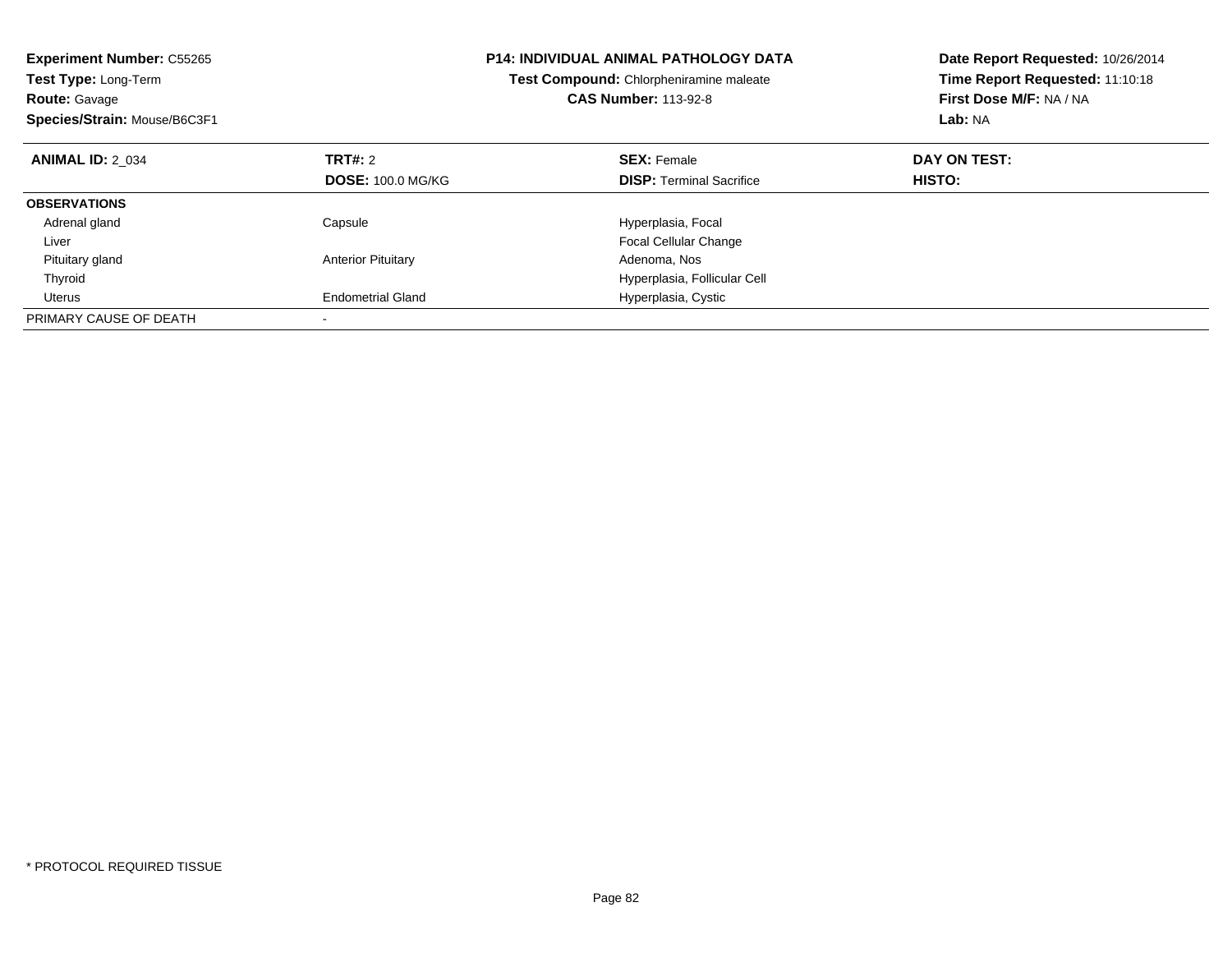**Experiment Number:** C55265
**Test Type:** Long-Term
**Route:** Gavage
**Species/Strain:** Mouse/B6C3F1

**P14: INDIVIDUAL ANIMAL PATHOLOGY DATA**
**Test Compound:** Chlorpheniramine maleate
**CAS Number:** 113-92-8

**Date Report Requested:** 10/26/2014
**Time Report Requested:** 11:10:18
**First Dose M/F:** NA / NA
**Lab:** NA

| **ANIMAL ID:** 2_034 | **TRT#:** 2 | **SEX:** Female | **DAY ON TEST:** |
|---|---|---|---|
| | **DOSE:** 100.0 MG/KG | **DISP:** Terminal Sacrifice | **HISTO:** |
| **OBSERVATIONS** | | | |
| Adrenal gland | Capsule | Hyperplasia, Focal | |
| Liver | | Focal Cellular Change | |
| Pituitary gland | Anterior Pituitary | Adenoma, Nos | |
| Thyroid | | Hyperplasia, Follicular Cell | |
| Uterus | Endometrial Gland | Hyperplasia, Cystic | |
| PRIMARY CAUSE OF DEATH | - | | |

* PROTOCOL REQUIRED TISSUE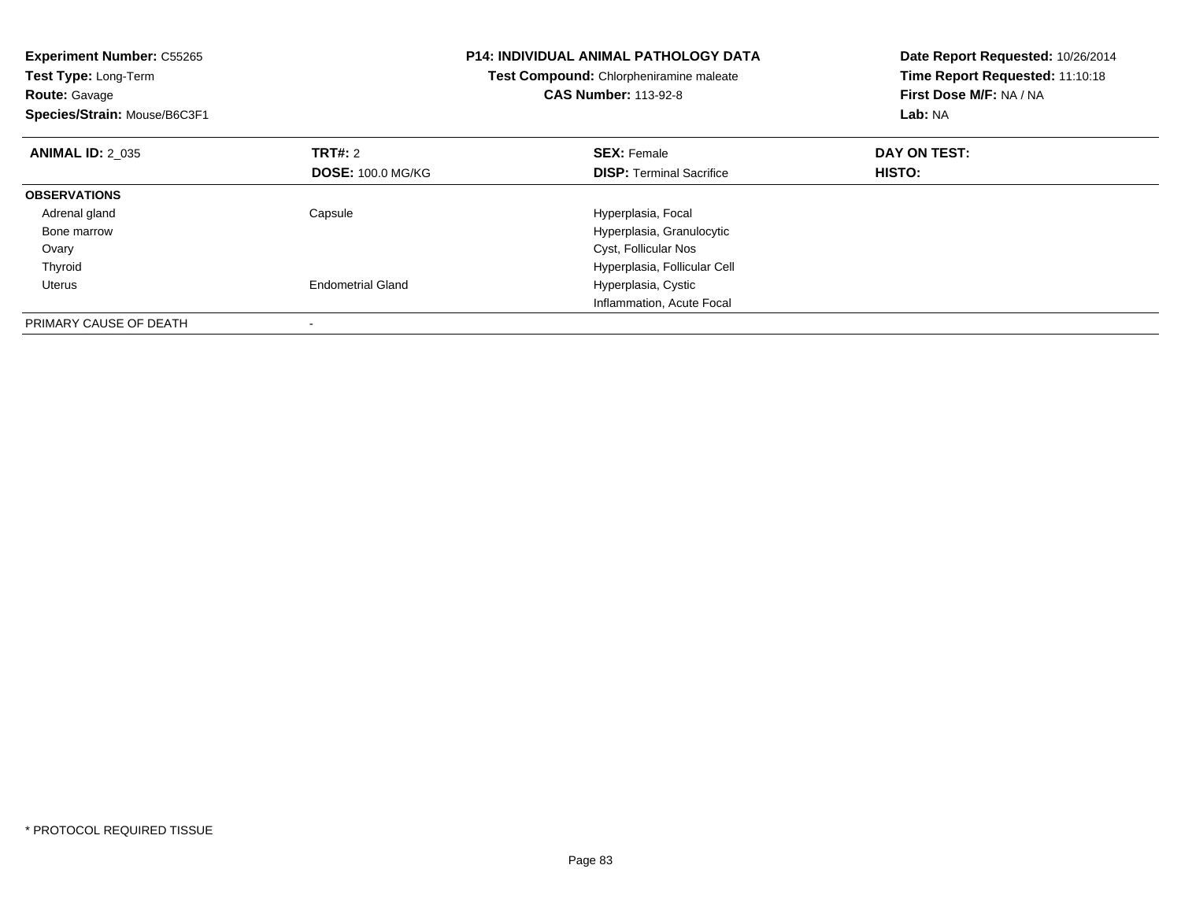**Experiment Number:** C55265
**Test Type:** Long-Term
**Route:** Gavage
**Species/Strain:** Mouse/B6C3F1

**P14: INDIVIDUAL ANIMAL PATHOLOGY DATA**
**Test Compound:** Chlorpheniramine maleate
**CAS Number:** 113-92-8

**Date Report Requested:** 10/26/2014
**Time Report Requested:** 11:10:18
**First Dose M/F:** NA / NA
**Lab:** NA

| **ANIMAL ID:** 2_035 | **TRT#:** 2 | **SEX:** Female | **DAY ON TEST:** |
|---|---|---|---|
| | **DOSE:** 100.0 MG/KG | **DISP:** Terminal Sacrifice | **HISTO:** |
| **OBSERVATIONS** | | | |
| Adrenal gland | Capsule | Hyperplasia, Focal | |
| Bone marrow | | Hyperplasia, Granulocytic | |
| Ovary | | Cyst, Follicular Nos | |
| Thyroid | | Hyperplasia, Follicular Cell | |
| Uterus | Endometrial Gland | Hyperplasia, Cystic | |
| | | Inflammation, Acute Focal | |
| PRIMARY CAUSE OF DEATH | - | | |

* PROTOCOL REQUIRED TISSUE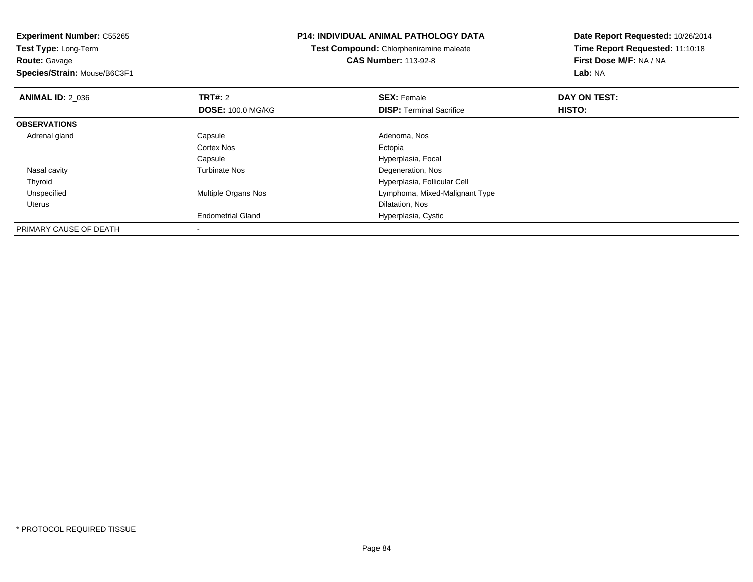**Experiment Number:** C55265
**Test Type:** Long-Term
**Route:** Gavage
**Species/Strain:** Mouse/B6C3F1

**P14: INDIVIDUAL ANIMAL PATHOLOGY DATA**
**Test Compound:** Chlorpheniramine maleate
**CAS Number:** 113-92-8

**Date Report Requested:** 10/26/2014
**Time Report Requested:** 11:10:18
**First Dose M/F:** NA / NA
**Lab:** NA

| **ANIMAL ID:** 2_036 | **TRT#:** 2 | **SEX:** Female | **DAY ON TEST:** |
|---|---|---|---|
| | **DOSE:** 100.0 MG/KG | **DISP:** Terminal Sacrifice | **HISTO:** |
| **OBSERVATIONS** | | | |
| Adrenal gland | Capsule | Adenoma, Nos | |
| | Cortex Nos | Ectopia | |
| | Capsule | Hyperplasia, Focal | |
| Nasal cavity | Turbinate Nos | Degeneration, Nos | |
| Thyroid | | Hyperplasia, Follicular Cell | |
| Unspecified | Multiple Organs Nos | Lymphoma, Mixed-Malignant Type | |
| Uterus | | Dilatation, Nos | |
| | Endometrial Gland | Hyperplasia, Cystic | |
| PRIMARY CAUSE OF DEATH | - | | |

* PROTOCOL REQUIRED TISSUE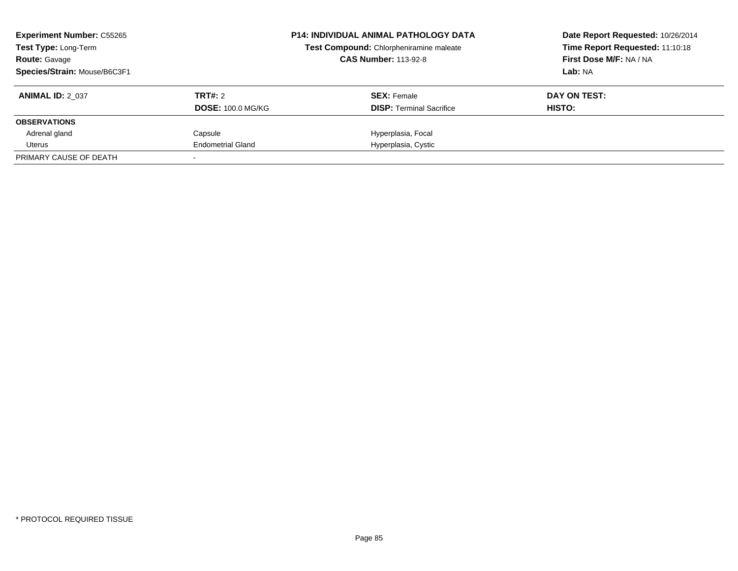**Experiment Number:** C55265
**Test Type:** Long-Term
**Route:** Gavage
**Species/Strain:** Mouse/B6C3F1

**P14: INDIVIDUAL ANIMAL PATHOLOGY DATA**
**Test Compound:** Chlorpheniramine maleate
**CAS Number:** 113-92-8

**Date Report Requested:** 10/26/2014
**Time Report Requested:** 11:10:18
**First Dose M/F:** NA / NA
**Lab:** NA

| **ANIMAL ID:** 2_037 | **TRT#:** 2 | **SEX:** Female | **DAY ON TEST:** |
|---|---|---|---|
| | **DOSE:** 100.0 MG/KG | **DISP:** Terminal Sacrifice | **HISTO:** |
| **OBSERVATIONS** | | | |
| Adrenal gland | Capsule | Hyperplasia, Focal | |
| Uterus | Endometrial Gland | Hyperplasia, Cystic | |
| PRIMARY CAUSE OF DEATH | - | | |

* PROTOCOL REQUIRED TISSUE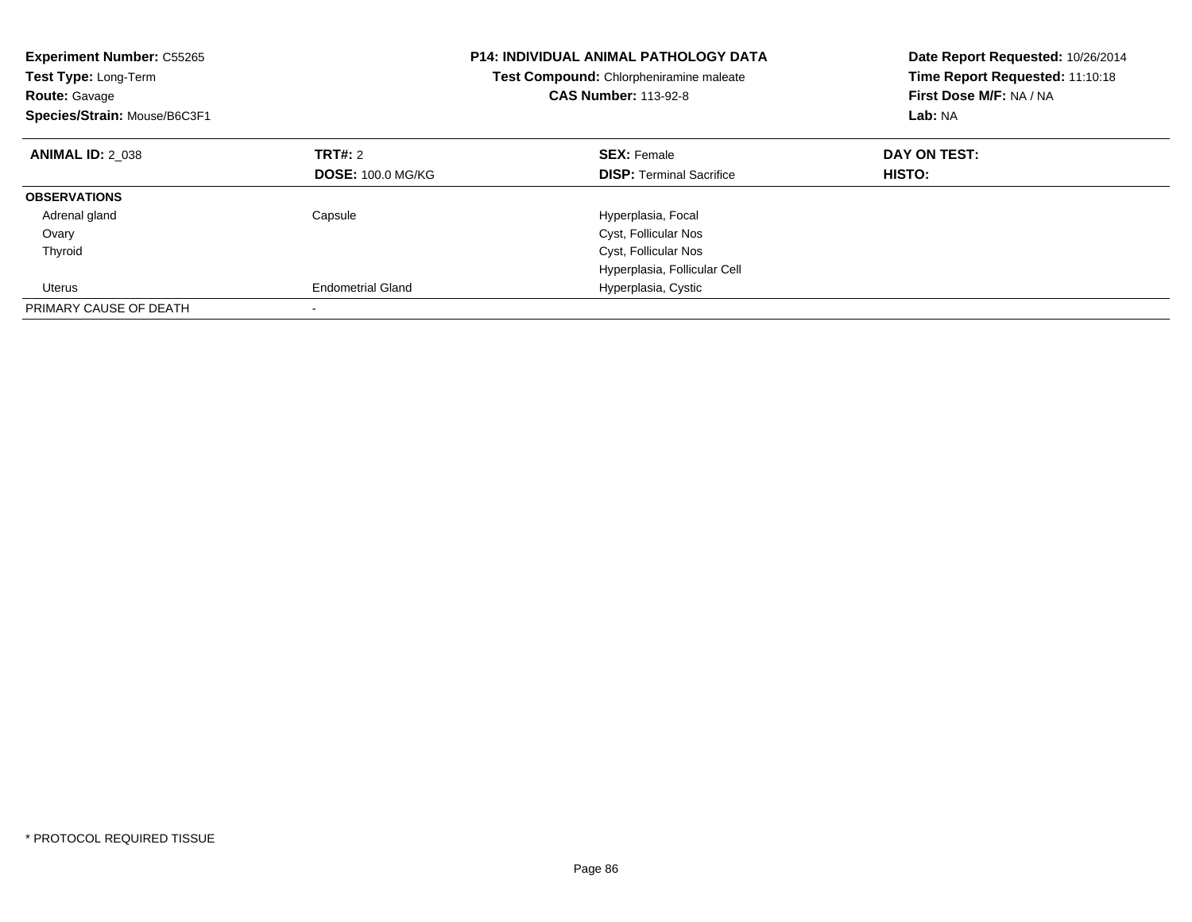**Experiment Number:** C55265
**Test Type:** Long-Term
**Route:** Gavage
**Species/Strain:** Mouse/B6C3F1

**P14: INDIVIDUAL ANIMAL PATHOLOGY DATA**
**Test Compound:** Chlorpheniramine maleate
**CAS Number:** 113-92-8

**Date Report Requested:** 10/26/2014
**Time Report Requested:** 11:10:18
**First Dose M/F:** NA / NA
**Lab:** NA

| **ANIMAL ID:** 2_038 | **TRT#:** 2 | **SEX:** Female | **DAY ON TEST:** |
|---|---|---|---|
| | **DOSE:** 100.0 MG/KG | **DISP:** Terminal Sacrifice | **HISTO:** |
| **OBSERVATIONS** | | | |
| Adrenal gland | Capsule | Hyperplasia, Focal | |
| Ovary | | Cyst, Follicular Nos | |
| Thyroid | | Cyst, Follicular Nos | |
| | | Hyperplasia, Follicular Cell | |
| Uterus | Endometrial Gland | Hyperplasia, Cystic | |
| PRIMARY CAUSE OF DEATH | - | | |

* PROTOCOL REQUIRED TISSUE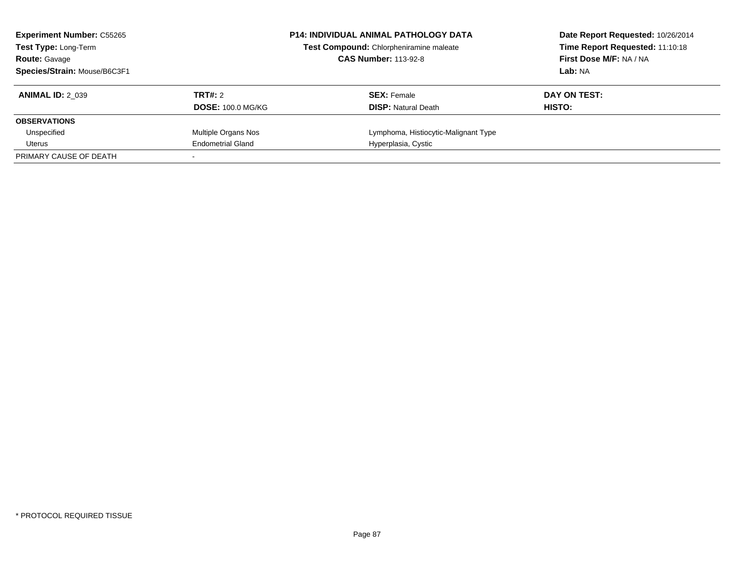**Experiment Number:** C55265
**Test Type:** Long-Term
**Route:** Gavage
**Species/Strain:** Mouse/B6C3F1

**P14: INDIVIDUAL ANIMAL PATHOLOGY DATA**
**Test Compound:** Chlorpheniramine maleate
**CAS Number:** 113-92-8

**Date Report Requested:** 10/26/2014
**Time Report Requested:** 11:10:18
**First Dose M/F:** NA / NA
**Lab:** NA

| **ANIMAL ID:** 2_039 | **TRT#:** 2 | **SEX:** Female | **DAY ON TEST:** |
|---|---|---|---|
| | **DOSE:** 100.0 MG/KG | **DISP:** Natural Death | **HISTO:** |
| **OBSERVATIONS** | | | |
| Unspecified | Multiple Organs Nos | Lymphoma, Histiocytic-Malignant Type | |
| Uterus | Endometrial Gland | Hyperplasia, Cystic | |
| PRIMARY CAUSE OF DEATH | - | | |

* PROTOCOL REQUIRED TISSUE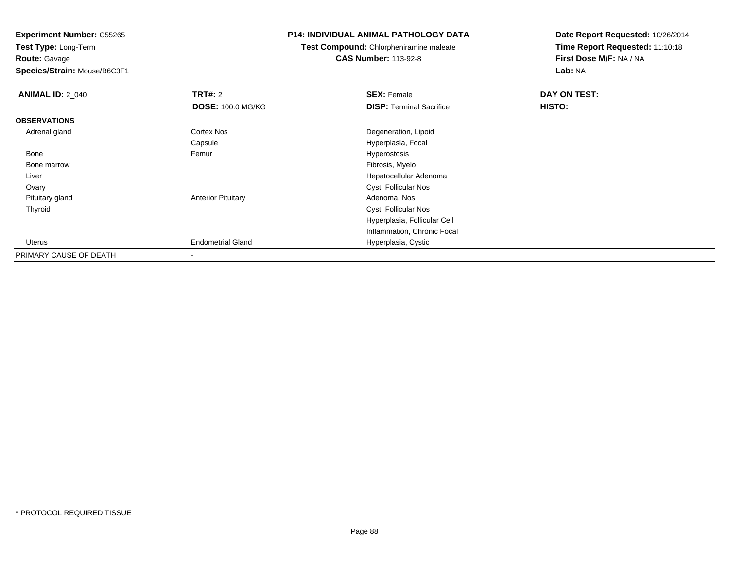**Experiment Number:** C55265
**Test Type:** Long-Term
**Route:** Gavage
**Species/Strain:** Mouse/B6C3F1

**P14: INDIVIDUAL ANIMAL PATHOLOGY DATA**
**Test Compound:** Chlorpheniramine maleate
**CAS Number:** 113-92-8

**Date Report Requested:** 10/26/2014
**Time Report Requested:** 11:10:18
**First Dose M/F:** NA / NA
**Lab:** NA

| **ANIMAL ID:** 2_040 | **TRT#:** 2 | **SEX:** Female | **DAY ON TEST:** |
|---|---|---|---|
| | **DOSE:** 100.0 MG/KG | **DISP:** Terminal Sacrifice | **HISTO:** |
| **OBSERVATIONS** | | | |
| Adrenal gland | Cortex Nos | Degeneration, Lipoid | |
| | Capsule | Hyperplasia, Focal | |
| Bone | Femur | Hyperostosis | |
| Bone marrow | | Fibrosis, Myelo | |
| Liver | | Hepatocellular Adenoma | |
| Ovary | | Cyst, Follicular Nos | |
| Pituitary gland | Anterior Pituitary | Adenoma, Nos | |
| Thyroid | | Cyst, Follicular Nos | |
| | | Hyperplasia, Follicular Cell | |
| | | Inflammation, Chronic Focal | |
| Uterus | Endometrial Gland | Hyperplasia, Cystic | |
| PRIMARY CAUSE OF DEATH | - | | |

* PROTOCOL REQUIRED TISSUE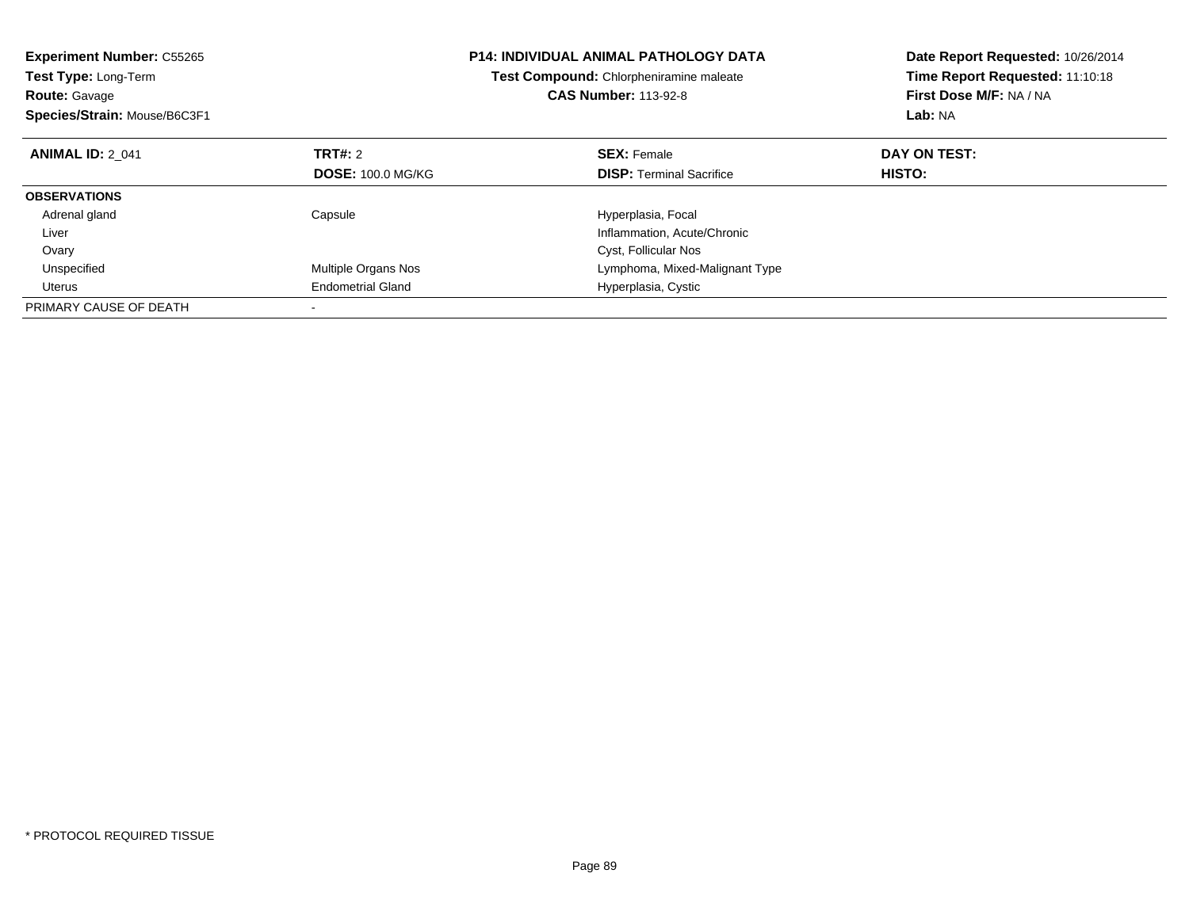**Experiment Number:** C55265
**Test Type:** Long-Term
**Route:** Gavage
**Species/Strain:** Mouse/B6C3F1

**P14: INDIVIDUAL ANIMAL PATHOLOGY DATA**
**Test Compound:** Chlorpheniramine maleate
**CAS Number:** 113-92-8

**Date Report Requested:** 10/26/2014
**Time Report Requested:** 11:10:18
**First Dose M/F:** NA / NA
**Lab:** NA

| **ANIMAL ID:** 2_041 | **TRT#:** 2 | **SEX:** Female | **DAY ON TEST:** |
|---|---|---|---|
| | **DOSE:** 100.0 MG/KG | **DISP:** Terminal Sacrifice | **HISTO:** |
| **OBSERVATIONS** | | | |
| Adrenal gland | Capsule | Hyperplasia, Focal | |
| Liver | | Inflammation, Acute/Chronic | |
| Ovary | | Cyst, Follicular Nos | |
| Unspecified | Multiple Organs Nos | Lymphoma, Mixed-Malignant Type | |
| Uterus | Endometrial Gland | Hyperplasia, Cystic | |
| PRIMARY CAUSE OF DEATH | - | | |

* PROTOCOL REQUIRED TISSUE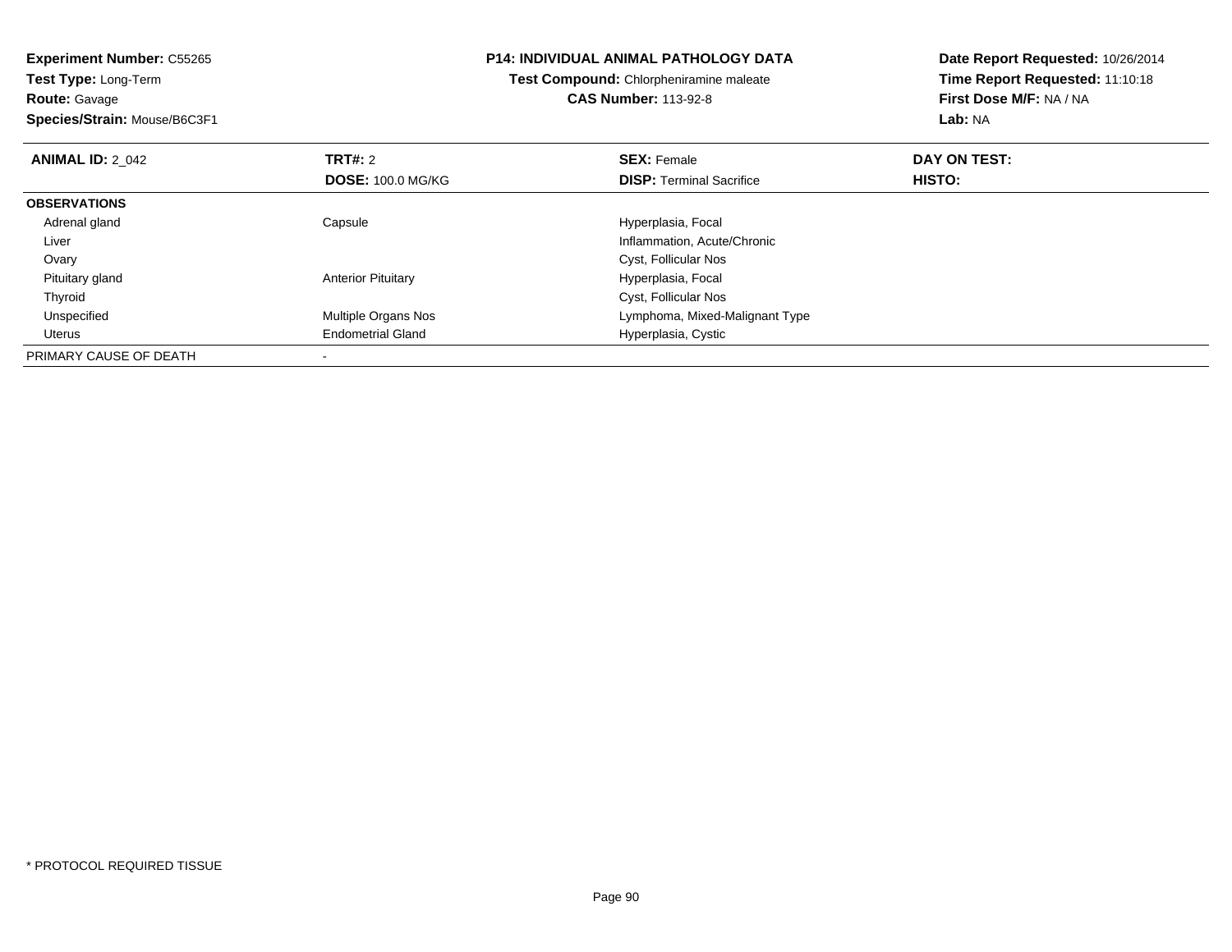**Experiment Number:** C55265
**Test Type:** Long-Term
**Route:** Gavage
**Species/Strain:** Mouse/B6C3F1

**P14: INDIVIDUAL ANIMAL PATHOLOGY DATA**
**Test Compound:** Chlorpheniramine maleate
**CAS Number:** 113-92-8

**Date Report Requested:** 10/26/2014
**Time Report Requested:** 11:10:18
**First Dose M/F:** NA / NA
**Lab:** NA

| **ANIMAL ID:** 2_042 | **TRT#:** 2 | **SEX:** Female | **DAY ON TEST:** |
|---|---|---|---|
| | **DOSE:** 100.0 MG/KG | **DISP:** Terminal Sacrifice | **HISTO:** |
| **OBSERVATIONS** | | | |
| Adrenal gland | Capsule | Hyperplasia, Focal | |
| Liver | | Inflammation, Acute/Chronic | |
| Ovary | | Cyst, Follicular Nos | |
| Pituitary gland | Anterior Pituitary | Hyperplasia, Focal | |
| Thyroid | | Cyst, Follicular Nos | |
| Unspecified | Multiple Organs Nos | Lymphoma, Mixed-Malignant Type | |
| Uterus | Endometrial Gland | Hyperplasia, Cystic | |
| PRIMARY CAUSE OF DEATH | - | | |

* PROTOCOL REQUIRED TISSUE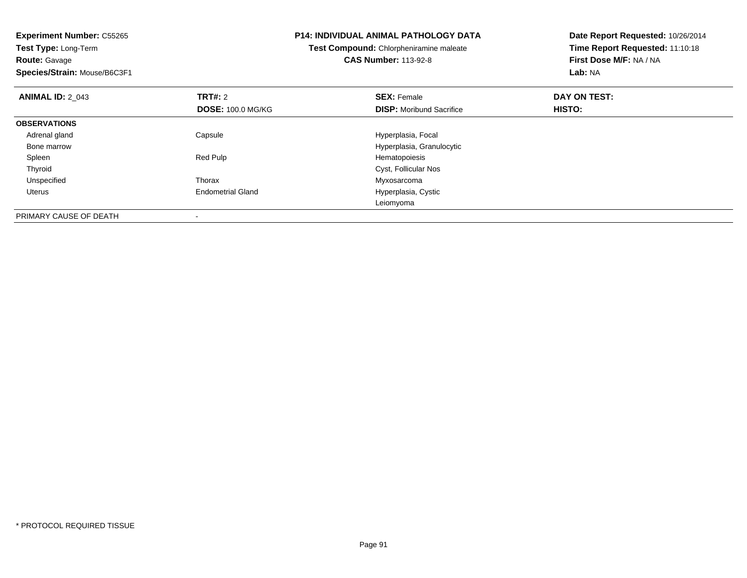**Experiment Number:** C55265
**Test Type:** Long-Term
**Route:** Gavage
**Species/Strain:** Mouse/B6C3F1

**P14: INDIVIDUAL ANIMAL PATHOLOGY DATA**
**Test Compound:** Chlorpheniramine maleate
**CAS Number:** 113-92-8

**Date Report Requested:** 10/26/2014
**Time Report Requested:** 11:10:18
**First Dose M/F:** NA / NA
**Lab:** NA

| **ANIMAL ID:** 2_043 | **TRT#:** 2 | **SEX:** Female | **DAY ON TEST:** |
|---|---|---|---|
| | **DOSE:** 100.0 MG/KG | **DISP:** Moribund Sacrifice | **HISTO:** |
| **OBSERVATIONS** | | | |
| Adrenal gland | Capsule | Hyperplasia, Focal | |
| Bone marrow | | Hyperplasia, Granulocytic | |
| Spleen | Red Pulp | Hematopoiesis | |
| Thyroid | | Cyst, Follicular Nos | |
| Unspecified | Thorax | Myxosarcoma | |
| Uterus | Endometrial Gland | Hyperplasia, Cystic | |
| | | Leiomyoma | |
| PRIMARY CAUSE OF DEATH | - | | |

* PROTOCOL REQUIRED TISSUE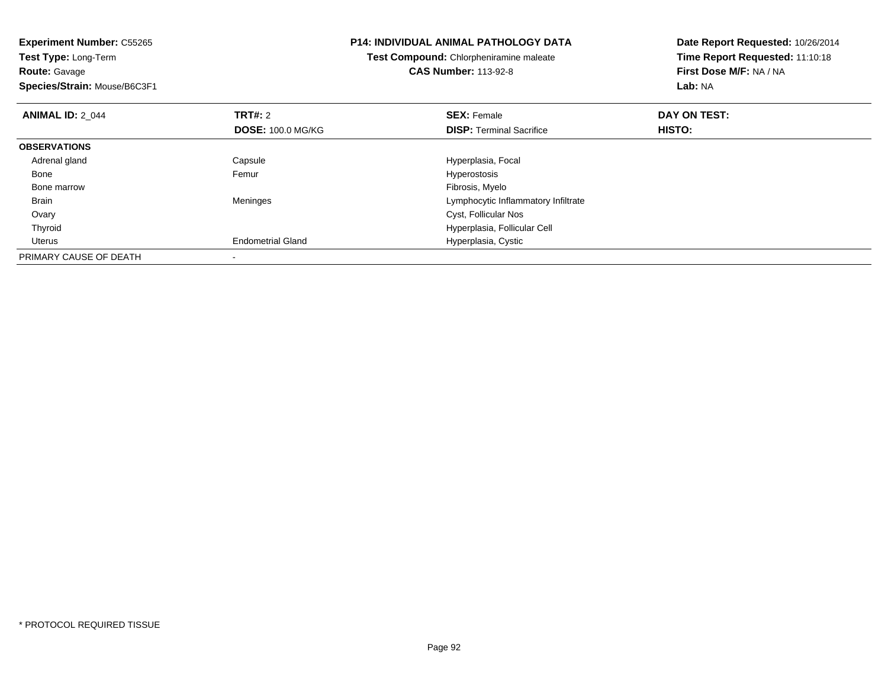**Experiment Number:** C55265
**Test Type:** Long-Term
**Route:** Gavage
**Species/Strain:** Mouse/B6C3F1

**P14: INDIVIDUAL ANIMAL PATHOLOGY DATA**
**Test Compound:** Chlorpheniramine maleate
**CAS Number:** 113-92-8

**Date Report Requested:** 10/26/2014
**Time Report Requested:** 11:10:18
**First Dose M/F:** NA / NA
**Lab:** NA

| **ANIMAL ID:** 2_044 | **TRT#:** 2<br>**DOSE:** 100.0 MG/KG | **SEX:** Female<br>**DISP:** Terminal Sacrifice | **DAY ON TEST:**<br>**HISTO:** |
|---|---|---|---|
| **OBSERVATIONS** | | | |
| Adrenal gland | Capsule | Hyperplasia, Focal | |
| Bone | Femur | Hyperostosis | |
| Bone marrow | | Fibrosis, Myelo | |
| Brain | Meninges | Lymphocytic Inflammatory Infiltrate | |
| Ovary | | Cyst, Follicular Nos | |
| Thyroid | | Hyperplasia, Follicular Cell | |
| Uterus | Endometrial Gland | Hyperplasia, Cystic | |
| PRIMARY CAUSE OF DEATH | - | | |

* PROTOCOL REQUIRED TISSUE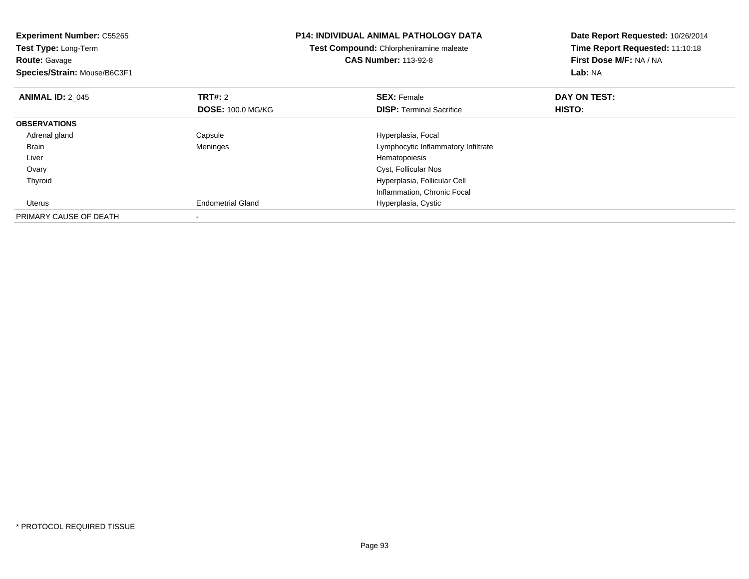**Experiment Number:** C55265
**Test Type:** Long-Term
**Route:** Gavage
**Species/Strain:** Mouse/B6C3F1

**P14: INDIVIDUAL ANIMAL PATHOLOGY DATA**
**Test Compound:** Chlorpheniramine maleate
**CAS Number:** 113-92-8

**Date Report Requested:** 10/26/2014
**Time Report Requested:** 11:10:18
**First Dose M/F:** NA / NA
**Lab:** NA

| **ANIMAL ID:** 2_045 | **TRT#:** 2<br>**DOSE:** 100.0 MG/KG | **SEX:** Female<br>**DISP:** Terminal Sacrifice | **DAY ON TEST:**<br>**HISTO:** |
|---|---|---|---|
| **OBSERVATIONS** | | | |
| Adrenal gland | Capsule | Hyperplasia, Focal | |
| Brain | Meninges | Lymphocytic Inflammatory Infiltrate | |
| Liver | | Hematopoiesis | |
| Ovary | | Cyst, Follicular Nos | |
| Thyroid | | Hyperplasia, Follicular Cell | |
| | | Inflammation, Chronic Focal | |
| Uterus | Endometrial Gland | Hyperplasia, Cystic | |
| PRIMARY CAUSE OF DEATH | - | | |

* PROTOCOL REQUIRED TISSUE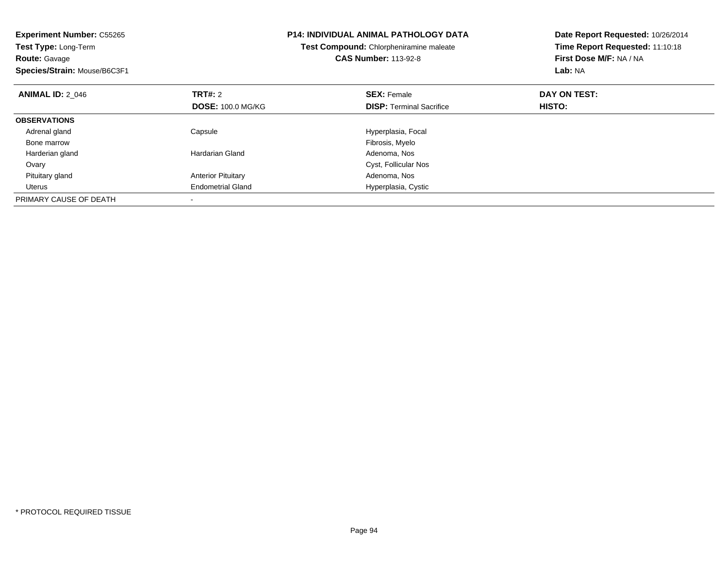**Experiment Number:** C55265
**Test Type:** Long-Term
**Route:** Gavage
**Species/Strain:** Mouse/B6C3F1

**P14: INDIVIDUAL ANIMAL PATHOLOGY DATA**
**Test Compound:** Chlorpheniramine maleate
**CAS Number:** 113-92-8

**Date Report Requested:** 10/26/2014
**Time Report Requested:** 11:10:18
**First Dose M/F:** NA / NA
**Lab:** NA

| **ANIMAL ID:** 2_046 | **TRT#:** 2 | **SEX:** Female | **DAY ON TEST:** |
|---|---|---|---|
| | **DOSE:** 100.0 MG/KG | **DISP:** Terminal Sacrifice | **HISTO:** |
| **OBSERVATIONS** | | | |
| Adrenal gland | Capsule | Hyperplasia, Focal | |
| Bone marrow | | Fibrosis, Myelo | |
| Harderian gland | Hardarian Gland | Adenoma, Nos | |
| Ovary | | Cyst, Follicular Nos | |
| Pituitary gland | Anterior Pituitary | Adenoma, Nos | |
| Uterus | Endometrial Gland | Hyperplasia, Cystic | |
| PRIMARY CAUSE OF DEATH | - | | |

* PROTOCOL REQUIRED TISSUE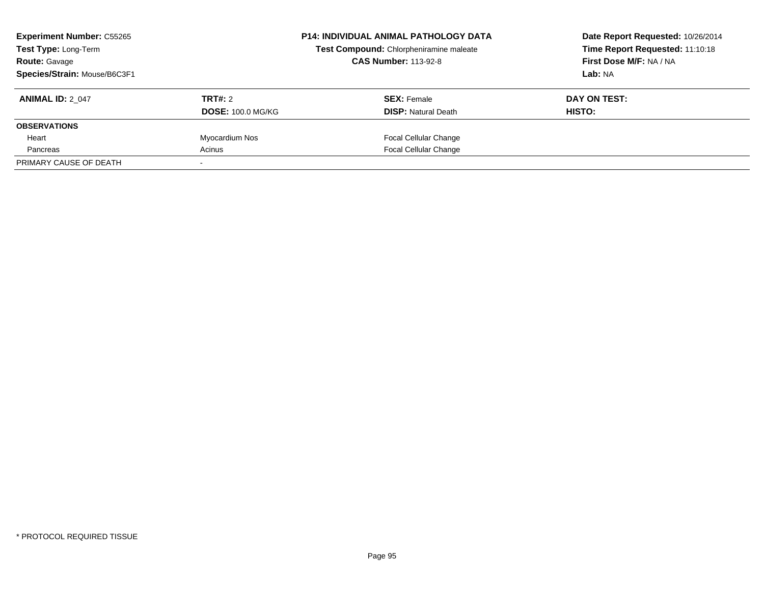**Experiment Number:** C55265
**Test Type:** Long-Term
**Route:** Gavage
**Species/Strain:** Mouse/B6C3F1

**P14: INDIVIDUAL ANIMAL PATHOLOGY DATA**
**Test Compound:** Chlorpheniramine maleate
**CAS Number:** 113-92-8

**Date Report Requested:** 10/26/2014
**Time Report Requested:** 11:10:18
**First Dose M/F:** NA / NA
**Lab:** NA

| **ANIMAL ID:** 2_047 | **TRT#:** 2 | **SEX:** Female | **DAY ON TEST:** |
|---|---|---|---|
| | **DOSE:** 100.0 MG/KG | **DISP:** Natural Death | **HISTO:** |
| **OBSERVATIONS** | | | |
| Heart | Myocardium Nos | Focal Cellular Change | |
| Pancreas | Acinus | Focal Cellular Change | |
| PRIMARY CAUSE OF DEATH | - | | |

* PROTOCOL REQUIRED TISSUE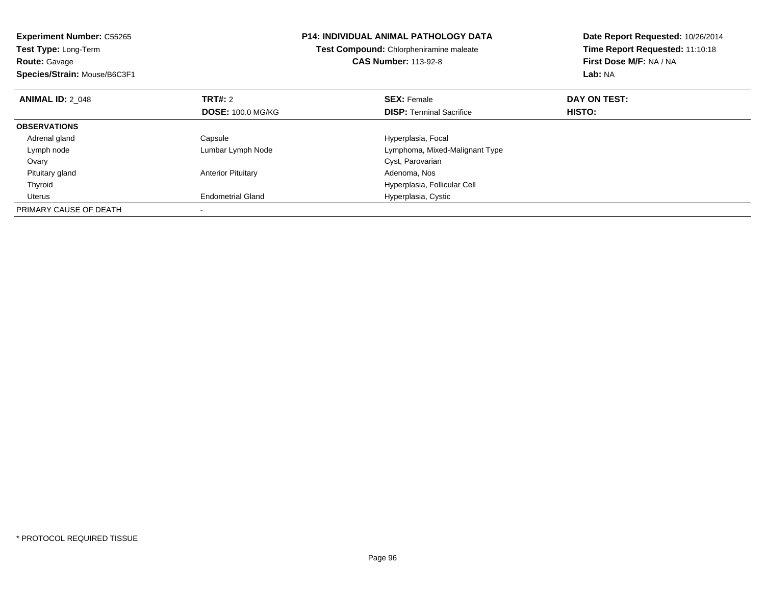**Experiment Number:** C55265
**Test Type:** Long-Term
**Route:** Gavage
**Species/Strain:** Mouse/B6C3F1

**P14: INDIVIDUAL ANIMAL PATHOLOGY DATA**
**Test Compound:** Chlorpheniramine maleate
**CAS Number:** 113-92-8

**Date Report Requested:** 10/26/2014
**Time Report Requested:** 11:10:18
**First Dose M/F:** NA / NA
**Lab:** NA

| **ANIMAL ID:** 2_048 | **TRT#:** 2 | **SEX:** Female | **DAY ON TEST:** |
|---|---|---|---|
| | **DOSE:** 100.0 MG/KG | **DISP:** Terminal Sacrifice | **HISTO:** |
| **OBSERVATIONS** | | | |
| Adrenal gland | Capsule | Hyperplasia, Focal | |
| Lymph node | Lumbar Lymph Node | Lymphoma, Mixed-Malignant Type | |
| Ovary | | Cyst, Parovarian | |
| Pituitary gland | Anterior Pituitary | Adenoma, Nos | |
| Thyroid | | Hyperplasia, Follicular Cell | |
| Uterus | Endometrial Gland | Hyperplasia, Cystic | |
| PRIMARY CAUSE OF DEATH | - | | |

* PROTOCOL REQUIRED TISSUE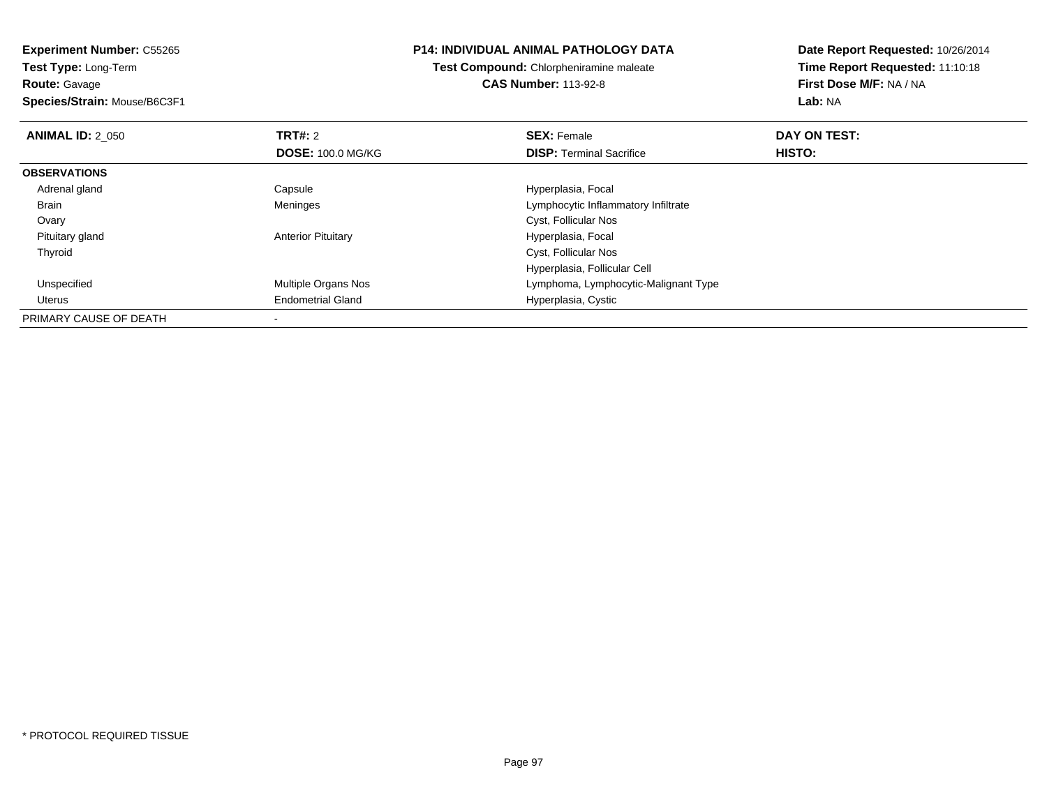**Experiment Number:** C55265
**Test Type:** Long-Term
**Route:** Gavage
**Species/Strain:** Mouse/B6C3F1

**P14: INDIVIDUAL ANIMAL PATHOLOGY DATA**
**Test Compound:** Chlorpheniramine maleate
**CAS Number:** 113-92-8

**Date Report Requested:** 10/26/2014
**Time Report Requested:** 11:10:18
**First Dose M/F:** NA / NA
**Lab:** NA

| **ANIMAL ID:** 2_050 | **TRT#:** 2<br>**DOSE:** 100.0 MG/KG | **SEX:** Female<br>**DISP:** Terminal Sacrifice | **DAY ON TEST:**<br>**HISTO:** |
|---|---|---|---|
| **OBSERVATIONS** | | | |
| Adrenal gland | Capsule | Hyperplasia, Focal | |
| Brain | Meninges | Lymphocytic Inflammatory Infiltrate | |
| Ovary | | Cyst, Follicular Nos | |
| Pituitary gland | Anterior Pituitary | Hyperplasia, Focal | |
| Thyroid | | Cyst, Follicular Nos | |
| | | Hyperplasia, Follicular Cell | |
| Unspecified | Multiple Organs Nos | Lymphoma, Lymphocytic-Malignant Type | |
| Uterus | Endometrial Gland | Hyperplasia, Cystic | |
| PRIMARY CAUSE OF DEATH | - | | |

* PROTOCOL REQUIRED TISSUE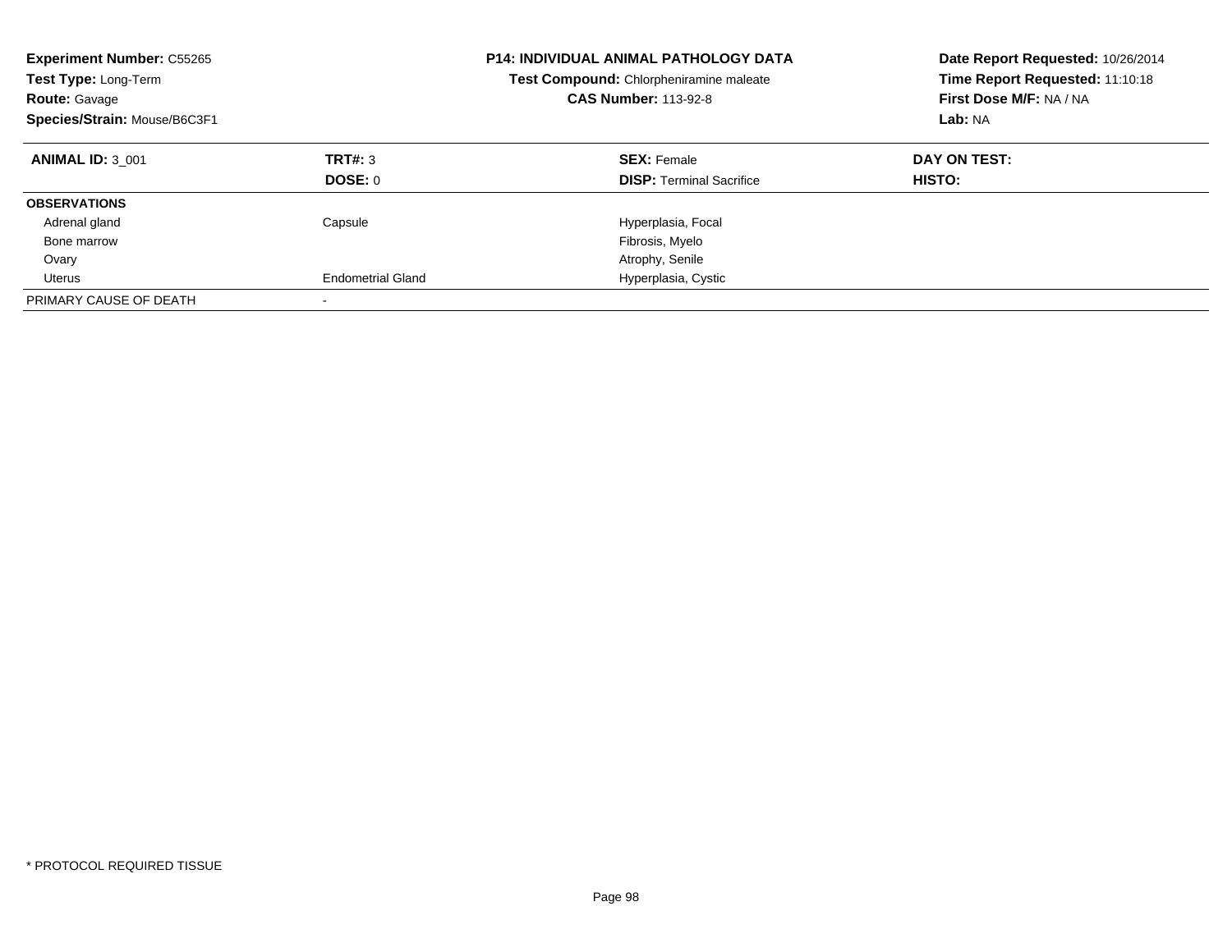**Experiment Number:** C55265
**Test Type:** Long-Term
**Route:** Gavage
**Species/Strain:** Mouse/B6C3F1

**P14: INDIVIDUAL ANIMAL PATHOLOGY DATA**
**Test Compound:** Chlorpheniramine maleate
**CAS Number:** 113-92-8

**Date Report Requested:** 10/26/2014
**Time Report Requested:** 11:10:18
**First Dose M/F:** NA / NA
**Lab:** NA

| **ANIMAL ID:** 3_001 | **TRT#:** 3 | **SEX:** Female | **DAY ON TEST:** |
|---|---|---|---|
| | **DOSE:** 0 | **DISP:** Terminal Sacrifice | **HISTO:** |
| **OBSERVATIONS** | | | |
| Adrenal gland | Capsule | Hyperplasia, Focal | |
| Bone marrow | | Fibrosis, Myelo | |
| Ovary | | Atrophy, Senile | |
| Uterus | Endometrial Gland | Hyperplasia, Cystic | |
| PRIMARY CAUSE OF DEATH | - | | |

* PROTOCOL REQUIRED TISSUE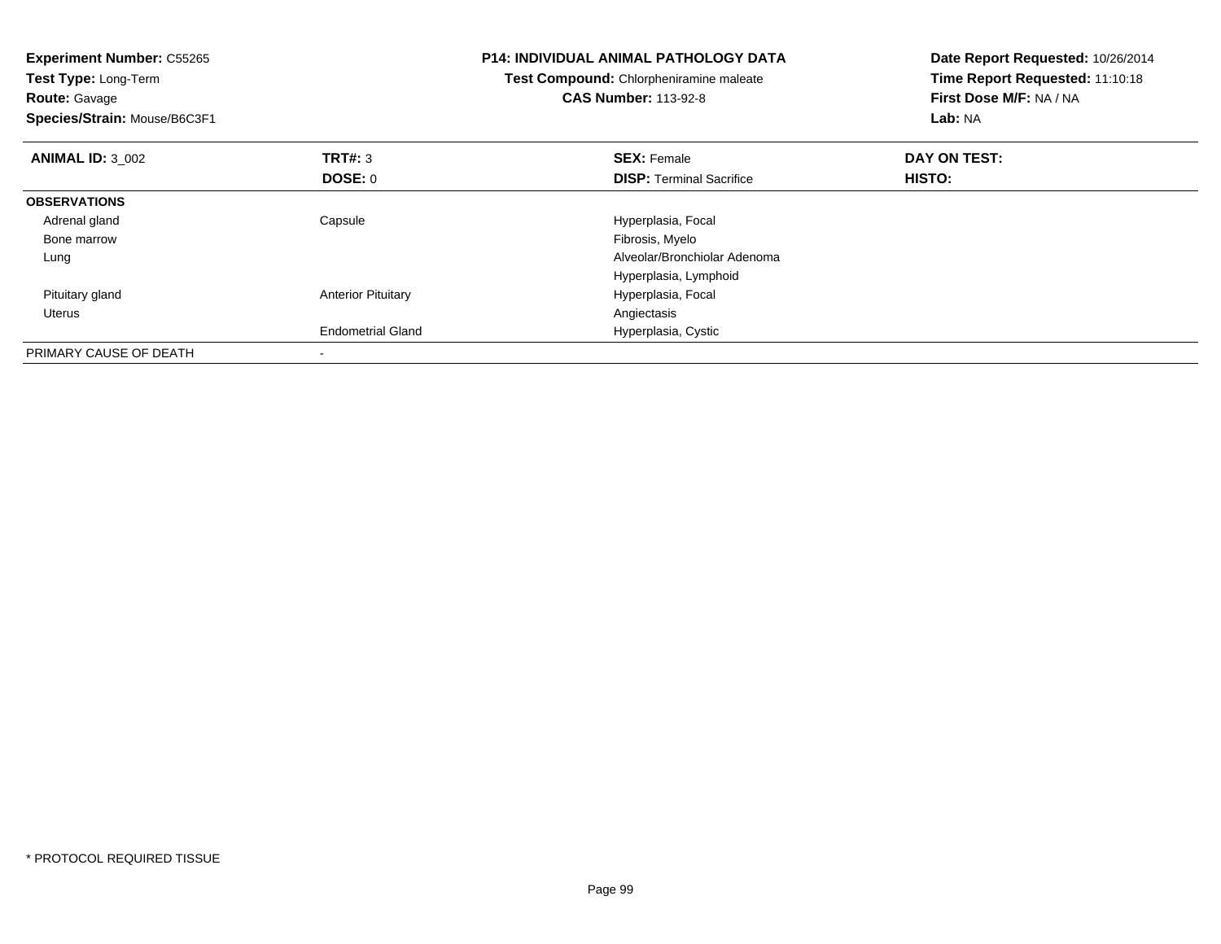**Experiment Number:** C55265
**Test Type:** Long-Term
**Route:** Gavage
**Species/Strain:** Mouse/B6C3F1

**P14: INDIVIDUAL ANIMAL PATHOLOGY DATA**
**Test Compound:** Chlorpheniramine maleate
**CAS Number:** 113-92-8

**Date Report Requested:** 10/26/2014
**Time Report Requested:** 11:10:18
**First Dose M/F:** NA / NA
**Lab:** NA

| **ANIMAL ID:** 3_002 | **TRT#:** 3 | **SEX:** Female | **DAY ON TEST:** |
|---|---|---|---|
| | **DOSE:** 0 | **DISP:** Terminal Sacrifice | **HISTO:** |
| **OBSERVATIONS** | | | |
| Adrenal gland | Capsule | Hyperplasia, Focal | |
| Bone marrow | | Fibrosis, Myelo | |
| Lung | | Alveolar/Bronchiolar Adenoma | |
| | | Hyperplasia, Lymphoid | |
| Pituitary gland | Anterior Pituitary | Hyperplasia, Focal | |
| Uterus | | Angiectasis | |
| | Endometrial Gland | Hyperplasia, Cystic | |
| PRIMARY CAUSE OF DEATH | - | | |

* PROTOCOL REQUIRED TISSUE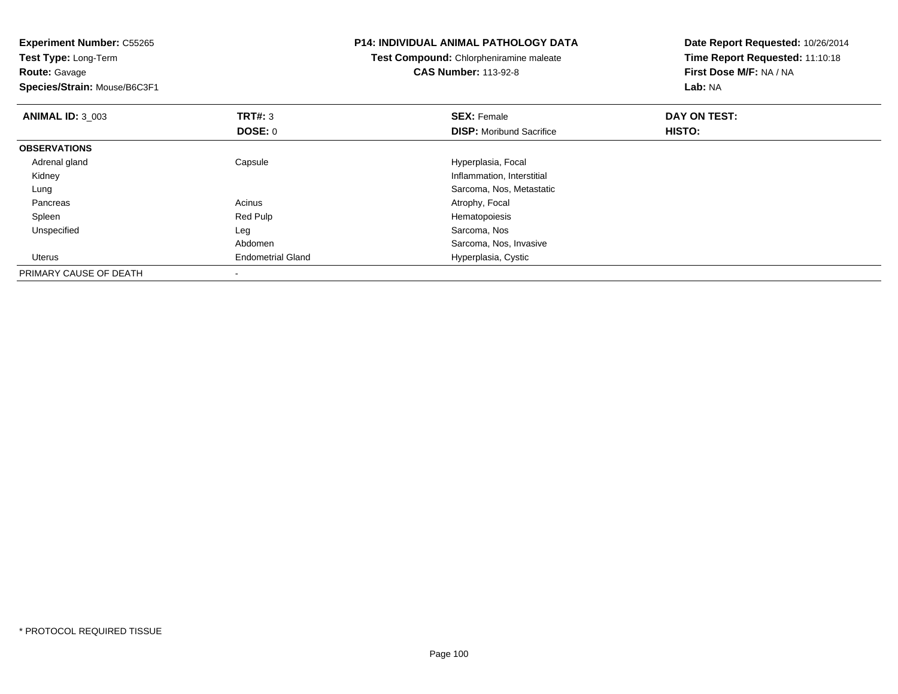**Experiment Number:** C55265
**Test Type:** Long-Term
**Route:** Gavage
**Species/Strain:** Mouse/B6C3F1

**P14: INDIVIDUAL ANIMAL PATHOLOGY DATA**
**Test Compound:** Chlorpheniramine maleate
**CAS Number:** 113-92-8

**Date Report Requested:** 10/26/2014
**Time Report Requested:** 11:10:18
**First Dose M/F:** NA / NA
**Lab:** NA

| **ANIMAL ID:** 3_003 | **TRT#:** 3 | **SEX:** Female | **DAY ON TEST:** |
|---|---|---|---|
| | **DOSE:** 0 | **DISP:** Moribund Sacrifice | **HISTO:** |
| **OBSERVATIONS** | | | |
| Adrenal gland | Capsule | Hyperplasia, Focal | |
| Kidney | | Inflammation, Interstitial | |
| Lung | | Sarcoma, Nos, Metastatic | |
| Pancreas | Acinus | Atrophy, Focal | |
| Spleen | Red Pulp | Hematopoiesis | |
| Unspecified | Leg | Sarcoma, Nos | |
| | Abdomen | Sarcoma, Nos, Invasive | |
| Uterus | Endometrial Gland | Hyperplasia, Cystic | |
| PRIMARY CAUSE OF DEATH | - | | |

* PROTOCOL REQUIRED TISSUE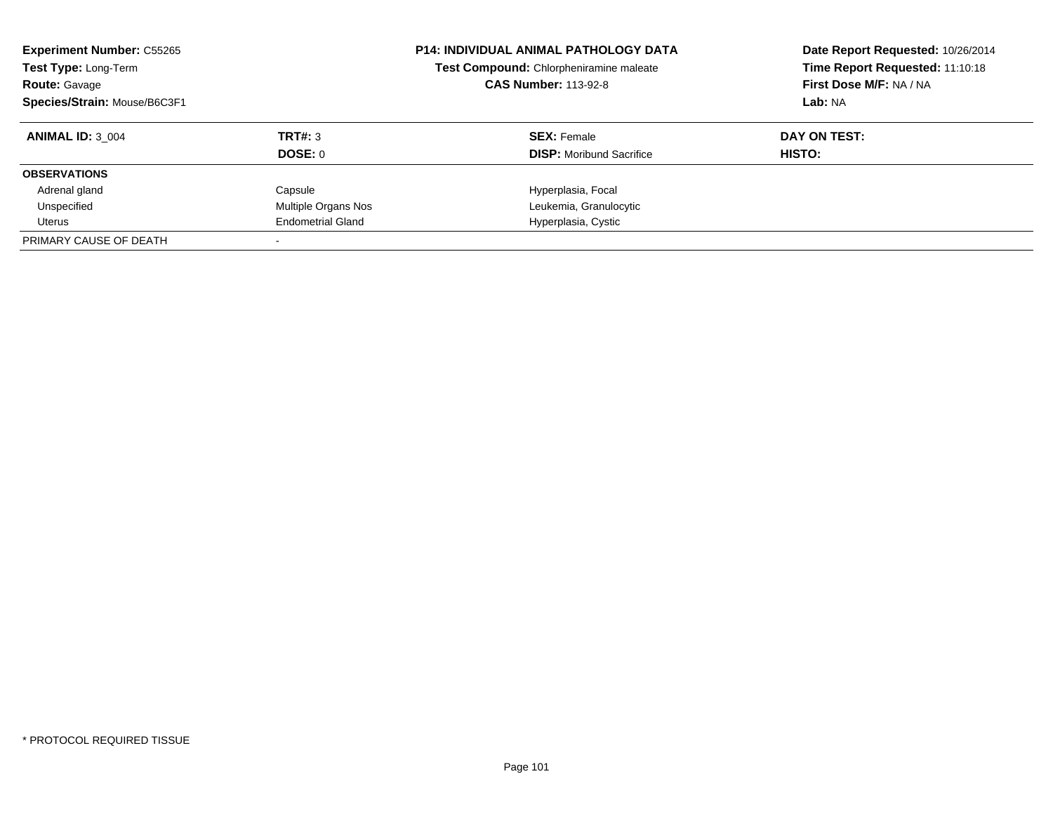**Experiment Number:** C55265
**Test Type:** Long-Term
**Route:** Gavage
**Species/Strain:** Mouse/B6C3F1

**P14: INDIVIDUAL ANIMAL PATHOLOGY DATA**
**Test Compound:** Chlorpheniramine maleate
**CAS Number:** 113-92-8

**Date Report Requested:** 10/26/2014
**Time Report Requested:** 11:10:18
**First Dose M/F:** NA / NA
**Lab:** NA

| **ANIMAL ID:** 3_004 | **TRT#:** 3 | **SEX:** Female | **DAY ON TEST:** |
|---|---|---|---|
| | **DOSE:** 0 | **DISP:** Moribund Sacrifice | **HISTO:** |
| **OBSERVATIONS** | | | |
| Adrenal gland | Capsule | Hyperplasia, Focal | |
| Unspecified | Multiple Organs Nos | Leukemia, Granulocytic | |
| Uterus | Endometrial Gland | Hyperplasia, Cystic | |
| PRIMARY CAUSE OF DEATH | - | | |

* PROTOCOL REQUIRED TISSUE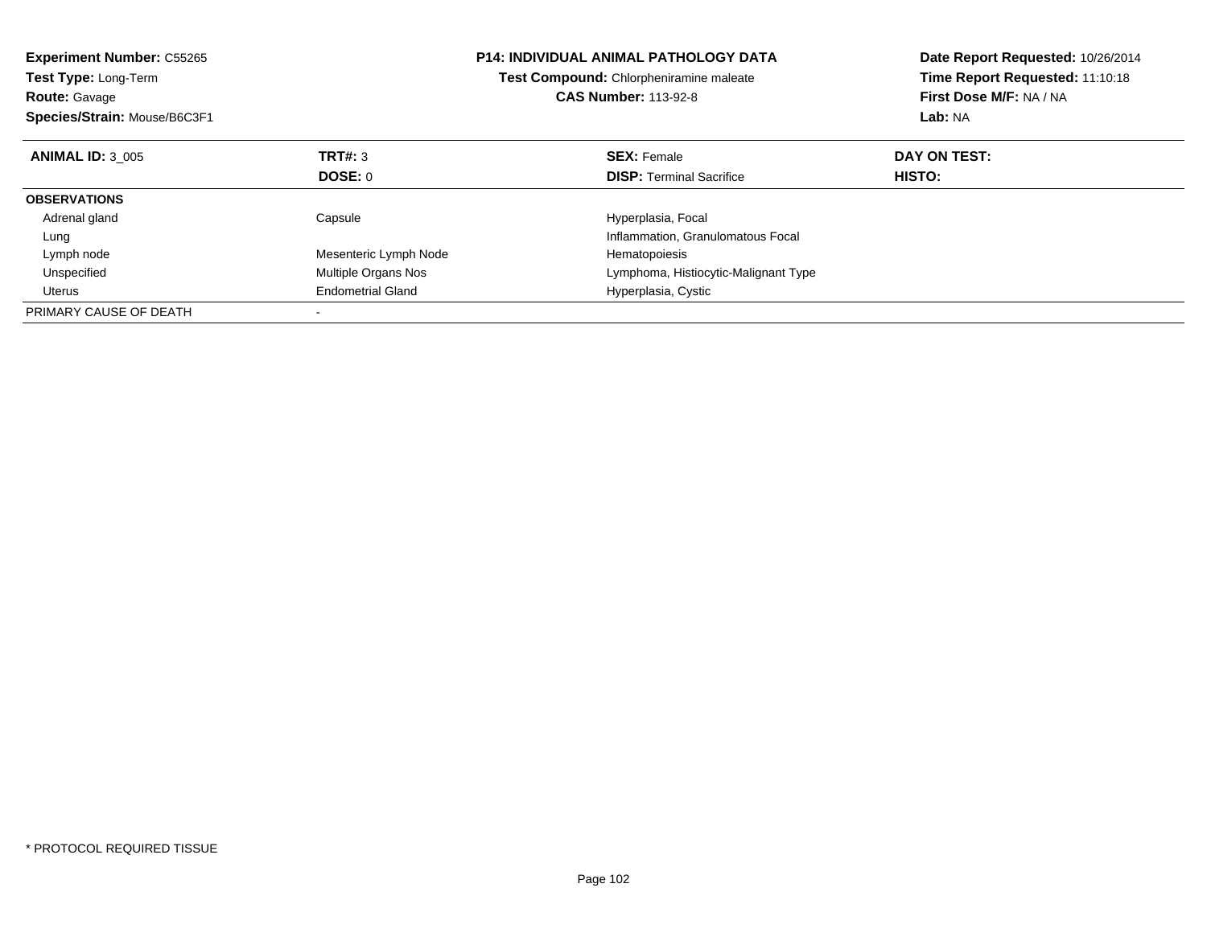**Experiment Number:** C55265
**Test Type:** Long-Term
**Route:** Gavage
**Species/Strain:** Mouse/B6C3F1

**P14: INDIVIDUAL ANIMAL PATHOLOGY DATA**
**Test Compound:** Chlorpheniramine maleate
**CAS Number:** 113-92-8

**Date Report Requested:** 10/26/2014
**Time Report Requested:** 11:10:18
**First Dose M/F:** NA / NA
**Lab:** NA

| **ANIMAL ID:** 3_005 | **TRT#:** 3 | **SEX:** Female | **DAY ON TEST:** |
|---|---|---|---|
| | **DOSE:** 0 | **DISP:** Terminal Sacrifice | **HISTO:** |
| **OBSERVATIONS** | | | |
| Adrenal gland | Capsule | Hyperplasia, Focal | |
| Lung | | Inflammation, Granulomatous Focal | |
| Lymph node | Mesenteric Lymph Node | Hematopoiesis | |
| Unspecified | Multiple Organs Nos | Lymphoma, Histiocytic-Malignant Type | |
| Uterus | Endometrial Gland | Hyperplasia, Cystic | |
| PRIMARY CAUSE OF DEATH | - | | |

* PROTOCOL REQUIRED TISSUE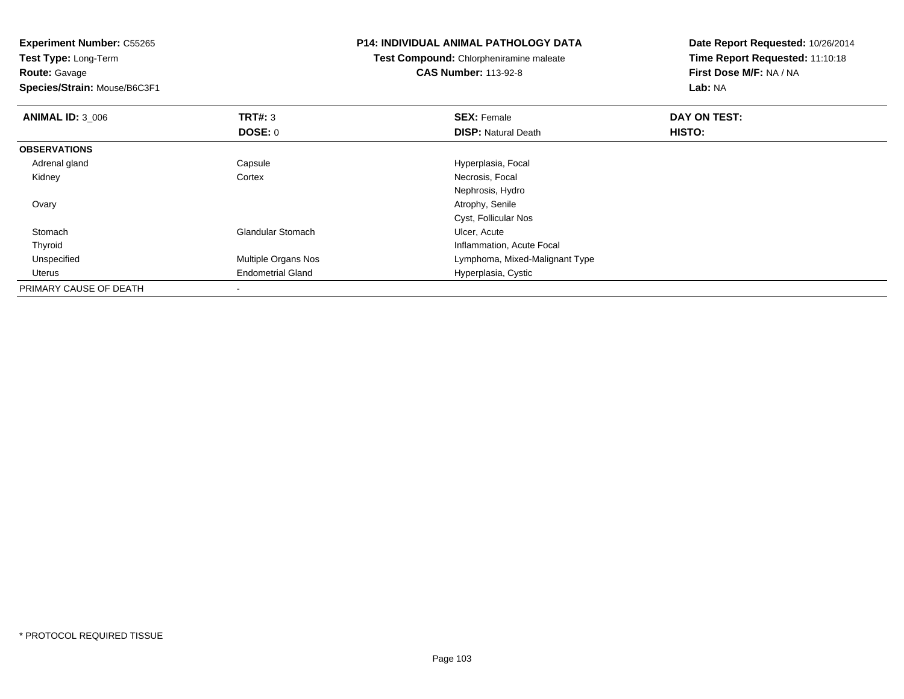**Experiment Number:** C55265
**Test Type:** Long-Term
**Route:** Gavage
**Species/Strain:** Mouse/B6C3F1

**P14: INDIVIDUAL ANIMAL PATHOLOGY DATA**
**Test Compound:** Chlorpheniramine maleate
**CAS Number:** 113-92-8

**Date Report Requested:** 10/26/2014
**Time Report Requested:** 11:10:18
**First Dose M/F:** NA / NA
**Lab:** NA

| **ANIMAL ID:** 3_006 | **TRT#:** 3 | **SEX:** Female | **DAY ON TEST:** |
|---|---|---|---|
| | **DOSE:** 0 | **DISP:** Natural Death | **HISTO:** |
| **OBSERVATIONS** | | | |
| Adrenal gland | Capsule | Hyperplasia, Focal | |
| Kidney | Cortex | Necrosis, Focal | |
| | | Nephrosis, Hydro | |
| Ovary | | Atrophy, Senile | |
| | | Cyst, Follicular Nos | |
| Stomach | Glandular Stomach | Ulcer, Acute | |
| Thyroid | | Inflammation, Acute Focal | |
| Unspecified | Multiple Organs Nos | Lymphoma, Mixed-Malignant Type | |
| Uterus | Endometrial Gland | Hyperplasia, Cystic | |
| PRIMARY CAUSE OF DEATH | - | | |

* PROTOCOL REQUIRED TISSUE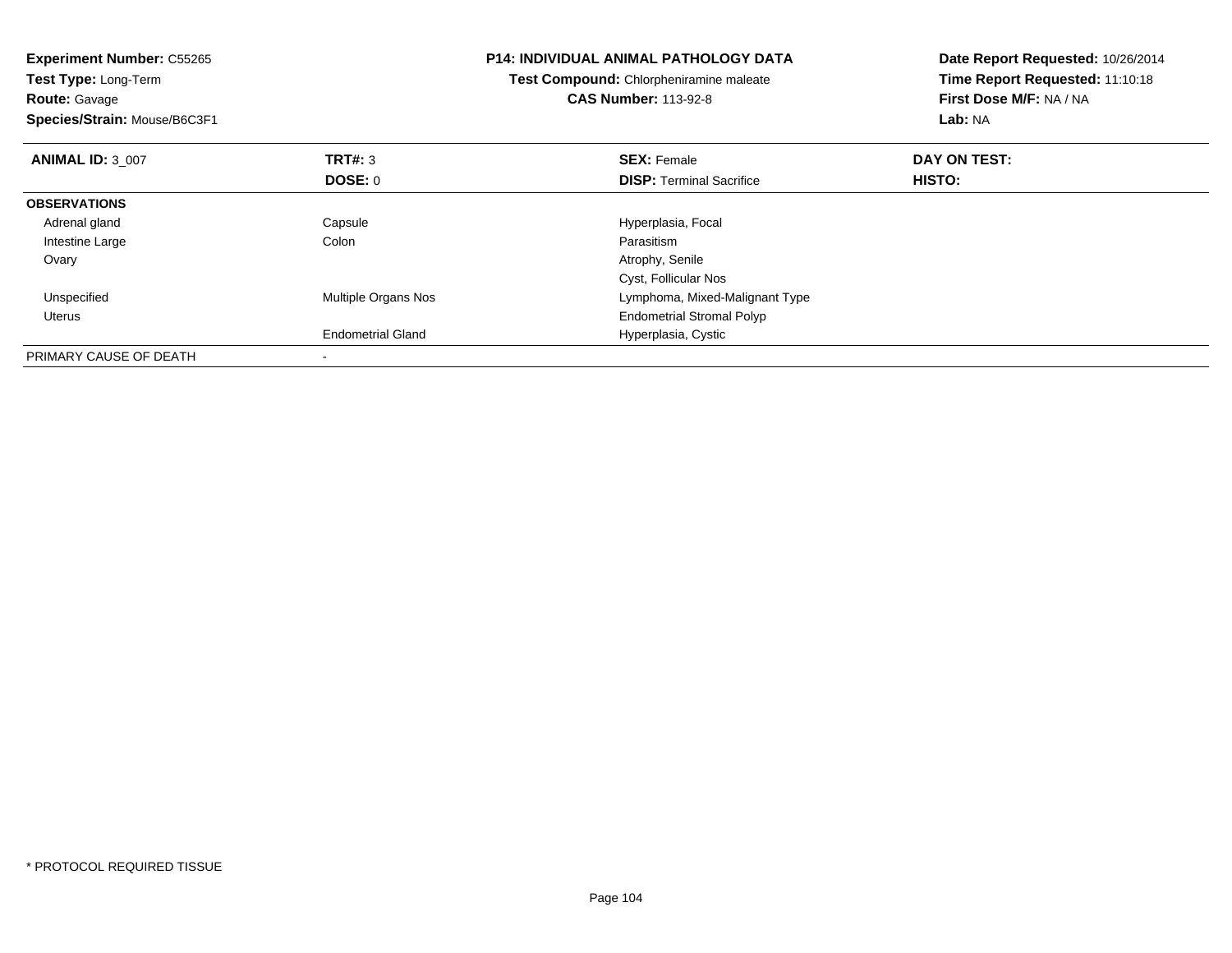**Experiment Number:** C55265
**Test Type:** Long-Term
**Route:** Gavage
**Species/Strain:** Mouse/B6C3F1

**P14: INDIVIDUAL ANIMAL PATHOLOGY DATA**
**Test Compound:** Chlorpheniramine maleate
**CAS Number:** 113-92-8

**Date Report Requested:** 10/26/2014
**Time Report Requested:** 11:10:18
**First Dose M/F:** NA / NA
**Lab:** NA

| **ANIMAL ID:** 3_007 | **TRT#:** 3 | **SEX:** Female | **DAY ON TEST:** |
|---|---|---|---|
| | **DOSE:** 0 | **DISP:** Terminal Sacrifice | **HISTO:** |
| **OBSERVATIONS** | | | |
| Adrenal gland | Capsule | Hyperplasia, Focal | |
| Intestine Large | Colon | Parasitism | |
| Ovary | | Atrophy, Senile | |
| | | Cyst, Follicular Nos | |
| Unspecified | Multiple Organs Nos | Lymphoma, Mixed-Malignant Type | |
| Uterus | | Endometrial Stromal Polyp | |
| | Endometrial Gland | Hyperplasia, Cystic | |
| PRIMARY CAUSE OF DEATH | - | | |

* PROTOCOL REQUIRED TISSUE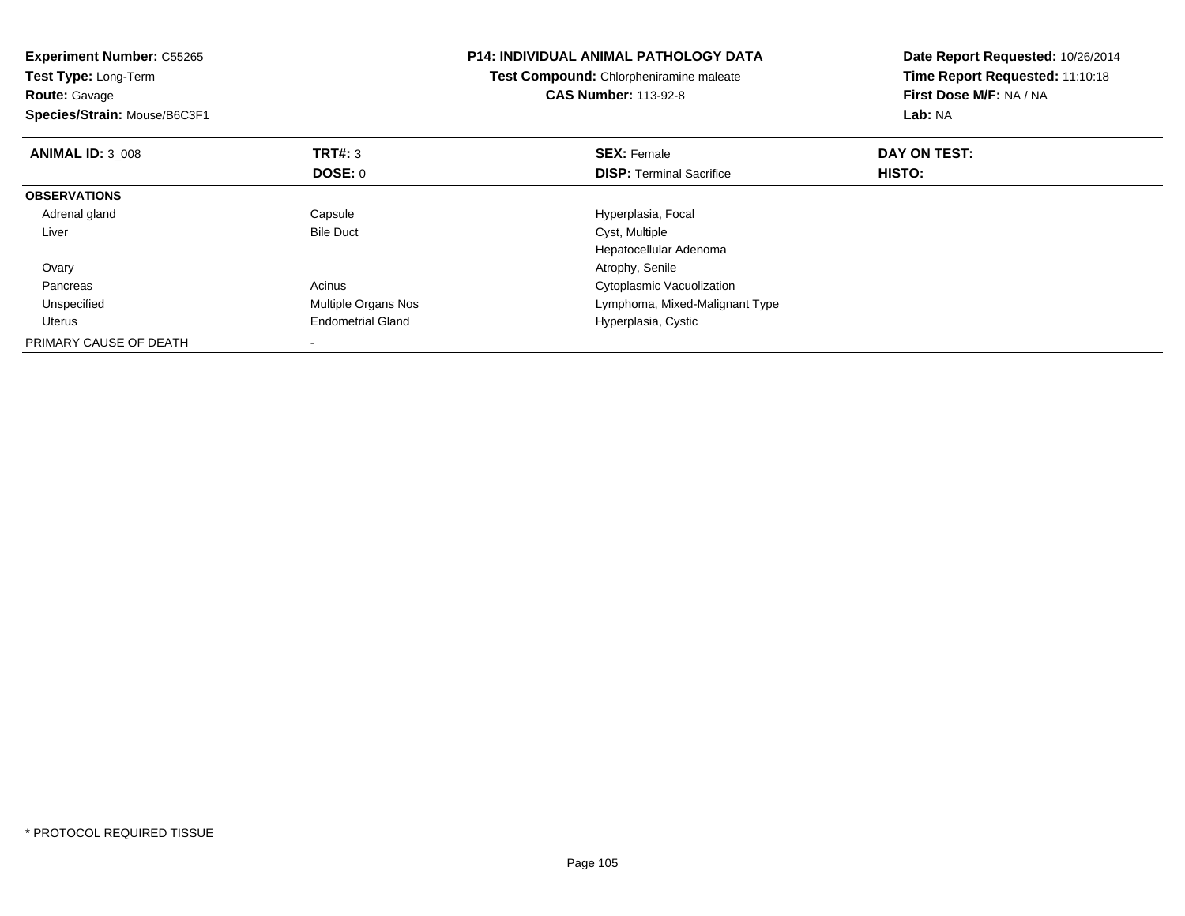**Experiment Number:** C55265
**Test Type:** Long-Term
**Route:** Gavage
**Species/Strain:** Mouse/B6C3F1

**P14: INDIVIDUAL ANIMAL PATHOLOGY DATA**
**Test Compound:** Chlorpheniramine maleate
**CAS Number:** 113-92-8

**Date Report Requested:** 10/26/2014
**Time Report Requested:** 11:10:18
**First Dose M/F:** NA / NA
**Lab:** NA

| **ANIMAL ID:** 3_008 | **TRT#:** 3 | **SEX:** Female | **DAY ON TEST:** |
|---|---|---|---|
| | **DOSE:** 0 | **DISP:** Terminal Sacrifice | **HISTO:** |
| **OBSERVATIONS** | | | |
| Adrenal gland | Capsule | Hyperplasia, Focal | |
| Liver | Bile Duct | Cyst, Multiple | |
| | | Hepatocellular Adenoma | |
| Ovary | | Atrophy, Senile | |
| Pancreas | Acinus | Cytoplasmic Vacuolization | |
| Unspecified | Multiple Organs Nos | Lymphoma, Mixed-Malignant Type | |
| Uterus | Endometrial Gland | Hyperplasia, Cystic | |
| PRIMARY CAUSE OF DEATH | - | | |

* PROTOCOL REQUIRED TISSUE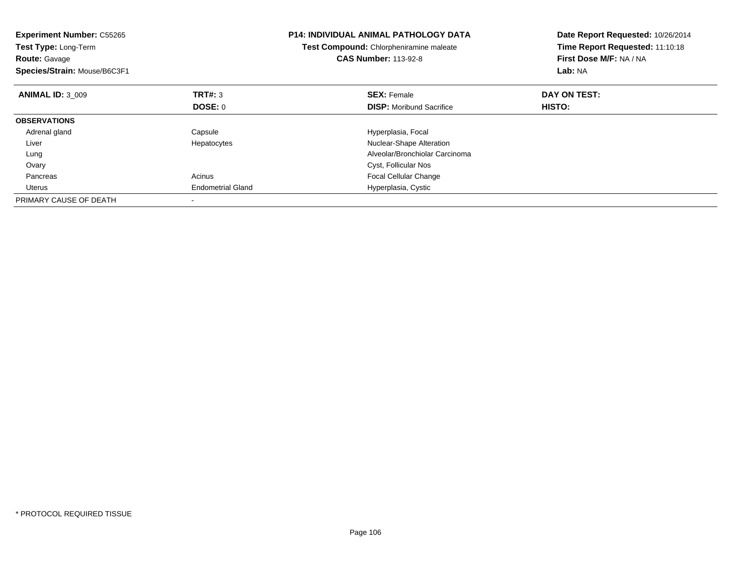**Experiment Number:** C55265
**Test Type:** Long-Term
**Route:** Gavage
**Species/Strain:** Mouse/B6C3F1

**P14: INDIVIDUAL ANIMAL PATHOLOGY DATA**
**Test Compound:** Chlorpheniramine maleate
**CAS Number:** 113-92-8

**Date Report Requested:** 10/26/2014
**Time Report Requested:** 11:10:18
**First Dose M/F:** NA / NA
**Lab:** NA

| **ANIMAL ID:** 3_009 | **TRT#:** 3 | **SEX:** Female | **DAY ON TEST:** |
|---|---|---|---|
| | **DOSE:** 0 | **DISP:** Moribund Sacrifice | **HISTO:** |
| **OBSERVATIONS** | | | |
| Adrenal gland | Capsule | Hyperplasia, Focal | |
| Liver | Hepatocytes | Nuclear-Shape Alteration | |
| Lung | | Alveolar/Bronchiolar Carcinoma | |
| Ovary | | Cyst, Follicular Nos | |
| Pancreas | Acinus | Focal Cellular Change | |
| Uterus | Endometrial Gland | Hyperplasia, Cystic | |
| PRIMARY CAUSE OF DEATH | - | | |

* PROTOCOL REQUIRED TISSUE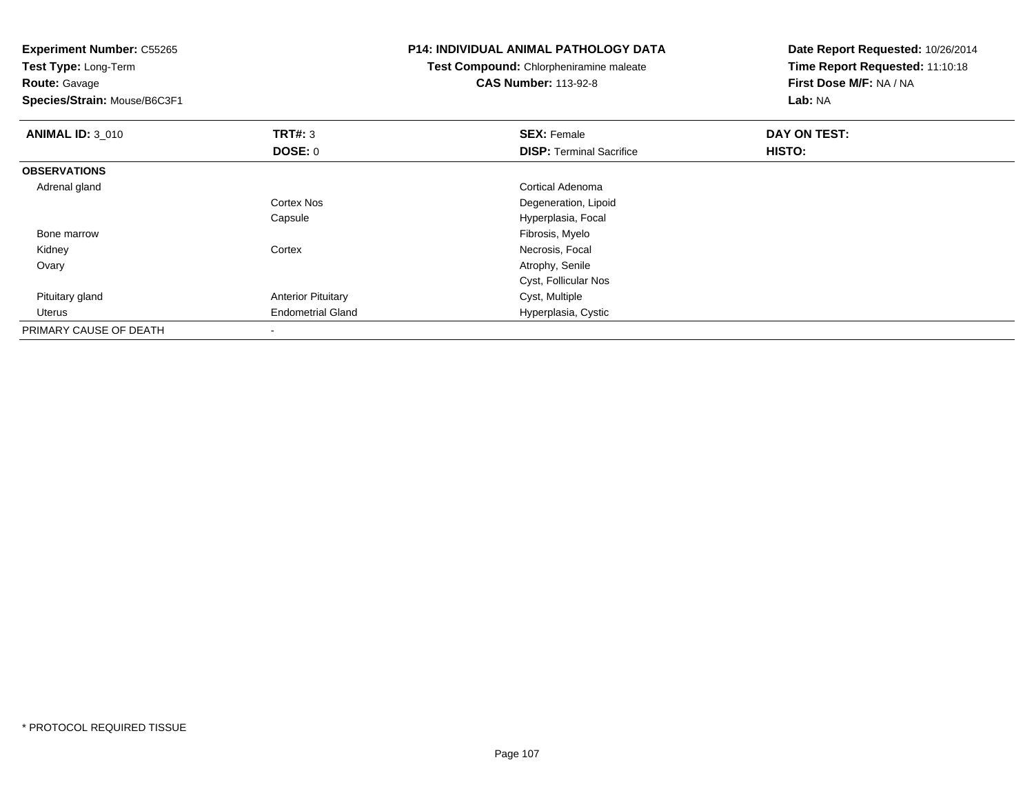**Experiment Number:** C55265
**Test Type:** Long-Term
**Route:** Gavage
**Species/Strain:** Mouse/B6C3F1

**P14: INDIVIDUAL ANIMAL PATHOLOGY DATA**
**Test Compound:** Chlorpheniramine maleate
**CAS Number:** 113-92-8

**Date Report Requested:** 10/26/2014
**Time Report Requested:** 11:10:18
**First Dose M/F:** NA / NA
**Lab:** NA

| **ANIMAL ID:** 3_010 | **TRT#:** 3 | **SEX:** Female | **DAY ON TEST:** |
|---|---|---|---|
| | **DOSE:** 0 | **DISP:** Terminal Sacrifice | **HISTO:** |
| **OBSERVATIONS** | | | |
| Adrenal gland | | Cortical Adenoma | |
| | Cortex Nos | Degeneration, Lipoid | |
| | Capsule | Hyperplasia, Focal | |
| Bone marrow | | Fibrosis, Myelo | |
| Kidney | Cortex | Necrosis, Focal | |
| Ovary | | Atrophy, Senile | |
| | | Cyst, Follicular Nos | |
| Pituitary gland | Anterior Pituitary | Cyst, Multiple | |
| Uterus | Endometrial Gland | Hyperplasia, Cystic | |
| PRIMARY CAUSE OF DEATH | - | | |

* PROTOCOL REQUIRED TISSUE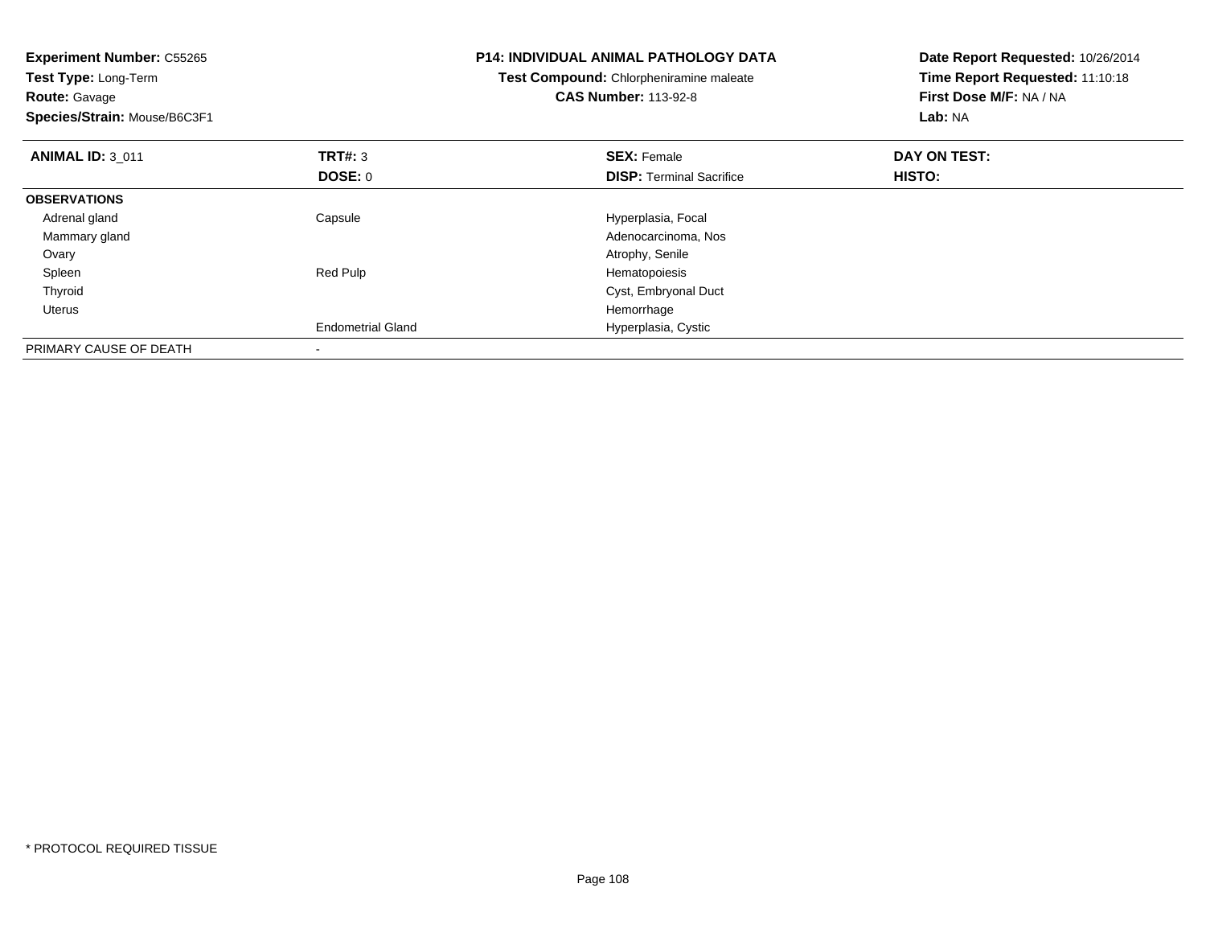**Experiment Number:** C55265
**Test Type:** Long-Term
**Route:** Gavage
**Species/Strain:** Mouse/B6C3F1

**P14: INDIVIDUAL ANIMAL PATHOLOGY DATA**
**Test Compound:** Chlorpheniramine maleate
**CAS Number:** 113-92-8

**Date Report Requested:** 10/26/2014
**Time Report Requested:** 11:10:18
**First Dose M/F:** NA / NA
**Lab:** NA

| **ANIMAL ID:** 3_011 | **TRT#:** 3 | **SEX:** Female | **DAY ON TEST:** |
|---|---|---|---|
| | **DOSE:** 0 | **DISP:** Terminal Sacrifice | **HISTO:** |
| **OBSERVATIONS** | | | |
| Adrenal gland | Capsule | Hyperplasia, Focal | |
| Mammary gland | | Adenocarcinoma, Nos | |
| Ovary | | Atrophy, Senile | |
| Spleen | Red Pulp | Hematopoiesis | |
| Thyroid | | Cyst, Embryonal Duct | |
| Uterus | | Hemorrhage | |
| | Endometrial Gland | Hyperplasia, Cystic | |
| PRIMARY CAUSE OF DEATH | - | | |

* PROTOCOL REQUIRED TISSUE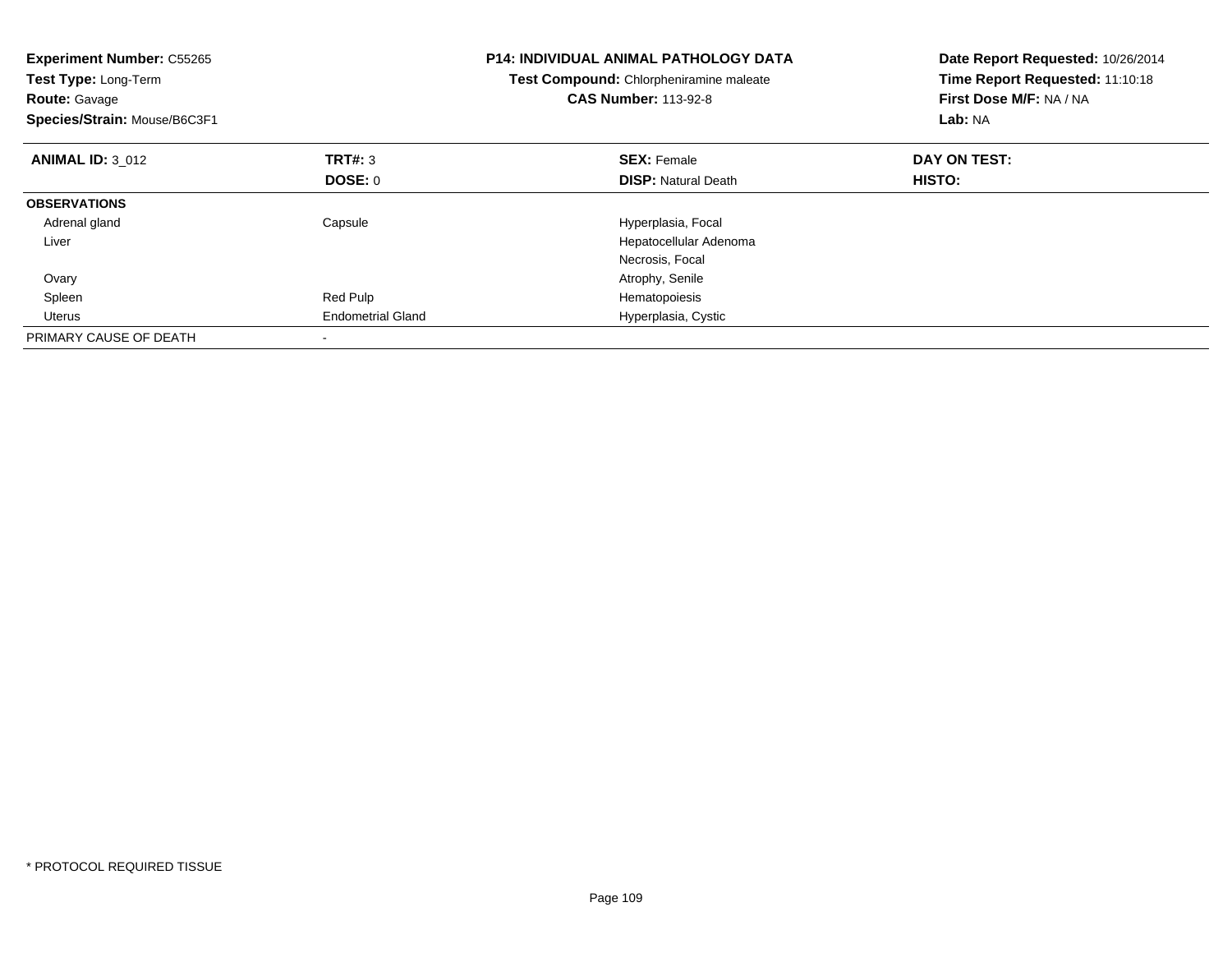**Experiment Number:** C55265
**Test Type:** Long-Term
**Route:** Gavage
**Species/Strain:** Mouse/B6C3F1

**P14: INDIVIDUAL ANIMAL PATHOLOGY DATA**
**Test Compound:** Chlorpheniramine maleate
**CAS Number:** 113-92-8

**Date Report Requested:** 10/26/2014
**Time Report Requested:** 11:10:18
**First Dose M/F:** NA / NA
**Lab:** NA

| **ANIMAL ID:** 3_012 | **TRT#:** 3 | **SEX:** Female | **DAY ON TEST:** |
|---|---|---|---|
| | **DOSE:** 0 | **DISP:** Natural Death | **HISTO:** |
| **OBSERVATIONS** | | | |
| Adrenal gland | Capsule | Hyperplasia, Focal | |
| Liver | | Hepatocellular Adenoma | |
| | | Necrosis, Focal | |
| Ovary | | Atrophy, Senile | |
| Spleen | Red Pulp | Hematopoiesis | |
| Uterus | Endometrial Gland | Hyperplasia, Cystic | |
| PRIMARY CAUSE OF DEATH | - | | |

* PROTOCOL REQUIRED TISSUE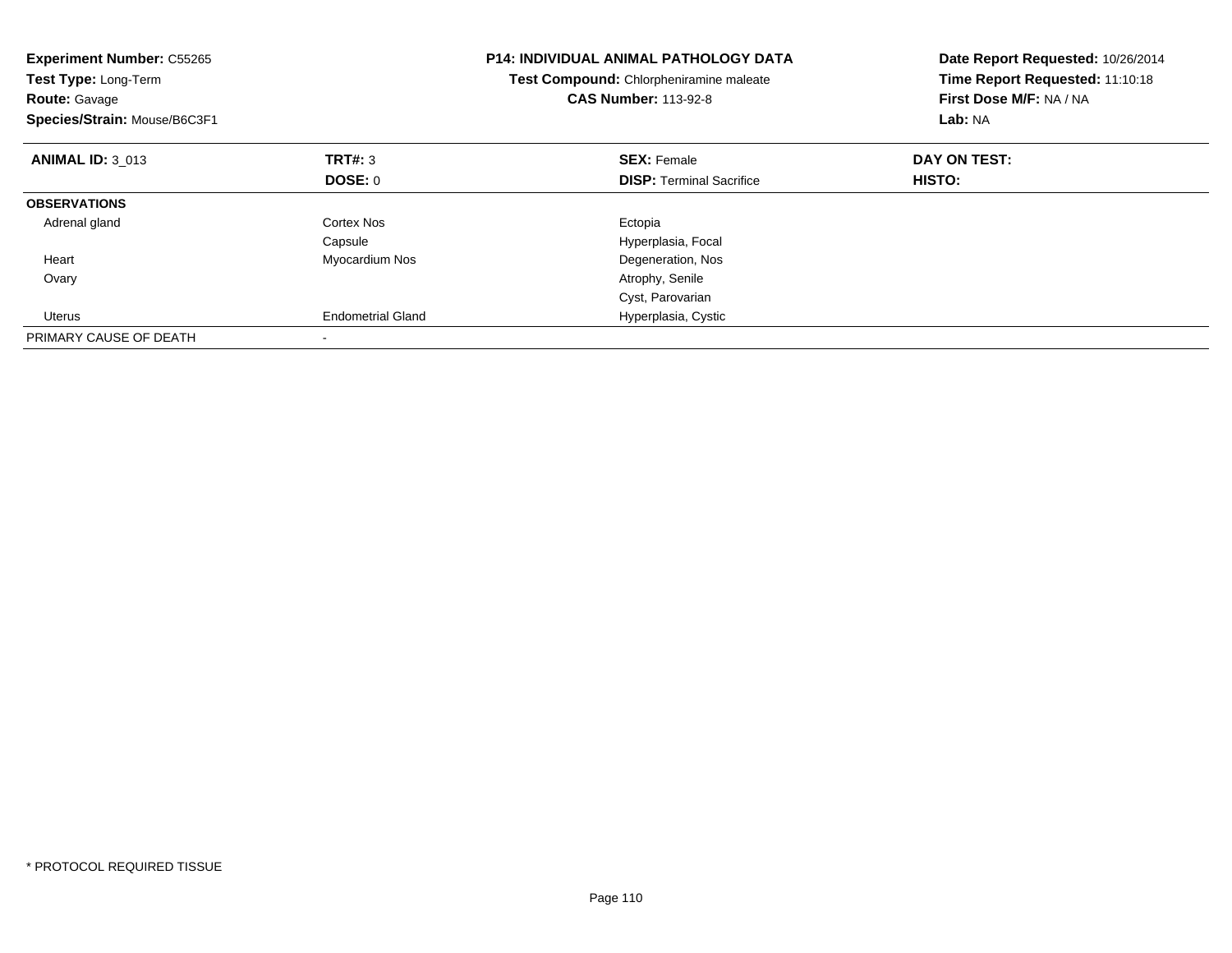**Experiment Number:** C55265
**Test Type:** Long-Term
**Route:** Gavage
**Species/Strain:** Mouse/B6C3F1

**P14: INDIVIDUAL ANIMAL PATHOLOGY DATA**
**Test Compound:** Chlorpheniramine maleate
**CAS Number:** 113-92-8

**Date Report Requested:** 10/26/2014
**Time Report Requested:** 11:10:18
**First Dose M/F:** NA / NA
**Lab:** NA

| **ANIMAL ID:** 3_013 | **TRT#:** 3 | **SEX:** Female | **DAY ON TEST:** |
|---|---|---|---|
| | **DOSE:** 0 | **DISP:** Terminal Sacrifice | **HISTO:** |
| **OBSERVATIONS** | | | |
| Adrenal gland | Cortex Nos | Ectopia | |
| | Capsule | Hyperplasia, Focal | |
| Heart | Myocardium Nos | Degeneration, Nos | |
| Ovary | | Atrophy, Senile | |
| | | Cyst, Parovarian | |
| Uterus | Endometrial Gland | Hyperplasia, Cystic | |
| PRIMARY CAUSE OF DEATH | - | | |

* PROTOCOL REQUIRED TISSUE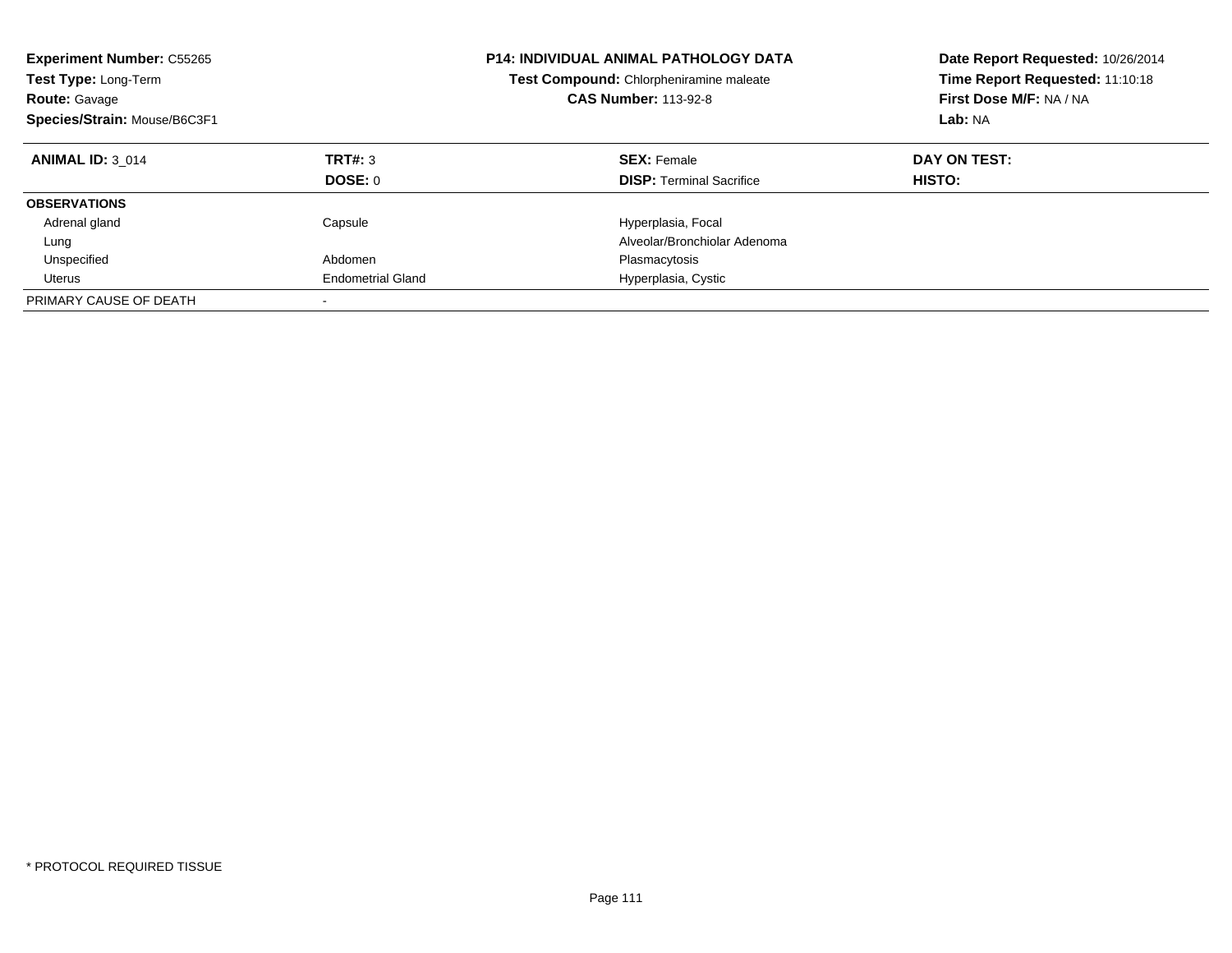**Experiment Number:** C55265
**Test Type:** Long-Term
**Route:** Gavage
**Species/Strain:** Mouse/B6C3F1

**P14: INDIVIDUAL ANIMAL PATHOLOGY DATA**
**Test Compound:** Chlorpheniramine maleate
**CAS Number:** 113-92-8

**Date Report Requested:** 10/26/2014
**Time Report Requested:** 11:10:18
**First Dose M/F:** NA / NA
**Lab:** NA

| **ANIMAL ID:** 3_014 | **TRT#:** 3 | **SEX:** Female | **DAY ON TEST:** |
|---|---|---|---|
| | **DOSE:** 0 | **DISP:** Terminal Sacrifice | **HISTO:** |
| **OBSERVATIONS** | | | |
| Adrenal gland | Capsule | Hyperplasia, Focal | |
| Lung | | Alveolar/Bronchiolar Adenoma | |
| Unspecified | Abdomen | Plasmacytosis | |
| Uterus | Endometrial Gland | Hyperplasia, Cystic | |
| PRIMARY CAUSE OF DEATH | - | | |

* PROTOCOL REQUIRED TISSUE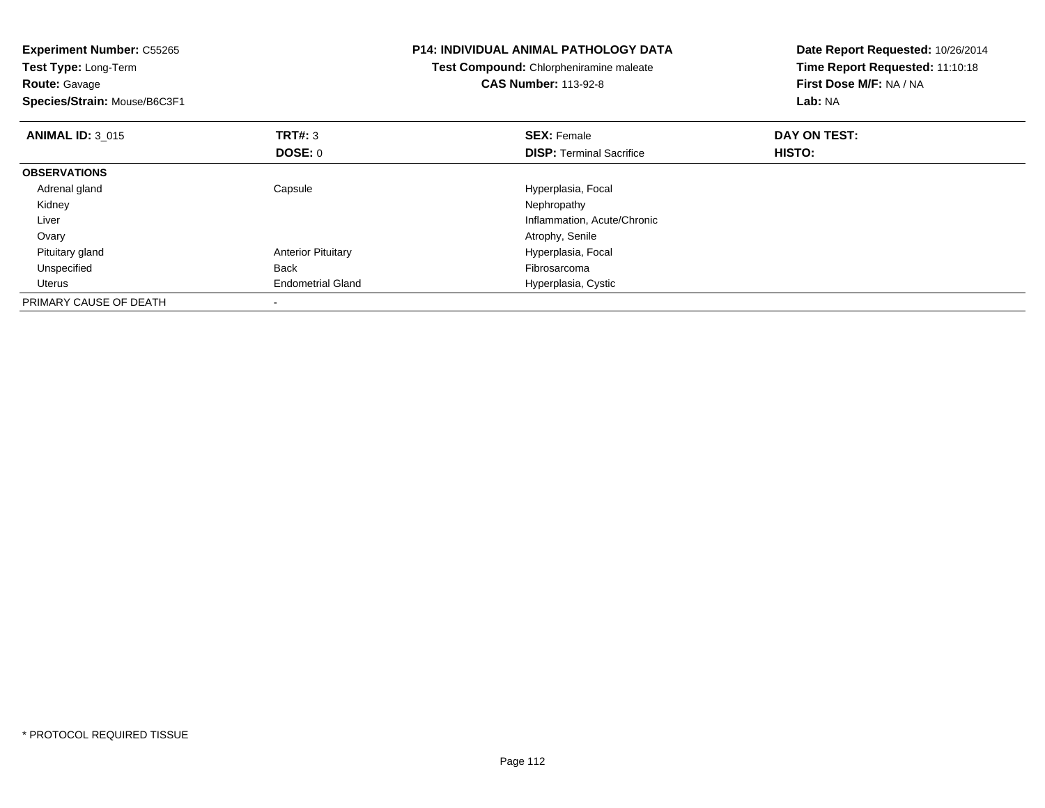**Experiment Number:** C55265
**Test Type:** Long-Term
**Route:** Gavage
**Species/Strain:** Mouse/B6C3F1

**P14: INDIVIDUAL ANIMAL PATHOLOGY DATA**
**Test Compound:** Chlorpheniramine maleate
**CAS Number:** 113-92-8

**Date Report Requested:** 10/26/2014
**Time Report Requested:** 11:10:18
**First Dose M/F:** NA / NA
**Lab:** NA

| **ANIMAL ID:** 3_015 | **TRT#:** 3 | **SEX:** Female | **DAY ON TEST:** |
|---|---|---|---|
| | **DOSE:** 0 | **DISP:** Terminal Sacrifice | **HISTO:** |
| **OBSERVATIONS** | | | |
| Adrenal gland | Capsule | Hyperplasia, Focal | |
| Kidney | | Nephropathy | |
| Liver | | Inflammation, Acute/Chronic | |
| Ovary | | Atrophy, Senile | |
| Pituitary gland | Anterior Pituitary | Hyperplasia, Focal | |
| Unspecified | Back | Fibrosarcoma | |
| Uterus | Endometrial Gland | Hyperplasia, Cystic | |
| PRIMARY CAUSE OF DEATH | - | | |

* PROTOCOL REQUIRED TISSUE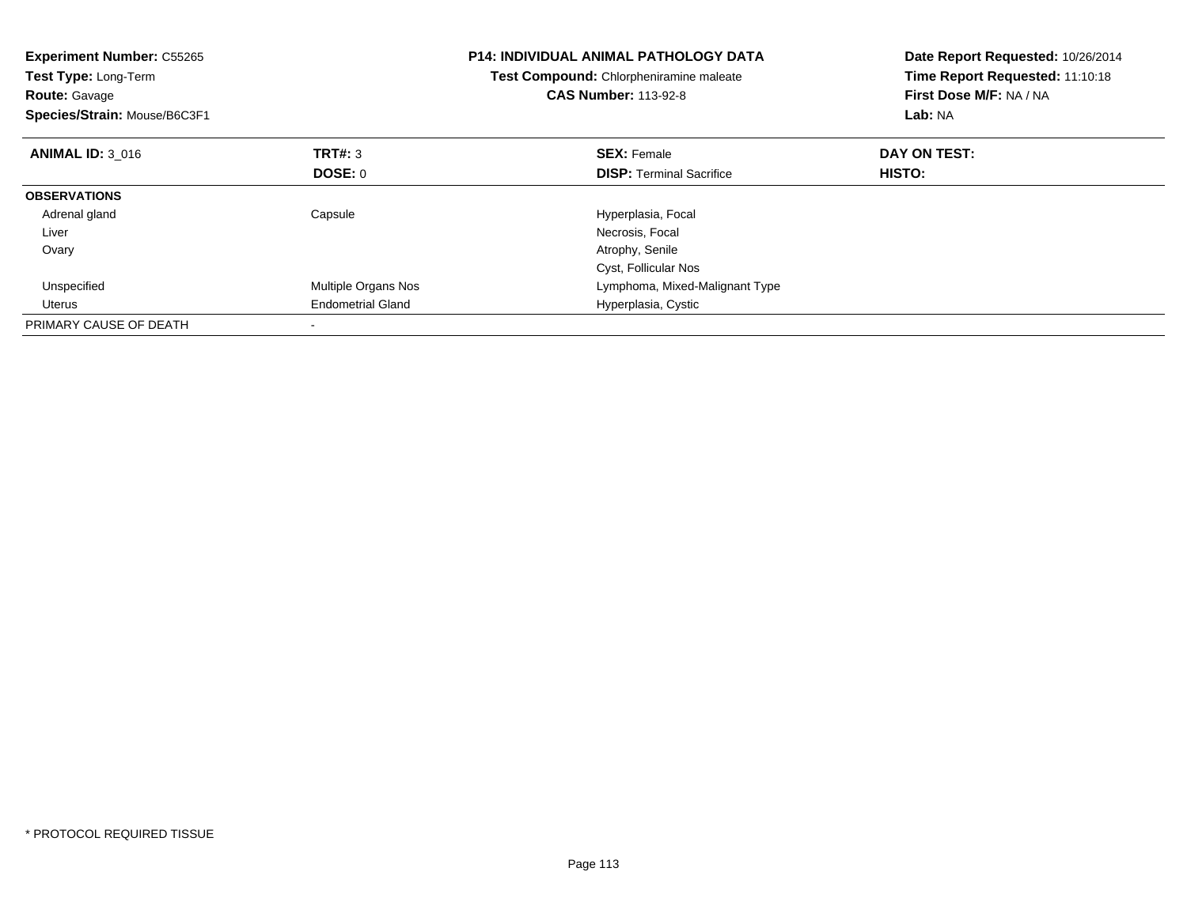**Experiment Number:** C55265
**Test Type:** Long-Term
**Route:** Gavage
**Species/Strain:** Mouse/B6C3F1

**P14: INDIVIDUAL ANIMAL PATHOLOGY DATA**
**Test Compound:** Chlorpheniramine maleate
**CAS Number:** 113-92-8

**Date Report Requested:** 10/26/2014
**Time Report Requested:** 11:10:18
**First Dose M/F:** NA / NA
**Lab:** NA

| **ANIMAL ID:** 3_016 | **TRT#:** 3 | **SEX:** Female | **DAY ON TEST:** |
|---|---|---|---|
| | **DOSE:** 0 | **DISP:** Terminal Sacrifice | **HISTO:** |
| **OBSERVATIONS** | | | |
| Adrenal gland | Capsule | Hyperplasia, Focal | |
| Liver | | Necrosis, Focal | |
| Ovary | | Atrophy, Senile | |
| | | Cyst, Follicular Nos | |
| Unspecified | Multiple Organs Nos | Lymphoma, Mixed-Malignant Type | |
| Uterus | Endometrial Gland | Hyperplasia, Cystic | |
| PRIMARY CAUSE OF DEATH | - | | |

* PROTOCOL REQUIRED TISSUE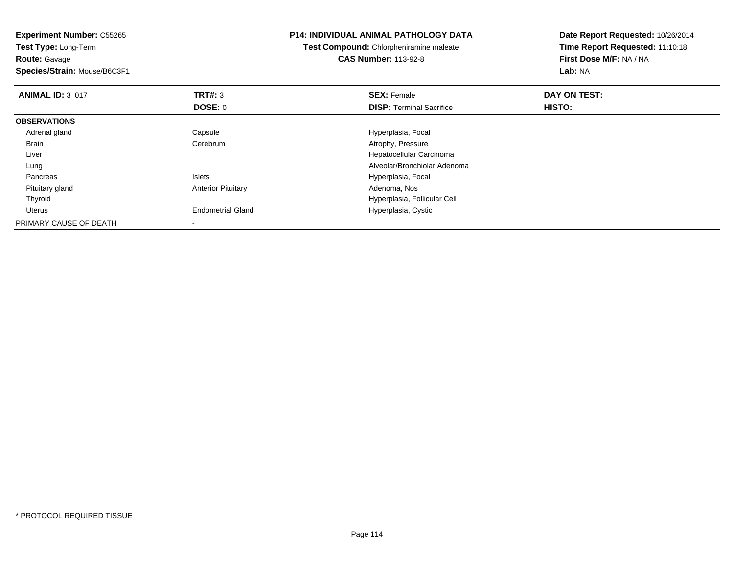**Experiment Number:** C55265
**Test Type:** Long-Term
**Route:** Gavage
**Species/Strain:** Mouse/B6C3F1

**P14: INDIVIDUAL ANIMAL PATHOLOGY DATA**
**Test Compound:** Chlorpheniramine maleate
**CAS Number:** 113-92-8

**Date Report Requested:** 10/26/2014
**Time Report Requested:** 11:10:18
**First Dose M/F:** NA / NA
**Lab:** NA

| **ANIMAL ID:** 3_017 | **TRT#:** 3 | **SEX:** Female | **DAY ON TEST:** |
|---|---|---|---|
| | **DOSE:** 0 | **DISP:** Terminal Sacrifice | **HISTO:** |
| **OBSERVATIONS** | | | |
| Adrenal gland | Capsule | Hyperplasia, Focal | |
| Brain | Cerebrum | Atrophy, Pressure | |
| Liver | | Hepatocellular Carcinoma | |
| Lung | | Alveolar/Bronchiolar Adenoma | |
| Pancreas | Islets | Hyperplasia, Focal | |
| Pituitary gland | Anterior Pituitary | Adenoma, Nos | |
| Thyroid | | Hyperplasia, Follicular Cell | |
| Uterus | Endometrial Gland | Hyperplasia, Cystic | |
| PRIMARY CAUSE OF DEATH | - | | |

* PROTOCOL REQUIRED TISSUE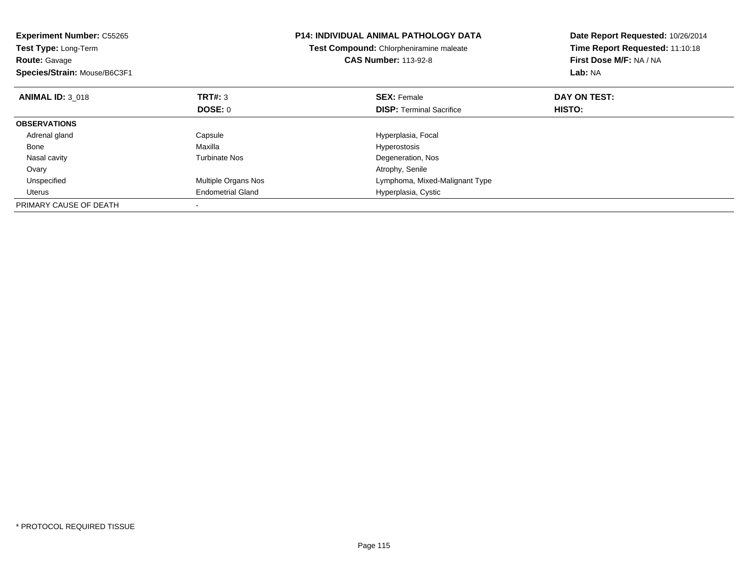**Experiment Number:** C55265
**Test Type:** Long-Term
**Route:** Gavage
**Species/Strain:** Mouse/B6C3F1

**P14: INDIVIDUAL ANIMAL PATHOLOGY DATA**
**Test Compound:** Chlorpheniramine maleate
**CAS Number:** 113-92-8

**Date Report Requested:** 10/26/2014
**Time Report Requested:** 11:10:18
**First Dose M/F:** NA / NA
**Lab:** NA

| **ANIMAL ID:** 3_018 | **TRT#:** 3 | **SEX:** Female | **DAY ON TEST:** |
|---|---|---|---|
| | **DOSE:** 0 | **DISP:** Terminal Sacrifice | **HISTO:** |
| **OBSERVATIONS** | | | |
| Adrenal gland | Capsule | Hyperplasia, Focal | |
| Bone | Maxilla | Hyperostosis | |
| Nasal cavity | Turbinate Nos | Degeneration, Nos | |
| Ovary | | Atrophy, Senile | |
| Unspecified | Multiple Organs Nos | Lymphoma, Mixed-Malignant Type | |
| Uterus | Endometrial Gland | Hyperplasia, Cystic | |
| PRIMARY CAUSE OF DEATH | - | | |

* PROTOCOL REQUIRED TISSUE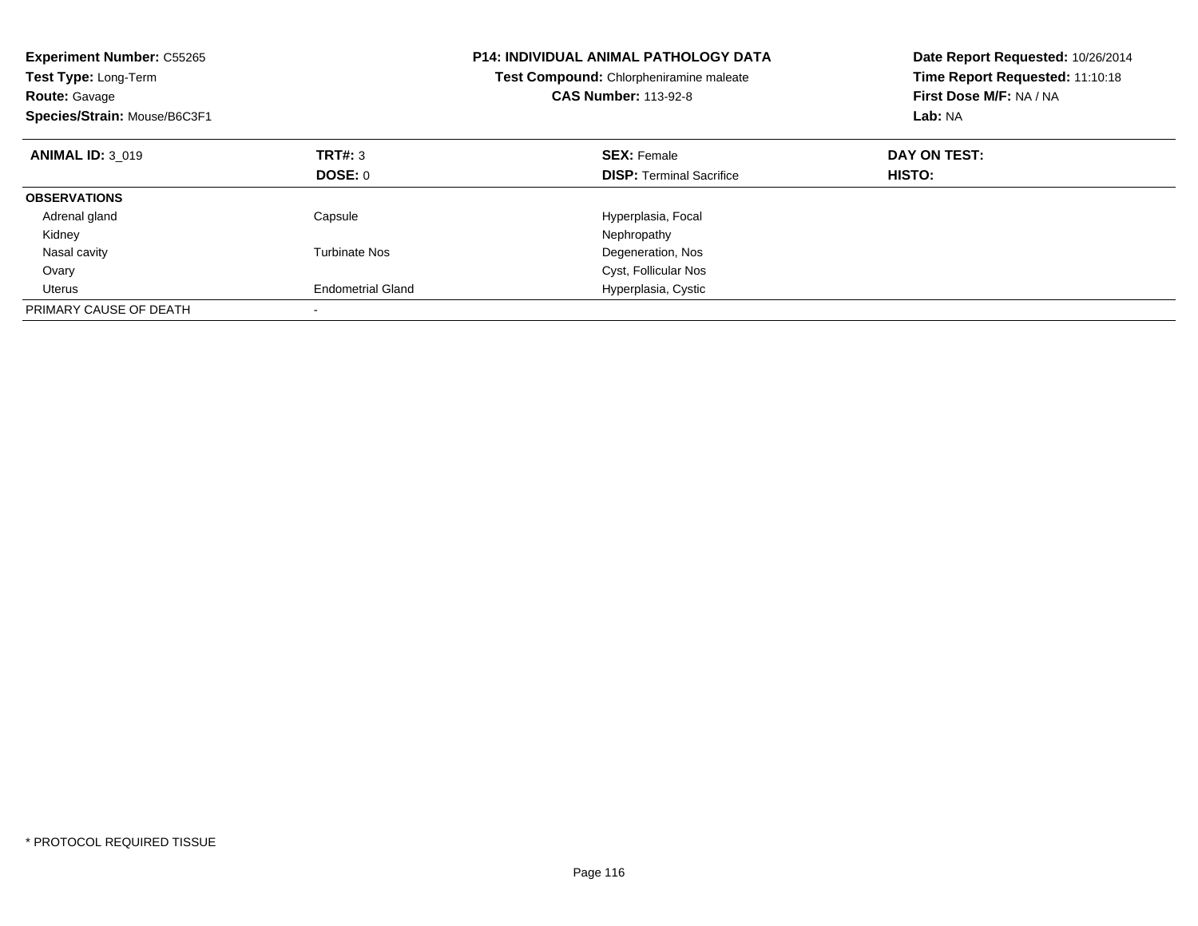**Experiment Number:** C55265
**Test Type:** Long-Term
**Route:** Gavage
**Species/Strain:** Mouse/B6C3F1

**P14: INDIVIDUAL ANIMAL PATHOLOGY DATA**
**Test Compound:** Chlorpheniramine maleate
**CAS Number:** 113-92-8

**Date Report Requested:** 10/26/2014
**Time Report Requested:** 11:10:18
**First Dose M/F:** NA / NA
**Lab:** NA

| **ANIMAL ID:** 3_019 | **TRT#:** 3 | **SEX:** Female | **DAY ON TEST:** |
|---|---|---|---|
| | **DOSE:** 0 | **DISP:** Terminal Sacrifice | **HISTO:** |
| **OBSERVATIONS** | | | |
| Adrenal gland | Capsule | Hyperplasia, Focal | |
| Kidney | | Nephropathy | |
| Nasal cavity | Turbinate Nos | Degeneration, Nos | |
| Ovary | | Cyst, Follicular Nos | |
| Uterus | Endometrial Gland | Hyperplasia, Cystic | |
| PRIMARY CAUSE OF DEATH | - | | |

* PROTOCOL REQUIRED TISSUE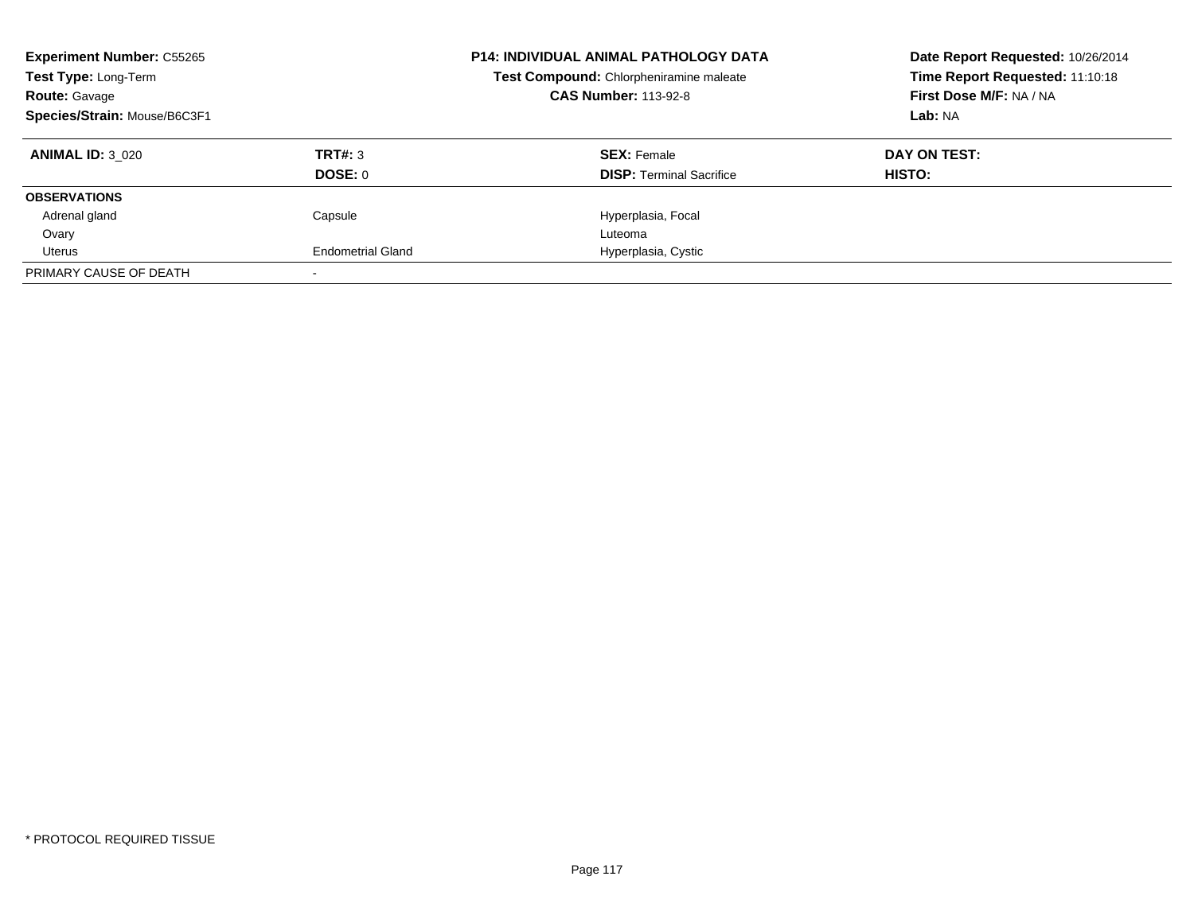**Experiment Number:** C55265
**Test Type:** Long-Term
**Route:** Gavage
**Species/Strain:** Mouse/B6C3F1

**P14: INDIVIDUAL ANIMAL PATHOLOGY DATA**
**Test Compound:** Chlorpheniramine maleate
**CAS Number:** 113-92-8

**Date Report Requested:** 10/26/2014
**Time Report Requested:** 11:10:18
**First Dose M/F:** NA / NA
**Lab:** NA

| **ANIMAL ID:** 3_020 | **TRT#:** 3 | **SEX:** Female | **DAY ON TEST:** |
|---|---|---|---|
| | **DOSE:** 0 | **DISP:** Terminal Sacrifice | **HISTO:** |
| **OBSERVATIONS** | | | |
| Adrenal gland | Capsule | Hyperplasia, Focal | |
| Ovary | | Luteoma | |
| Uterus | Endometrial Gland | Hyperplasia, Cystic | |
| PRIMARY CAUSE OF DEATH | - | | |

* PROTOCOL REQUIRED TISSUE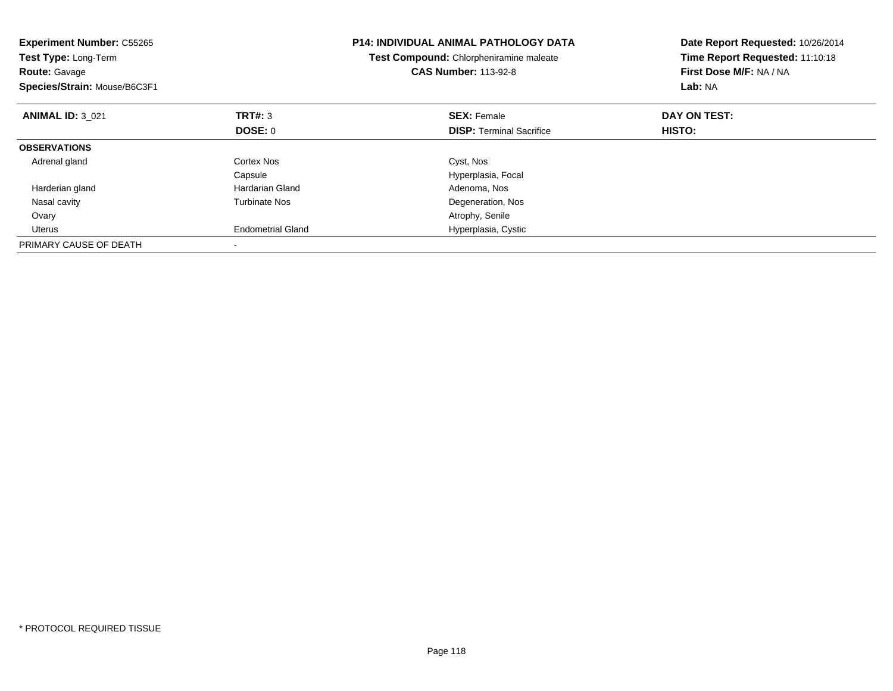**Experiment Number:** C55265
**Test Type:** Long-Term
**Route:** Gavage
**Species/Strain:** Mouse/B6C3F1

**P14: INDIVIDUAL ANIMAL PATHOLOGY DATA**
**Test Compound:** Chlorpheniramine maleate
**CAS Number:** 113-92-8

**Date Report Requested:** 10/26/2014
**Time Report Requested:** 11:10:18
**First Dose M/F:** NA / NA
**Lab:** NA

| **ANIMAL ID:** 3_021 | **TRT#:** 3 | **SEX:** Female | **DAY ON TEST:** |
|---|---|---|---|
| | **DOSE:** 0 | **DISP:** Terminal Sacrifice | **HISTO:** |
| **OBSERVATIONS** | | | |
| Adrenal gland | Cortex Nos | Cyst, Nos | |
| | Capsule | Hyperplasia, Focal | |
| Harderian gland | Hardarian Gland | Adenoma, Nos | |
| Nasal cavity | Turbinate Nos | Degeneration, Nos | |
| Ovary | | Atrophy, Senile | |
| Uterus | Endometrial Gland | Hyperplasia, Cystic | |
| PRIMARY CAUSE OF DEATH | - | | |

* PROTOCOL REQUIRED TISSUE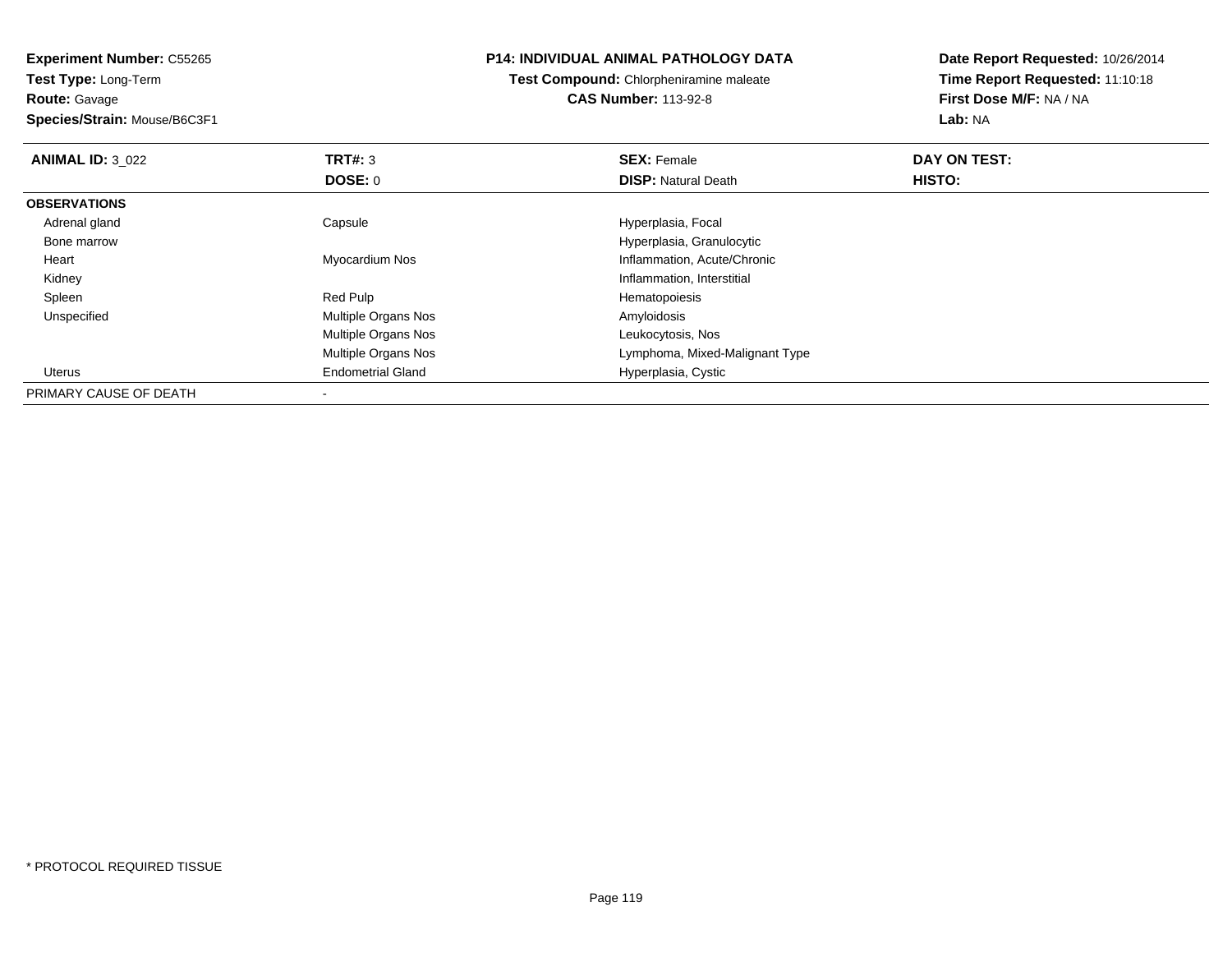**Experiment Number:** C55265
**Test Type:** Long-Term
**Route:** Gavage
**Species/Strain:** Mouse/B6C3F1

**P14: INDIVIDUAL ANIMAL PATHOLOGY DATA**
**Test Compound:** Chlorpheniramine maleate
**CAS Number:** 113-92-8

**Date Report Requested:** 10/26/2014
**Time Report Requested:** 11:10:18
**First Dose M/F:** NA / NA
**Lab:** NA

| **ANIMAL ID:** 3_022 | **TRT#:** 3 | **SEX:** Female | **DAY ON TEST:** |
|---|---|---|---|
| | **DOSE:** 0 | **DISP:** Natural Death | **HISTO:** |
| **OBSERVATIONS** | | | |
| Adrenal gland | Capsule | Hyperplasia, Focal | |
| Bone marrow | | Hyperplasia, Granulocytic | |
| Heart | Myocardium Nos | Inflammation, Acute/Chronic | |
| Kidney | | Inflammation, Interstitial | |
| Spleen | Red Pulp | Hematopoiesis | |
| Unspecified | Multiple Organs Nos | Amyloidosis | |
| | Multiple Organs Nos | Leukocytosis, Nos | |
| | Multiple Organs Nos | Lymphoma, Mixed-Malignant Type | |
| Uterus | Endometrial Gland | Hyperplasia, Cystic | |
| PRIMARY CAUSE OF DEATH | - | | |

* PROTOCOL REQUIRED TISSUE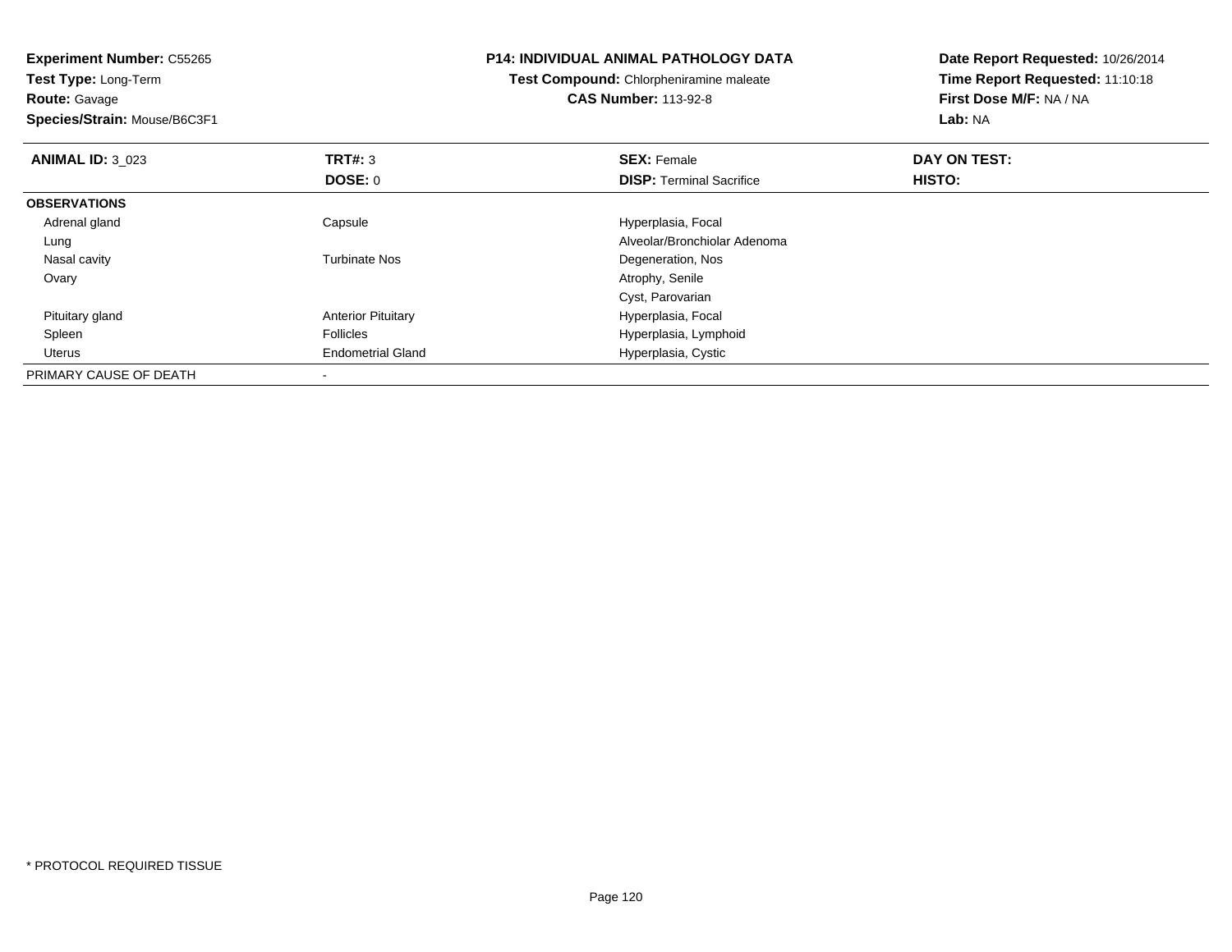**Experiment Number:** C55265
**Test Type:** Long-Term
**Route:** Gavage
**Species/Strain:** Mouse/B6C3F1

**P14: INDIVIDUAL ANIMAL PATHOLOGY DATA**
**Test Compound:** Chlorpheniramine maleate
**CAS Number:** 113-92-8

**Date Report Requested:** 10/26/2014
**Time Report Requested:** 11:10:18
**First Dose M/F:** NA / NA
**Lab:** NA

| **ANIMAL ID:** 3_023 | **TRT#:** 3 | **SEX:** Female | **DAY ON TEST:** |
|---|---|---|---|
| | **DOSE:** 0 | **DISP:** Terminal Sacrifice | **HISTO:** |
| **OBSERVATIONS** | | | |
| Adrenal gland | Capsule | Hyperplasia, Focal | |
| Lung | | Alveolar/Bronchiolar Adenoma | |
| Nasal cavity | Turbinate Nos | Degeneration, Nos | |
| Ovary | | Atrophy, Senile | |
| | | Cyst, Parovarian | |
| Pituitary gland | Anterior Pituitary | Hyperplasia, Focal | |
| Spleen | Follicles | Hyperplasia, Lymphoid | |
| Uterus | Endometrial Gland | Hyperplasia, Cystic | |
| PRIMARY CAUSE OF DEATH | - | | |

* PROTOCOL REQUIRED TISSUE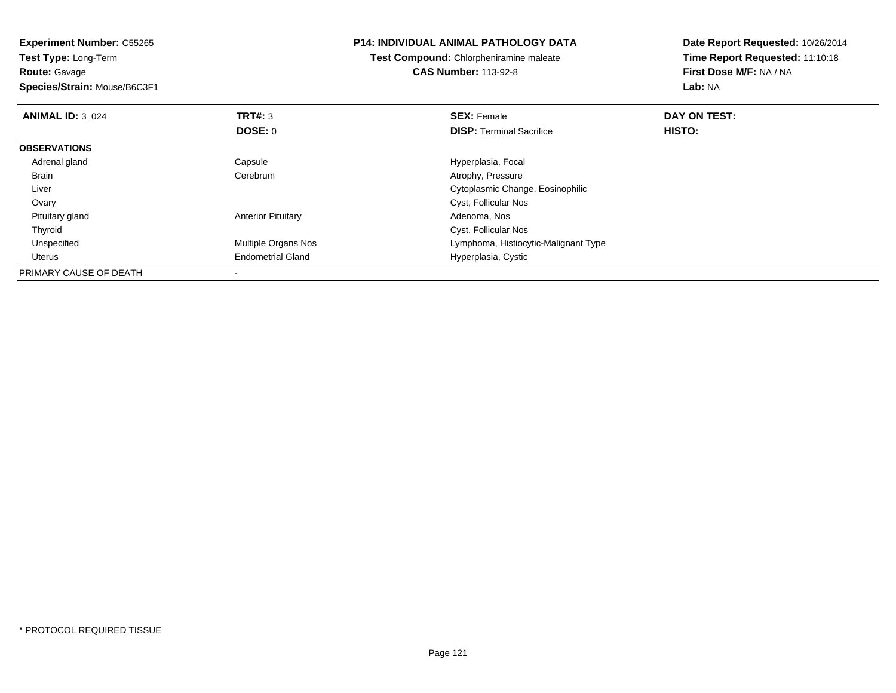**Experiment Number:** C55265
**Test Type:** Long-Term
**Route:** Gavage
**Species/Strain:** Mouse/B6C3F1

**P14: INDIVIDUAL ANIMAL PATHOLOGY DATA**
**Test Compound:** Chlorpheniramine maleate
**CAS Number:** 113-92-8

**Date Report Requested:** 10/26/2014
**Time Report Requested:** 11:10:18
**First Dose M/F:** NA / NA
**Lab:** NA

| **ANIMAL ID:** 3_024 | **TRT#:** 3 | **SEX:** Female | **DAY ON TEST:** |
|---|---|---|---|
| | **DOSE:** 0 | **DISP:** Terminal Sacrifice | **HISTO:** |
| **OBSERVATIONS** | | | |
| Adrenal gland | Capsule | Hyperplasia, Focal | |
| Brain | Cerebrum | Atrophy, Pressure | |
| Liver | | Cytoplasmic Change, Eosinophilic | |
| Ovary | | Cyst, Follicular Nos | |
| Pituitary gland | Anterior Pituitary | Adenoma, Nos | |
| Thyroid | | Cyst, Follicular Nos | |
| Unspecified | Multiple Organs Nos | Lymphoma, Histiocytic-Malignant Type | |
| Uterus | Endometrial Gland | Hyperplasia, Cystic | |
| PRIMARY CAUSE OF DEATH | - | | |

* PROTOCOL REQUIRED TISSUE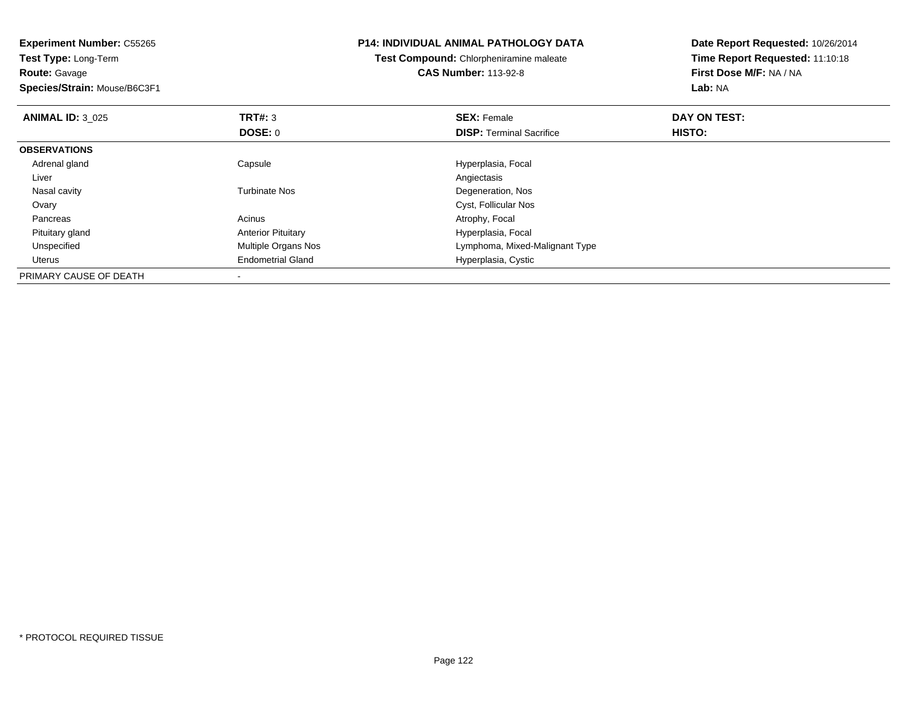**Experiment Number:** C55265
**Test Type:** Long-Term
**Route:** Gavage
**Species/Strain:** Mouse/B6C3F1

**P14: INDIVIDUAL ANIMAL PATHOLOGY DATA**
**Test Compound:** Chlorpheniramine maleate
**CAS Number:** 113-92-8

**Date Report Requested:** 10/26/2014
**Time Report Requested:** 11:10:18
**First Dose M/F:** NA / NA
**Lab:** NA

| **ANIMAL ID:** 3_025 | **TRT#:** 3 | **SEX:** Female | **DAY ON TEST:** |
|---|---|---|---|
| | **DOSE:** 0 | **DISP:** Terminal Sacrifice | **HISTO:** |
| **OBSERVATIONS** | | | |
| Adrenal gland | Capsule | Hyperplasia, Focal | |
| Liver | | Angiectasis | |
| Nasal cavity | Turbinate Nos | Degeneration, Nos | |
| Ovary | | Cyst, Follicular Nos | |
| Pancreas | Acinus | Atrophy, Focal | |
| Pituitary gland | Anterior Pituitary | Hyperplasia, Focal | |
| Unspecified | Multiple Organs Nos | Lymphoma, Mixed-Malignant Type | |
| Uterus | Endometrial Gland | Hyperplasia, Cystic | |
| PRIMARY CAUSE OF DEATH | - | | |

\* PROTOCOL REQUIRED TISSUE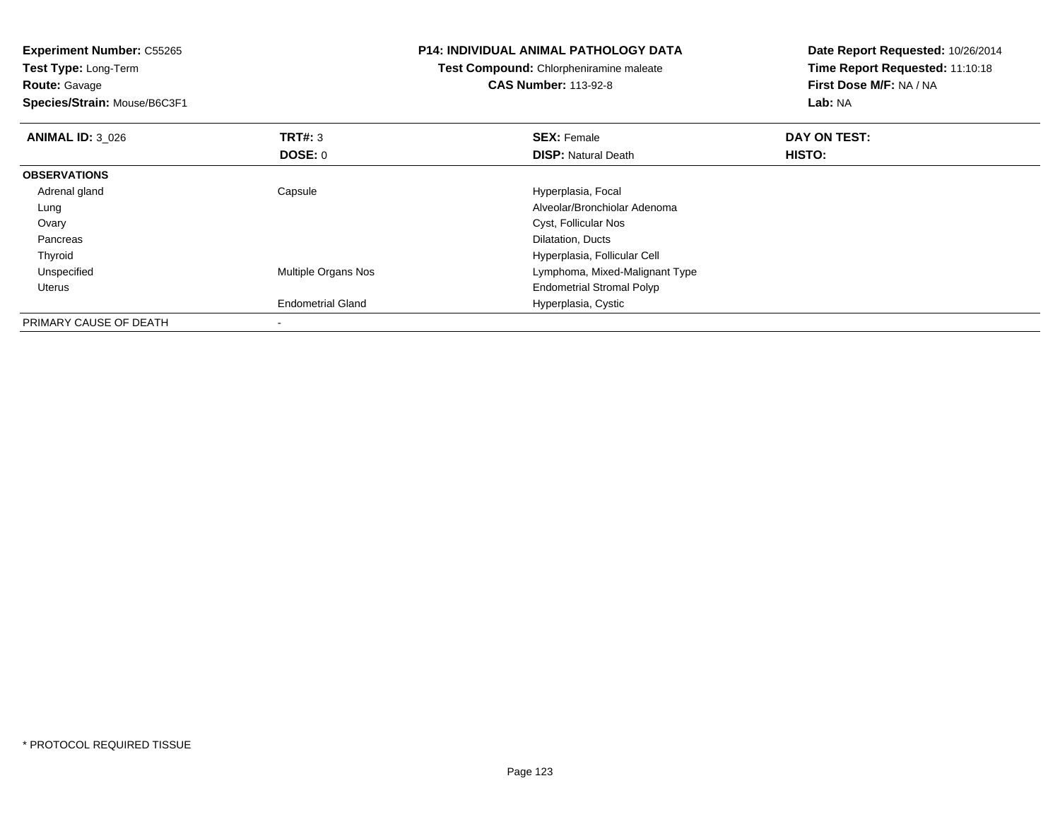**Experiment Number:** C55265
**Test Type:** Long-Term
**Route:** Gavage
**Species/Strain:** Mouse/B6C3F1

**P14: INDIVIDUAL ANIMAL PATHOLOGY DATA**
**Test Compound:** Chlorpheniramine maleate
**CAS Number:** 113-92-8

**Date Report Requested:** 10/26/2014
**Time Report Requested:** 11:10:18
**First Dose M/F:** NA / NA
**Lab:** NA

| **ANIMAL ID:** 3_026 | **TRT#:** 3 | **SEX:** Female | **DAY ON TEST:** |
|---|---|---|---|
| | **DOSE:** 0 | **DISP:** Natural Death | **HISTO:** |
| **OBSERVATIONS** | | | |
| Adrenal gland | Capsule | Hyperplasia, Focal | |
| Lung | | Alveolar/Bronchiolar Adenoma | |
| Ovary | | Cyst, Follicular Nos | |
| Pancreas | | Dilatation, Ducts | |
| Thyroid | | Hyperplasia, Follicular Cell | |
| Unspecified | Multiple Organs Nos | Lymphoma, Mixed-Malignant Type | |
| Uterus | | Endometrial Stromal Polyp | |
| | Endometrial Gland | Hyperplasia, Cystic | |
| PRIMARY CAUSE OF DEATH | - | | |

* PROTOCOL REQUIRED TISSUE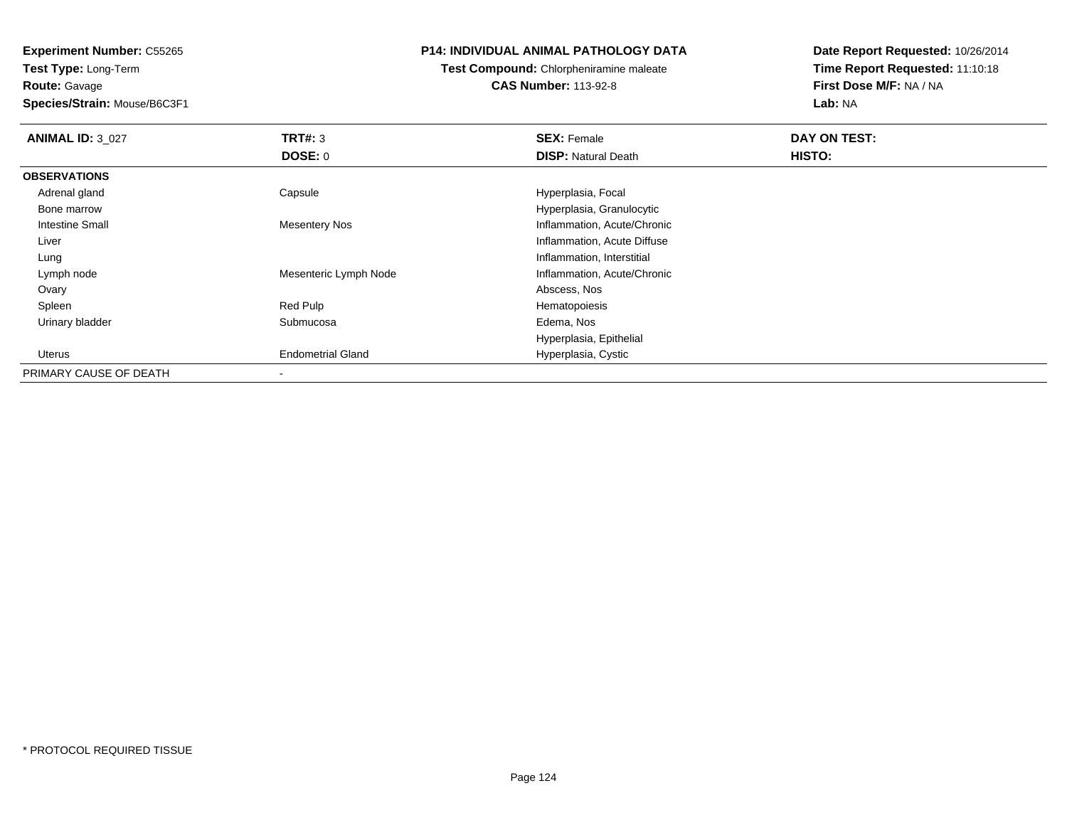**Experiment Number:** C55265
**Test Type:** Long-Term
**Route:** Gavage
**Species/Strain:** Mouse/B6C3F1

**P14: INDIVIDUAL ANIMAL PATHOLOGY DATA**
**Test Compound:** Chlorpheniramine maleate
**CAS Number:** 113-92-8

**Date Report Requested:** 10/26/2014
**Time Report Requested:** 11:10:18
**First Dose M/F:** NA / NA
**Lab:** NA

| **ANIMAL ID:** 3_027 | **TRT#:** 3 | **SEX:** Female | **DAY ON TEST:** |
|---|---|---|---|
| | **DOSE:** 0 | **DISP:** Natural Death | **HISTO:** |
| **OBSERVATIONS** | | | |
| Adrenal gland | Capsule | Hyperplasia, Focal | |
| Bone marrow | | Hyperplasia, Granulocytic | |
| Intestine Small | Mesentery Nos | Inflammation, Acute/Chronic | |
| Liver | | Inflammation, Acute Diffuse | |
| Lung | | Inflammation, Interstitial | |
| Lymph node | Mesenteric Lymph Node | Inflammation, Acute/Chronic | |
| Ovary | | Abscess, Nos | |
| Spleen | Red Pulp | Hematopoiesis | |
| Urinary bladder | Submucosa | Edema, Nos | |
| | | Hyperplasia, Epithelial | |
| Uterus | Endometrial Gland | Hyperplasia, Cystic | |
| PRIMARY CAUSE OF DEATH | - | | |

* PROTOCOL REQUIRED TISSUE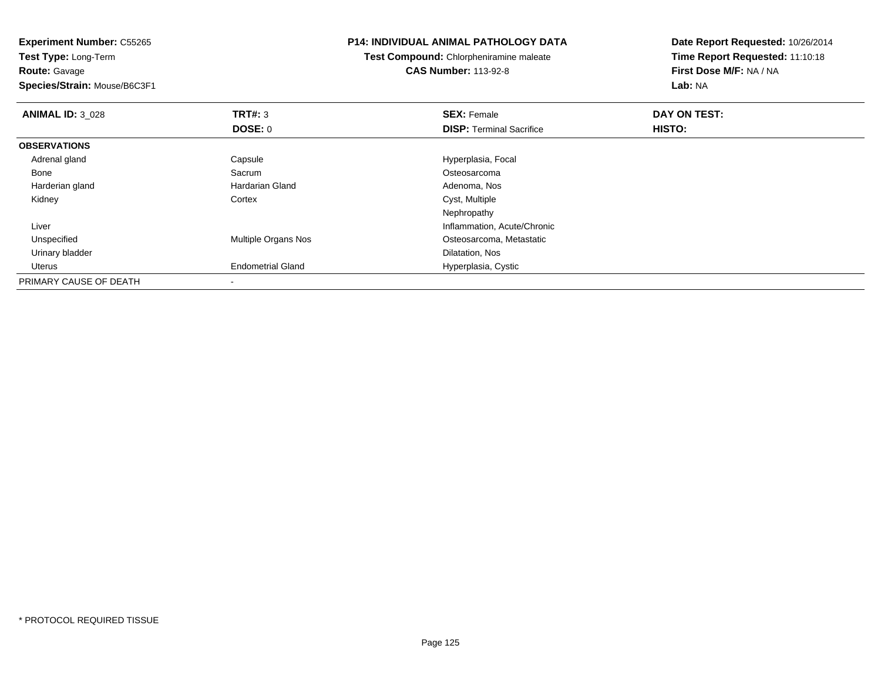**Experiment Number:** C55265
**Test Type:** Long-Term
**Route:** Gavage
**Species/Strain:** Mouse/B6C3F1

**P14: INDIVIDUAL ANIMAL PATHOLOGY DATA**
**Test Compound:** Chlorpheniramine maleate
**CAS Number:** 113-92-8

**Date Report Requested:** 10/26/2014
**Time Report Requested:** 11:10:18
**First Dose M/F:** NA / NA
**Lab:** NA

| **ANIMAL ID:** 3_028 | **TRT#:** 3 | **SEX:** Female | **DAY ON TEST:** |
|---|---|---|---|
| | **DOSE:** 0 | **DISP:** Terminal Sacrifice | **HISTO:** |
| **OBSERVATIONS** | | | |
| Adrenal gland | Capsule | Hyperplasia, Focal | |
| Bone | Sacrum | Osteosarcoma | |
| Harderian gland | Hardarian Gland | Adenoma, Nos | |
| Kidney | Cortex | Cyst, Multiple | |
| | | Nephropathy | |
| Liver | | Inflammation, Acute/Chronic | |
| Unspecified | Multiple Organs Nos | Osteosarcoma, Metastatic | |
| Urinary bladder | | Dilatation, Nos | |
| Uterus | Endometrial Gland | Hyperplasia, Cystic | |
| PRIMARY CAUSE OF DEATH | - | | |

* PROTOCOL REQUIRED TISSUE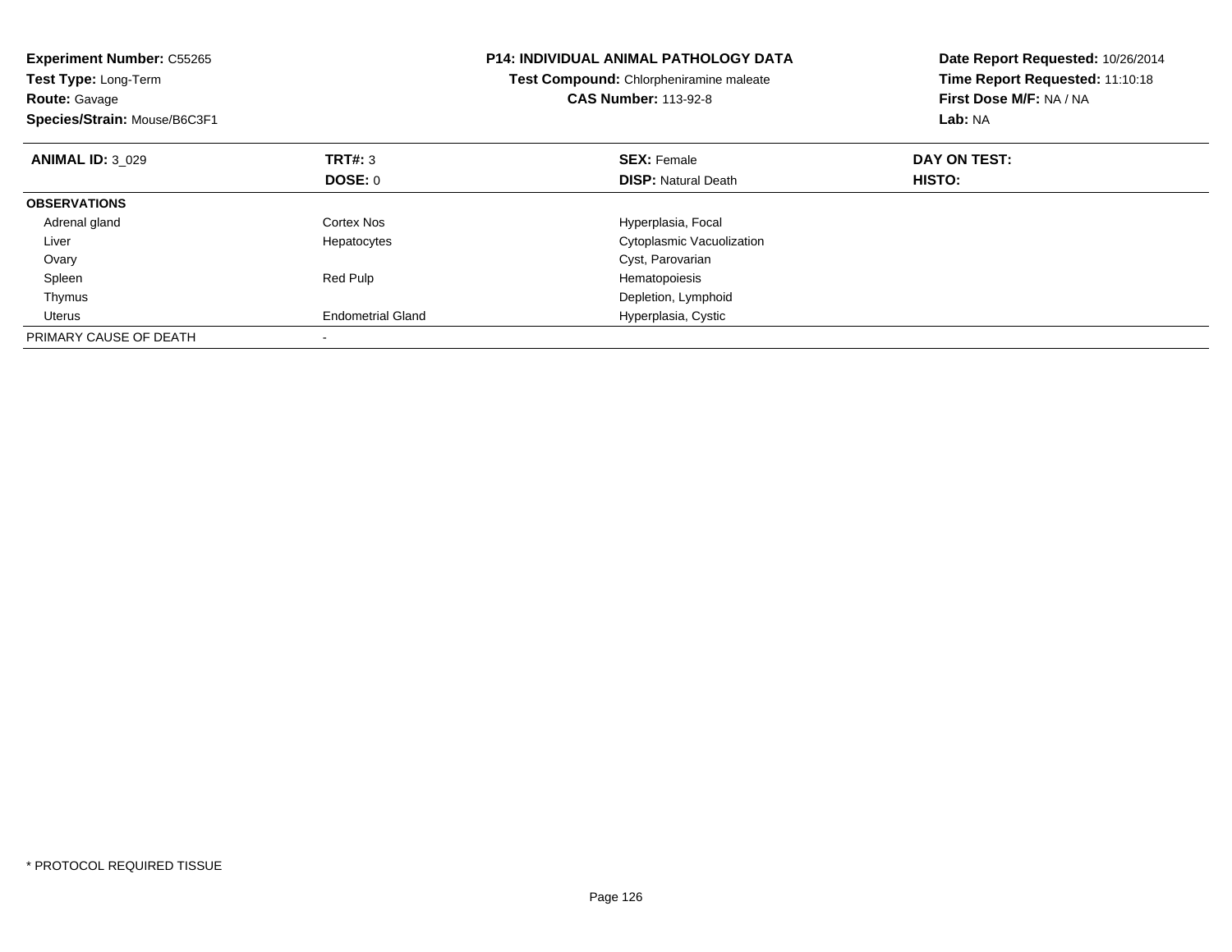**Experiment Number:** C55265
**Test Type:** Long-Term
**Route:** Gavage
**Species/Strain:** Mouse/B6C3F1

**P14: INDIVIDUAL ANIMAL PATHOLOGY DATA**
**Test Compound:** Chlorpheniramine maleate
**CAS Number:** 113-92-8

**Date Report Requested:** 10/26/2014
**Time Report Requested:** 11:10:18
**First Dose M/F:** NA / NA
**Lab:** NA

| **ANIMAL ID:** 3_029 | **TRT#:** 3 | **SEX:** Female | **DAY ON TEST:** |
|---|---|---|---|
| | **DOSE:** 0 | **DISP:** Natural Death | **HISTO:** |
| **OBSERVATIONS** | | | |
| Adrenal gland | Cortex Nos | Hyperplasia, Focal | |
| Liver | Hepatocytes | Cytoplasmic Vacuolization | |
| Ovary | | Cyst, Parovarian | |
| Spleen | Red Pulp | Hematopoiesis | |
| Thymus | | Depletion, Lymphoid | |
| Uterus | Endometrial Gland | Hyperplasia, Cystic | |
| PRIMARY CAUSE OF DEATH | - | | |

* PROTOCOL REQUIRED TISSUE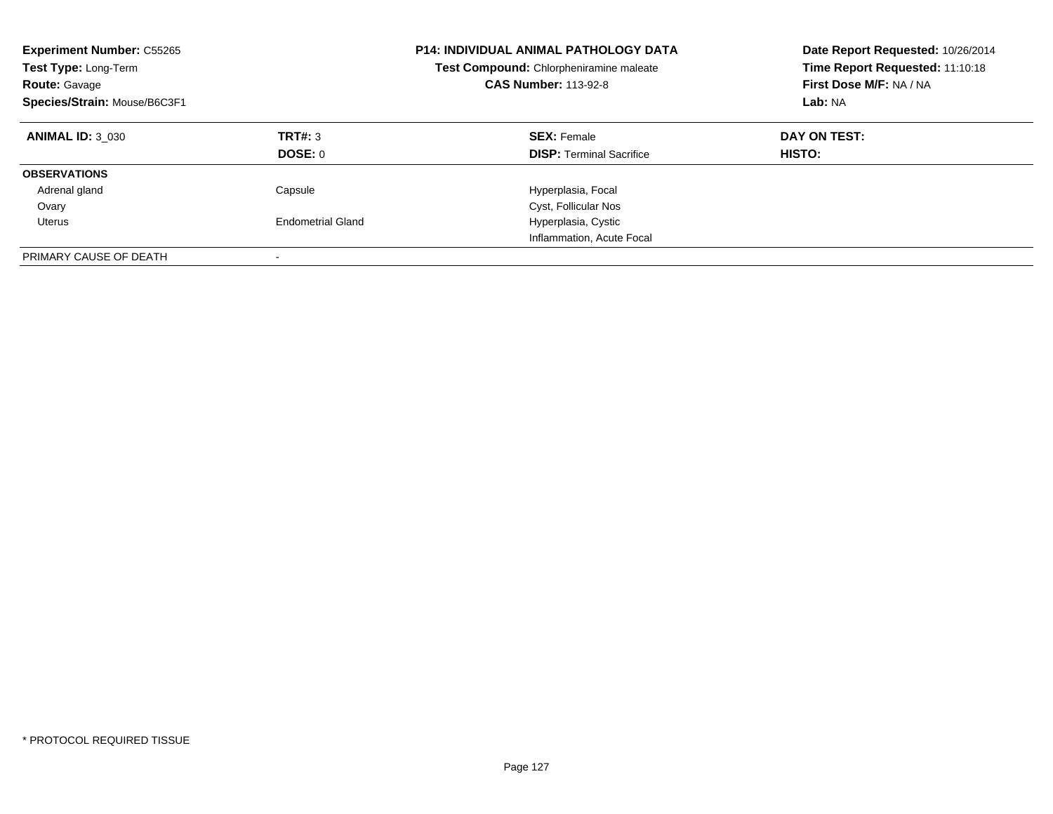**Experiment Number:** C55265
**Test Type:** Long-Term
**Route:** Gavage
**Species/Strain:** Mouse/B6C3F1

**P14: INDIVIDUAL ANIMAL PATHOLOGY DATA**
**Test Compound:** Chlorpheniramine maleate
**CAS Number:** 113-92-8

**Date Report Requested:** 10/26/2014
**Time Report Requested:** 11:10:18
**First Dose M/F:** NA / NA
**Lab:** NA

| **ANIMAL ID:** 3_030 | **TRT#:** 3 | **SEX:** Female | **DAY ON TEST:** |
|---|---|---|---|
| | **DOSE:** 0 | **DISP:** Terminal Sacrifice | **HISTO:** |
| **OBSERVATIONS** | | | |
| Adrenal gland | Capsule | Hyperplasia, Focal | |
| Ovary | | Cyst, Follicular Nos | |
| Uterus | Endometrial Gland | Hyperplasia, Cystic | |
| | | Inflammation, Acute Focal | |
| PRIMARY CAUSE OF DEATH | - | | |

\* PROTOCOL REQUIRED TISSUE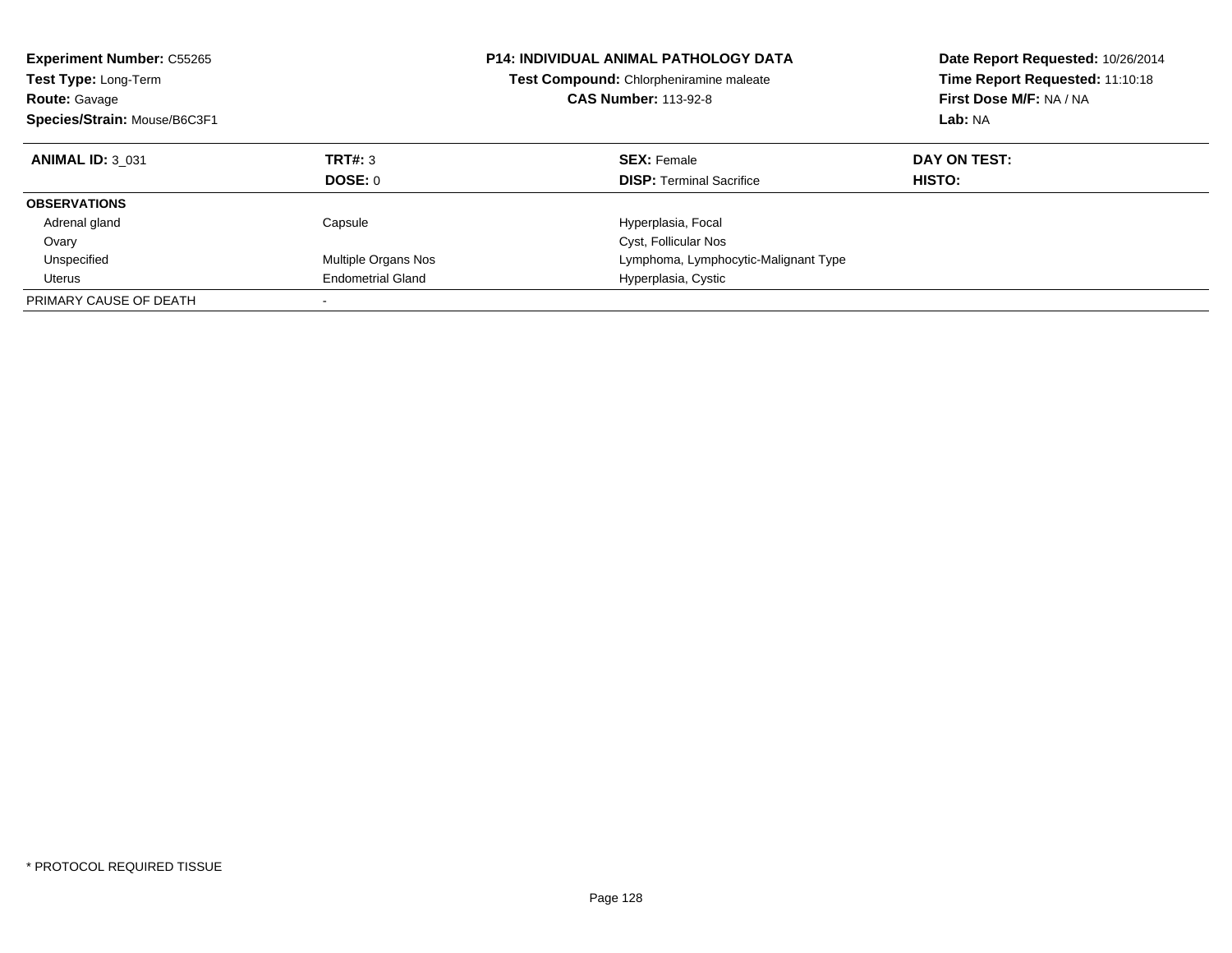**Experiment Number:** C55265
**Test Type:** Long-Term
**Route:** Gavage
**Species/Strain:** Mouse/B6C3F1

**P14: INDIVIDUAL ANIMAL PATHOLOGY DATA**
**Test Compound:** Chlorpheniramine maleate
**CAS Number:** 113-92-8

**Date Report Requested:** 10/26/2014
**Time Report Requested:** 11:10:18
**First Dose M/F:** NA / NA
**Lab:** NA

| **ANIMAL ID:** 3_031 | **TRT#:** 3 | **SEX:** Female | **DAY ON TEST:** |
|---|---|---|---|
| | **DOSE:** 0 | **DISP:** Terminal Sacrifice | **HISTO:** |
| **OBSERVATIONS** | | | |
| Adrenal gland | Capsule | Hyperplasia, Focal | |
| Ovary | | Cyst, Follicular Nos | |
| Unspecified | Multiple Organs Nos | Lymphoma, Lymphocytic-Malignant Type | |
| Uterus | Endometrial Gland | Hyperplasia, Cystic | |
| PRIMARY CAUSE OF DEATH | - | | |

* PROTOCOL REQUIRED TISSUE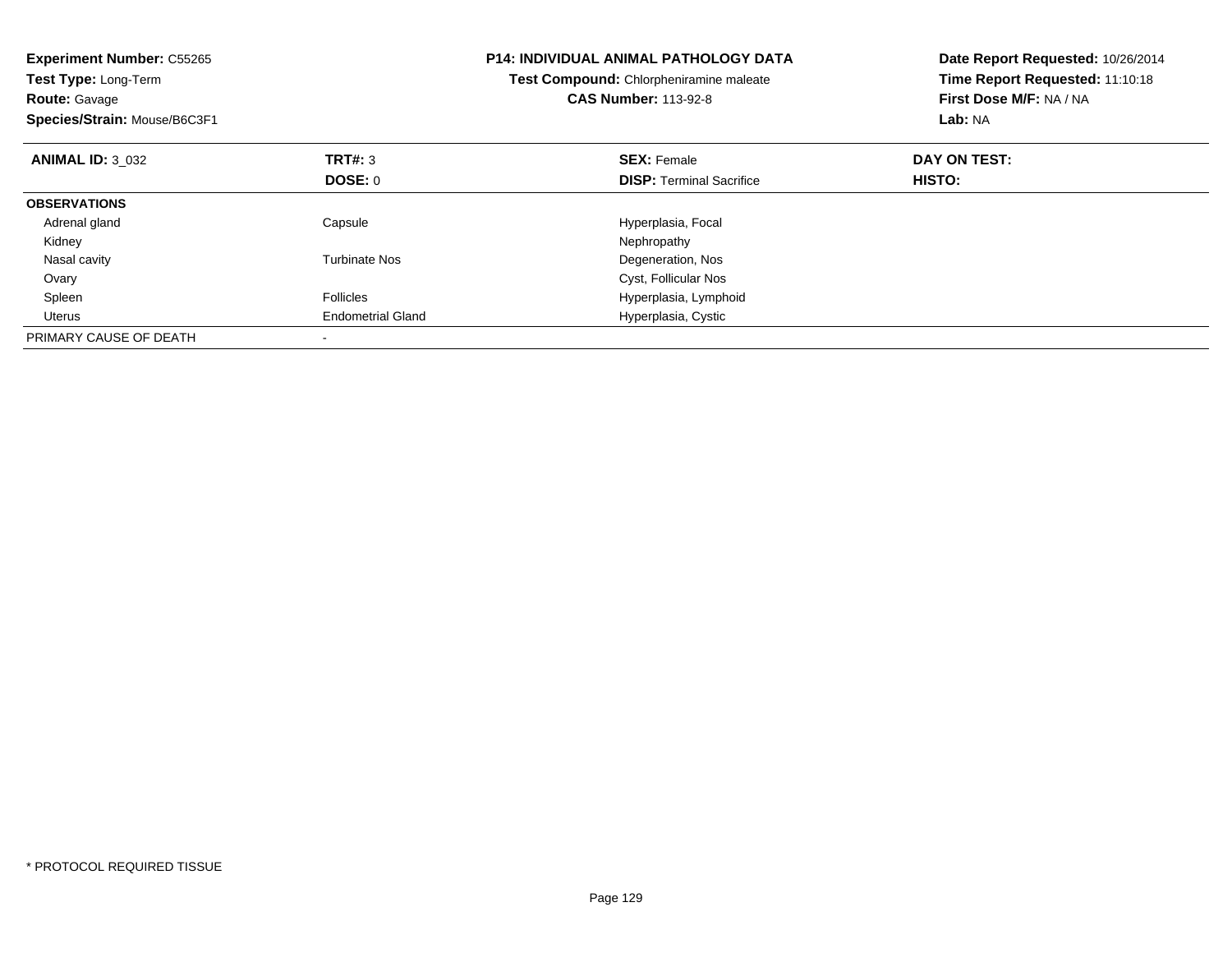**Experiment Number:** C55265
**Test Type:** Long-Term
**Route:** Gavage
**Species/Strain:** Mouse/B6C3F1

**P14: INDIVIDUAL ANIMAL PATHOLOGY DATA**
**Test Compound:** Chlorpheniramine maleate
**CAS Number:** 113-92-8

**Date Report Requested:** 10/26/2014
**Time Report Requested:** 11:10:18
**First Dose M/F:** NA / NA
**Lab:** NA

| **ANIMAL ID:** 3_032 | **TRT#:** 3 | **SEX:** Female | **DAY ON TEST:** |
|---|---|---|---|
| | **DOSE:** 0 | **DISP:** Terminal Sacrifice | **HISTO:** |
| **OBSERVATIONS** | | | |
| Adrenal gland | Capsule | Hyperplasia, Focal | |
| Kidney | | Nephropathy | |
| Nasal cavity | Turbinate Nos | Degeneration, Nos | |
| Ovary | | Cyst, Follicular Nos | |
| Spleen | Follicles | Hyperplasia, Lymphoid | |
| Uterus | Endometrial Gland | Hyperplasia, Cystic | |
| PRIMARY CAUSE OF DEATH | - | | |

* PROTOCOL REQUIRED TISSUE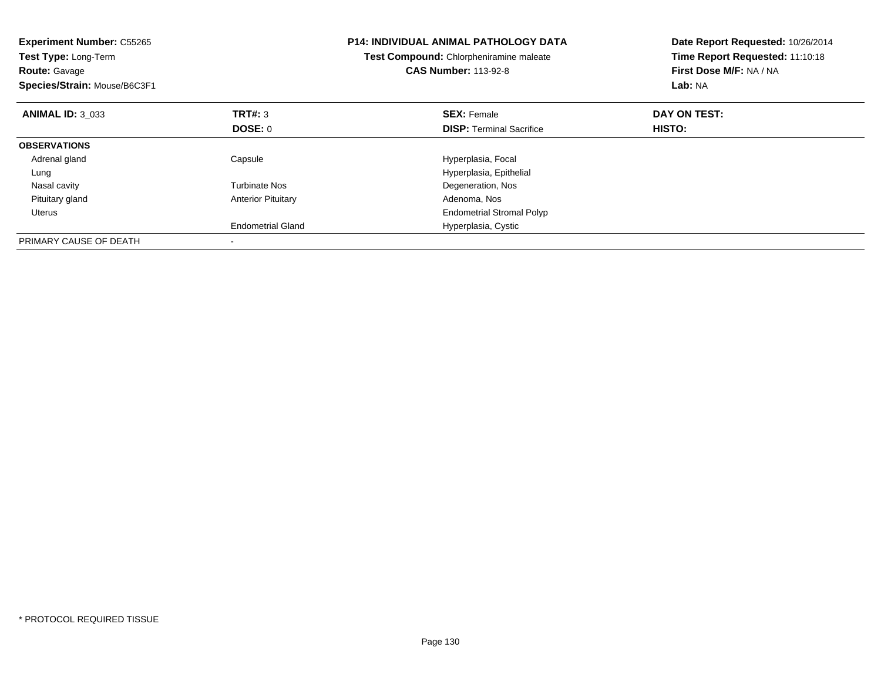**Experiment Number:** C55265
**Test Type:** Long-Term
**Route:** Gavage
**Species/Strain:** Mouse/B6C3F1

**P14: INDIVIDUAL ANIMAL PATHOLOGY DATA**
**Test Compound:** Chlorpheniramine maleate
**CAS Number:** 113-92-8

**Date Report Requested:** 10/26/2014
**Time Report Requested:** 11:10:18
**First Dose M/F:** NA / NA
**Lab:** NA

| **ANIMAL ID:** 3_033 | **TRT#:** 3 | **SEX:** Female | **DAY ON TEST:** |
|---|---|---|---|
| | **DOSE:** 0 | **DISP:** Terminal Sacrifice | **HISTO:** |
| **OBSERVATIONS** | | | |
| Adrenal gland | Capsule | Hyperplasia, Focal | |
| Lung | | Hyperplasia, Epithelial | |
| Nasal cavity | Turbinate Nos | Degeneration, Nos | |
| Pituitary gland | Anterior Pituitary | Adenoma, Nos | |
| Uterus | | Endometrial Stromal Polyp | |
| | Endometrial Gland | Hyperplasia, Cystic | |
| PRIMARY CAUSE OF DEATH | - | | |

* PROTOCOL REQUIRED TISSUE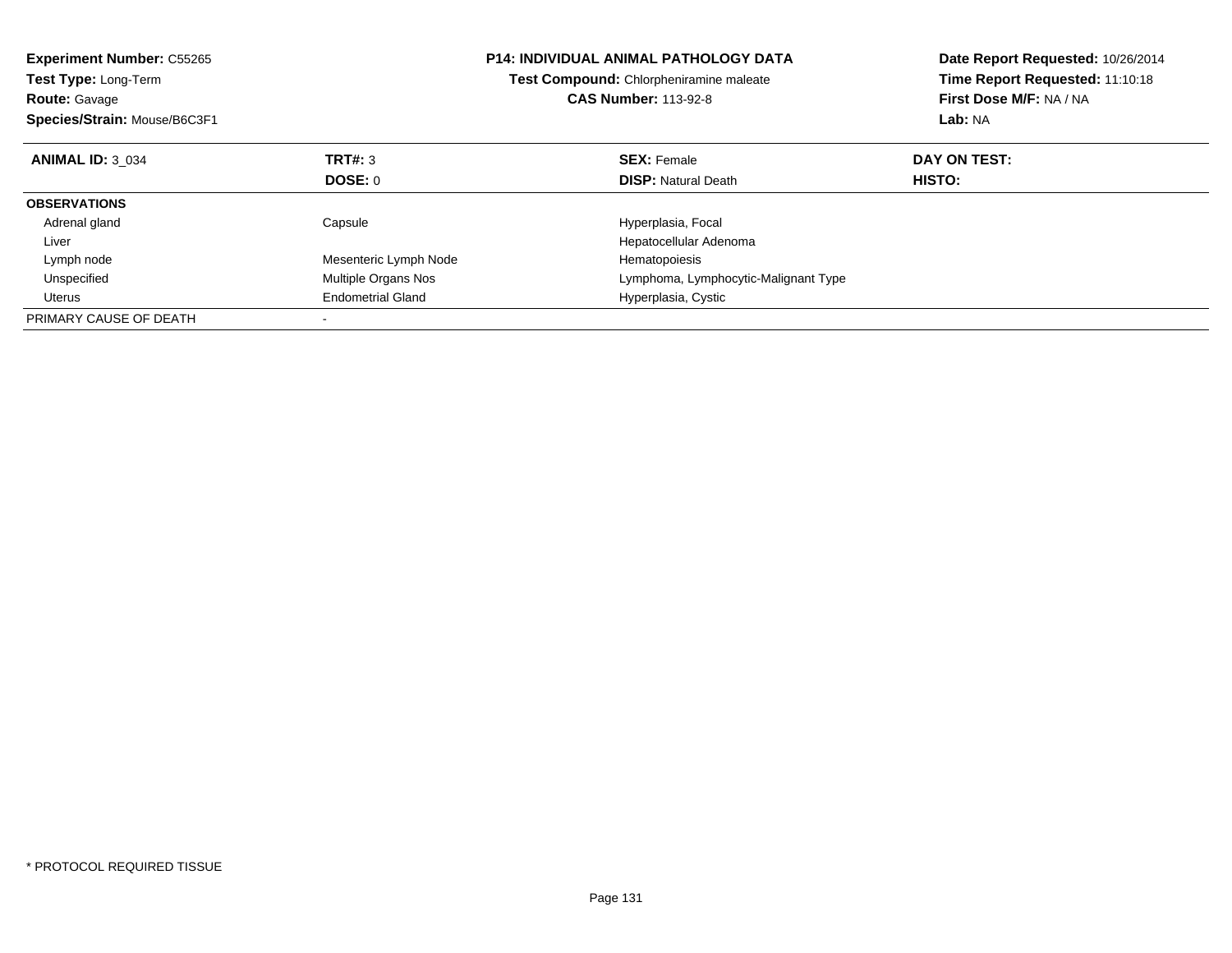**Experiment Number:** C55265
**Test Type:** Long-Term
**Route:** Gavage
**Species/Strain:** Mouse/B6C3F1

**P14: INDIVIDUAL ANIMAL PATHOLOGY DATA**
**Test Compound:** Chlorpheniramine maleate
**CAS Number:** 113-92-8

**Date Report Requested:** 10/26/2014
**Time Report Requested:** 11:10:18
**First Dose M/F:** NA / NA
**Lab:** NA

| **ANIMAL ID:** 3_034 | **TRT#:** 3 | **SEX:** Female | **DAY ON TEST:** |
|---|---|---|---|
| | **DOSE:** 0 | **DISP:** Natural Death | **HISTO:** |
| **OBSERVATIONS** | | | |
| Adrenal gland | Capsule | Hyperplasia, Focal | |
| Liver | | Hepatocellular Adenoma | |
| Lymph node | Mesenteric Lymph Node | Hematopoiesis | |
| Unspecified | Multiple Organs Nos | Lymphoma, Lymphocytic-Malignant Type | |
| Uterus | Endometrial Gland | Hyperplasia, Cystic | |
| PRIMARY CAUSE OF DEATH | - | | |

* PROTOCOL REQUIRED TISSUE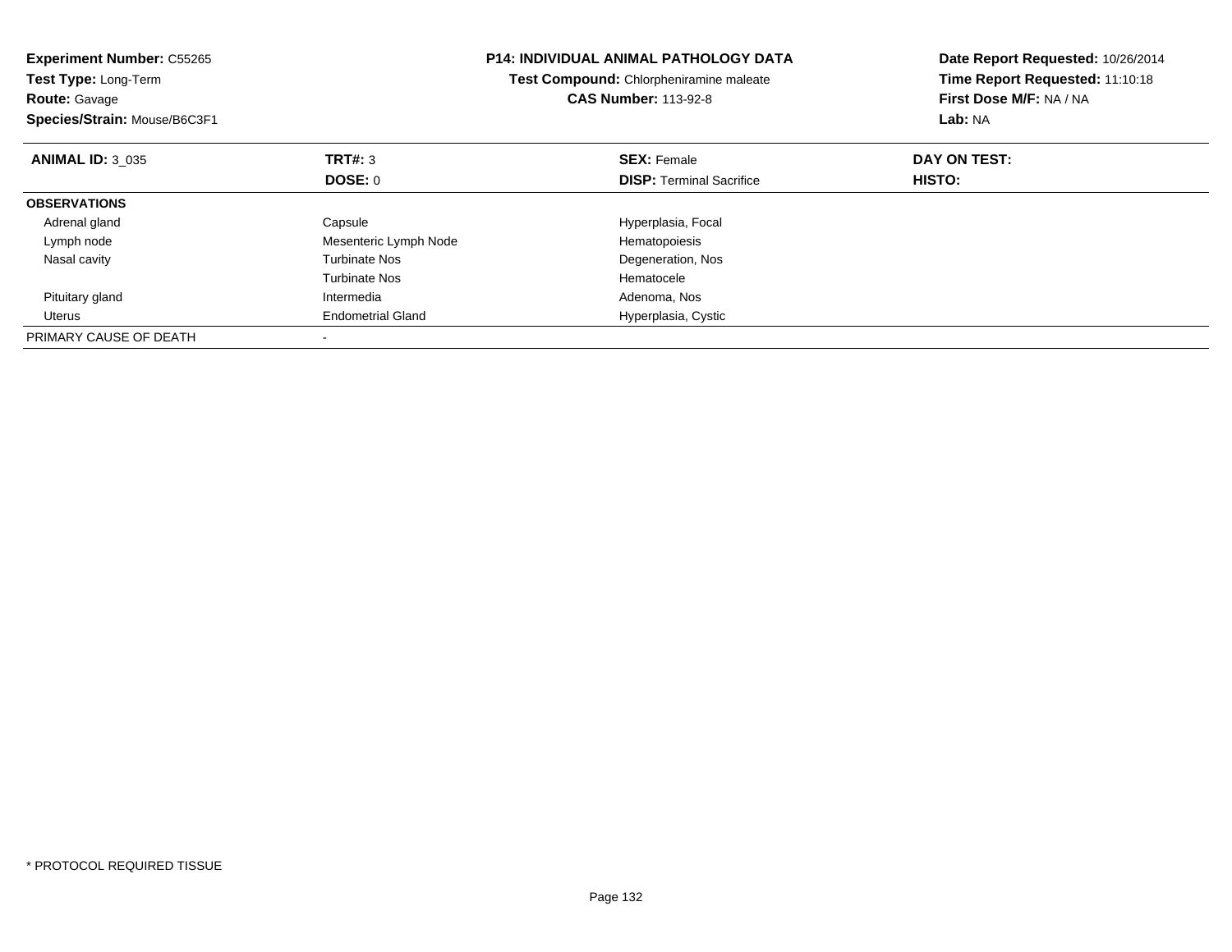**Experiment Number:** C55265
**Test Type:** Long-Term
**Route:** Gavage
**Species/Strain:** Mouse/B6C3F1

**P14: INDIVIDUAL ANIMAL PATHOLOGY DATA**
**Test Compound:** Chlorpheniramine maleate
**CAS Number:** 113-92-8

**Date Report Requested:** 10/26/2014
**Time Report Requested:** 11:10:18
**First Dose M/F:** NA / NA
**Lab:** NA

| **ANIMAL ID:** 3_035 | **TRT#:** 3 | **SEX:** Female | **DAY ON TEST:** |
|---|---|---|---|
| | **DOSE:** 0 | **DISP:** Terminal Sacrifice | **HISTO:** |
| **OBSERVATIONS** | | | |
| Adrenal gland | Capsule | Hyperplasia, Focal | |
| Lymph node | Mesenteric Lymph Node | Hematopoiesis | |
| Nasal cavity | Turbinate Nos | Degeneration, Nos | |
| | Turbinate Nos | Hematocele | |
| Pituitary gland | Intermedia | Adenoma, Nos | |
| Uterus | Endometrial Gland | Hyperplasia, Cystic | |
| PRIMARY CAUSE OF DEATH | - | | |

* PROTOCOL REQUIRED TISSUE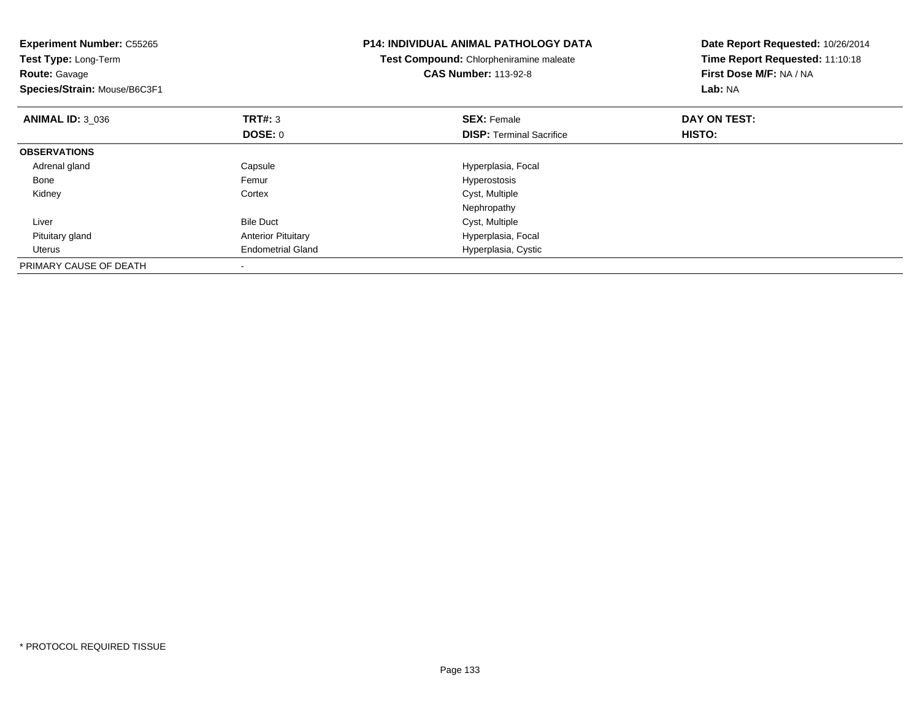**Experiment Number:** C55265
**Test Type:** Long-Term
**Route:** Gavage
**Species/Strain:** Mouse/B6C3F1

**P14: INDIVIDUAL ANIMAL PATHOLOGY DATA**
**Test Compound:** Chlorpheniramine maleate
**CAS Number:** 113-92-8

**Date Report Requested:** 10/26/2014
**Time Report Requested:** 11:10:18
**First Dose M/F:** NA / NA
**Lab:** NA

| **ANIMAL ID:** 3_036 | **TRT#:** 3 | **SEX:** Female | **DAY ON TEST:** |
|---|---|---|---|
| | **DOSE:** 0 | **DISP:** Terminal Sacrifice | **HISTO:** |
| **OBSERVATIONS** | | | |
| Adrenal gland | Capsule | Hyperplasia, Focal | |
| Bone | Femur | Hyperostosis | |
| Kidney | Cortex | Cyst, Multiple | |
| | | Nephropathy | |
| Liver | Bile Duct | Cyst, Multiple | |
| Pituitary gland | Anterior Pituitary | Hyperplasia, Focal | |
| Uterus | Endometrial Gland | Hyperplasia, Cystic | |
| PRIMARY CAUSE OF DEATH | - | | |

* PROTOCOL REQUIRED TISSUE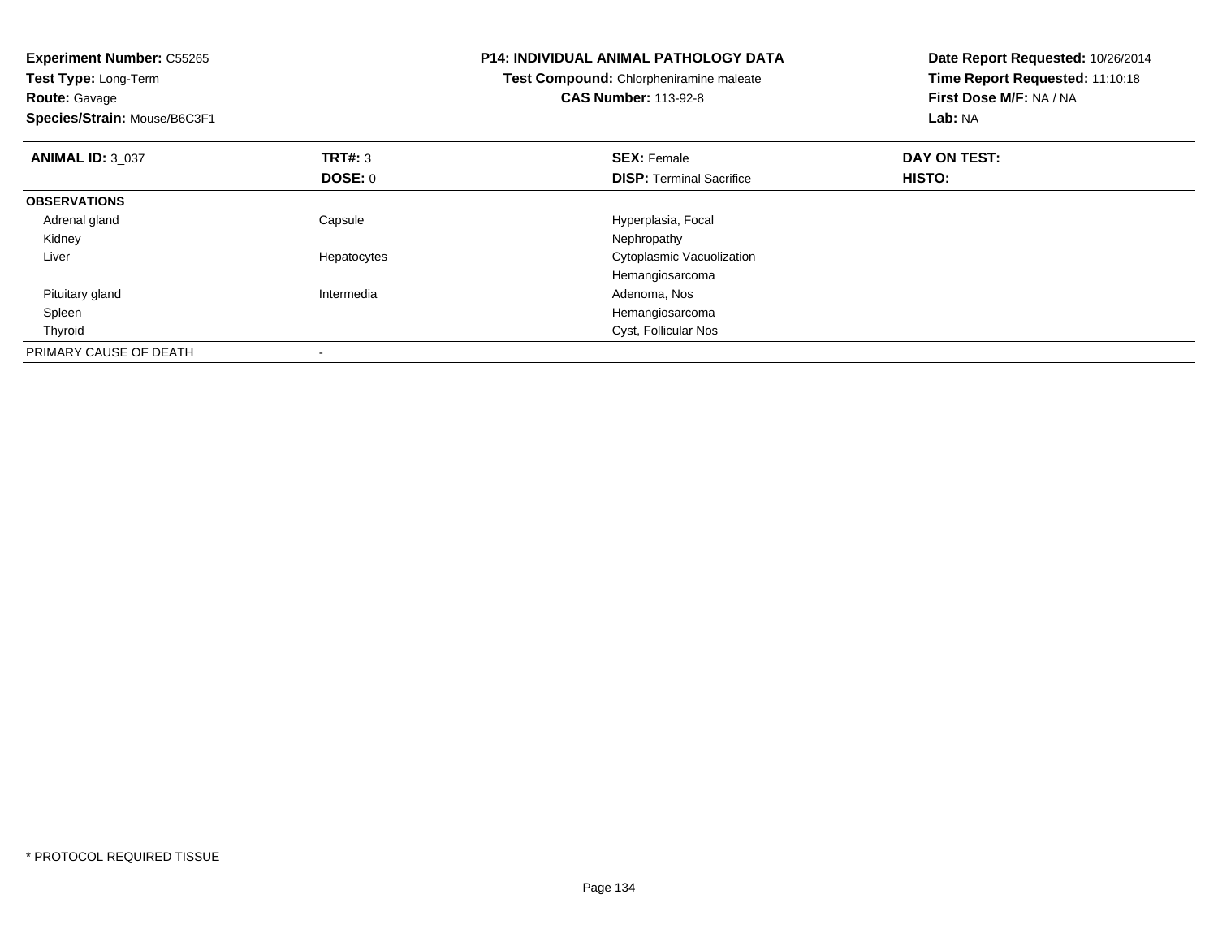**Experiment Number:** C55265
**Test Type:** Long-Term
**Route:** Gavage
**Species/Strain:** Mouse/B6C3F1

**P14: INDIVIDUAL ANIMAL PATHOLOGY DATA**
**Test Compound:** Chlorpheniramine maleate
**CAS Number:** 113-92-8

**Date Report Requested:** 10/26/2014
**Time Report Requested:** 11:10:18
**First Dose M/F:** NA / NA
**Lab:** NA

| **ANIMAL ID:** 3_037 | **TRT#:** 3 | **SEX:** Female | **DAY ON TEST:** |
|---|---|---|---|
| | **DOSE:** 0 | **DISP:** Terminal Sacrifice | **HISTO:** |
| **OBSERVATIONS** | | | |
| Adrenal gland | Capsule | Hyperplasia, Focal | |
| Kidney | | Nephropathy | |
| Liver | Hepatocytes | Cytoplasmic Vacuolization | |
| | | Hemangiosarcoma | |
| Pituitary gland | Intermedia | Adenoma, Nos | |
| Spleen | | Hemangiosarcoma | |
| Thyroid | | Cyst, Follicular Nos | |
| PRIMARY CAUSE OF DEATH | - | | |

* PROTOCOL REQUIRED TISSUE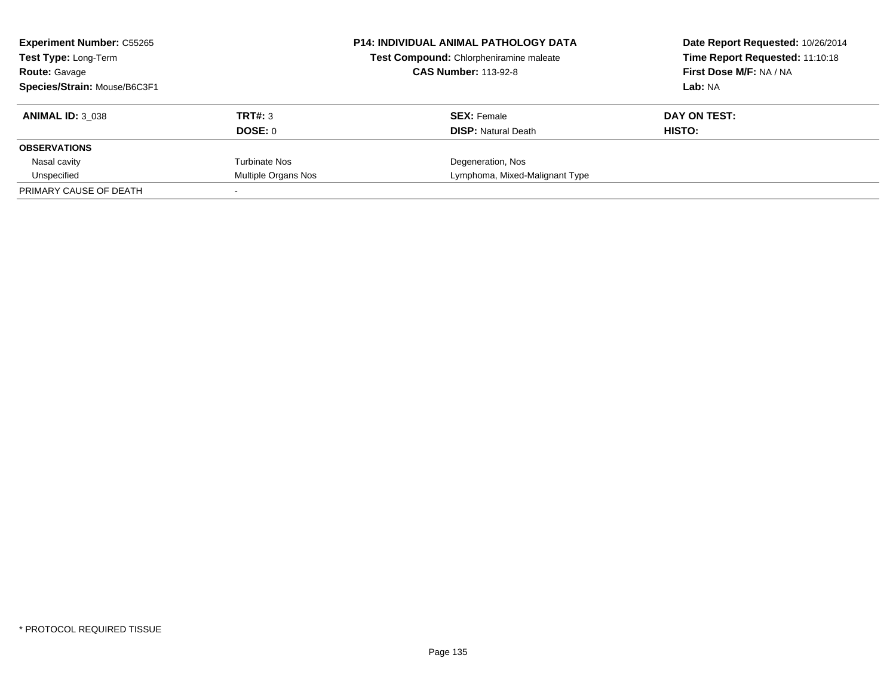**Experiment Number:** C55265
**Test Type:** Long-Term
**Route:** Gavage
**Species/Strain:** Mouse/B6C3F1

**P14: INDIVIDUAL ANIMAL PATHOLOGY DATA**
**Test Compound:** Chlorpheniramine maleate
**CAS Number:** 113-92-8

**Date Report Requested:** 10/26/2014
**Time Report Requested:** 11:10:18
**First Dose M/F:** NA / NA
**Lab:** NA

| **ANIMAL ID:** 3_038 | **TRT#:** 3 | **SEX:** Female | **DAY ON TEST:** |
|---|---|---|---|
| | **DOSE:** 0 | **DISP:** Natural Death | **HISTO:** |
| **OBSERVATIONS** | | | |
| Nasal cavity | Turbinate Nos | Degeneration, Nos | |
| Unspecified | Multiple Organs Nos | Lymphoma, Mixed-Malignant Type | |
| PRIMARY CAUSE OF DEATH | - | | |

\* PROTOCOL REQUIRED TISSUE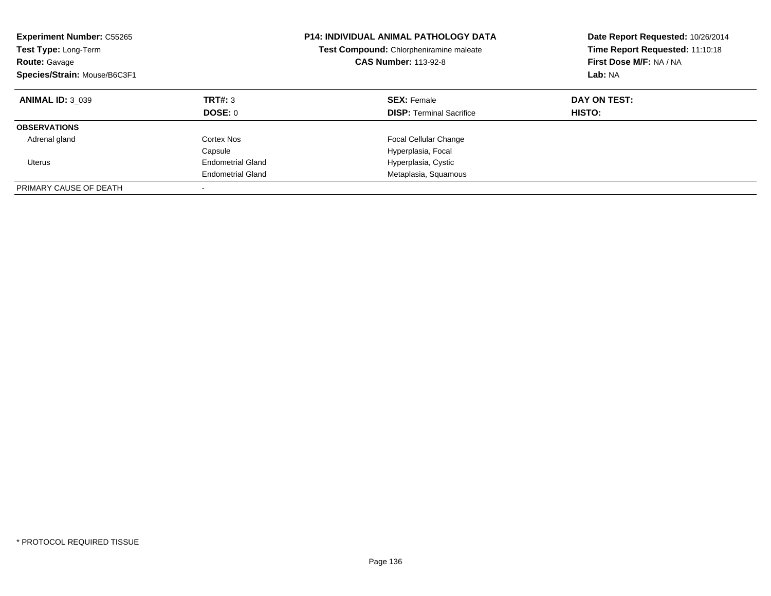**Experiment Number:** C55265
**Test Type:** Long-Term
**Route:** Gavage
**Species/Strain:** Mouse/B6C3F1

**P14: INDIVIDUAL ANIMAL PATHOLOGY DATA**
**Test Compound:** Chlorpheniramine maleate
**CAS Number:** 113-92-8

**Date Report Requested:** 10/26/2014
**Time Report Requested:** 11:10:18
**First Dose M/F:** NA / NA
**Lab:** NA

| **ANIMAL ID:** 3_039 | **TRT#:** 3 | **SEX:** Female | **DAY ON TEST:** |
|---|---|---|---|
| | **DOSE:** 0 | **DISP:** Terminal Sacrifice | **HISTO:** |
| **OBSERVATIONS** | | | |
| Adrenal gland | Cortex Nos | Focal Cellular Change | |
| | Capsule | Hyperplasia, Focal | |
| Uterus | Endometrial Gland | Hyperplasia, Cystic | |
| | Endometrial Gland | Metaplasia, Squamous | |
| PRIMARY CAUSE OF DEATH | - | | |

* PROTOCOL REQUIRED TISSUE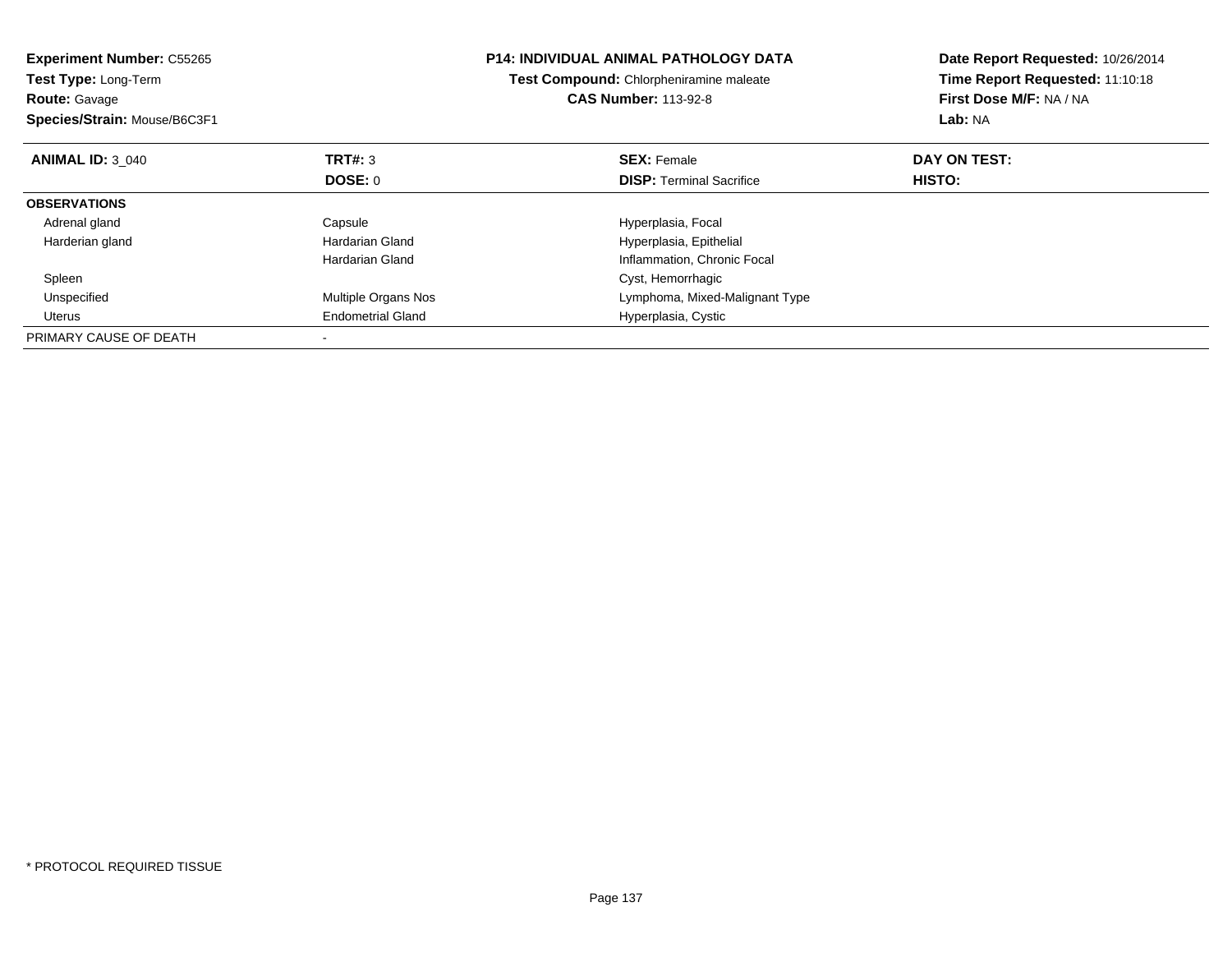**Experiment Number:** C55265
**Test Type:** Long-Term
**Route:** Gavage
**Species/Strain:** Mouse/B6C3F1

**P14: INDIVIDUAL ANIMAL PATHOLOGY DATA**
**Test Compound:** Chlorpheniramine maleate
**CAS Number:** 113-92-8

**Date Report Requested:** 10/26/2014
**Time Report Requested:** 11:10:18
**First Dose M/F:** NA / NA
**Lab:** NA

| **ANIMAL ID:** 3_040 | **TRT#:** 3 | **SEX:** Female | **DAY ON TEST:** |
|---|---|---|---|
| | **DOSE:** 0 | **DISP:** Terminal Sacrifice | **HISTO:** |
| **OBSERVATIONS** | | | |
| Adrenal gland | Capsule | Hyperplasia, Focal | |
| Harderian gland | Hardarian Gland | Hyperplasia, Epithelial | |
| | Hardarian Gland | Inflammation, Chronic Focal | |
| Spleen | | Cyst, Hemorrhagic | |
| Unspecified | Multiple Organs Nos | Lymphoma, Mixed-Malignant Type | |
| Uterus | Endometrial Gland | Hyperplasia, Cystic | |
| PRIMARY CAUSE OF DEATH | - | | |

* PROTOCOL REQUIRED TISSUE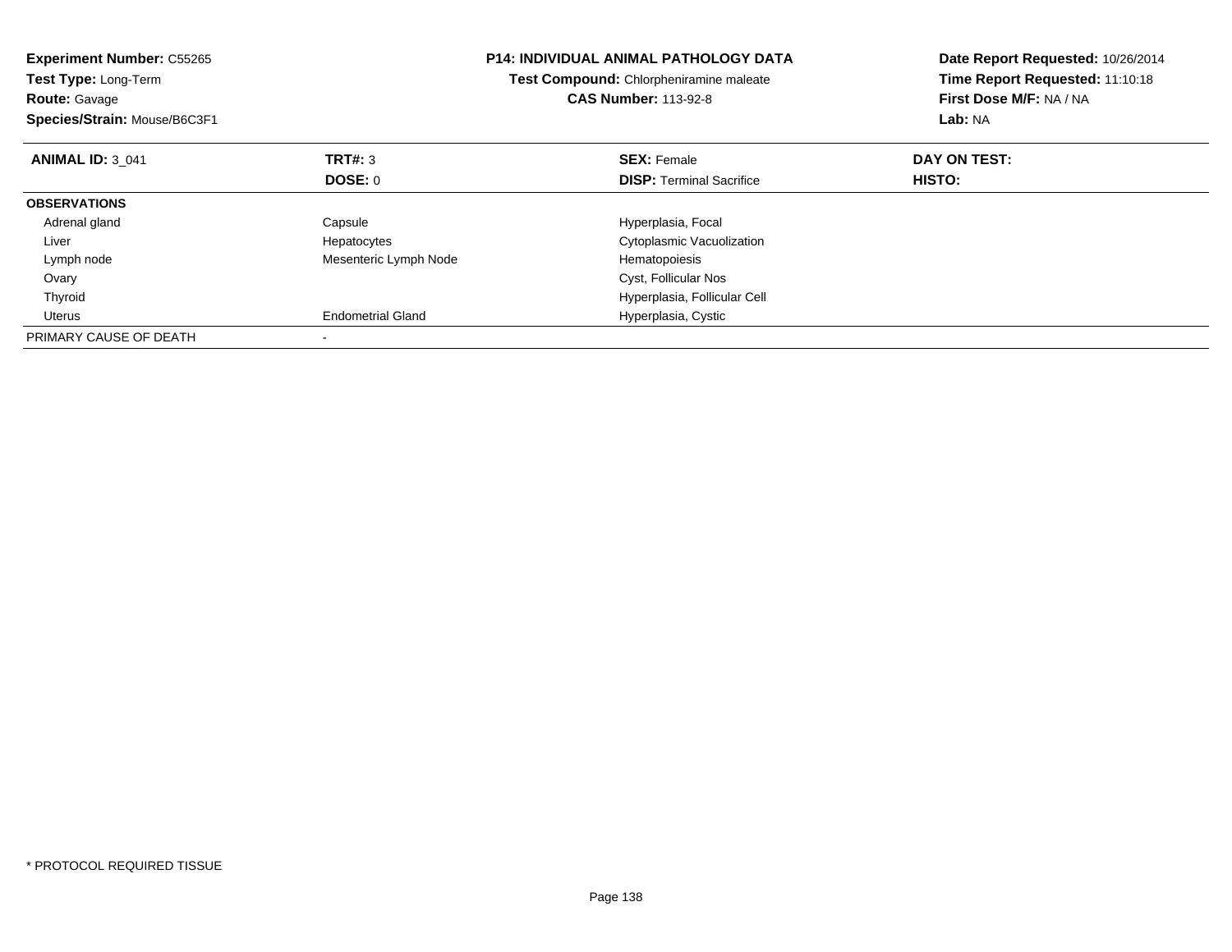**Experiment Number:** C55265
**Test Type:** Long-Term
**Route:** Gavage
**Species/Strain:** Mouse/B6C3F1

**P14: INDIVIDUAL ANIMAL PATHOLOGY DATA**
**Test Compound:** Chlorpheniramine maleate
**CAS Number:** 113-92-8

**Date Report Requested:** 10/26/2014
**Time Report Requested:** 11:10:18
**First Dose M/F:** NA / NA
**Lab:** NA

| **ANIMAL ID:** 3_041 | **TRT#:** 3 | **SEX:** Female | **DAY ON TEST:** |
|---|---|---|---|
| | **DOSE:** 0 | **DISP:** Terminal Sacrifice | **HISTO:** |
| **OBSERVATIONS** | | | |
| Adrenal gland | Capsule | Hyperplasia, Focal | |
| Liver | Hepatocytes | Cytoplasmic Vacuolization | |
| Lymph node | Mesenteric Lymph Node | Hematopoiesis | |
| Ovary | | Cyst, Follicular Nos | |
| Thyroid | | Hyperplasia, Follicular Cell | |
| Uterus | Endometrial Gland | Hyperplasia, Cystic | |
| PRIMARY CAUSE OF DEATH | - | | |

* PROTOCOL REQUIRED TISSUE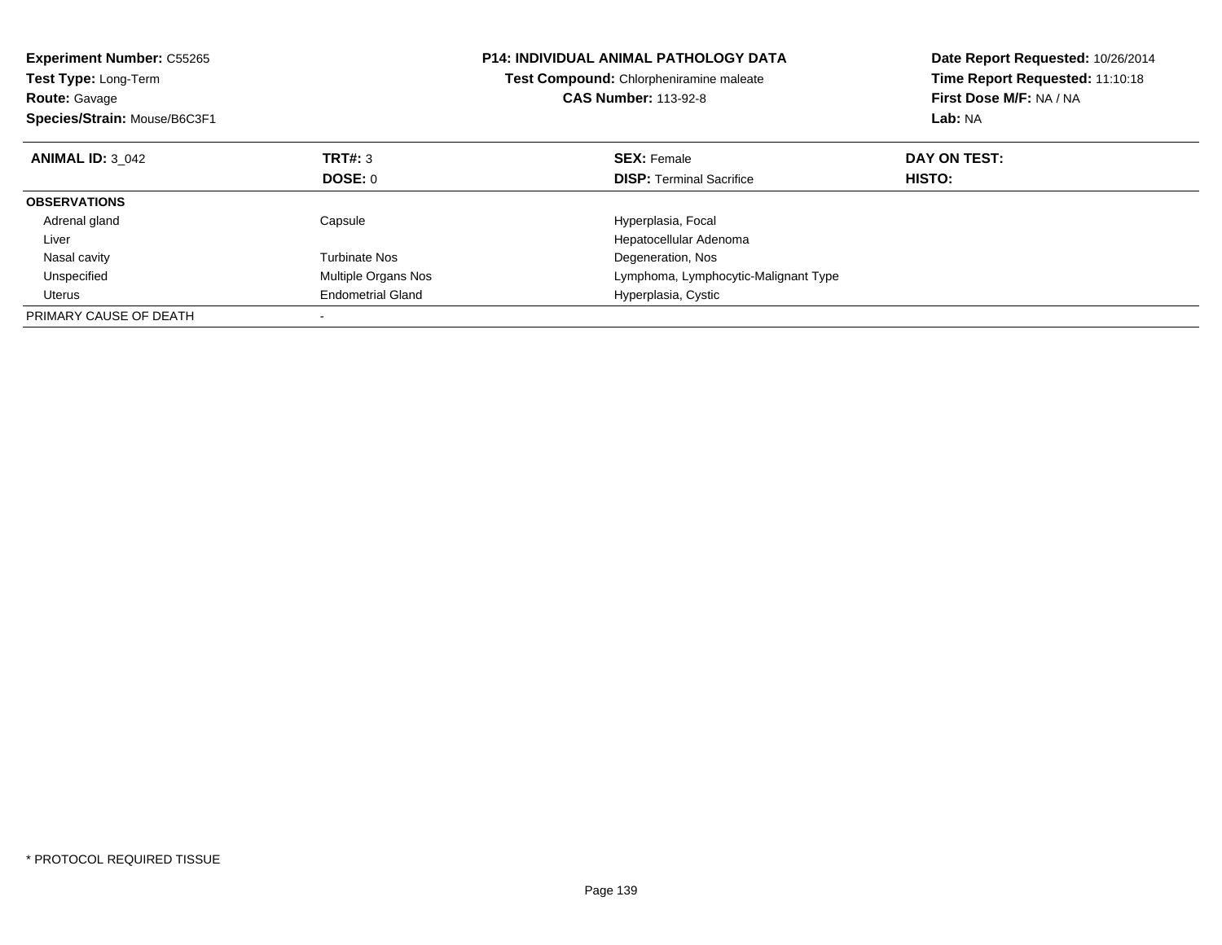**Experiment Number:** C55265
**Test Type:** Long-Term
**Route:** Gavage
**Species/Strain:** Mouse/B6C3F1

**P14: INDIVIDUAL ANIMAL PATHOLOGY DATA**
**Test Compound:** Chlorpheniramine maleate
**CAS Number:** 113-92-8

**Date Report Requested:** 10/26/2014
**Time Report Requested:** 11:10:18
**First Dose M/F:** NA / NA
**Lab:** NA

| **ANIMAL ID:** 3_042 | **TRT#:** 3 | **SEX:** Female | **DAY ON TEST:** |
|---|---|---|---|
| | **DOSE:** 0 | **DISP:** Terminal Sacrifice | **HISTO:** |
| **OBSERVATIONS** | | | |
| Adrenal gland | Capsule | Hyperplasia, Focal | |
| Liver | | Hepatocellular Adenoma | |
| Nasal cavity | Turbinate Nos | Degeneration, Nos | |
| Unspecified | Multiple Organs Nos | Lymphoma, Lymphocytic-Malignant Type | |
| Uterus | Endometrial Gland | Hyperplasia, Cystic | |
| PRIMARY CAUSE OF DEATH | - | | |

* PROTOCOL REQUIRED TISSUE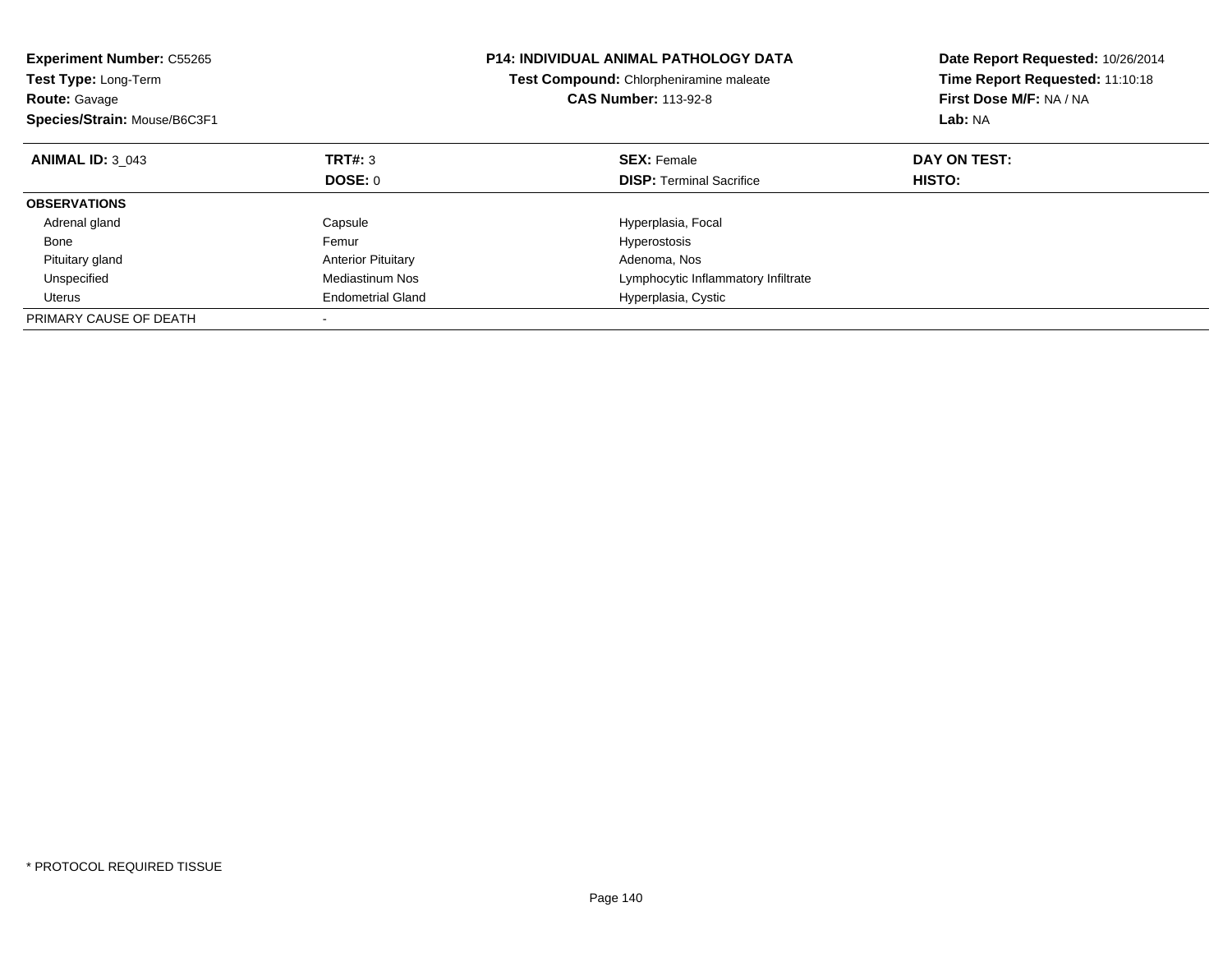**Experiment Number:** C55265
**Test Type:** Long-Term
**Route:** Gavage
**Species/Strain:** Mouse/B6C3F1

**P14: INDIVIDUAL ANIMAL PATHOLOGY DATA**
**Test Compound:** Chlorpheniramine maleate
**CAS Number:** 113-92-8

**Date Report Requested:** 10/26/2014
**Time Report Requested:** 11:10:18
**First Dose M/F:** NA / NA
**Lab:** NA

| **ANIMAL ID:** 3_043 | **TRT#:** 3 | **SEX:** Female | **DAY ON TEST:** |
|---|---|---|---|
| | **DOSE:** 0 | **DISP:** Terminal Sacrifice | **HISTO:** |
| **OBSERVATIONS** | | | |
| Adrenal gland | Capsule | Hyperplasia, Focal | |
| Bone | Femur | Hyperostosis | |
| Pituitary gland | Anterior Pituitary | Adenoma, Nos | |
| Unspecified | Mediastinum Nos | Lymphocytic Inflammatory Infiltrate | |
| Uterus | Endometrial Gland | Hyperplasia, Cystic | |
| PRIMARY CAUSE OF DEATH | - | | |

* PROTOCOL REQUIRED TISSUE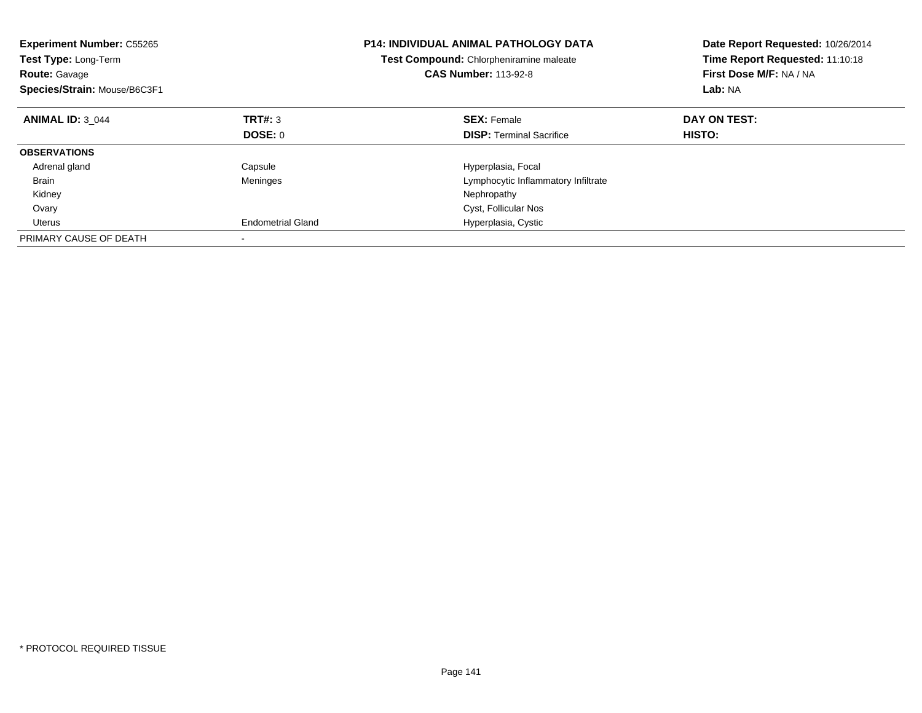**Experiment Number:** C55265
**Test Type:** Long-Term
**Route:** Gavage
**Species/Strain:** Mouse/B6C3F1

**P14: INDIVIDUAL ANIMAL PATHOLOGY DATA**
**Test Compound:** Chlorpheniramine maleate
**CAS Number:** 113-92-8

**Date Report Requested:** 10/26/2014
**Time Report Requested:** 11:10:18
**First Dose M/F:** NA / NA
**Lab:** NA

| **ANIMAL ID:** 3_044 | **TRT#:** 3 | **SEX:** Female | **DAY ON TEST:** |
|---|---|---|---|
| | **DOSE:** 0 | **DISP:** Terminal Sacrifice | **HISTO:** |
| **OBSERVATIONS** | | | |
| Adrenal gland | Capsule | Hyperplasia, Focal | |
| Brain | Meninges | Lymphocytic Inflammatory Infiltrate | |
| Kidney | | Nephropathy | |
| Ovary | | Cyst, Follicular Nos | |
| Uterus | Endometrial Gland | Hyperplasia, Cystic | |
| PRIMARY CAUSE OF DEATH | - | | |

* PROTOCOL REQUIRED TISSUE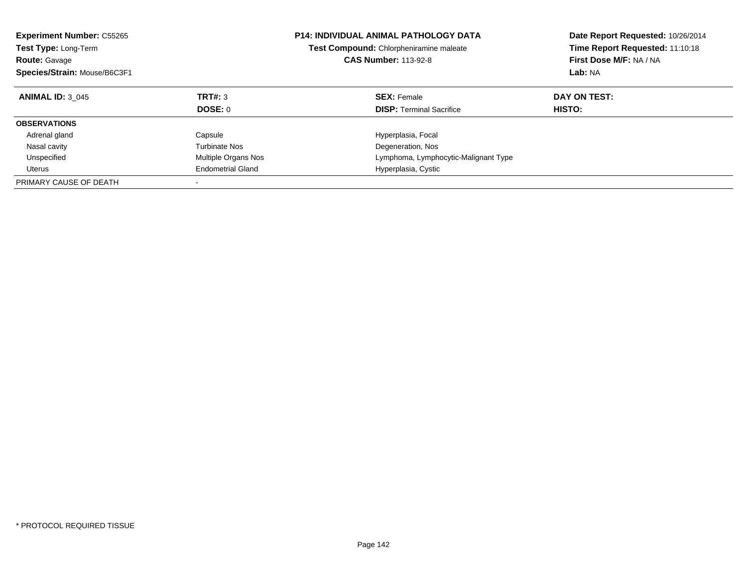**Experiment Number:** C55265
**Test Type:** Long-Term
**Route:** Gavage
**Species/Strain:** Mouse/B6C3F1

**P14: INDIVIDUAL ANIMAL PATHOLOGY DATA**
**Test Compound:** Chlorpheniramine maleate
**CAS Number:** 113-92-8

**Date Report Requested:** 10/26/2014
**Time Report Requested:** 11:10:18
**First Dose M/F:** NA / NA
**Lab:** NA

| **ANIMAL ID:** 3_045 | **TRT#:** 3 | **SEX:** Female | **DAY ON TEST:** |
|---|---|---|---|
| | **DOSE:** 0 | **DISP:** Terminal Sacrifice | **HISTO:** |
| **OBSERVATIONS** | | | |
| Adrenal gland | Capsule | Hyperplasia, Focal | |
| Nasal cavity | Turbinate Nos | Degeneration, Nos | |
| Unspecified | Multiple Organs Nos | Lymphoma, Lymphocytic-Malignant Type | |
| Uterus | Endometrial Gland | Hyperplasia, Cystic | |
| PRIMARY CAUSE OF DEATH | - | | |

* PROTOCOL REQUIRED TISSUE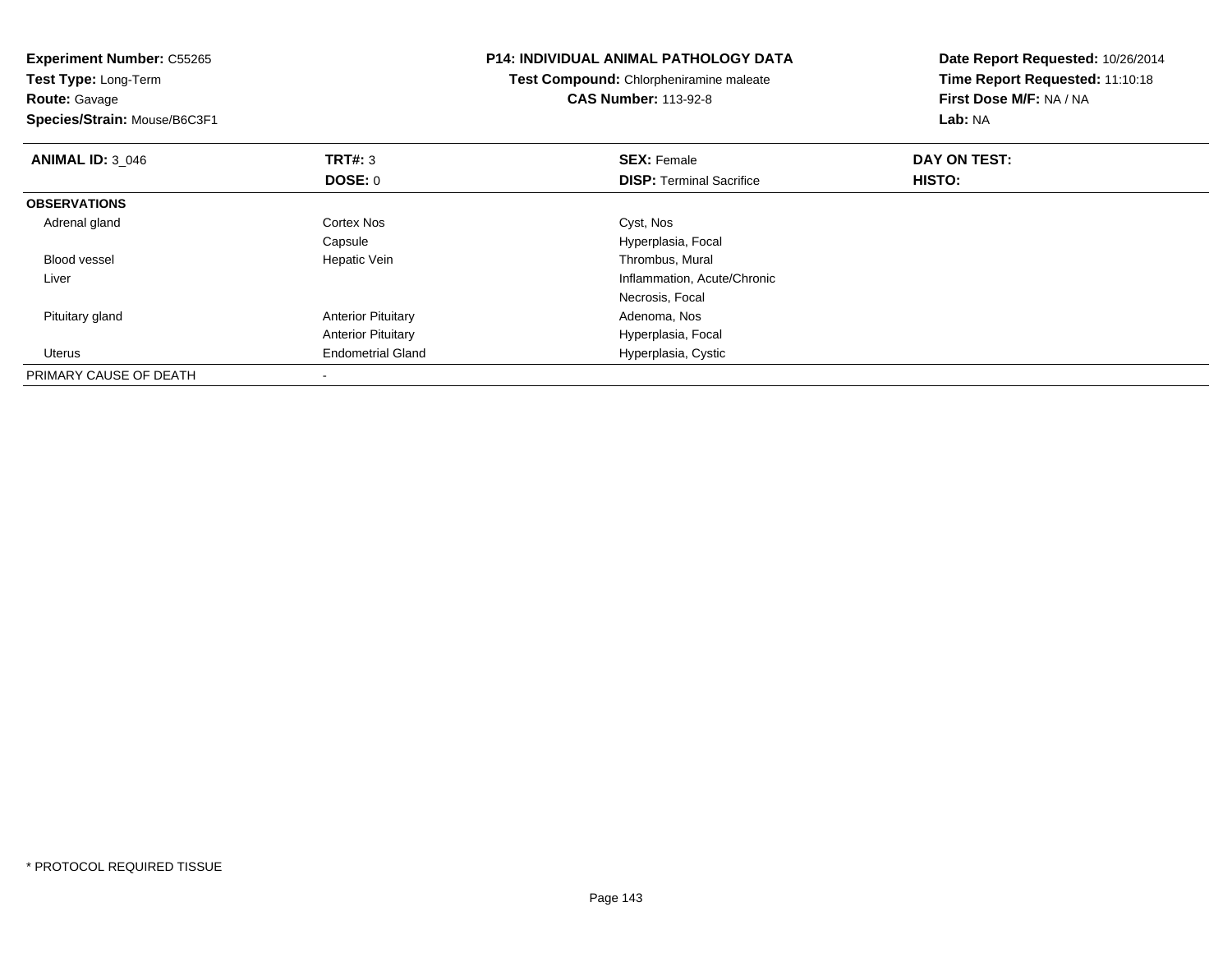**Experiment Number:** C55265
**Test Type:** Long-Term
**Route:** Gavage
**Species/Strain:** Mouse/B6C3F1

**P14: INDIVIDUAL ANIMAL PATHOLOGY DATA**
**Test Compound:** Chlorpheniramine maleate
**CAS Number:** 113-92-8

**Date Report Requested:** 10/26/2014
**Time Report Requested:** 11:10:18
**First Dose M/F:** NA / NA
**Lab:** NA

| **ANIMAL ID:** 3_046 | **TRT#:** 3 | **SEX:** Female | **DAY ON TEST:** |
|---|---|---|---|
| | **DOSE:** 0 | **DISP:** Terminal Sacrifice | **HISTO:** |
| **OBSERVATIONS** | | | |
| Adrenal gland | Cortex Nos | Cyst, Nos | |
| | Capsule | Hyperplasia, Focal | |
| Blood vessel | Hepatic Vein | Thrombus, Mural | |
| Liver | | Inflammation, Acute/Chronic | |
| | | Necrosis, Focal | |
| Pituitary gland | Anterior Pituitary | Adenoma, Nos | |
| | Anterior Pituitary | Hyperplasia, Focal | |
| Uterus | Endometrial Gland | Hyperplasia, Cystic | |
| PRIMARY CAUSE OF DEATH | - | | |

* PROTOCOL REQUIRED TISSUE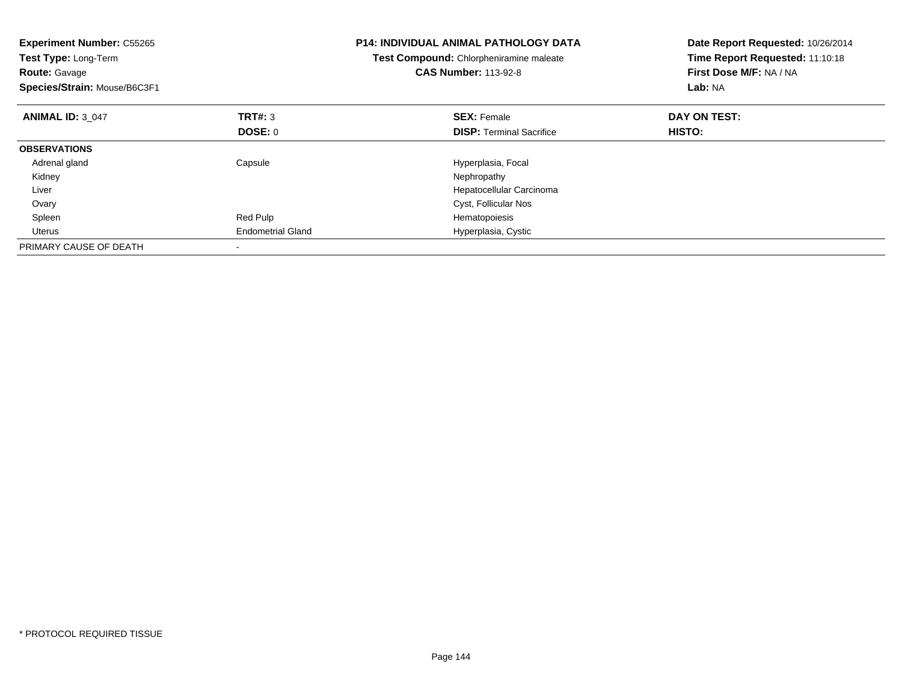**Experiment Number:** C55265
**Test Type:** Long-Term
**Route:** Gavage
**Species/Strain:** Mouse/B6C3F1

**P14: INDIVIDUAL ANIMAL PATHOLOGY DATA**
**Test Compound:** Chlorpheniramine maleate
**CAS Number:** 113-92-8

**Date Report Requested:** 10/26/2014
**Time Report Requested:** 11:10:18
**First Dose M/F:** NA / NA
**Lab:** NA

| **ANIMAL ID:** 3_047 | **TRT#:** 3<br>**DOSE:** 0 | **SEX:** Female<br>**DISP:** Terminal Sacrifice | **DAY ON TEST:**<br>**HISTO:** |
|---|---|---|---|
| **OBSERVATIONS** | | | |
| Adrenal gland | Capsule | Hyperplasia, Focal | |
| Kidney | | Nephropathy | |
| Liver | | Hepatocellular Carcinoma | |
| Ovary | | Cyst, Follicular Nos | |
| Spleen | Red Pulp | Hematopoiesis | |
| Uterus | Endometrial Gland | Hyperplasia, Cystic | |
| PRIMARY CAUSE OF DEATH | - | | |

* PROTOCOL REQUIRED TISSUE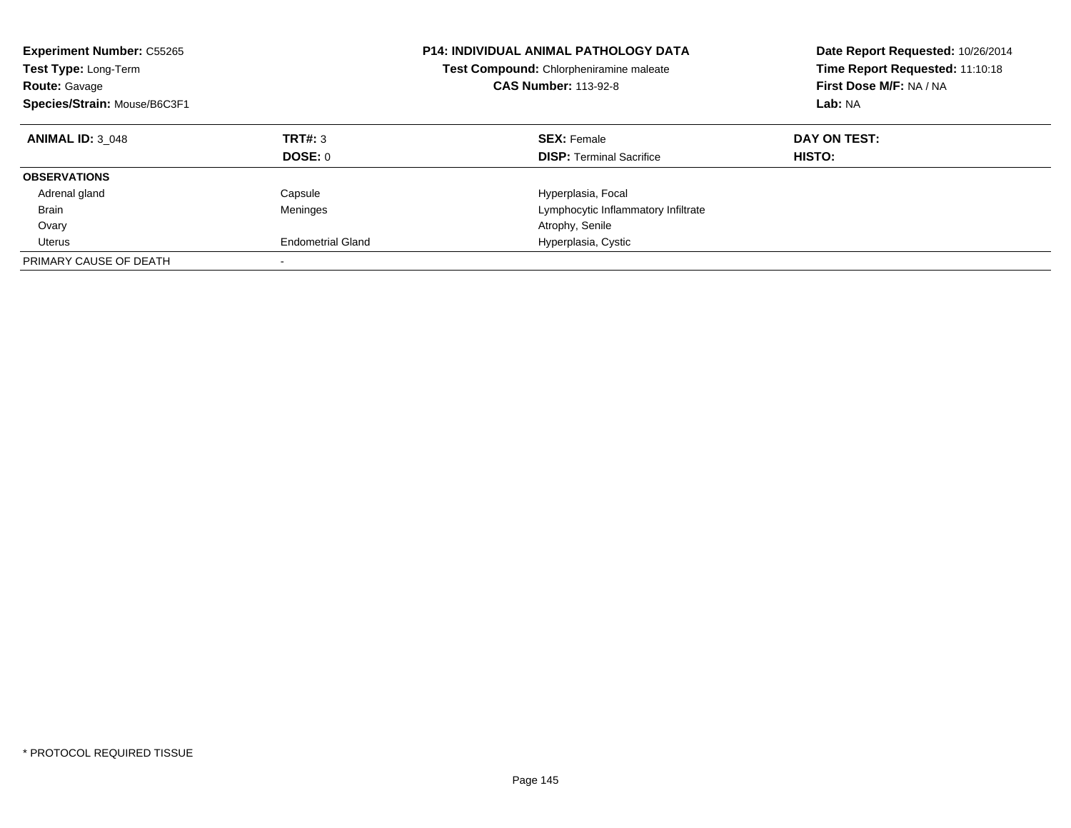**Experiment Number:** C55265
**Test Type:** Long-Term
**Route:** Gavage
**Species/Strain:** Mouse/B6C3F1

**P14: INDIVIDUAL ANIMAL PATHOLOGY DATA**
**Test Compound:** Chlorpheniramine maleate
**CAS Number:** 113-92-8

**Date Report Requested:** 10/26/2014
**Time Report Requested:** 11:10:18
**First Dose M/F:** NA / NA
**Lab:** NA

| **ANIMAL ID:** 3_048 | **TRT#:** 3 | **SEX:** Female | **DAY ON TEST:** |
|---|---|---|---|
| | **DOSE:** 0 | **DISP:** Terminal Sacrifice | **HISTO:** |
| **OBSERVATIONS** | | | |
| Adrenal gland | Capsule | Hyperplasia, Focal | |
| Brain | Meninges | Lymphocytic Inflammatory Infiltrate | |
| Ovary | | Atrophy, Senile | |
| Uterus | Endometrial Gland | Hyperplasia, Cystic | |
| PRIMARY CAUSE OF DEATH | - | | |

\* PROTOCOL REQUIRED TISSUE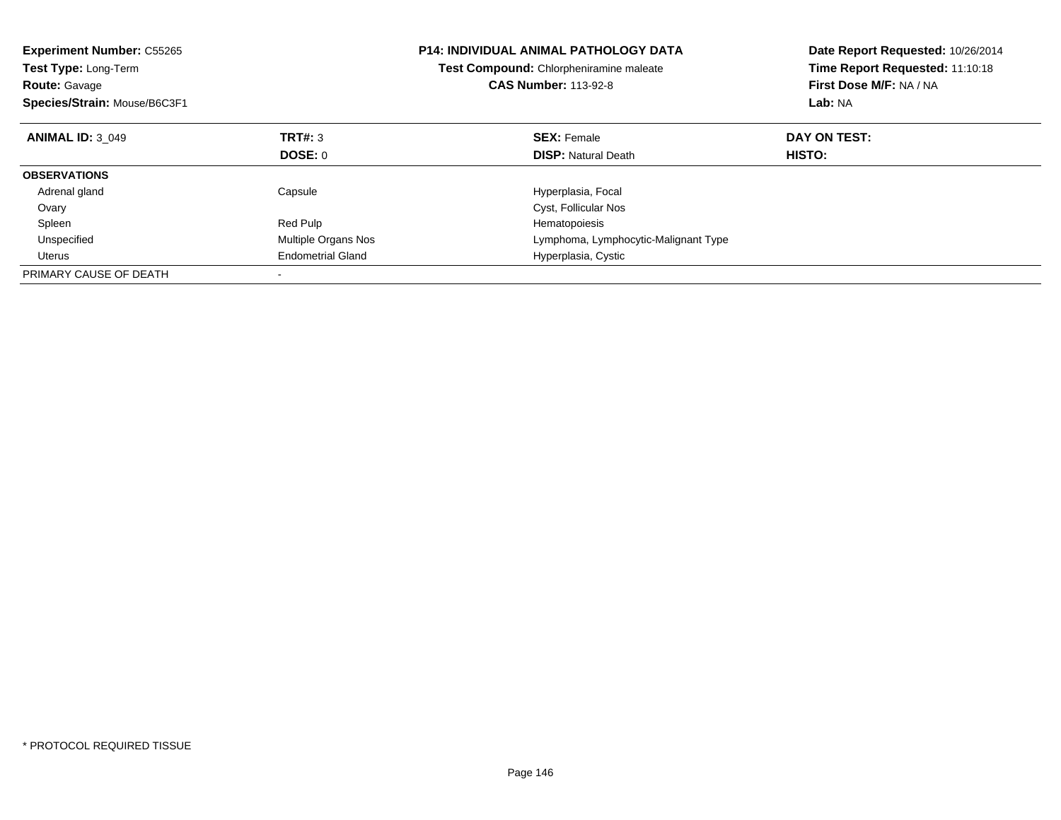**Experiment Number:** C55265
**Test Type:** Long-Term
**Route:** Gavage
**Species/Strain:** Mouse/B6C3F1

**P14: INDIVIDUAL ANIMAL PATHOLOGY DATA**
**Test Compound:** Chlorpheniramine maleate
**CAS Number:** 113-92-8

**Date Report Requested:** 10/26/2014
**Time Report Requested:** 11:10:18
**First Dose M/F:** NA / NA
**Lab:** NA

| **ANIMAL ID:** 3_049 | **TRT#:** 3 | **SEX:** Female | **DAY ON TEST:** |
|---|---|---|---|
| | **DOSE:** 0 | **DISP:** Natural Death | **HISTO:** |
| **OBSERVATIONS** | | | |
| Adrenal gland | Capsule | Hyperplasia, Focal | |
| Ovary | | Cyst, Follicular Nos | |
| Spleen | Red Pulp | Hematopoiesis | |
| Unspecified | Multiple Organs Nos | Lymphoma, Lymphocytic-Malignant Type | |
| Uterus | Endometrial Gland | Hyperplasia, Cystic | |
| PRIMARY CAUSE OF DEATH | - | | |

* PROTOCOL REQUIRED TISSUE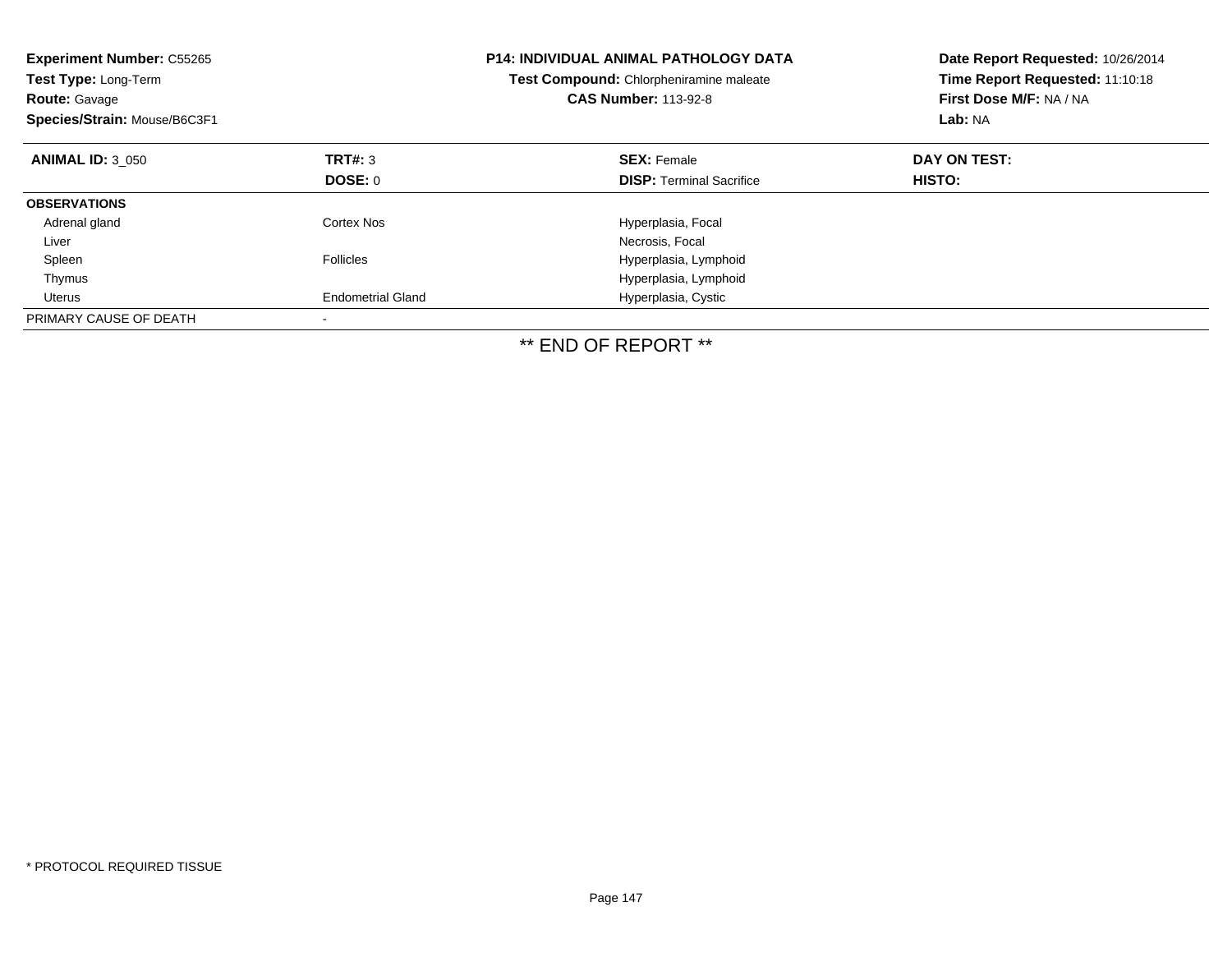**Experiment Number:** C55265
**Test Type:** Long-Term
**Route:** Gavage
**Species/Strain:** Mouse/B6C3F1

**P14: INDIVIDUAL ANIMAL PATHOLOGY DATA**
**Test Compound:** Chlorpheniramine maleate
**CAS Number:** 113-92-8

**Date Report Requested:** 10/26/2014
**Time Report Requested:** 11:10:18
**First Dose M/F:** NA / NA
**Lab:** NA

| **ANIMAL ID:** 3_050 | **TRT#:** 3 | **SEX:** Female | **DAY ON TEST:** |
|---|---|---|---|
| | **DOSE:** 0 | **DISP:** Terminal Sacrifice | **HISTO:** |
| **OBSERVATIONS** | | | |
| Adrenal gland | Cortex Nos | Hyperplasia, Focal | |
| Liver | | Necrosis, Focal | |
| Spleen | Follicles | Hyperplasia, Lymphoid | |
| Thymus | | Hyperplasia, Lymphoid | |
| Uterus | Endometrial Gland | Hyperplasia, Cystic | |
| PRIMARY CAUSE OF DEATH | - | | |

** END OF REPORT **

* PROTOCOL REQUIRED TISSUE